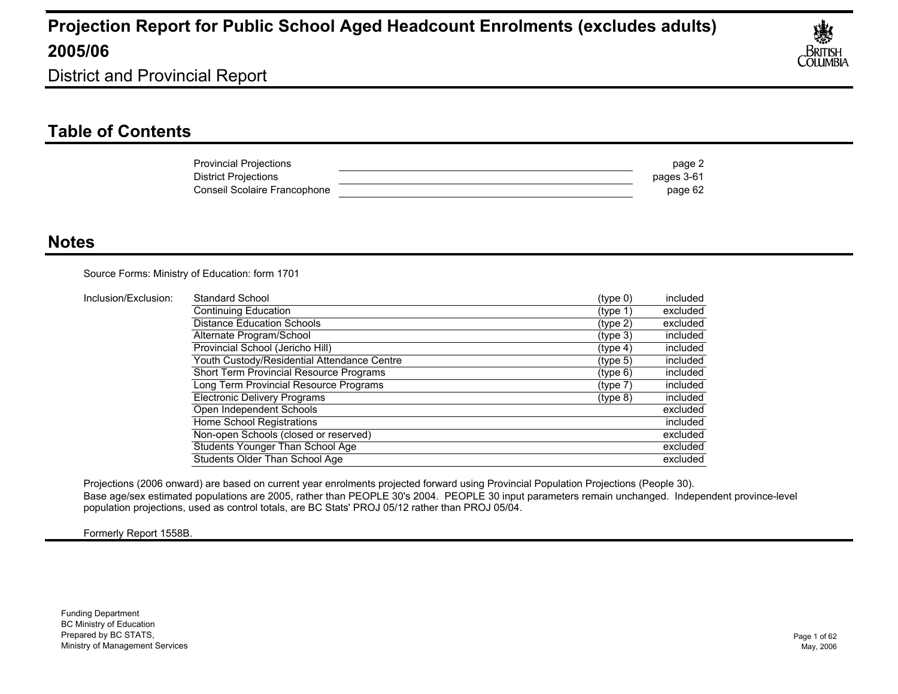# Projection Report for Public School Aged Headcount Enrolments (excludes adults) 2005/06

District and Provincial Report

## Table of Contents

| | |
|---|---|
| Provincial Projections | page 2 |
| District Projections | pages 3-61 |
| Conseil Scolaire Francophone | page 62 |

## Notes

Source Forms: Ministry of Education: form 1701

Inclusion/Exclusion:

| Program/School | Type | Status |
|---|---|---|
| Standard School | (type 0) | included |
| Continuing Education | (type 1) | excluded |
| Distance Education Schools | (type 2) | excluded |
| Alternate Program/School | (type 3) | included |
| Provincial School (Jericho Hill) | (type 4) | included |
| Youth Custody/Residential Attendance Centre | (type 5) | included |
| Short Term Provincial Resource Programs | (type 6) | included |
| Long Term Provincial Resource Programs | (type 7) | included |
| Electronic Delivery Programs | (type 8) | included |
| Open Independent Schools | | excluded |
| Home School Registrations | | included |
| Non-open Schools (closed or reserved) | | excluded |
| Students Younger Than School Age | | excluded |
| Students Older Than School Age | | excluded |

Projections (2006 onward) are based on current year enrolments projected forward using Provincial Population Projections (People 30).
Base age/sex estimated populations are 2005, rather than PEOPLE 30's 2004. PEOPLE 30 input parameters remain unchanged. Independent province-level population projections, used as control totals, are BC Stats' PROJ 05/12 rather than PROJ 05/04.

Formerly Report 1558B.

Funding Department
BC Ministry of Education
Prepared by BC STATS,
Ministry of Management Services

May, 2006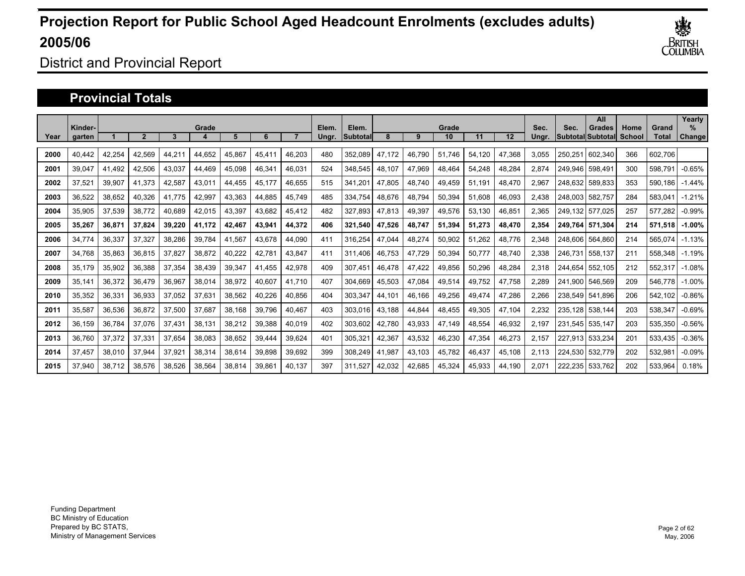# Projection Report for Public School Aged Headcount Enrolments (excludes adults) 2005/06

District and Provincial Report

## Provincial Totals

| Year | Kinder-garten | Grade 1 | 2 | 3 | 4 | 5 | 6 | 7 | Elem. Ungr. | Elem. Subtotal | Grade 8 | 9 | 10 | 11 | 12 | Sec. Ungr. | Sec. Subtotal | All Grades Subtotal | Home School | Grand Total | Yearly % Change |
|---|---|---|---|---|---|---|---|---|---|---|---|---|---|---|---|---|---|---|---|---|---|
| 2000 | 40,442 | 42,254 | 42,569 | 44,211 | 44,652 | 45,867 | 45,411 | 46,203 | 480 | 352,089 | 47,172 | 46,790 | 51,746 | 54,120 | 47,368 | 3,055 | 250,251 | 602,340 | 366 | 602,706 | |
| 2001 | 39,047 | 41,492 | 42,506 | 43,037 | 44,469 | 45,098 | 46,341 | 46,031 | 524 | 348,545 | 48,107 | 47,969 | 48,464 | 54,248 | 48,284 | 2,874 | 249,946 | 598,491 | 300 | 598,791 | -0.65% |
| 2002 | 37,521 | 39,907 | 41,373 | 42,587 | 43,011 | 44,455 | 45,177 | 46,655 | 515 | 341,201 | 47,805 | 48,740 | 49,459 | 51,191 | 48,470 | 2,967 | 248,632 | 589,833 | 353 | 590,186 | -1.44% |
| 2003 | 36,522 | 38,652 | 40,326 | 41,775 | 42,997 | 43,363 | 44,885 | 45,749 | 485 | 334,754 | 48,676 | 48,794 | 50,394 | 51,608 | 46,093 | 2,438 | 248,003 | 582,757 | 284 | 583,041 | -1.21% |
| 2004 | 35,905 | 37,539 | 38,772 | 40,689 | 42,015 | 43,397 | 43,682 | 45,412 | 482 | 327,893 | 47,813 | 49,397 | 49,576 | 53,130 | 46,851 | 2,365 | 249,132 | 577,025 | 257 | 577,282 | -0.99% |
| **2005** | **35,267** | **36,871** | **37,824** | **39,220** | **41,172** | **42,467** | **43,941** | **44,372** | **406** | **321,540** | **47,526** | **48,747** | **51,394** | **51,273** | **48,470** | **2,354** | **249,764** | **571,304** | **214** | **571,518** | **-1.00%** |
| 2006 | 34,774 | 36,337 | 37,327 | 38,286 | 39,784 | 41,567 | 43,678 | 44,090 | 411 | 316,254 | 47,044 | 48,274 | 50,902 | 51,262 | 48,776 | 2,348 | 248,606 | 564,860 | 214 | 565,074 | -1.13% |
| 2007 | 34,768 | 35,863 | 36,815 | 37,827 | 38,872 | 40,222 | 42,781 | 43,847 | 411 | 311,406 | 46,753 | 47,729 | 50,394 | 50,777 | 48,740 | 2,338 | 246,731 | 558,137 | 211 | 558,348 | -1.19% |
| 2008 | 35,179 | 35,902 | 36,388 | 37,354 | 38,439 | 39,347 | 41,455 | 42,978 | 409 | 307,451 | 46,478 | 47,422 | 49,856 | 50,296 | 48,284 | 2,318 | 244,654 | 552,105 | 212 | 552,317 | -1.08% |
| 2009 | 35,141 | 36,372 | 36,479 | 36,967 | 38,014 | 38,972 | 40,607 | 41,710 | 407 | 304,669 | 45,503 | 47,084 | 49,514 | 49,752 | 47,758 | 2,289 | 241,900 | 546,569 | 209 | 546,778 | -1.00% |
| 2010 | 35,352 | 36,331 | 36,933 | 37,052 | 37,631 | 38,562 | 40,226 | 40,856 | 404 | 303,347 | 44,101 | 46,166 | 49,256 | 49,474 | 47,286 | 2,266 | 238,549 | 541,896 | 206 | 542,102 | -0.86% |
| 2011 | 35,587 | 36,536 | 36,872 | 37,500 | 37,687 | 38,168 | 39,796 | 40,467 | 403 | 303,016 | 43,188 | 44,844 | 48,455 | 49,305 | 47,104 | 2,232 | 235,128 | 538,144 | 203 | 538,347 | -0.69% |
| 2012 | 36,159 | 36,784 | 37,076 | 37,431 | 38,131 | 38,212 | 39,388 | 40,019 | 402 | 303,602 | 42,780 | 43,933 | 47,149 | 48,554 | 46,932 | 2,197 | 231,545 | 535,147 | 203 | 535,350 | -0.56% |
| 2013 | 36,760 | 37,372 | 37,331 | 37,654 | 38,083 | 38,652 | 39,444 | 39,624 | 401 | 305,321 | 42,367 | 43,532 | 46,230 | 47,354 | 46,273 | 2,157 | 227,913 | 533,234 | 201 | 533,435 | -0.36% |
| 2014 | 37,457 | 38,010 | 37,944 | 37,921 | 38,314 | 38,614 | 39,898 | 39,692 | 399 | 308,249 | 41,987 | 43,103 | 45,782 | 46,437 | 45,108 | 2,113 | 224,530 | 532,779 | 202 | 532,981 | -0.09% |
| 2015 | 37,940 | 38,712 | 38,576 | 38,526 | 38,564 | 38,814 | 39,861 | 40,137 | 397 | 311,527 | 42,032 | 42,685 | 45,324 | 45,933 | 44,190 | 2,071 | 222,235 | 533,762 | 202 | 533,964 | 0.18% |

Funding Department
BC Ministry of Education
Prepared by BC STATS,
Ministry of Management Services

May, 2006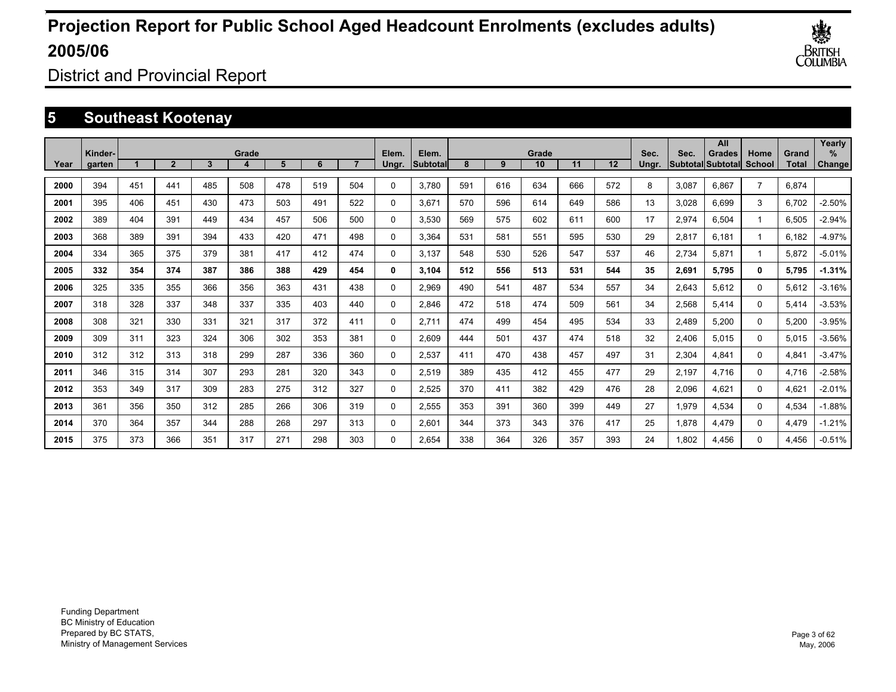# Projection Report for Public School Aged Headcount Enrolments (excludes adults) 2005/06

District and Provincial Report

## 5 Southeast Kootenay

| Year | Kinder-garten | Grade 1 | 2 | 3 | 4 | 5 | 6 | 7 | Elem. Ungr. | Elem. Subtotal | Grade 8 | 9 | 10 | 11 | 12 | Sec. Ungr. | Sec. Subtotal | All Grades Subtotal | Home School | Grand Total | Yearly % Change |
|---|---|---|---|---|---|---|---|---|---|---|---|---|---|---|---|---|---|---|---|---|---|
| **2000** | 394 | 451 | 441 | 485 | 508 | 478 | 519 | 504 | 0 | 3,780 | 591 | 616 | 634 | 666 | 572 | 8 | 3,087 | 6,867 | 7 | 6,874 | |
| **2001** | 395 | 406 | 451 | 430 | 473 | 503 | 491 | 522 | 0 | 3,671 | 570 | 596 | 614 | 649 | 586 | 13 | 3,028 | 6,699 | 3 | 6,702 | -2.50% |
| **2002** | 389 | 404 | 391 | 449 | 434 | 457 | 506 | 500 | 0 | 3,530 | 569 | 575 | 602 | 611 | 600 | 17 | 2,974 | 6,504 | 1 | 6,505 | -2.94% |
| **2003** | 368 | 389 | 391 | 394 | 433 | 420 | 471 | 498 | 0 | 3,364 | 531 | 581 | 551 | 595 | 530 | 29 | 2,817 | 6,181 | 1 | 6,182 | -4.97% |
| **2004** | 334 | 365 | 375 | 379 | 381 | 417 | 412 | 474 | 0 | 3,137 | 548 | 530 | 526 | 547 | 537 | 46 | 2,734 | 5,871 | 1 | 5,872 | -5.01% |
| **2005** | **332** | **354** | **374** | **387** | **386** | **388** | **429** | **454** | **0** | **3,104** | **512** | **556** | **513** | **531** | **544** | **35** | **2,691** | **5,795** | **0** | **5,795** | **-1.31%** |
| **2006** | 325 | 335 | 355 | 366 | 356 | 363 | 431 | 438 | 0 | 2,969 | 490 | 541 | 487 | 534 | 557 | 34 | 2,643 | 5,612 | 0 | 5,612 | -3.16% |
| **2007** | 318 | 328 | 337 | 348 | 337 | 335 | 403 | 440 | 0 | 2,846 | 472 | 518 | 474 | 509 | 561 | 34 | 2,568 | 5,414 | 0 | 5,414 | -3.53% |
| **2008** | 308 | 321 | 330 | 331 | 321 | 317 | 372 | 411 | 0 | 2,711 | 474 | 499 | 454 | 495 | 534 | 33 | 2,489 | 5,200 | 0 | 5,200 | -3.95% |
| **2009** | 309 | 311 | 323 | 324 | 306 | 302 | 353 | 381 | 0 | 2,609 | 444 | 501 | 437 | 474 | 518 | 32 | 2,406 | 5,015 | 0 | 5,015 | -3.56% |
| **2010** | 312 | 312 | 313 | 318 | 299 | 287 | 336 | 360 | 0 | 2,537 | 411 | 470 | 438 | 457 | 497 | 31 | 2,304 | 4,841 | 0 | 4,841 | -3.47% |
| **2011** | 346 | 315 | 314 | 307 | 293 | 281 | 320 | 343 | 0 | 2,519 | 389 | 435 | 412 | 455 | 477 | 29 | 2,197 | 4,716 | 0 | 4,716 | -2.58% |
| **2012** | 353 | 349 | 317 | 309 | 283 | 275 | 312 | 327 | 0 | 2,525 | 370 | 411 | 382 | 429 | 476 | 28 | 2,096 | 4,621 | 0 | 4,621 | -2.01% |
| **2013** | 361 | 356 | 350 | 312 | 285 | 266 | 306 | 319 | 0 | 2,555 | 353 | 391 | 360 | 399 | 449 | 27 | 1,979 | 4,534 | 0 | 4,534 | -1.88% |
| **2014** | 370 | 364 | 357 | 344 | 288 | 268 | 297 | 313 | 0 | 2,601 | 344 | 373 | 343 | 376 | 417 | 25 | 1,878 | 4,479 | 0 | 4,479 | -1.21% |
| **2015** | 375 | 373 | 366 | 351 | 317 | 271 | 298 | 303 | 0 | 2,654 | 338 | 364 | 326 | 357 | 393 | 24 | 1,802 | 4,456 | 0 | 4,456 | -0.51% |

Funding Department
BC Ministry of Education
Prepared by BC STATS,
Ministry of Management Services

May, 2006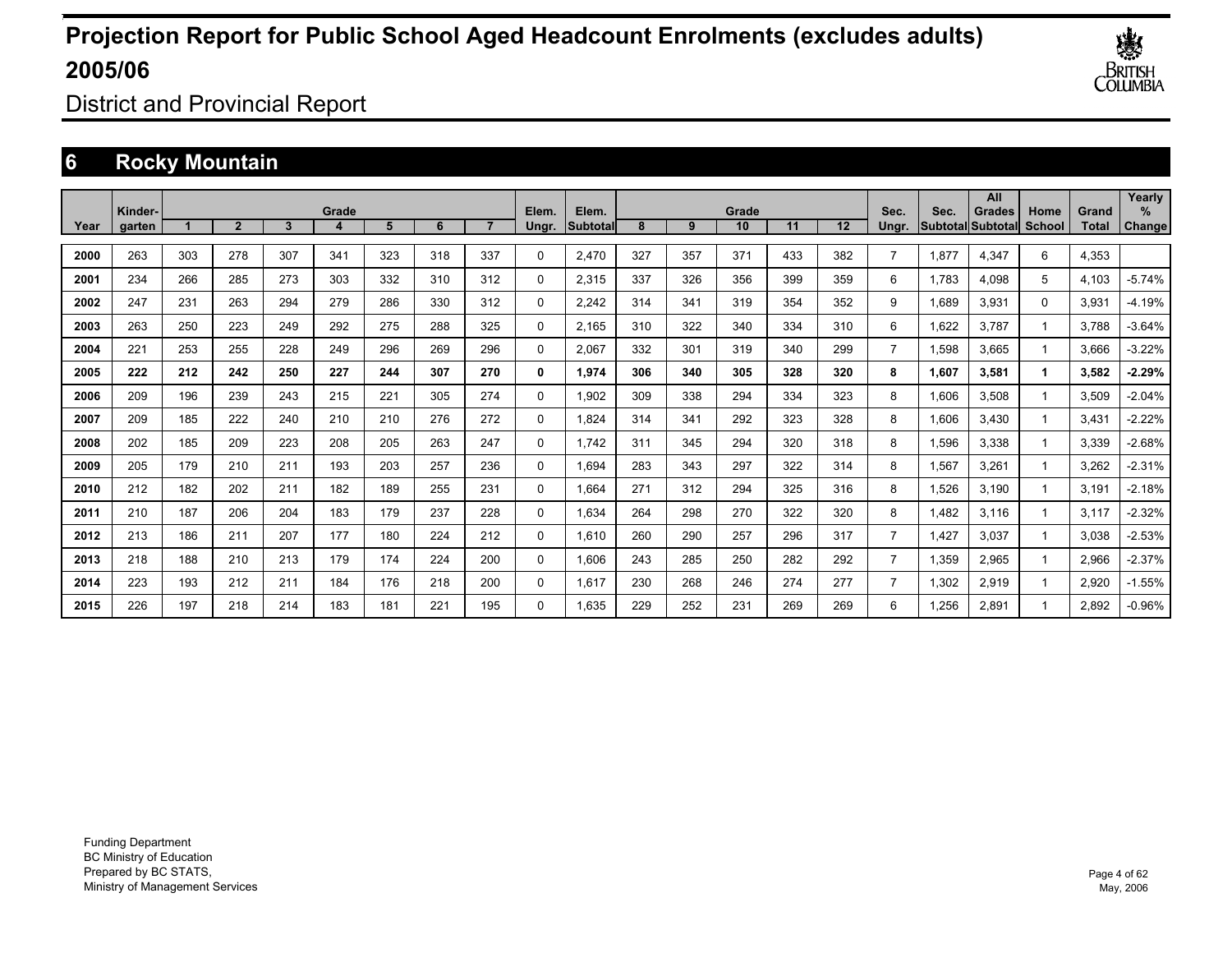# Projection Report for Public School Aged Headcount Enrolments (excludes adults) 2005/06

District and Provincial Report

## 6 Rocky Mountain

| Year | Kinder-garten | Grade 1 | 2 | 3 | 4 | 5 | 6 | 7 | Elem. Ungr. | Elem. Subtotal | Grade 8 | 9 | 10 | 11 | 12 | Sec. Ungr. | Sec. Subtotal | All Grades Subtotal | Home School | Grand Total | Yearly % Change |
|---|---|---|---|---|---|---|---|---|---|---|---|---|---|---|---|---|---|---|---|---|---|
| **2000** | 263 | 303 | 278 | 307 | 341 | 323 | 318 | 337 | 0 | 2,470 | 327 | 357 | 371 | 433 | 382 | 7 | 1,877 | 4,347 | 6 | 4,353 | |
| **2001** | 234 | 266 | 285 | 273 | 303 | 332 | 310 | 312 | 0 | 2,315 | 337 | 326 | 356 | 399 | 359 | 6 | 1,783 | 4,098 | 5 | 4,103 | -5.74% |
| **2002** | 247 | 231 | 263 | 294 | 279 | 286 | 330 | 312 | 0 | 2,242 | 314 | 341 | 319 | 354 | 352 | 9 | 1,689 | 3,931 | 0 | 3,931 | -4.19% |
| **2003** | 263 | 250 | 223 | 249 | 292 | 275 | 288 | 325 | 0 | 2,165 | 310 | 322 | 340 | 334 | 310 | 6 | 1,622 | 3,787 | 1 | 3,788 | -3.64% |
| **2004** | 221 | 253 | 255 | 228 | 249 | 296 | 269 | 296 | 0 | 2,067 | 332 | 301 | 319 | 340 | 299 | 7 | 1,598 | 3,665 | 1 | 3,666 | -3.22% |
| **2005** | **222** | **212** | **242** | **250** | **227** | **244** | **307** | **270** | **0** | **1,974** | **306** | **340** | **305** | **328** | **320** | **8** | **1,607** | **3,581** | **1** | **3,582** | **-2.29%** |
| **2006** | 209 | 196 | 239 | 243 | 215 | 221 | 305 | 274 | 0 | 1,902 | 309 | 338 | 294 | 334 | 323 | 8 | 1,606 | 3,508 | 1 | 3,509 | -2.04% |
| **2007** | 209 | 185 | 222 | 240 | 210 | 210 | 276 | 272 | 0 | 1,824 | 314 | 341 | 292 | 323 | 328 | 8 | 1,606 | 3,430 | 1 | 3,431 | -2.22% |
| **2008** | 202 | 185 | 209 | 223 | 208 | 205 | 263 | 247 | 0 | 1,742 | 311 | 345 | 294 | 320 | 318 | 8 | 1,596 | 3,338 | 1 | 3,339 | -2.68% |
| **2009** | 205 | 179 | 210 | 211 | 193 | 203 | 257 | 236 | 0 | 1,694 | 283 | 343 | 297 | 322 | 314 | 8 | 1,567 | 3,261 | 1 | 3,262 | -2.31% |
| **2010** | 212 | 182 | 202 | 211 | 182 | 189 | 255 | 231 | 0 | 1,664 | 271 | 312 | 294 | 325 | 316 | 8 | 1,526 | 3,190 | 1 | 3,191 | -2.18% |
| **2011** | 210 | 187 | 206 | 204 | 183 | 179 | 237 | 228 | 0 | 1,634 | 264 | 298 | 270 | 322 | 320 | 8 | 1,482 | 3,116 | 1 | 3,117 | -2.32% |
| **2012** | 213 | 186 | 211 | 207 | 177 | 180 | 224 | 212 | 0 | 1,610 | 260 | 290 | 257 | 296 | 317 | 7 | 1,427 | 3,037 | 1 | 3,038 | -2.53% |
| **2013** | 218 | 188 | 210 | 213 | 179 | 174 | 224 | 200 | 0 | 1,606 | 243 | 285 | 250 | 282 | 292 | 7 | 1,359 | 2,965 | 1 | 2,966 | -2.37% |
| **2014** | 223 | 193 | 212 | 211 | 184 | 176 | 218 | 200 | 0 | 1,617 | 230 | 268 | 246 | 274 | 277 | 7 | 1,302 | 2,919 | 1 | 2,920 | -1.55% |
| **2015** | 226 | 197 | 218 | 214 | 183 | 181 | 221 | 195 | 0 | 1,635 | 229 | 252 | 231 | 269 | 269 | 6 | 1,256 | 2,891 | 1 | 2,892 | -0.96% |

Funding Department
BC Ministry of Education
Prepared by BC STATS,
Ministry of Management Services

May, 2006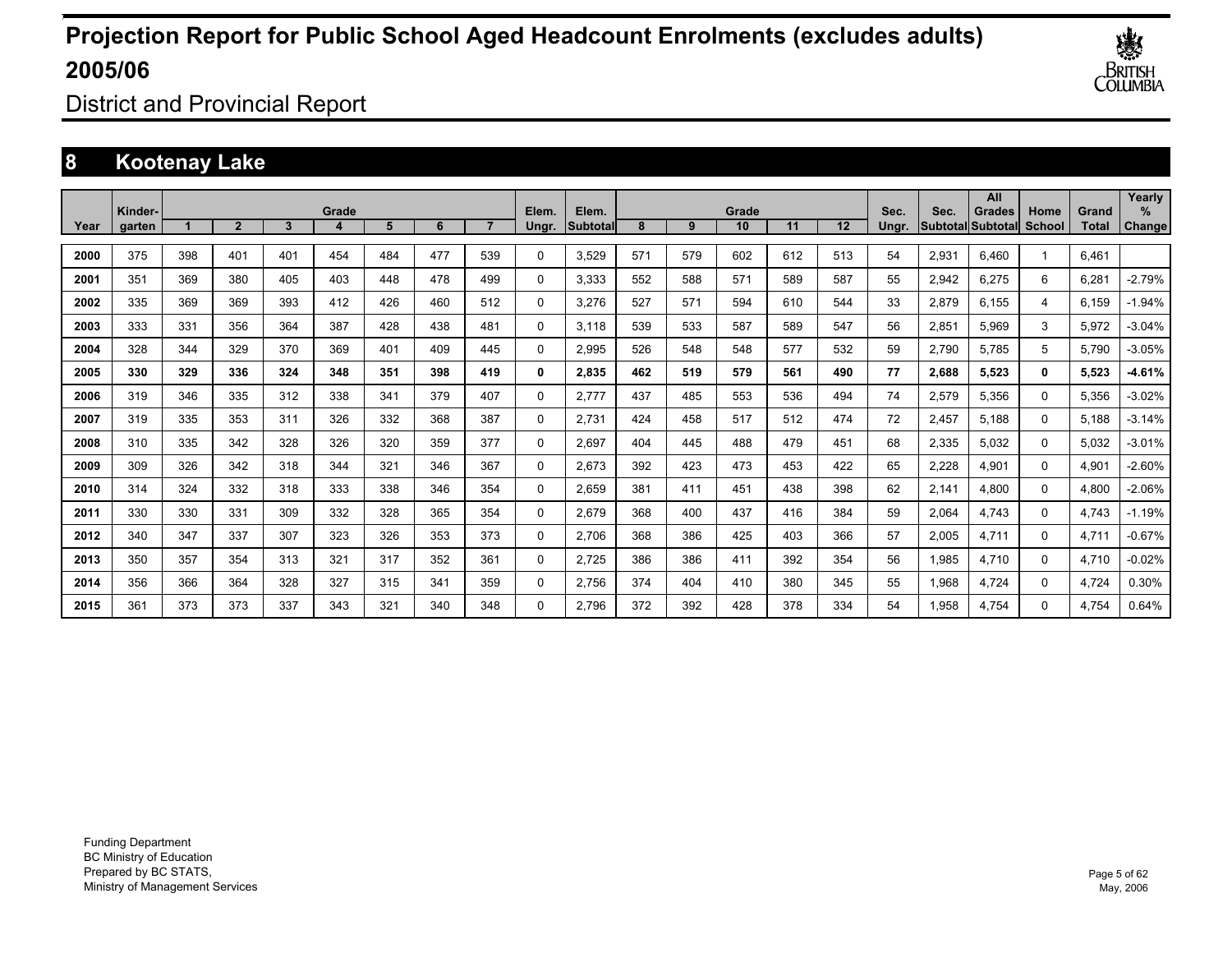# Projection Report for Public School Aged Headcount Enrolments (excludes adults) 2005/06

District and Provincial Report

## 8 Kootenay Lake

| Year | Kinder-garten | Grade 1 | 2 | 3 | 4 | 5 | 6 | 7 | Elem. Ungr. | Elem. Subtotal | Grade 8 | 9 | 10 | 11 | 12 | Sec. Ungr. | Sec. Subtotal | All Grades Subtotal | Home School | Grand Total | Yearly % Change |
|---|---|---|---|---|---|---|---|---|---|---|---|---|---|---|---|---|---|---|---|---|---|
| 2000 | 375 | 398 | 401 | 401 | 454 | 484 | 477 | 539 | 0 | 3,529 | 571 | 579 | 602 | 612 | 513 | 54 | 2,931 | 6,460 | 1 | 6,461 | |
| 2001 | 351 | 369 | 380 | 405 | 403 | 448 | 478 | 499 | 0 | 3,333 | 552 | 588 | 571 | 589 | 587 | 55 | 2,942 | 6,275 | 6 | 6,281 | -2.79% |
| 2002 | 335 | 369 | 369 | 393 | 412 | 426 | 460 | 512 | 0 | 3,276 | 527 | 571 | 594 | 610 | 544 | 33 | 2,879 | 6,155 | 4 | 6,159 | -1.94% |
| 2003 | 333 | 331 | 356 | 364 | 387 | 428 | 438 | 481 | 0 | 3,118 | 539 | 533 | 587 | 589 | 547 | 56 | 2,851 | 5,969 | 3 | 5,972 | -3.04% |
| 2004 | 328 | 344 | 329 | 370 | 369 | 401 | 409 | 445 | 0 | 2,995 | 526 | 548 | 548 | 577 | 532 | 59 | 2,790 | 5,785 | 5 | 5,790 | -3.05% |
| **2005** | **330** | **329** | **336** | **324** | **348** | **351** | **398** | **419** | **0** | **2,835** | **462** | **519** | **579** | **561** | **490** | **77** | **2,688** | **5,523** | **0** | **5,523** | **-4.61%** |
| 2006 | 319 | 346 | 335 | 312 | 338 | 341 | 379 | 407 | 0 | 2,777 | 437 | 485 | 553 | 536 | 494 | 74 | 2,579 | 5,356 | 0 | 5,356 | -3.02% |
| 2007 | 319 | 335 | 353 | 311 | 326 | 332 | 368 | 387 | 0 | 2,731 | 424 | 458 | 517 | 512 | 474 | 72 | 2,457 | 5,188 | 0 | 5,188 | -3.14% |
| 2008 | 310 | 335 | 342 | 328 | 326 | 320 | 359 | 377 | 0 | 2,697 | 404 | 445 | 488 | 479 | 451 | 68 | 2,335 | 5,032 | 0 | 5,032 | -3.01% |
| 2009 | 309 | 326 | 342 | 318 | 344 | 321 | 346 | 367 | 0 | 2,673 | 392 | 423 | 473 | 453 | 422 | 65 | 2,228 | 4,901 | 0 | 4,901 | -2.60% |
| 2010 | 314 | 324 | 332 | 318 | 333 | 338 | 346 | 354 | 0 | 2,659 | 381 | 411 | 451 | 438 | 398 | 62 | 2,141 | 4,800 | 0 | 4,800 | -2.06% |
| 2011 | 330 | 330 | 331 | 309 | 332 | 328 | 365 | 354 | 0 | 2,679 | 368 | 400 | 437 | 416 | 384 | 59 | 2,064 | 4,743 | 0 | 4,743 | -1.19% |
| 2012 | 340 | 347 | 337 | 307 | 323 | 326 | 353 | 373 | 0 | 2,706 | 368 | 386 | 425 | 403 | 366 | 57 | 2,005 | 4,711 | 0 | 4,711 | -0.67% |
| 2013 | 350 | 357 | 354 | 313 | 321 | 317 | 352 | 361 | 0 | 2,725 | 386 | 386 | 411 | 392 | 354 | 56 | 1,985 | 4,710 | 0 | 4,710 | -0.02% |
| 2014 | 356 | 366 | 364 | 328 | 327 | 315 | 341 | 359 | 0 | 2,756 | 374 | 404 | 410 | 380 | 345 | 55 | 1,968 | 4,724 | 0 | 4,724 | 0.30% |
| 2015 | 361 | 373 | 373 | 337 | 343 | 321 | 340 | 348 | 0 | 2,796 | 372 | 392 | 428 | 378 | 334 | 54 | 1,958 | 4,754 | 0 | 4,754 | 0.64% |

Funding Department
BC Ministry of Education
Prepared by BC STATS,
Ministry of Management Services

May, 2006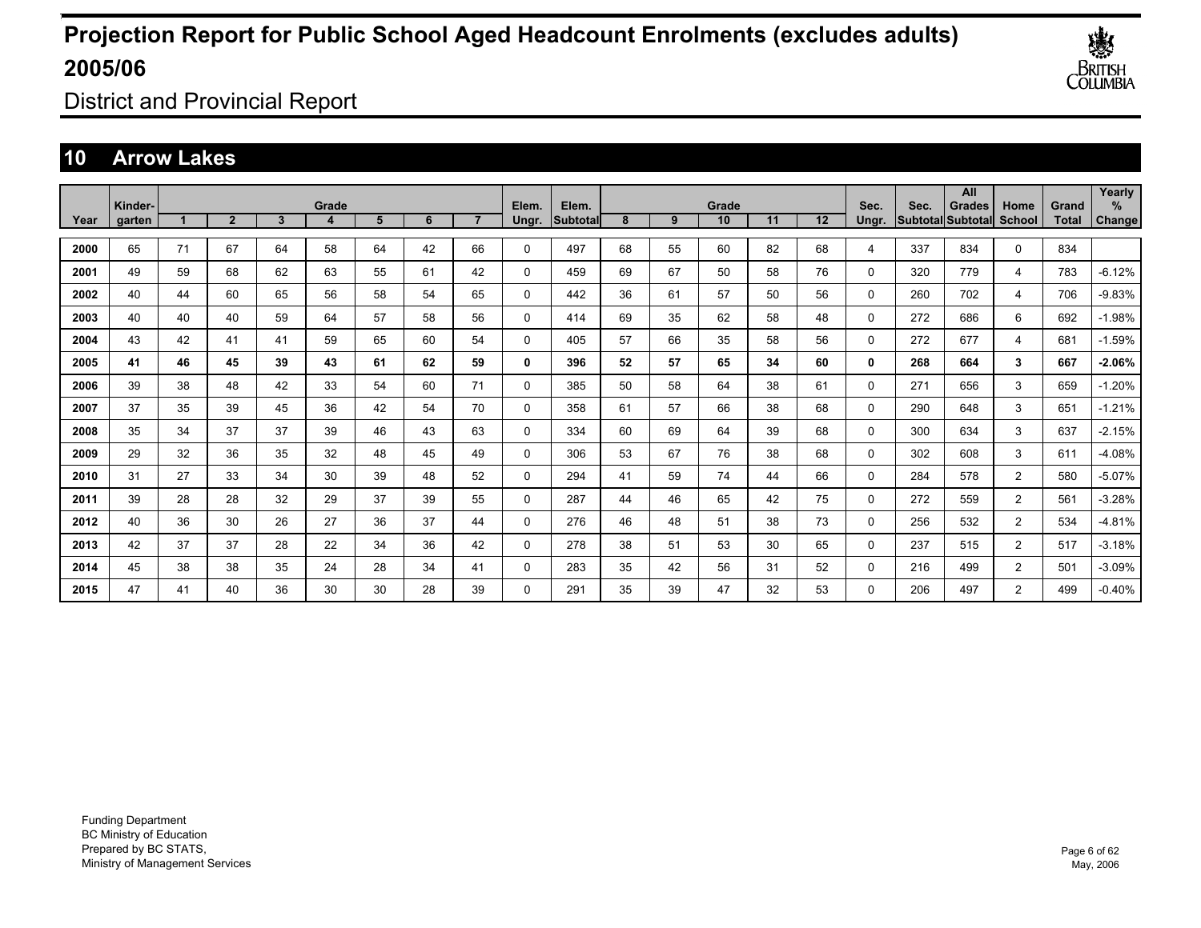# Projection Report for Public School Aged Headcount Enrolments (excludes adults) 2005/06

District and Provincial Report

## 10 Arrow Lakes

| Year | Kinder-garten | Grade 1 | 2 | 3 | 4 | 5 | 6 | 7 | Elem. Ungr. | Elem. Subtotal | Grade 8 | 9 | 10 | 11 | 12 | Sec. Ungr. | Sec. Subtotal | All Grades Subtotal | Home School | Grand Total | Yearly % Change |
|---|---|---|---|---|---|---|---|---|---|---|---|---|---|---|---|---|---|---|---|---|---|
| **2000** | 65 | 71 | 67 | 64 | 58 | 64 | 42 | 66 | 0 | 497 | 68 | 55 | 60 | 82 | 68 | 4 | 337 | 834 | 0 | 834 | |
| **2001** | 49 | 59 | 68 | 62 | 63 | 55 | 61 | 42 | 0 | 459 | 69 | 67 | 50 | 58 | 76 | 0 | 320 | 779 | 4 | 783 | -6.12% |
| **2002** | 40 | 44 | 60 | 65 | 56 | 58 | 54 | 65 | 0 | 442 | 36 | 61 | 57 | 50 | 56 | 0 | 260 | 702 | 4 | 706 | -9.83% |
| **2003** | 40 | 40 | 40 | 59 | 64 | 57 | 58 | 56 | 0 | 414 | 69 | 35 | 62 | 58 | 48 | 0 | 272 | 686 | 6 | 692 | -1.98% |
| **2004** | 43 | 42 | 41 | 41 | 59 | 65 | 60 | 54 | 0 | 405 | 57 | 66 | 35 | 58 | 56 | 0 | 272 | 677 | 4 | 681 | -1.59% |
| **2005** | **41** | **46** | **45** | **39** | **43** | **61** | **62** | **59** | **0** | **396** | **52** | **57** | **65** | **34** | **60** | **0** | **268** | **664** | **3** | **667** | **-2.06%** |
| **2006** | 39 | 38 | 48 | 42 | 33 | 54 | 60 | 71 | 0 | 385 | 50 | 58 | 64 | 38 | 61 | 0 | 271 | 656 | 3 | 659 | -1.20% |
| **2007** | 37 | 35 | 39 | 45 | 36 | 42 | 54 | 70 | 0 | 358 | 61 | 57 | 66 | 38 | 68 | 0 | 290 | 648 | 3 | 651 | -1.21% |
| **2008** | 35 | 34 | 37 | 37 | 39 | 46 | 43 | 63 | 0 | 334 | 60 | 69 | 64 | 39 | 68 | 0 | 300 | 634 | 3 | 637 | -2.15% |
| **2009** | 29 | 32 | 36 | 35 | 32 | 48 | 45 | 49 | 0 | 306 | 53 | 67 | 76 | 38 | 68 | 0 | 302 | 608 | 3 | 611 | -4.08% |
| **2010** | 31 | 27 | 33 | 34 | 30 | 39 | 48 | 52 | 0 | 294 | 41 | 59 | 74 | 44 | 66 | 0 | 284 | 578 | 2 | 580 | -5.07% |
| **2011** | 39 | 28 | 28 | 32 | 29 | 37 | 39 | 55 | 0 | 287 | 44 | 46 | 65 | 42 | 75 | 0 | 272 | 559 | 2 | 561 | -3.28% |
| **2012** | 40 | 36 | 30 | 26 | 27 | 36 | 37 | 44 | 0 | 276 | 46 | 48 | 51 | 38 | 73 | 0 | 256 | 532 | 2 | 534 | -4.81% |
| **2013** | 42 | 37 | 37 | 28 | 22 | 34 | 36 | 42 | 0 | 278 | 38 | 51 | 53 | 30 | 65 | 0 | 237 | 515 | 2 | 517 | -3.18% |
| **2014** | 45 | 38 | 38 | 35 | 24 | 28 | 34 | 41 | 0 | 283 | 35 | 42 | 56 | 31 | 52 | 0 | 216 | 499 | 2 | 501 | -3.09% |
| **2015** | 47 | 41 | 40 | 36 | 30 | 30 | 28 | 39 | 0 | 291 | 35 | 39 | 47 | 32 | 53 | 0 | 206 | 497 | 2 | 499 | -0.40% |

Funding Department
BC Ministry of Education
Prepared by BC STATS,
Ministry of Management Services

May, 2006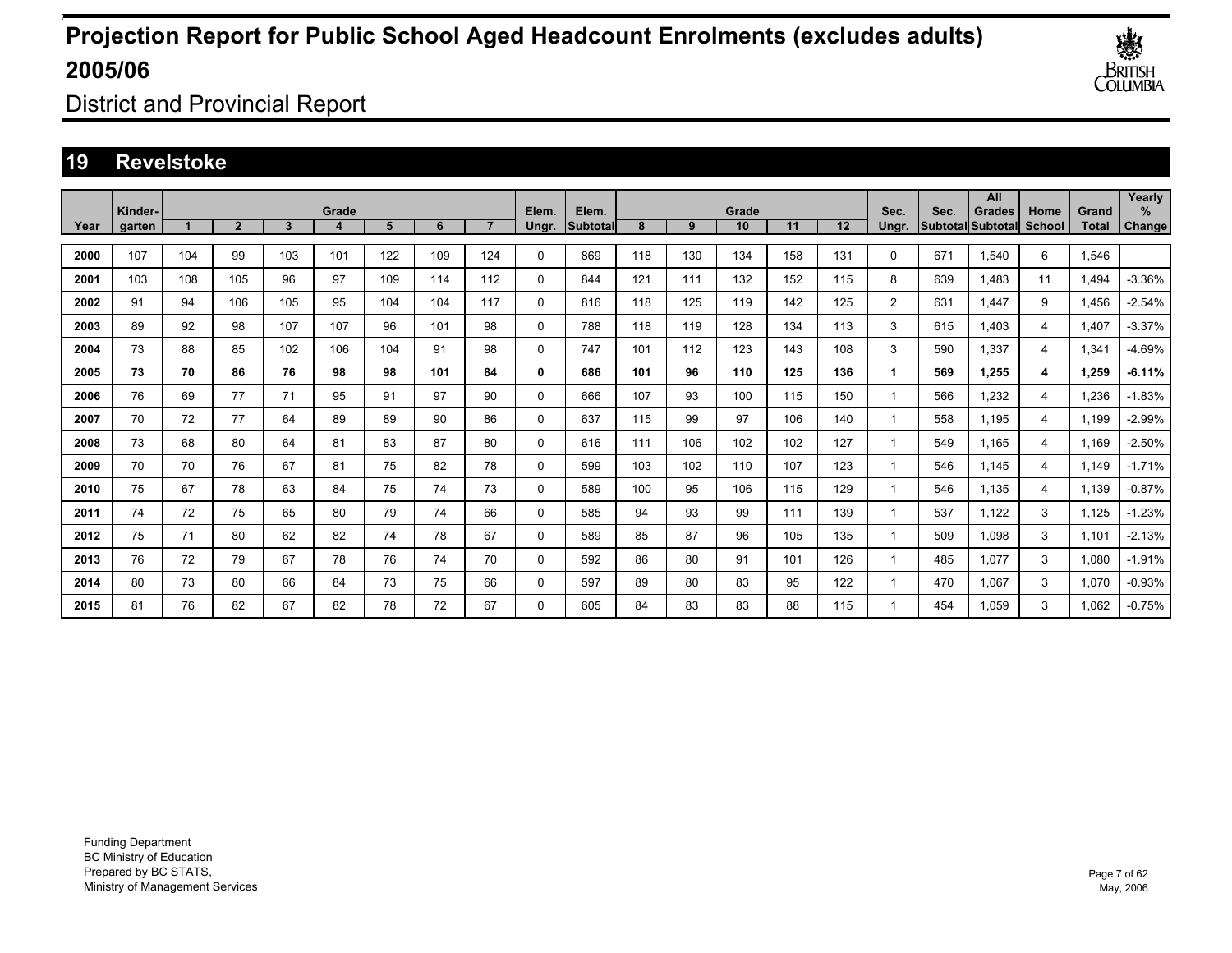# Projection Report for Public School Aged Headcount Enrolments (excludes adults) 2005/06

District and Provincial Report

## 19 Revelstoke

| Year | Kinder-garten | Grade 1 | 2 | 3 | 4 | 5 | 6 | 7 | Elem. Ungr. | Elem. Subtotal | Grade 8 | 9 | 10 | 11 | 12 | Sec. Ungr. | Sec. Subtotal | All Grades Subtotal | Home School | Grand Total | Yearly % Change |
|---|---|---|---|---|---|---|---|---|---|---|---|---|---|---|---|---|---|---|---|---|---|
| 2000 | 107 | 104 | 99 | 103 | 101 | 122 | 109 | 124 | 0 | 869 | 118 | 130 | 134 | 158 | 131 | 0 | 671 | 1,540 | 6 | 1,546 | |
| 2001 | 103 | 108 | 105 | 96 | 97 | 109 | 114 | 112 | 0 | 844 | 121 | 111 | 132 | 152 | 115 | 8 | 639 | 1,483 | 11 | 1,494 | -3.36% |
| 2002 | 91 | 94 | 106 | 105 | 95 | 104 | 104 | 117 | 0 | 816 | 118 | 125 | 119 | 142 | 125 | 2 | 631 | 1,447 | 9 | 1,456 | -2.54% |
| 2003 | 89 | 92 | 98 | 107 | 107 | 96 | 101 | 98 | 0 | 788 | 118 | 119 | 128 | 134 | 113 | 3 | 615 | 1,403 | 4 | 1,407 | -3.37% |
| 2004 | 73 | 88 | 85 | 102 | 106 | 104 | 91 | 98 | 0 | 747 | 101 | 112 | 123 | 143 | 108 | 3 | 590 | 1,337 | 4 | 1,341 | -4.69% |
| **2005** | **73** | **70** | **86** | **76** | **98** | **98** | **101** | **84** | **0** | **686** | **101** | **96** | **110** | **125** | **136** | **1** | **569** | **1,255** | **4** | **1,259** | **-6.11%** |
| 2006 | 76 | 69 | 77 | 71 | 95 | 91 | 97 | 90 | 0 | 666 | 107 | 93 | 100 | 115 | 150 | 1 | 566 | 1,232 | 4 | 1,236 | -1.83% |
| 2007 | 70 | 72 | 77 | 64 | 89 | 89 | 90 | 86 | 0 | 637 | 115 | 99 | 97 | 106 | 140 | 1 | 558 | 1,195 | 4 | 1,199 | -2.99% |
| 2008 | 73 | 68 | 80 | 64 | 81 | 83 | 87 | 80 | 0 | 616 | 111 | 106 | 102 | 102 | 127 | 1 | 549 | 1,165 | 4 | 1,169 | -2.50% |
| 2009 | 70 | 70 | 76 | 67 | 81 | 75 | 82 | 78 | 0 | 599 | 103 | 102 | 110 | 107 | 123 | 1 | 546 | 1,145 | 4 | 1,149 | -1.71% |
| 2010 | 75 | 67 | 78 | 63 | 84 | 75 | 74 | 73 | 0 | 589 | 100 | 95 | 106 | 115 | 129 | 1 | 546 | 1,135 | 4 | 1,139 | -0.87% |
| 2011 | 74 | 72 | 75 | 65 | 80 | 79 | 74 | 66 | 0 | 585 | 94 | 93 | 99 | 111 | 139 | 1 | 537 | 1,122 | 3 | 1,125 | -1.23% |
| 2012 | 75 | 71 | 80 | 62 | 82 | 74 | 78 | 67 | 0 | 589 | 85 | 87 | 96 | 105 | 135 | 1 | 509 | 1,098 | 3 | 1,101 | -2.13% |
| 2013 | 76 | 72 | 79 | 67 | 78 | 76 | 74 | 70 | 0 | 592 | 86 | 80 | 91 | 101 | 126 | 1 | 485 | 1,077 | 3 | 1,080 | -1.91% |
| 2014 | 80 | 73 | 80 | 66 | 84 | 73 | 75 | 66 | 0 | 597 | 89 | 80 | 83 | 95 | 122 | 1 | 470 | 1,067 | 3 | 1,070 | -0.93% |
| 2015 | 81 | 76 | 82 | 67 | 82 | 78 | 72 | 67 | 0 | 605 | 84 | 83 | 83 | 88 | 115 | 1 | 454 | 1,059 | 3 | 1,062 | -0.75% |

Funding Department
BC Ministry of Education
Prepared by BC STATS,
Ministry of Management Services

May, 2006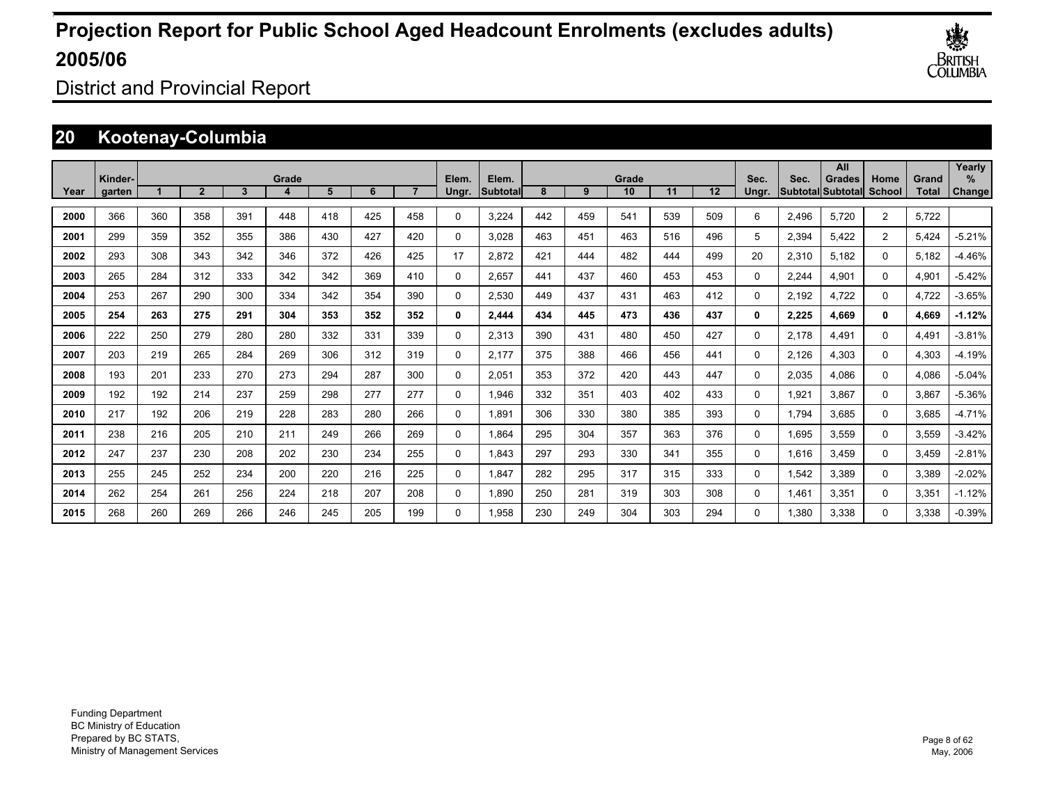# Projection Report for Public School Aged Headcount Enrolments (excludes adults) 2005/06

District and Provincial Report

## 20 Kootenay-Columbia

| Year | Kinder-garten | Grade 1 | 2 | 3 | 4 | 5 | 6 | 7 | Elem. Ungr. | Elem. Subtotal | Grade 8 | 9 | 10 | 11 | 12 | Sec. Ungr. | Sec. Subtotal | All Grades Subtotal | Home School | Grand Total | Yearly % Change |
|---|---|---|---|---|---|---|---|---|---|---|---|---|---|---|---|---|---|---|---|---|---|
| **2000** | 366 | 360 | 358 | 391 | 448 | 418 | 425 | 458 | 0 | 3,224 | 442 | 459 | 541 | 539 | 509 | 6 | 2,496 | 5,720 | 2 | 5,722 | |
| **2001** | 299 | 359 | 352 | 355 | 386 | 430 | 427 | 420 | 0 | 3,028 | 463 | 451 | 463 | 516 | 496 | 5 | 2,394 | 5,422 | 2 | 5,424 | -5.21% |
| **2002** | 293 | 308 | 343 | 342 | 346 | 372 | 426 | 425 | 17 | 2,872 | 421 | 444 | 482 | 444 | 499 | 20 | 2,310 | 5,182 | 0 | 5,182 | -4.46% |
| **2003** | 265 | 284 | 312 | 333 | 342 | 342 | 369 | 410 | 0 | 2,657 | 441 | 437 | 460 | 453 | 453 | 0 | 2,244 | 4,901 | 0 | 4,901 | -5.42% |
| **2004** | 253 | 267 | 290 | 300 | 334 | 342 | 354 | 390 | 0 | 2,530 | 449 | 437 | 431 | 463 | 412 | 0 | 2,192 | 4,722 | 0 | 4,722 | -3.65% |
| **2005** | **254** | **263** | **275** | **291** | **304** | **353** | **352** | **352** | **0** | **2,444** | **434** | **445** | **473** | **436** | **437** | **0** | **2,225** | **4,669** | **0** | **4,669** | **-1.12%** |
| **2006** | 222 | 250 | 279 | 280 | 280 | 332 | 331 | 339 | 0 | 2,313 | 390 | 431 | 480 | 450 | 427 | 0 | 2,178 | 4,491 | 0 | 4,491 | -3.81% |
| **2007** | 203 | 219 | 265 | 284 | 269 | 306 | 312 | 319 | 0 | 2,177 | 375 | 388 | 466 | 456 | 441 | 0 | 2,126 | 4,303 | 0 | 4,303 | -4.19% |
| **2008** | 193 | 201 | 233 | 270 | 273 | 294 | 287 | 300 | 0 | 2,051 | 353 | 372 | 420 | 443 | 447 | 0 | 2,035 | 4,086 | 0 | 4,086 | -5.04% |
| **2009** | 192 | 192 | 214 | 237 | 259 | 298 | 277 | 277 | 0 | 1,946 | 332 | 351 | 403 | 402 | 433 | 0 | 1,921 | 3,867 | 0 | 3,867 | -5.36% |
| **2010** | 217 | 192 | 206 | 219 | 228 | 283 | 280 | 266 | 0 | 1,891 | 306 | 330 | 380 | 385 | 393 | 0 | 1,794 | 3,685 | 0 | 3,685 | -4.71% |
| **2011** | 238 | 216 | 205 | 210 | 211 | 249 | 266 | 269 | 0 | 1,864 | 295 | 304 | 357 | 363 | 376 | 0 | 1,695 | 3,559 | 0 | 3,559 | -3.42% |
| **2012** | 247 | 237 | 230 | 208 | 202 | 230 | 234 | 255 | 0 | 1,843 | 297 | 293 | 330 | 341 | 355 | 0 | 1,616 | 3,459 | 0 | 3,459 | -2.81% |
| **2013** | 255 | 245 | 252 | 234 | 200 | 220 | 216 | 225 | 0 | 1,847 | 282 | 295 | 317 | 315 | 333 | 0 | 1,542 | 3,389 | 0 | 3,389 | -2.02% |
| **2014** | 262 | 254 | 261 | 256 | 224 | 218 | 207 | 208 | 0 | 1,890 | 250 | 281 | 319 | 303 | 308 | 0 | 1,461 | 3,351 | 0 | 3,351 | -1.12% |
| **2015** | 268 | 260 | 269 | 266 | 246 | 245 | 205 | 199 | 0 | 1,958 | 230 | 249 | 304 | 303 | 294 | 0 | 1,380 | 3,338 | 0 | 3,338 | -0.39% |

Funding Department
BC Ministry of Education
Prepared by BC STATS,
Ministry of Management Services

May, 2006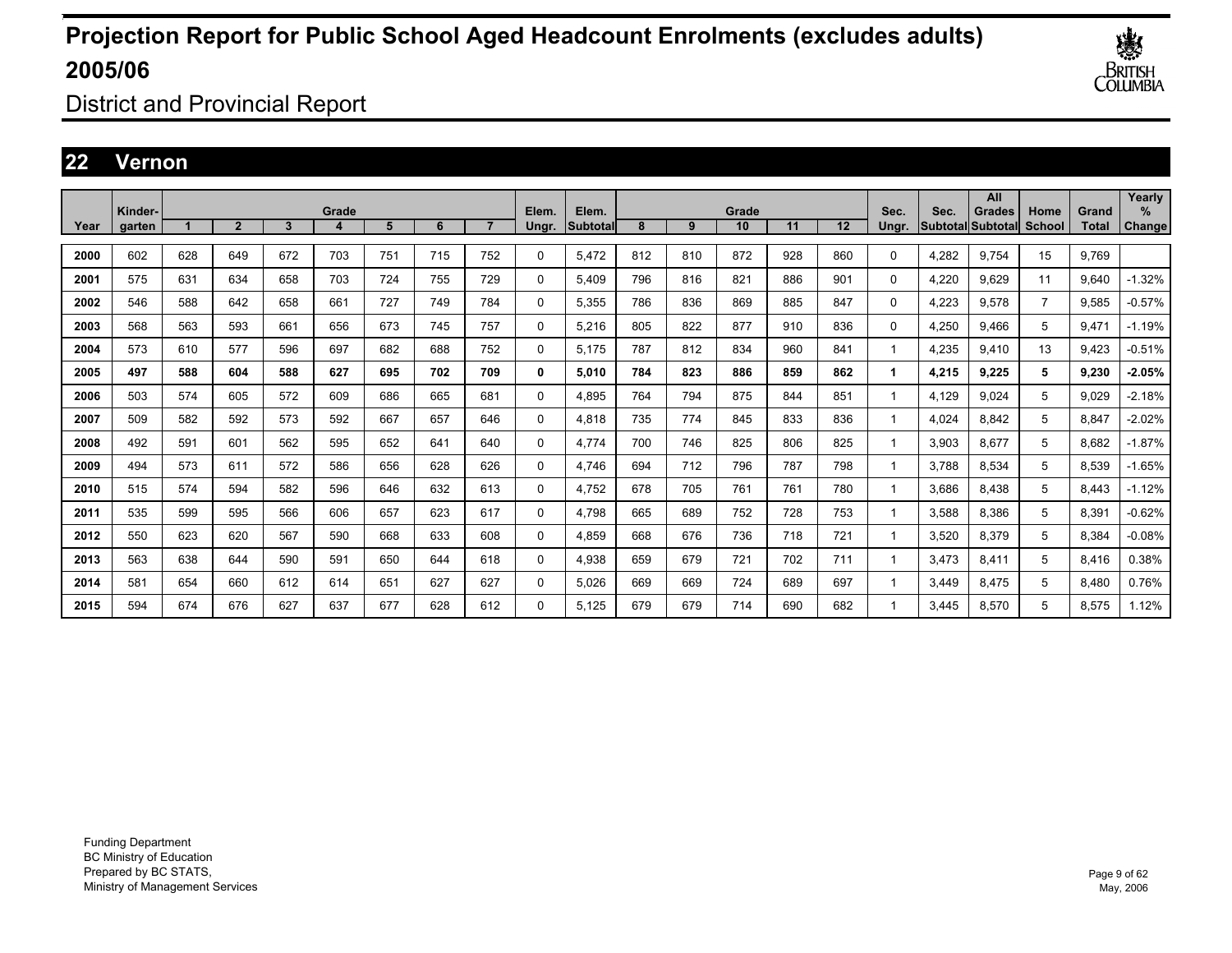# Projection Report for Public School Aged Headcount Enrolments (excludes adults) 2005/06

District and Provincial Report

## 22 Vernon

| Year | Kinder-garten | Grade 1 | 2 | 3 | 4 | 5 | 6 | 7 | Elem. Ungr. | Elem. Subtotal | Grade 8 | 9 | 10 | 11 | 12 | Sec. Ungr. | Sec. Subtotal | All Grades Subtotal | Home School | Grand Total | Yearly % Change |
|---|---|---|---|---|---|---|---|---|---|---|---|---|---|---|---|---|---|---|---|---|---|
| 2000 | 602 | 628 | 649 | 672 | 703 | 751 | 715 | 752 | 0 | 5,472 | 812 | 810 | 872 | 928 | 860 | 0 | 4,282 | 9,754 | 15 | 9,769 | |
| 2001 | 575 | 631 | 634 | 658 | 703 | 724 | 755 | 729 | 0 | 5,409 | 796 | 816 | 821 | 886 | 901 | 0 | 4,220 | 9,629 | 11 | 9,640 | -1.32% |
| 2002 | 546 | 588 | 642 | 658 | 661 | 727 | 749 | 784 | 0 | 5,355 | 786 | 836 | 869 | 885 | 847 | 0 | 4,223 | 9,578 | 7 | 9,585 | -0.57% |
| 2003 | 568 | 563 | 593 | 661 | 656 | 673 | 745 | 757 | 0 | 5,216 | 805 | 822 | 877 | 910 | 836 | 0 | 4,250 | 9,466 | 5 | 9,471 | -1.19% |
| 2004 | 573 | 610 | 577 | 596 | 697 | 682 | 688 | 752 | 0 | 5,175 | 787 | 812 | 834 | 960 | 841 | 1 | 4,235 | 9,410 | 13 | 9,423 | -0.51% |
| **2005** | **497** | **588** | **604** | **588** | **627** | **695** | **702** | **709** | **0** | **5,010** | **784** | **823** | **886** | **859** | **862** | **1** | **4,215** | **9,225** | **5** | **9,230** | **-2.05%** |
| 2006 | 503 | 574 | 605 | 572 | 609 | 686 | 665 | 681 | 0 | 4,895 | 764 | 794 | 875 | 844 | 851 | 1 | 4,129 | 9,024 | 5 | 9,029 | -2.18% |
| 2007 | 509 | 582 | 592 | 573 | 592 | 667 | 657 | 646 | 0 | 4,818 | 735 | 774 | 845 | 833 | 836 | 1 | 4,024 | 8,842 | 5 | 8,847 | -2.02% |
| 2008 | 492 | 591 | 601 | 562 | 595 | 652 | 641 | 640 | 0 | 4,774 | 700 | 746 | 825 | 806 | 825 | 1 | 3,903 | 8,677 | 5 | 8,682 | -1.87% |
| 2009 | 494 | 573 | 611 | 572 | 586 | 656 | 628 | 626 | 0 | 4,746 | 694 | 712 | 796 | 787 | 798 | 1 | 3,788 | 8,534 | 5 | 8,539 | -1.65% |
| 2010 | 515 | 574 | 594 | 582 | 596 | 646 | 632 | 613 | 0 | 4,752 | 678 | 705 | 761 | 761 | 780 | 1 | 3,686 | 8,438 | 5 | 8,443 | -1.12% |
| 2011 | 535 | 599 | 595 | 566 | 606 | 657 | 623 | 617 | 0 | 4,798 | 665 | 689 | 752 | 728 | 753 | 1 | 3,588 | 8,386 | 5 | 8,391 | -0.62% |
| 2012 | 550 | 623 | 620 | 567 | 590 | 668 | 633 | 608 | 0 | 4,859 | 668 | 676 | 736 | 718 | 721 | 1 | 3,520 | 8,379 | 5 | 8,384 | -0.08% |
| 2013 | 563 | 638 | 644 | 590 | 591 | 650 | 644 | 618 | 0 | 4,938 | 659 | 679 | 721 | 702 | 711 | 1 | 3,473 | 8,411 | 5 | 8,416 | 0.38% |
| 2014 | 581 | 654 | 660 | 612 | 614 | 651 | 627 | 627 | 0 | 5,026 | 669 | 669 | 724 | 689 | 697 | 1 | 3,449 | 8,475 | 5 | 8,480 | 0.76% |
| 2015 | 594 | 674 | 676 | 627 | 637 | 677 | 628 | 612 | 0 | 5,125 | 679 | 679 | 714 | 690 | 682 | 1 | 3,445 | 8,570 | 5 | 8,575 | 1.12% |

Funding Department
BC Ministry of Education
Prepared by BC STATS,
Ministry of Management Services

May, 2006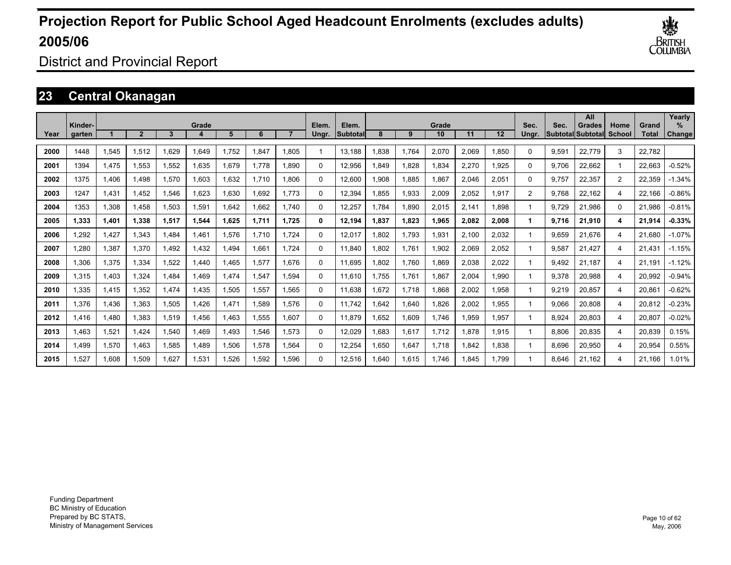# Projection Report for Public School Aged Headcount Enrolments (excludes adults) 2005/06

District and Provincial Report

## 23 Central Okanagan

| Year | Kinder-garten | Grade 1 | 2 | 3 | 4 | 5 | 6 | 7 | Elem. Ungr. | Elem. Subtotal | Grade 8 | 9 | 10 | 11 | 12 | Sec. Ungr. | Sec. Subtotal | All Grades Subtotal | Home School | Grand Total | Yearly % Change |
|---|---|---|---|---|---|---|---|---|---|---|---|---|---|---|---|---|---|---|---|---|---|
| 2000 | 1448 | 1,545 | 1,512 | 1,629 | 1,649 | 1,752 | 1,847 | 1,805 | 1 | 13,188 | 1,838 | 1,764 | 2,070 | 2,069 | 1,850 | 0 | 9,591 | 22,779 | 3 | 22,782 | |
| 2001 | 1394 | 1,475 | 1,553 | 1,552 | 1,635 | 1,679 | 1,778 | 1,890 | 0 | 12,956 | 1,849 | 1,828 | 1,834 | 2,270 | 1,925 | 0 | 9,706 | 22,662 | 1 | 22,663 | -0.52% |
| 2002 | 1375 | 1,406 | 1,498 | 1,570 | 1,603 | 1,632 | 1,710 | 1,806 | 0 | 12,600 | 1,908 | 1,885 | 1,867 | 2,046 | 2,051 | 0 | 9,757 | 22,357 | 2 | 22,359 | -1.34% |
| 2003 | 1247 | 1,431 | 1,452 | 1,546 | 1,623 | 1,630 | 1,692 | 1,773 | 0 | 12,394 | 1,855 | 1,933 | 2,009 | 2,052 | 1,917 | 2 | 9,768 | 22,162 | 4 | 22,166 | -0.86% |
| 2004 | 1353 | 1,308 | 1,458 | 1,503 | 1,591 | 1,642 | 1,662 | 1,740 | 0 | 12,257 | 1,784 | 1,890 | 2,015 | 2,141 | 1,898 | 1 | 9,729 | 21,986 | 0 | 21,986 | -0.81% |
| **2005** | **1,333** | **1,401** | **1,338** | **1,517** | **1,544** | **1,625** | **1,711** | **1,725** | **0** | **12,194** | **1,837** | **1,823** | **1,965** | **2,082** | **2,008** | **1** | **9,716** | **21,910** | **4** | **21,914** | **-0.33%** |
| 2006 | 1,292 | 1,427 | 1,343 | 1,484 | 1,461 | 1,576 | 1,710 | 1,724 | 0 | 12,017 | 1,802 | 1,793 | 1,931 | 2,100 | 2,032 | 1 | 9,659 | 21,676 | 4 | 21,680 | -1.07% |
| 2007 | 1,280 | 1,387 | 1,370 | 1,492 | 1,432 | 1,494 | 1,661 | 1,724 | 0 | 11,840 | 1,802 | 1,761 | 1,902 | 2,069 | 2,052 | 1 | 9,587 | 21,427 | 4 | 21,431 | -1.15% |
| 2008 | 1,306 | 1,375 | 1,334 | 1,522 | 1,440 | 1,465 | 1,577 | 1,676 | 0 | 11,695 | 1,802 | 1,760 | 1,869 | 2,038 | 2,022 | 1 | 9,492 | 21,187 | 4 | 21,191 | -1.12% |
| 2009 | 1,315 | 1,403 | 1,324 | 1,484 | 1,469 | 1,474 | 1,547 | 1,594 | 0 | 11,610 | 1,755 | 1,761 | 1,867 | 2,004 | 1,990 | 1 | 9,378 | 20,988 | 4 | 20,992 | -0.94% |
| 2010 | 1,335 | 1,415 | 1,352 | 1,474 | 1,435 | 1,505 | 1,557 | 1,565 | 0 | 11,638 | 1,672 | 1,718 | 1,868 | 2,002 | 1,958 | 1 | 9,219 | 20,857 | 4 | 20,861 | -0.62% |
| 2011 | 1,376 | 1,436 | 1,363 | 1,505 | 1,426 | 1,471 | 1,589 | 1,576 | 0 | 11,742 | 1,642 | 1,640 | 1,826 | 2,002 | 1,955 | 1 | 9,066 | 20,808 | 4 | 20,812 | -0.23% |
| 2012 | 1,416 | 1,480 | 1,383 | 1,519 | 1,456 | 1,463 | 1,555 | 1,607 | 0 | 11,879 | 1,652 | 1,609 | 1,746 | 1,959 | 1,957 | 1 | 8,924 | 20,803 | 4 | 20,807 | -0.02% |
| 2013 | 1,463 | 1,521 | 1,424 | 1,540 | 1,469 | 1,493 | 1,546 | 1,573 | 0 | 12,029 | 1,683 | 1,617 | 1,712 | 1,878 | 1,915 | 1 | 8,806 | 20,835 | 4 | 20,839 | 0.15% |
| 2014 | 1,499 | 1,570 | 1,463 | 1,585 | 1,489 | 1,506 | 1,578 | 1,564 | 0 | 12,254 | 1,650 | 1,647 | 1,718 | 1,842 | 1,838 | 1 | 8,696 | 20,950 | 4 | 20,954 | 0.55% |
| 2015 | 1,527 | 1,608 | 1,509 | 1,627 | 1,531 | 1,526 | 1,592 | 1,596 | 0 | 12,516 | 1,640 | 1,615 | 1,746 | 1,845 | 1,799 | 1 | 8,646 | 21,162 | 4 | 21,166 | 1.01% |

Funding Department
BC Ministry of Education
Prepared by BC STATS,
Ministry of Management Services

May, 2006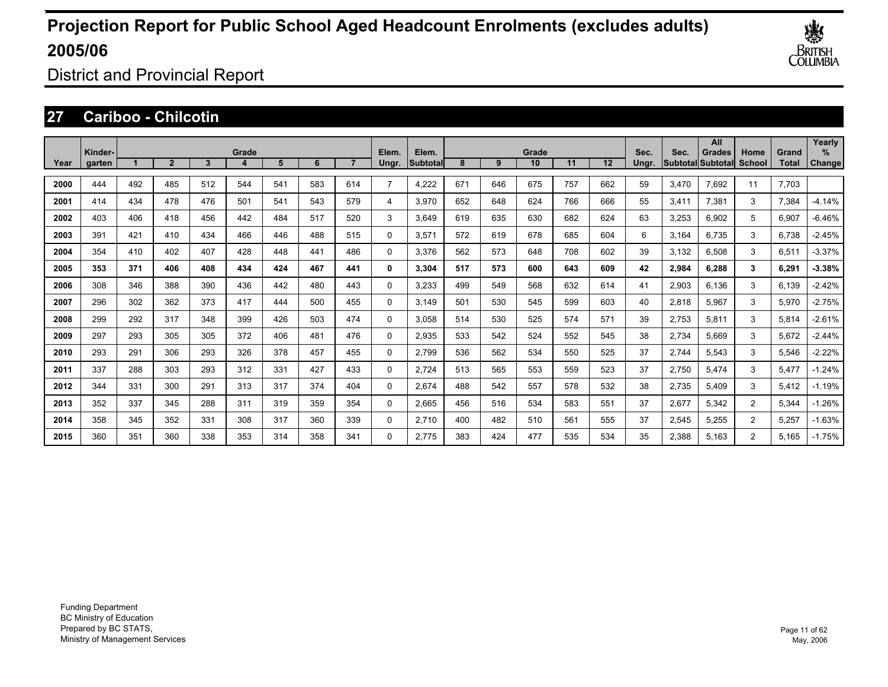# Projection Report for Public School Aged Headcount Enrolments (excludes adults) 2005/06

District and Provincial Report

## 27 Cariboo - Chilcotin

| Year | Kinder-garten | Grade 1 | 2 | 3 | 4 | 5 | 6 | 7 | Elem. Ungr. | Elem. Subtotal | Grade 8 | 9 | 10 | 11 | 12 | Sec. Ungr. | Sec. Subtotal | All Grades Subtotal | Home School | Grand Total | Yearly % Change |
|---|---|---|---|---|---|---|---|---|---|---|---|---|---|---|---|---|---|---|---|---|---|
| 2000 | 444 | 492 | 485 | 512 | 544 | 541 | 583 | 614 | 7 | 4,222 | 671 | 646 | 675 | 757 | 662 | 59 | 3,470 | 7,692 | 11 | 7,703 | |
| 2001 | 414 | 434 | 478 | 476 | 501 | 541 | 543 | 579 | 4 | 3,970 | 652 | 648 | 624 | 766 | 666 | 55 | 3,411 | 7,381 | 3 | 7,384 | -4.14% |
| 2002 | 403 | 406 | 418 | 456 | 442 | 484 | 517 | 520 | 3 | 3,649 | 619 | 635 | 630 | 682 | 624 | 63 | 3,253 | 6,902 | 5 | 6,907 | -6.46% |
| 2003 | 391 | 421 | 410 | 434 | 466 | 446 | 488 | 515 | 0 | 3,571 | 572 | 619 | 678 | 685 | 604 | 6 | 3,164 | 6,735 | 3 | 6,738 | -2.45% |
| 2004 | 354 | 410 | 402 | 407 | 428 | 448 | 441 | 486 | 0 | 3,376 | 562 | 573 | 648 | 708 | 602 | 39 | 3,132 | 6,508 | 3 | 6,511 | -3.37% |
| **2005** | **353** | **371** | **406** | **408** | **434** | **424** | **467** | **441** | **0** | **3,304** | **517** | **573** | **600** | **643** | **609** | **42** | **2,984** | **6,288** | **3** | **6,291** | **-3.38%** |
| 2006 | 308 | 346 | 388 | 390 | 436 | 442 | 480 | 443 | 0 | 3,233 | 499 | 549 | 568 | 632 | 614 | 41 | 2,903 | 6,136 | 3 | 6,139 | -2.42% |
| 2007 | 296 | 302 | 362 | 373 | 417 | 444 | 500 | 455 | 0 | 3,149 | 501 | 530 | 545 | 599 | 603 | 40 | 2,818 | 5,967 | 3 | 5,970 | -2.75% |
| 2008 | 299 | 292 | 317 | 348 | 399 | 426 | 503 | 474 | 0 | 3,058 | 514 | 530 | 525 | 574 | 571 | 39 | 2,753 | 5,811 | 3 | 5,814 | -2.61% |
| 2009 | 297 | 293 | 305 | 305 | 372 | 406 | 481 | 476 | 0 | 2,935 | 533 | 542 | 524 | 552 | 545 | 38 | 2,734 | 5,669 | 3 | 5,672 | -2.44% |
| 2010 | 293 | 291 | 306 | 293 | 326 | 378 | 457 | 455 | 0 | 2,799 | 536 | 562 | 534 | 550 | 525 | 37 | 2,744 | 5,543 | 3 | 5,546 | -2.22% |
| 2011 | 337 | 288 | 303 | 293 | 312 | 331 | 427 | 433 | 0 | 2,724 | 513 | 565 | 553 | 559 | 523 | 37 | 2,750 | 5,474 | 3 | 5,477 | -1.24% |
| 2012 | 344 | 331 | 300 | 291 | 313 | 317 | 374 | 404 | 0 | 2,674 | 488 | 542 | 557 | 578 | 532 | 38 | 2,735 | 5,409 | 3 | 5,412 | -1.19% |
| 2013 | 352 | 337 | 345 | 288 | 311 | 319 | 359 | 354 | 0 | 2,665 | 456 | 516 | 534 | 583 | 551 | 37 | 2,677 | 5,342 | 2 | 5,344 | -1.26% |
| 2014 | 358 | 345 | 352 | 331 | 308 | 317 | 360 | 339 | 0 | 2,710 | 400 | 482 | 510 | 561 | 555 | 37 | 2,545 | 5,255 | 2 | 5,257 | -1.63% |
| 2015 | 360 | 351 | 360 | 338 | 353 | 314 | 358 | 341 | 0 | 2,775 | 383 | 424 | 477 | 535 | 534 | 35 | 2,388 | 5,163 | 2 | 5,165 | -1.75% |

Funding Department
BC Ministry of Education
Prepared by BC STATS,
Ministry of Management Services

May, 2006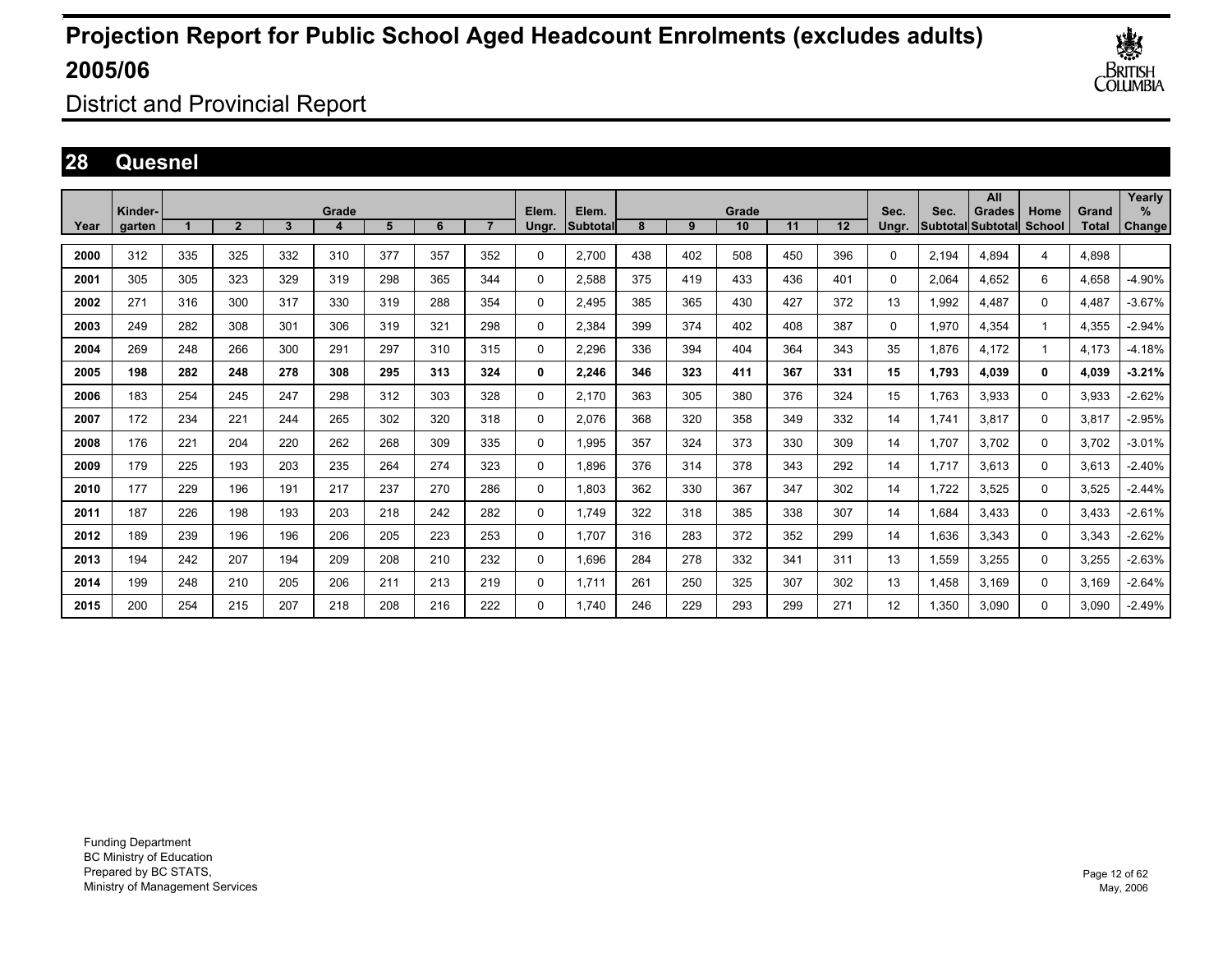# Projection Report for Public School Aged Headcount Enrolments (excludes adults) 2005/06

District and Provincial Report

## 28 Quesnel

| Year | Kinder-garten | Grade 1 | 2 | 3 | 4 | 5 | 6 | 7 | Elem. Ungr. | Elem. Subtotal | Grade 8 | 9 | 10 | 11 | 12 | Sec. Ungr. | Sec. Subtotal | All Grades Subtotal | Home School | Grand Total | Yearly % Change |
|---|---|---|---|---|---|---|---|---|---|---|---|---|---|---|---|---|---|---|---|---|---|
| **2000** | 312 | 335 | 325 | 332 | 310 | 377 | 357 | 352 | 0 | 2,700 | 438 | 402 | 508 | 450 | 396 | 0 | 2,194 | 4,894 | 4 | 4,898 | |
| **2001** | 305 | 305 | 323 | 329 | 319 | 298 | 365 | 344 | 0 | 2,588 | 375 | 419 | 433 | 436 | 401 | 0 | 2,064 | 4,652 | 6 | 4,658 | -4.90% |
| **2002** | 271 | 316 | 300 | 317 | 330 | 319 | 288 | 354 | 0 | 2,495 | 385 | 365 | 430 | 427 | 372 | 13 | 1,992 | 4,487 | 0 | 4,487 | -3.67% |
| **2003** | 249 | 282 | 308 | 301 | 306 | 319 | 321 | 298 | 0 | 2,384 | 399 | 374 | 402 | 408 | 387 | 0 | 1,970 | 4,354 | 1 | 4,355 | -2.94% |
| **2004** | 269 | 248 | 266 | 300 | 291 | 297 | 310 | 315 | 0 | 2,296 | 336 | 394 | 404 | 364 | 343 | 35 | 1,876 | 4,172 | 1 | 4,173 | -4.18% |
| **2005** | **198** | **282** | **248** | **278** | **308** | **295** | **313** | **324** | **0** | **2,246** | **346** | **323** | **411** | **367** | **331** | **15** | **1,793** | **4,039** | **0** | **4,039** | **-3.21%** |
| **2006** | 183 | 254 | 245 | 247 | 298 | 312 | 303 | 328 | 0 | 2,170 | 363 | 305 | 380 | 376 | 324 | 15 | 1,763 | 3,933 | 0 | 3,933 | -2.62% |
| **2007** | 172 | 234 | 221 | 244 | 265 | 302 | 320 | 318 | 0 | 2,076 | 368 | 320 | 358 | 349 | 332 | 14 | 1,741 | 3,817 | 0 | 3,817 | -2.95% |
| **2008** | 176 | 221 | 204 | 220 | 262 | 268 | 309 | 335 | 0 | 1,995 | 357 | 324 | 373 | 330 | 309 | 14 | 1,707 | 3,702 | 0 | 3,702 | -3.01% |
| **2009** | 179 | 225 | 193 | 203 | 235 | 264 | 274 | 323 | 0 | 1,896 | 376 | 314 | 378 | 343 | 292 | 14 | 1,717 | 3,613 | 0 | 3,613 | -2.40% |
| **2010** | 177 | 229 | 196 | 191 | 217 | 237 | 270 | 286 | 0 | 1,803 | 362 | 330 | 367 | 347 | 302 | 14 | 1,722 | 3,525 | 0 | 3,525 | -2.44% |
| **2011** | 187 | 226 | 198 | 193 | 203 | 218 | 242 | 282 | 0 | 1,749 | 322 | 318 | 385 | 338 | 307 | 14 | 1,684 | 3,433 | 0 | 3,433 | -2.61% |
| **2012** | 189 | 239 | 196 | 196 | 206 | 205 | 223 | 253 | 0 | 1,707 | 316 | 283 | 372 | 352 | 299 | 14 | 1,636 | 3,343 | 0 | 3,343 | -2.62% |
| **2013** | 194 | 242 | 207 | 194 | 209 | 208 | 210 | 232 | 0 | 1,696 | 284 | 278 | 332 | 341 | 311 | 13 | 1,559 | 3,255 | 0 | 3,255 | -2.63% |
| **2014** | 199 | 248 | 210 | 205 | 206 | 211 | 213 | 219 | 0 | 1,711 | 261 | 250 | 325 | 307 | 302 | 13 | 1,458 | 3,169 | 0 | 3,169 | -2.64% |
| **2015** | 200 | 254 | 215 | 207 | 218 | 208 | 216 | 222 | 0 | 1,740 | 246 | 229 | 293 | 299 | 271 | 12 | 1,350 | 3,090 | 0 | 3,090 | -2.49% |

Funding Department
BC Ministry of Education
Prepared by BC STATS,
Ministry of Management Services

May, 2006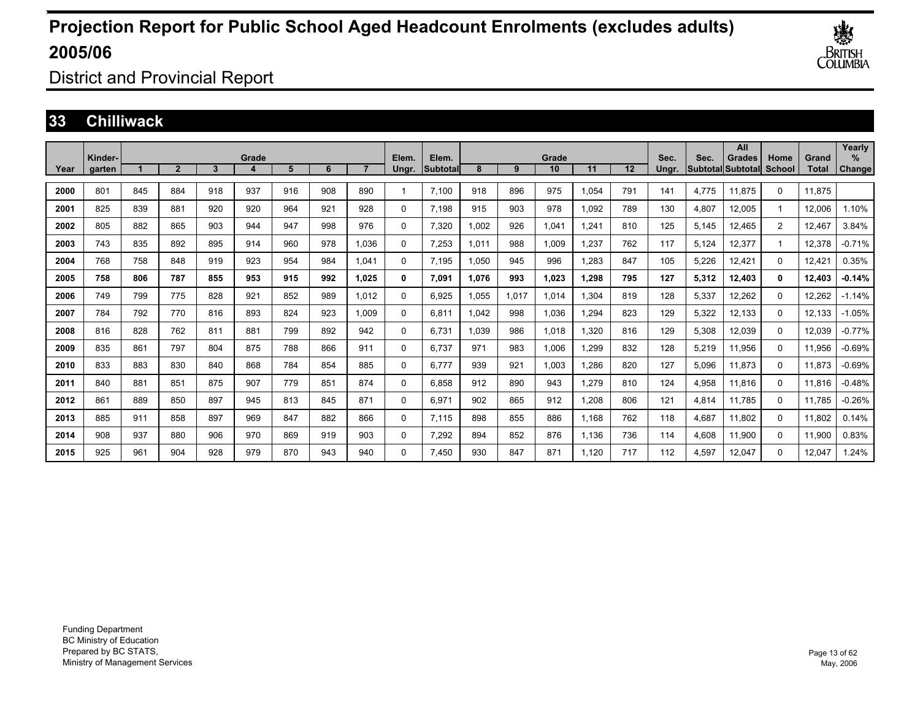# Projection Report for Public School Aged Headcount Enrolments (excludes adults) 2005/06

District and Provincial Report

## 33 Chilliwack

| Year | Kinder-garten | Grade 1 | 2 | 3 | 4 | 5 | 6 | 7 | Elem. Ungr. | Elem. Subtotal | Grade 8 | 9 | 10 | 11 | 12 | Sec. Ungr. | Sec. Subtotal | All Grades Subtotal | Home School | Grand Total | Yearly % Change |
|---|---|---|---|---|---|---|---|---|---|---|---|---|---|---|---|---|---|---|---|---|---|
| 2000 | 801 | 845 | 884 | 918 | 937 | 916 | 908 | 890 | 1 | 7,100 | 918 | 896 | 975 | 1,054 | 791 | 141 | 4,775 | 11,875 | 0 | 11,875 | |
| 2001 | 825 | 839 | 881 | 920 | 920 | 964 | 921 | 928 | 0 | 7,198 | 915 | 903 | 978 | 1,092 | 789 | 130 | 4,807 | 12,005 | 1 | 12,006 | 1.10% |
| 2002 | 805 | 882 | 865 | 903 | 944 | 947 | 998 | 976 | 0 | 7,320 | 1,002 | 926 | 1,041 | 1,241 | 810 | 125 | 5,145 | 12,465 | 2 | 12,467 | 3.84% |
| 2003 | 743 | 835 | 892 | 895 | 914 | 960 | 978 | 1,036 | 0 | 7,253 | 1,011 | 988 | 1,009 | 1,237 | 762 | 117 | 5,124 | 12,377 | 1 | 12,378 | -0.71% |
| 2004 | 768 | 758 | 848 | 919 | 923 | 954 | 984 | 1,041 | 0 | 7,195 | 1,050 | 945 | 996 | 1,283 | 847 | 105 | 5,226 | 12,421 | 0 | 12,421 | 0.35% |
| **2005** | **758** | **806** | **787** | **855** | **953** | **915** | **992** | **1,025** | **0** | **7,091** | **1,076** | **993** | **1,023** | **1,298** | **795** | **127** | **5,312** | **12,403** | **0** | **12,403** | **-0.14%** |
| 2006 | 749 | 799 | 775 | 828 | 921 | 852 | 989 | 1,012 | 0 | 6,925 | 1,055 | 1,017 | 1,014 | 1,304 | 819 | 128 | 5,337 | 12,262 | 0 | 12,262 | -1.14% |
| 2007 | 784 | 792 | 770 | 816 | 893 | 824 | 923 | 1,009 | 0 | 6,811 | 1,042 | 998 | 1,036 | 1,294 | 823 | 129 | 5,322 | 12,133 | 0 | 12,133 | -1.05% |
| 2008 | 816 | 828 | 762 | 811 | 881 | 799 | 892 | 942 | 0 | 6,731 | 1,039 | 986 | 1,018 | 1,320 | 816 | 129 | 5,308 | 12,039 | 0 | 12,039 | -0.77% |
| 2009 | 835 | 861 | 797 | 804 | 875 | 788 | 866 | 911 | 0 | 6,737 | 971 | 983 | 1,006 | 1,299 | 832 | 128 | 5,219 | 11,956 | 0 | 11,956 | -0.69% |
| 2010 | 833 | 883 | 830 | 840 | 868 | 784 | 854 | 885 | 0 | 6,777 | 939 | 921 | 1,003 | 1,286 | 820 | 127 | 5,096 | 11,873 | 0 | 11,873 | -0.69% |
| 2011 | 840 | 881 | 851 | 875 | 907 | 779 | 851 | 874 | 0 | 6,858 | 912 | 890 | 943 | 1,279 | 810 | 124 | 4,958 | 11,816 | 0 | 11,816 | -0.48% |
| 2012 | 861 | 889 | 850 | 897 | 945 | 813 | 845 | 871 | 0 | 6,971 | 902 | 865 | 912 | 1,208 | 806 | 121 | 4,814 | 11,785 | 0 | 11,785 | -0.26% |
| 2013 | 885 | 911 | 858 | 897 | 969 | 847 | 882 | 866 | 0 | 7,115 | 898 | 855 | 886 | 1,168 | 762 | 118 | 4,687 | 11,802 | 0 | 11,802 | 0.14% |
| 2014 | 908 | 937 | 880 | 906 | 970 | 869 | 919 | 903 | 0 | 7,292 | 894 | 852 | 876 | 1,136 | 736 | 114 | 4,608 | 11,900 | 0 | 11,900 | 0.83% |
| 2015 | 925 | 961 | 904 | 928 | 979 | 870 | 943 | 940 | 0 | 7,450 | 930 | 847 | 871 | 1,120 | 717 | 112 | 4,597 | 12,047 | 0 | 12,047 | 1.24% |

Funding Department
BC Ministry of Education
Prepared by BC STATS,
Ministry of Management Services

May, 2006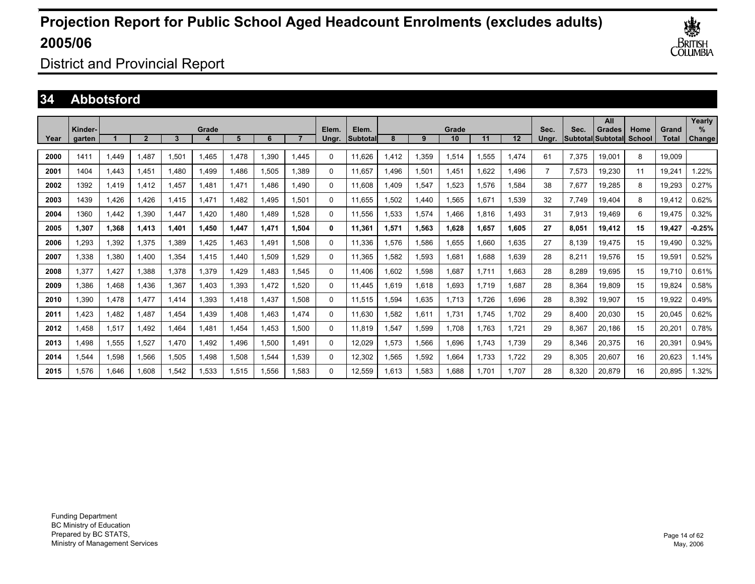# Projection Report for Public School Aged Headcount Enrolments (excludes adults) 2005/06

District and Provincial Report

## 34 Abbotsford

| Year | Kinder-garten | Grade 1 | 2 | 3 | 4 | 5 | 6 | 7 | Elem. Ungr. | Elem. Subtotal | Grade 8 | 9 | 10 | 11 | 12 | Sec. Ungr. | Sec. Subtotal | All Grades Subtotal | Home School | Grand Total | Yearly % Change |
|---|---|---|---|---|---|---|---|---|---|---|---|---|---|---|---|---|---|---|---|---|---|
| 2000 | 1411 | 1,449 | 1,487 | 1,501 | 1,465 | 1,478 | 1,390 | 1,445 | 0 | 11,626 | 1,412 | 1,359 | 1,514 | 1,555 | 1,474 | 61 | 7,375 | 19,001 | 8 | 19,009 | |
| 2001 | 1404 | 1,443 | 1,451 | 1,480 | 1,499 | 1,486 | 1,505 | 1,389 | 0 | 11,657 | 1,496 | 1,501 | 1,451 | 1,622 | 1,496 | 7 | 7,573 | 19,230 | 11 | 19,241 | 1.22% |
| 2002 | 1392 | 1,419 | 1,412 | 1,457 | 1,481 | 1,471 | 1,486 | 1,490 | 0 | 11,608 | 1,409 | 1,547 | 1,523 | 1,576 | 1,584 | 38 | 7,677 | 19,285 | 8 | 19,293 | 0.27% |
| 2003 | 1439 | 1,426 | 1,426 | 1,415 | 1,471 | 1,482 | 1,495 | 1,501 | 0 | 11,655 | 1,502 | 1,440 | 1,565 | 1,671 | 1,539 | 32 | 7,749 | 19,404 | 8 | 19,412 | 0.62% |
| 2004 | 1360 | 1,442 | 1,390 | 1,447 | 1,420 | 1,480 | 1,489 | 1,528 | 0 | 11,556 | 1,533 | 1,574 | 1,466 | 1,816 | 1,493 | 31 | 7,913 | 19,469 | 6 | 19,475 | 0.32% |
| **2005** | **1,307** | **1,368** | **1,413** | **1,401** | **1,450** | **1,447** | **1,471** | **1,504** | **0** | **11,361** | **1,571** | **1,563** | **1,628** | **1,657** | **1,605** | **27** | **8,051** | **19,412** | **15** | **19,427** | **-0.25%** |
| 2006 | 1,293 | 1,392 | 1,375 | 1,389 | 1,425 | 1,463 | 1,491 | 1,508 | 0 | 11,336 | 1,576 | 1,586 | 1,655 | 1,660 | 1,635 | 27 | 8,139 | 19,475 | 15 | 19,490 | 0.32% |
| 2007 | 1,338 | 1,380 | 1,400 | 1,354 | 1,415 | 1,440 | 1,509 | 1,529 | 0 | 11,365 | 1,582 | 1,593 | 1,681 | 1,688 | 1,639 | 28 | 8,211 | 19,576 | 15 | 19,591 | 0.52% |
| 2008 | 1,377 | 1,427 | 1,388 | 1,378 | 1,379 | 1,429 | 1,483 | 1,545 | 0 | 11,406 | 1,602 | 1,598 | 1,687 | 1,711 | 1,663 | 28 | 8,289 | 19,695 | 15 | 19,710 | 0.61% |
| 2009 | 1,386 | 1,468 | 1,436 | 1,367 | 1,403 | 1,393 | 1,472 | 1,520 | 0 | 11,445 | 1,619 | 1,618 | 1,693 | 1,719 | 1,687 | 28 | 8,364 | 19,809 | 15 | 19,824 | 0.58% |
| 2010 | 1,390 | 1,478 | 1,477 | 1,414 | 1,393 | 1,418 | 1,437 | 1,508 | 0 | 11,515 | 1,594 | 1,635 | 1,713 | 1,726 | 1,696 | 28 | 8,392 | 19,907 | 15 | 19,922 | 0.49% |
| 2011 | 1,423 | 1,482 | 1,487 | 1,454 | 1,439 | 1,408 | 1,463 | 1,474 | 0 | 11,630 | 1,582 | 1,611 | 1,731 | 1,745 | 1,702 | 29 | 8,400 | 20,030 | 15 | 20,045 | 0.62% |
| 2012 | 1,458 | 1,517 | 1,492 | 1,464 | 1,481 | 1,454 | 1,453 | 1,500 | 0 | 11,819 | 1,547 | 1,599 | 1,708 | 1,763 | 1,721 | 29 | 8,367 | 20,186 | 15 | 20,201 | 0.78% |
| 2013 | 1,498 | 1,555 | 1,527 | 1,470 | 1,492 | 1,496 | 1,500 | 1,491 | 0 | 12,029 | 1,573 | 1,566 | 1,696 | 1,743 | 1,739 | 29 | 8,346 | 20,375 | 16 | 20,391 | 0.94% |
| 2014 | 1,544 | 1,598 | 1,566 | 1,505 | 1,498 | 1,508 | 1,544 | 1,539 | 0 | 12,302 | 1,565 | 1,592 | 1,664 | 1,733 | 1,722 | 29 | 8,305 | 20,607 | 16 | 20,623 | 1.14% |
| 2015 | 1,576 | 1,646 | 1,608 | 1,542 | 1,533 | 1,515 | 1,556 | 1,583 | 0 | 12,559 | 1,613 | 1,583 | 1,688 | 1,701 | 1,707 | 28 | 8,320 | 20,879 | 16 | 20,895 | 1.32% |

Funding Department
BC Ministry of Education
Prepared by BC STATS,
Ministry of Management Services

May, 2006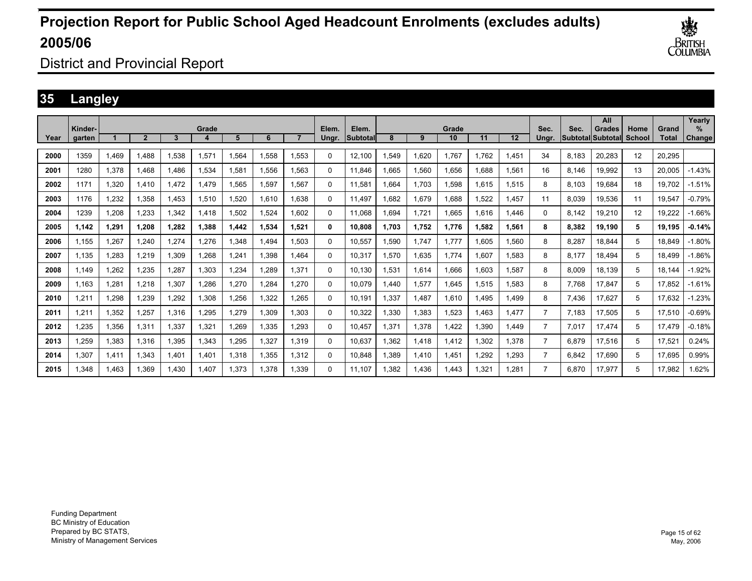# Projection Report for Public School Aged Headcount Enrolments (excludes adults) 2005/06

District and Provincial Report

## 35 Langley

| Year | Kinder-garten | Grade 1 | 2 | 3 | 4 | 5 | 6 | 7 | Elem. Ungr. | Elem. Subtotal | Grade 8 | 9 | 10 | 11 | 12 | Sec. Ungr. | Sec. Subtotal | All Grades Subtotal | Home School | Grand Total | Yearly % Change |
|---|---|---|---|---|---|---|---|---|---|---|---|---|---|---|---|---|---|---|---|---|---|
| 2000 | 1359 | 1,469 | 1,488 | 1,538 | 1,571 | 1,564 | 1,558 | 1,553 | 0 | 12,100 | 1,549 | 1,620 | 1,767 | 1,762 | 1,451 | 34 | 8,183 | 20,283 | 12 | 20,295 | |
| 2001 | 1280 | 1,378 | 1,468 | 1,486 | 1,534 | 1,581 | 1,556 | 1,563 | 0 | 11,846 | 1,665 | 1,560 | 1,656 | 1,688 | 1,561 | 16 | 8,146 | 19,992 | 13 | 20,005 | -1.43% |
| 2002 | 1171 | 1,320 | 1,410 | 1,472 | 1,479 | 1,565 | 1,597 | 1,567 | 0 | 11,581 | 1,664 | 1,703 | 1,598 | 1,615 | 1,515 | 8 | 8,103 | 19,684 | 18 | 19,702 | -1.51% |
| 2003 | 1176 | 1,232 | 1,358 | 1,453 | 1,510 | 1,520 | 1,610 | 1,638 | 0 | 11,497 | 1,682 | 1,679 | 1,688 | 1,522 | 1,457 | 11 | 8,039 | 19,536 | 11 | 19,547 | -0.79% |
| 2004 | 1239 | 1,208 | 1,233 | 1,342 | 1,418 | 1,502 | 1,524 | 1,602 | 0 | 11,068 | 1,694 | 1,721 | 1,665 | 1,616 | 1,446 | 0 | 8,142 | 19,210 | 12 | 19,222 | -1.66% |
| **2005** | **1,142** | **1,291** | **1,208** | **1,282** | **1,388** | **1,442** | **1,534** | **1,521** | **0** | **10,808** | **1,703** | **1,752** | **1,776** | **1,582** | **1,561** | **8** | **8,382** | **19,190** | **5** | **19,195** | **-0.14%** |
| 2006 | 1,155 | 1,267 | 1,240 | 1,274 | 1,276 | 1,348 | 1,494 | 1,503 | 0 | 10,557 | 1,590 | 1,747 | 1,777 | 1,605 | 1,560 | 8 | 8,287 | 18,844 | 5 | 18,849 | -1.80% |
| 2007 | 1,135 | 1,283 | 1,219 | 1,309 | 1,268 | 1,241 | 1,398 | 1,464 | 0 | 10,317 | 1,570 | 1,635 | 1,774 | 1,607 | 1,583 | 8 | 8,177 | 18,494 | 5 | 18,499 | -1.86% |
| 2008 | 1,149 | 1,262 | 1,235 | 1,287 | 1,303 | 1,234 | 1,289 | 1,371 | 0 | 10,130 | 1,531 | 1,614 | 1,666 | 1,603 | 1,587 | 8 | 8,009 | 18,139 | 5 | 18,144 | -1.92% |
| 2009 | 1,163 | 1,281 | 1,218 | 1,307 | 1,286 | 1,270 | 1,284 | 1,270 | 0 | 10,079 | 1,440 | 1,577 | 1,645 | 1,515 | 1,583 | 8 | 7,768 | 17,847 | 5 | 17,852 | -1.61% |
| 2010 | 1,211 | 1,298 | 1,239 | 1,292 | 1,308 | 1,256 | 1,322 | 1,265 | 0 | 10,191 | 1,337 | 1,487 | 1,610 | 1,495 | 1,499 | 8 | 7,436 | 17,627 | 5 | 17,632 | -1.23% |
| 2011 | 1,211 | 1,352 | 1,257 | 1,316 | 1,295 | 1,279 | 1,309 | 1,303 | 0 | 10,322 | 1,330 | 1,383 | 1,523 | 1,463 | 1,477 | 7 | 7,183 | 17,505 | 5 | 17,510 | -0.69% |
| 2012 | 1,235 | 1,356 | 1,311 | 1,337 | 1,321 | 1,269 | 1,335 | 1,293 | 0 | 10,457 | 1,371 | 1,378 | 1,422 | 1,390 | 1,449 | 7 | 7,017 | 17,474 | 5 | 17,479 | -0.18% |
| 2013 | 1,259 | 1,383 | 1,316 | 1,395 | 1,343 | 1,295 | 1,327 | 1,319 | 0 | 10,637 | 1,362 | 1,418 | 1,412 | 1,302 | 1,378 | 7 | 6,879 | 17,516 | 5 | 17,521 | 0.24% |
| 2014 | 1,307 | 1,411 | 1,343 | 1,401 | 1,401 | 1,318 | 1,355 | 1,312 | 0 | 10,848 | 1,389 | 1,410 | 1,451 | 1,292 | 1,293 | 7 | 6,842 | 17,690 | 5 | 17,695 | 0.99% |
| 2015 | 1,348 | 1,463 | 1,369 | 1,430 | 1,407 | 1,373 | 1,378 | 1,339 | 0 | 11,107 | 1,382 | 1,436 | 1,443 | 1,321 | 1,281 | 7 | 6,870 | 17,977 | 5 | 17,982 | 1.62% |

Funding Department
BC Ministry of Education
Prepared by BC STATS,
Ministry of Management Services

May, 2006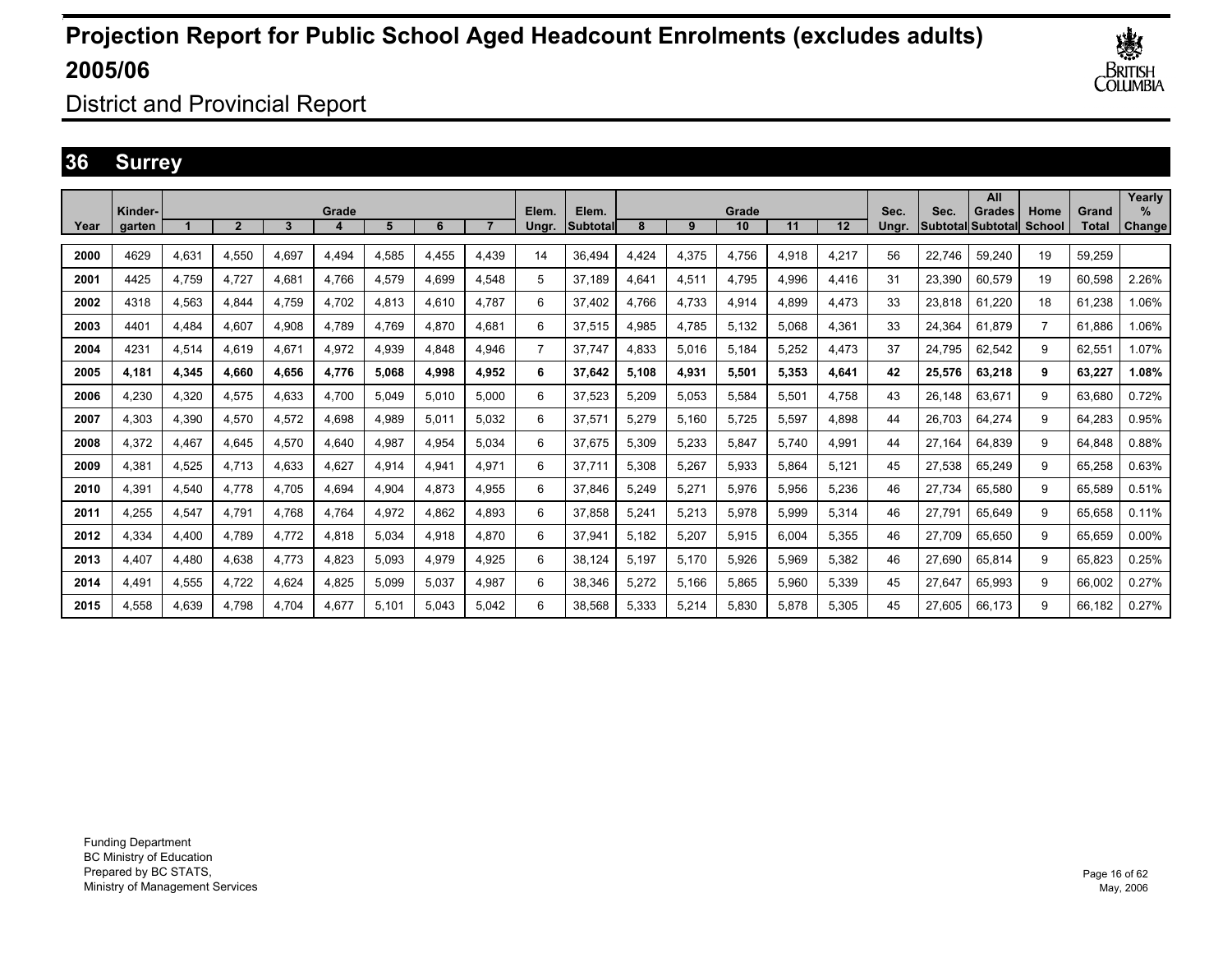# Projection Report for Public School Aged Headcount Enrolments (excludes adults) 2005/06

District and Provincial Report

## 36 Surrey

| Year | Kinder-garten | Grade 1 | 2 | 3 | 4 | 5 | 6 | 7 | Elem. Ungr. | Elem. Subtotal | Grade 8 | 9 | 10 | 11 | 12 | Sec. Ungr. | Sec. Subtotal | All Grades Subtotal | Home School | Grand Total | Yearly % Change |
|---|---|---|---|---|---|---|---|---|---|---|---|---|---|---|---|---|---|---|---|---|---|
| 2000 | 4629 | 4,631 | 4,550 | 4,697 | 4,494 | 4,585 | 4,455 | 4,439 | 14 | 36,494 | 4,424 | 4,375 | 4,756 | 4,918 | 4,217 | 56 | 22,746 | 59,240 | 19 | 59,259 | |
| 2001 | 4425 | 4,759 | 4,727 | 4,681 | 4,766 | 4,579 | 4,699 | 4,548 | 5 | 37,189 | 4,641 | 4,511 | 4,795 | 4,996 | 4,416 | 31 | 23,390 | 60,579 | 19 | 60,598 | 2.26% |
| 2002 | 4318 | 4,563 | 4,844 | 4,759 | 4,702 | 4,813 | 4,610 | 4,787 | 6 | 37,402 | 4,766 | 4,733 | 4,914 | 4,899 | 4,473 | 33 | 23,818 | 61,220 | 18 | 61,238 | 1.06% |
| 2003 | 4401 | 4,484 | 4,607 | 4,908 | 4,789 | 4,769 | 4,870 | 4,681 | 6 | 37,515 | 4,985 | 4,785 | 5,132 | 5,068 | 4,361 | 33 | 24,364 | 61,879 | 7 | 61,886 | 1.06% |
| 2004 | 4231 | 4,514 | 4,619 | 4,671 | 4,972 | 4,939 | 4,848 | 4,946 | 7 | 37,747 | 4,833 | 5,016 | 5,184 | 5,252 | 4,473 | 37 | 24,795 | 62,542 | 9 | 62,551 | 1.07% |
| **2005** | **4,181** | **4,345** | **4,660** | **4,656** | **4,776** | **5,068** | **4,998** | **4,952** | **6** | **37,642** | **5,108** | **4,931** | **5,501** | **5,353** | **4,641** | **42** | **25,576** | **63,218** | **9** | **63,227** | **1.08%** |
| 2006 | 4,230 | 4,320 | 4,575 | 4,633 | 4,700 | 5,049 | 5,010 | 5,000 | 6 | 37,523 | 5,209 | 5,053 | 5,584 | 5,501 | 4,758 | 43 | 26,148 | 63,671 | 9 | 63,680 | 0.72% |
| 2007 | 4,303 | 4,390 | 4,570 | 4,572 | 4,698 | 4,989 | 5,011 | 5,032 | 6 | 37,571 | 5,279 | 5,160 | 5,725 | 5,597 | 4,898 | 44 | 26,703 | 64,274 | 9 | 64,283 | 0.95% |
| 2008 | 4,372 | 4,467 | 4,645 | 4,570 | 4,640 | 4,987 | 4,954 | 5,034 | 6 | 37,675 | 5,309 | 5,233 | 5,847 | 5,740 | 4,991 | 44 | 27,164 | 64,839 | 9 | 64,848 | 0.88% |
| 2009 | 4,381 | 4,525 | 4,713 | 4,633 | 4,627 | 4,914 | 4,941 | 4,971 | 6 | 37,711 | 5,308 | 5,267 | 5,933 | 5,864 | 5,121 | 45 | 27,538 | 65,249 | 9 | 65,258 | 0.63% |
| 2010 | 4,391 | 4,540 | 4,778 | 4,705 | 4,694 | 4,904 | 4,873 | 4,955 | 6 | 37,846 | 5,249 | 5,271 | 5,976 | 5,956 | 5,236 | 46 | 27,734 | 65,580 | 9 | 65,589 | 0.51% |
| 2011 | 4,255 | 4,547 | 4,791 | 4,768 | 4,764 | 4,972 | 4,862 | 4,893 | 6 | 37,858 | 5,241 | 5,213 | 5,978 | 5,999 | 5,314 | 46 | 27,791 | 65,649 | 9 | 65,658 | 0.11% |
| 2012 | 4,334 | 4,400 | 4,789 | 4,772 | 4,818 | 5,034 | 4,918 | 4,870 | 6 | 37,941 | 5,182 | 5,207 | 5,915 | 6,004 | 5,355 | 46 | 27,709 | 65,650 | 9 | 65,659 | 0.00% |
| 2013 | 4,407 | 4,480 | 4,638 | 4,773 | 4,823 | 5,093 | 4,979 | 4,925 | 6 | 38,124 | 5,197 | 5,170 | 5,926 | 5,969 | 5,382 | 46 | 27,690 | 65,814 | 9 | 65,823 | 0.25% |
| 2014 | 4,491 | 4,555 | 4,722 | 4,624 | 4,825 | 5,099 | 5,037 | 4,987 | 6 | 38,346 | 5,272 | 5,166 | 5,865 | 5,960 | 5,339 | 45 | 27,647 | 65,993 | 9 | 66,002 | 0.27% |
| 2015 | 4,558 | 4,639 | 4,798 | 4,704 | 4,677 | 5,101 | 5,043 | 5,042 | 6 | 38,568 | 5,333 | 5,214 | 5,830 | 5,878 | 5,305 | 45 | 27,605 | 66,173 | 9 | 66,182 | 0.27% |

Funding Department
BC Ministry of Education
Prepared by BC STATS,
Ministry of Management Services

May, 2006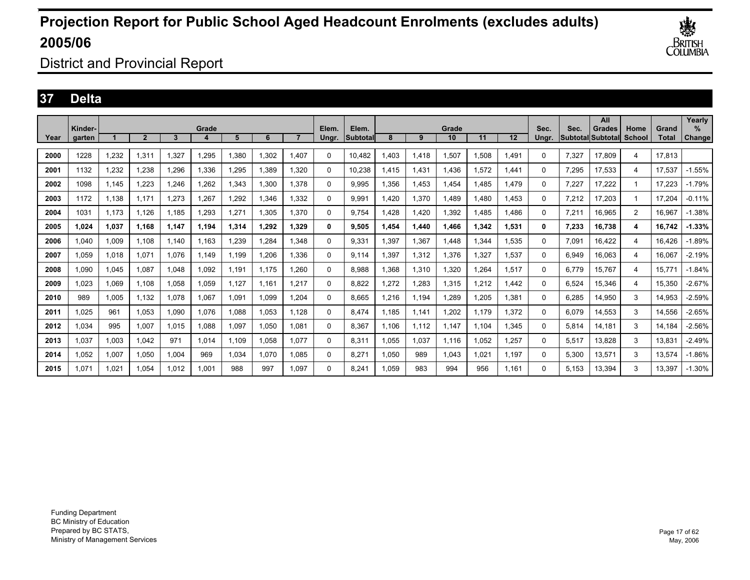# Projection Report for Public School Aged Headcount Enrolments (excludes adults) 2005/06

District and Provincial Report

## 37 Delta

| Year | Kinder-garten | Grade 1 | 2 | 3 | 4 | 5 | 6 | 7 | Elem. Ungr. | Elem. Subtotal | Grade 8 | 9 | 10 | 11 | 12 | Sec. Ungr. | Sec. Subtotal | All Grades Subtotal | Home School | Grand Total | Yearly % Change |
|---|---|---|---|---|---|---|---|---|---|---|---|---|---|---|---|---|---|---|---|---|---|
| 2000 | 1228 | 1,232 | 1,311 | 1,327 | 1,295 | 1,380 | 1,302 | 1,407 | 0 | 10,482 | 1,403 | 1,418 | 1,507 | 1,508 | 1,491 | 0 | 7,327 | 17,809 | 4 | 17,813 | |
| 2001 | 1132 | 1,232 | 1,238 | 1,296 | 1,336 | 1,295 | 1,389 | 1,320 | 0 | 10,238 | 1,415 | 1,431 | 1,436 | 1,572 | 1,441 | 0 | 7,295 | 17,533 | 4 | 17,537 | -1.55% |
| 2002 | 1098 | 1,145 | 1,223 | 1,246 | 1,262 | 1,343 | 1,300 | 1,378 | 0 | 9,995 | 1,356 | 1,453 | 1,454 | 1,485 | 1,479 | 0 | 7,227 | 17,222 | 1 | 17,223 | -1.79% |
| 2003 | 1172 | 1,138 | 1,171 | 1,273 | 1,267 | 1,292 | 1,346 | 1,332 | 0 | 9,991 | 1,420 | 1,370 | 1,489 | 1,480 | 1,453 | 0 | 7,212 | 17,203 | 1 | 17,204 | -0.11% |
| 2004 | 1031 | 1,173 | 1,126 | 1,185 | 1,293 | 1,271 | 1,305 | 1,370 | 0 | 9,754 | 1,428 | 1,420 | 1,392 | 1,485 | 1,486 | 0 | 7,211 | 16,965 | 2 | 16,967 | -1.38% |
| **2005** | **1,024** | **1,037** | **1,168** | **1,147** | **1,194** | **1,314** | **1,292** | **1,329** | **0** | **9,505** | **1,454** | **1,440** | **1,466** | **1,342** | **1,531** | **0** | **7,233** | **16,738** | **4** | **16,742** | **-1.33%** |
| 2006 | 1,040 | 1,009 | 1,108 | 1,140 | 1,163 | 1,239 | 1,284 | 1,348 | 0 | 9,331 | 1,397 | 1,367 | 1,448 | 1,344 | 1,535 | 0 | 7,091 | 16,422 | 4 | 16,426 | -1.89% |
| 2007 | 1,059 | 1,018 | 1,071 | 1,076 | 1,149 | 1,199 | 1,206 | 1,336 | 0 | 9,114 | 1,397 | 1,312 | 1,376 | 1,327 | 1,537 | 0 | 6,949 | 16,063 | 4 | 16,067 | -2.19% |
| 2008 | 1,090 | 1,045 | 1,087 | 1,048 | 1,092 | 1,191 | 1,175 | 1,260 | 0 | 8,988 | 1,368 | 1,310 | 1,320 | 1,264 | 1,517 | 0 | 6,779 | 15,767 | 4 | 15,771 | -1.84% |
| 2009 | 1,023 | 1,069 | 1,108 | 1,058 | 1,059 | 1,127 | 1,161 | 1,217 | 0 | 8,822 | 1,272 | 1,283 | 1,315 | 1,212 | 1,442 | 0 | 6,524 | 15,346 | 4 | 15,350 | -2.67% |
| 2010 | 989 | 1,005 | 1,132 | 1,078 | 1,067 | 1,091 | 1,099 | 1,204 | 0 | 8,665 | 1,216 | 1,194 | 1,289 | 1,205 | 1,381 | 0 | 6,285 | 14,950 | 3 | 14,953 | -2.59% |
| 2011 | 1,025 | 961 | 1,053 | 1,090 | 1,076 | 1,088 | 1,053 | 1,128 | 0 | 8,474 | 1,185 | 1,141 | 1,202 | 1,179 | 1,372 | 0 | 6,079 | 14,553 | 3 | 14,556 | -2.65% |
| 2012 | 1,034 | 995 | 1,007 | 1,015 | 1,088 | 1,097 | 1,050 | 1,081 | 0 | 8,367 | 1,106 | 1,112 | 1,147 | 1,104 | 1,345 | 0 | 5,814 | 14,181 | 3 | 14,184 | -2.56% |
| 2013 | 1,037 | 1,003 | 1,042 | 971 | 1,014 | 1,109 | 1,058 | 1,077 | 0 | 8,311 | 1,055 | 1,037 | 1,116 | 1,052 | 1,257 | 0 | 5,517 | 13,828 | 3 | 13,831 | -2.49% |
| 2014 | 1,052 | 1,007 | 1,050 | 1,004 | 969 | 1,034 | 1,070 | 1,085 | 0 | 8,271 | 1,050 | 989 | 1,043 | 1,021 | 1,197 | 0 | 5,300 | 13,571 | 3 | 13,574 | -1.86% |
| 2015 | 1,071 | 1,021 | 1,054 | 1,012 | 1,001 | 988 | 997 | 1,097 | 0 | 8,241 | 1,059 | 983 | 994 | 956 | 1,161 | 0 | 5,153 | 13,394 | 3 | 13,397 | -1.30% |

Funding Department
BC Ministry of Education
Prepared by BC STATS,
Ministry of Management Services

May, 2006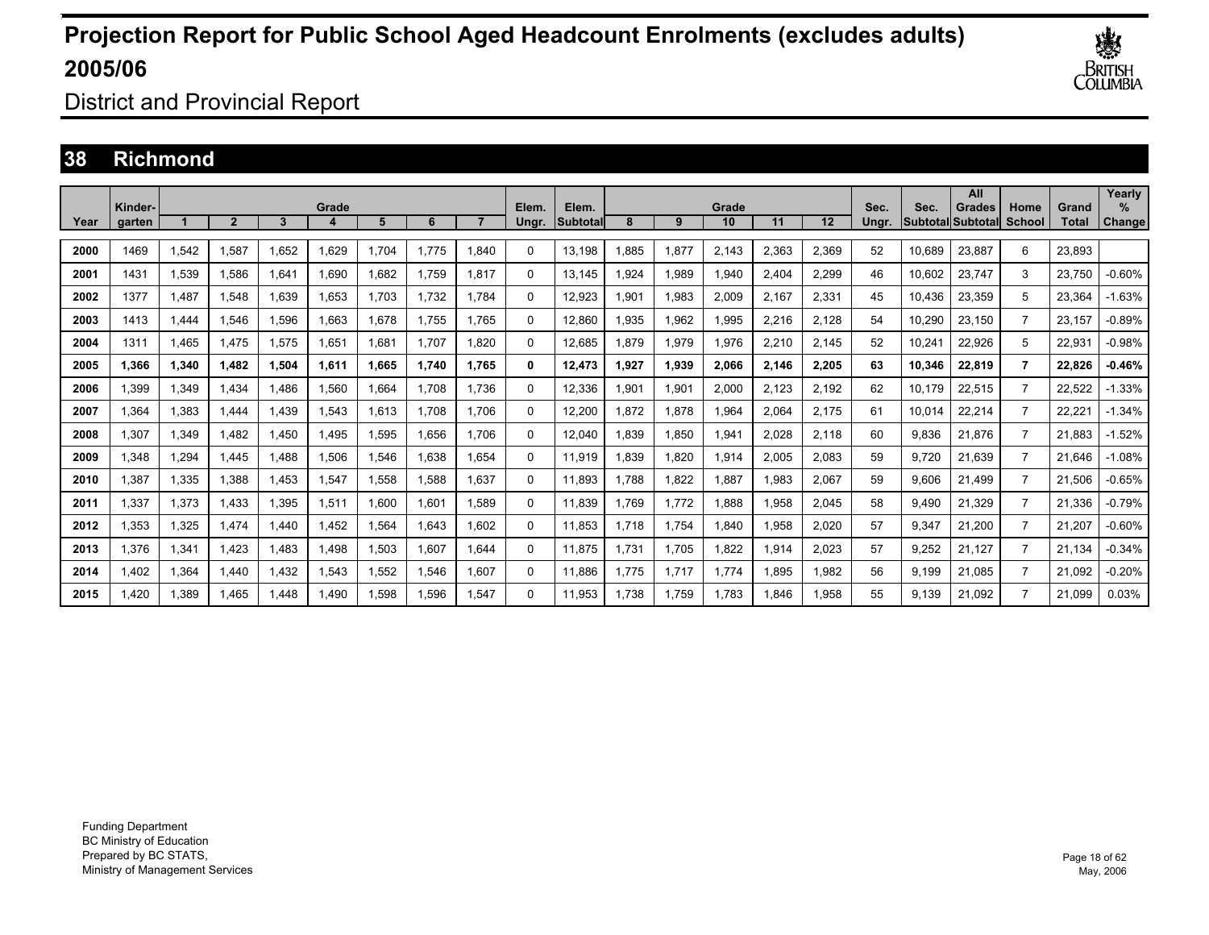# Projection Report for Public School Aged Headcount Enrolments (excludes adults) 2005/06

District and Provincial Report

## 38 Richmond

| Year | Kinder-garten | Grade 1 | 2 | 3 | 4 | 5 | 6 | 7 | Elem. Ungr. | Elem. Subtotal | Grade 8 | 9 | 10 | 11 | 12 | Sec. Ungr. | Sec. Subtotal | All Grades Subtotal | Home School | Grand Total | Yearly % Change |
|---|---|---|---|---|---|---|---|---|---|---|---|---|---|---|---|---|---|---|---|---|---|
| 2000 | 1469 | 1,542 | 1,587 | 1,652 | 1,629 | 1,704 | 1,775 | 1,840 | 0 | 13,198 | 1,885 | 1,877 | 2,143 | 2,363 | 2,369 | 52 | 10,689 | 23,887 | 6 | 23,893 | |
| 2001 | 1431 | 1,539 | 1,586 | 1,641 | 1,690 | 1,682 | 1,759 | 1,817 | 0 | 13,145 | 1,924 | 1,989 | 1,940 | 2,404 | 2,299 | 46 | 10,602 | 23,747 | 3 | 23,750 | -0.60% |
| 2002 | 1377 | 1,487 | 1,548 | 1,639 | 1,653 | 1,703 | 1,732 | 1,784 | 0 | 12,923 | 1,901 | 1,983 | 2,009 | 2,167 | 2,331 | 45 | 10,436 | 23,359 | 5 | 23,364 | -1.63% |
| 2003 | 1413 | 1,444 | 1,546 | 1,596 | 1,663 | 1,678 | 1,755 | 1,765 | 0 | 12,860 | 1,935 | 1,962 | 1,995 | 2,216 | 2,128 | 54 | 10,290 | 23,150 | 7 | 23,157 | -0.89% |
| 2004 | 1311 | 1,465 | 1,475 | 1,575 | 1,651 | 1,681 | 1,707 | 1,820 | 0 | 12,685 | 1,879 | 1,979 | 1,976 | 2,210 | 2,145 | 52 | 10,241 | 22,926 | 5 | 22,931 | -0.98% |
| **2005** | **1,366** | **1,340** | **1,482** | **1,504** | **1,611** | **1,665** | **1,740** | **1,765** | **0** | **12,473** | **1,927** | **1,939** | **2,066** | **2,146** | **2,205** | **63** | **10,346** | **22,819** | **7** | **22,826** | **-0.46%** |
| 2006 | 1,399 | 1,349 | 1,434 | 1,486 | 1,560 | 1,664 | 1,708 | 1,736 | 0 | 12,336 | 1,901 | 1,901 | 2,000 | 2,123 | 2,192 | 62 | 10,179 | 22,515 | 7 | 22,522 | -1.33% |
| 2007 | 1,364 | 1,383 | 1,444 | 1,439 | 1,543 | 1,613 | 1,708 | 1,706 | 0 | 12,200 | 1,872 | 1,878 | 1,964 | 2,064 | 2,175 | 61 | 10,014 | 22,214 | 7 | 22,221 | -1.34% |
| 2008 | 1,307 | 1,349 | 1,482 | 1,450 | 1,495 | 1,595 | 1,656 | 1,706 | 0 | 12,040 | 1,839 | 1,850 | 1,941 | 2,028 | 2,118 | 60 | 9,836 | 21,876 | 7 | 21,883 | -1.52% |
| 2009 | 1,348 | 1,294 | 1,445 | 1,488 | 1,506 | 1,546 | 1,638 | 1,654 | 0 | 11,919 | 1,839 | 1,820 | 1,914 | 2,005 | 2,083 | 59 | 9,720 | 21,639 | 7 | 21,646 | -1.08% |
| 2010 | 1,387 | 1,335 | 1,388 | 1,453 | 1,547 | 1,558 | 1,588 | 1,637 | 0 | 11,893 | 1,788 | 1,822 | 1,887 | 1,983 | 2,067 | 59 | 9,606 | 21,499 | 7 | 21,506 | -0.65% |
| 2011 | 1,337 | 1,373 | 1,433 | 1,395 | 1,511 | 1,600 | 1,601 | 1,589 | 0 | 11,839 | 1,769 | 1,772 | 1,888 | 1,958 | 2,045 | 58 | 9,490 | 21,329 | 7 | 21,336 | -0.79% |
| 2012 | 1,353 | 1,325 | 1,474 | 1,440 | 1,452 | 1,564 | 1,643 | 1,602 | 0 | 11,853 | 1,718 | 1,754 | 1,840 | 1,958 | 2,020 | 57 | 9,347 | 21,200 | 7 | 21,207 | -0.60% |
| 2013 | 1,376 | 1,341 | 1,423 | 1,483 | 1,498 | 1,503 | 1,607 | 1,644 | 0 | 11,875 | 1,731 | 1,705 | 1,822 | 1,914 | 2,023 | 57 | 9,252 | 21,127 | 7 | 21,134 | -0.34% |
| 2014 | 1,402 | 1,364 | 1,440 | 1,432 | 1,543 | 1,552 | 1,546 | 1,607 | 0 | 11,886 | 1,775 | 1,717 | 1,774 | 1,895 | 1,982 | 56 | 9,199 | 21,085 | 7 | 21,092 | -0.20% |
| 2015 | 1,420 | 1,389 | 1,465 | 1,448 | 1,490 | 1,598 | 1,596 | 1,547 | 0 | 11,953 | 1,738 | 1,759 | 1,783 | 1,846 | 1,958 | 55 | 9,139 | 21,092 | 7 | 21,099 | 0.03% |

Funding Department
BC Ministry of Education
Prepared by BC STATS,
Ministry of Management Services

May, 2006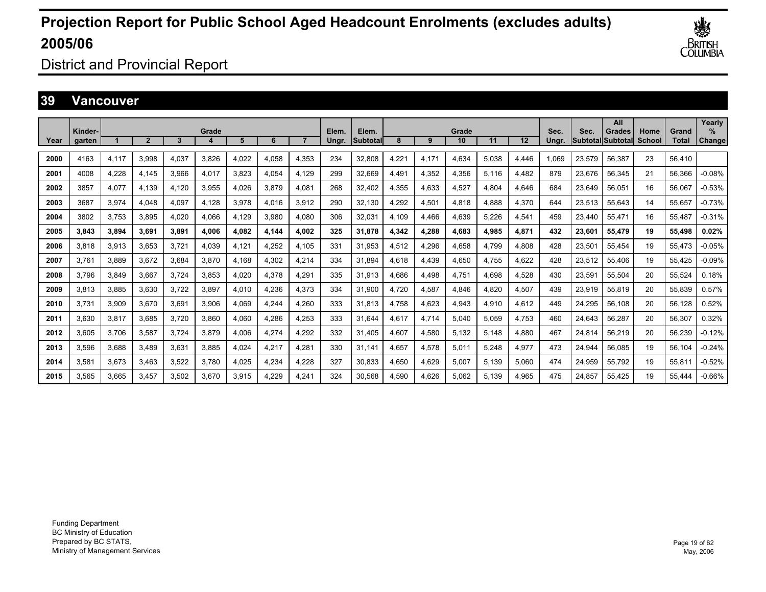# Projection Report for Public School Aged Headcount Enrolments (excludes adults) 2005/06

## District and Provincial Report

## 39 Vancouver

| Year | Kinder-garten | Grade 1 | 2 | 3 | 4 | 5 | 6 | 7 | Elem. Ungr. | Elem. Subtotal | Grade 8 | 9 | 10 | 11 | 12 | Sec. Ungr. | Sec. Subtotal | All Grades Subtotal | Home School | Grand Total | Yearly % Change |
|---|---|---|---|---|---|---|---|---|---|---|---|---|---|---|---|---|---|---|---|---|---|
| 2000 | 4163 | 4,117 | 3,998 | 4,037 | 3,826 | 4,022 | 4,058 | 4,353 | 234 | 32,808 | 4,221 | 4,171 | 4,634 | 5,038 | 4,446 | 1,069 | 23,579 | 56,387 | 23 | 56,410 | |
| 2001 | 4008 | 4,228 | 4,145 | 3,966 | 4,017 | 3,823 | 4,054 | 4,129 | 299 | 32,669 | 4,491 | 4,352 | 4,356 | 5,116 | 4,482 | 879 | 23,676 | 56,345 | 21 | 56,366 | -0.08% |
| 2002 | 3857 | 4,077 | 4,139 | 4,120 | 3,955 | 4,026 | 3,879 | 4,081 | 268 | 32,402 | 4,355 | 4,633 | 4,527 | 4,804 | 4,646 | 684 | 23,649 | 56,051 | 16 | 56,067 | -0.53% |
| 2003 | 3687 | 3,974 | 4,048 | 4,097 | 4,128 | 3,978 | 4,016 | 3,912 | 290 | 32,130 | 4,292 | 4,501 | 4,818 | 4,888 | 4,370 | 644 | 23,513 | 55,643 | 14 | 55,657 | -0.73% |
| 2004 | 3802 | 3,753 | 3,895 | 4,020 | 4,066 | 4,129 | 3,980 | 4,080 | 306 | 32,031 | 4,109 | 4,466 | 4,639 | 5,226 | 4,541 | 459 | 23,440 | 55,471 | 16 | 55,487 | -0.31% |
| **2005** | **3,843** | **3,894** | **3,691** | **3,891** | **4,006** | **4,082** | **4,144** | **4,002** | **325** | **31,878** | **4,342** | **4,288** | **4,683** | **4,985** | **4,871** | **432** | **23,601** | **55,479** | **19** | **55,498** | **0.02%** |
| 2006 | 3,818 | 3,913 | 3,653 | 3,721 | 4,039 | 4,121 | 4,252 | 4,105 | 331 | 31,953 | 4,512 | 4,296 | 4,658 | 4,799 | 4,808 | 428 | 23,501 | 55,454 | 19 | 55,473 | -0.05% |
| 2007 | 3,761 | 3,889 | 3,672 | 3,684 | 3,870 | 4,168 | 4,302 | 4,214 | 334 | 31,894 | 4,618 | 4,439 | 4,650 | 4,755 | 4,622 | 428 | 23,512 | 55,406 | 19 | 55,425 | -0.09% |
| 2008 | 3,796 | 3,849 | 3,667 | 3,724 | 3,853 | 4,020 | 4,378 | 4,291 | 335 | 31,913 | 4,686 | 4,498 | 4,751 | 4,698 | 4,528 | 430 | 23,591 | 55,504 | 20 | 55,524 | 0.18% |
| 2009 | 3,813 | 3,885 | 3,630 | 3,722 | 3,897 | 4,010 | 4,236 | 4,373 | 334 | 31,900 | 4,720 | 4,587 | 4,846 | 4,820 | 4,507 | 439 | 23,919 | 55,819 | 20 | 55,839 | 0.57% |
| 2010 | 3,731 | 3,909 | 3,670 | 3,691 | 3,906 | 4,069 | 4,244 | 4,260 | 333 | 31,813 | 4,758 | 4,623 | 4,943 | 4,910 | 4,612 | 449 | 24,295 | 56,108 | 20 | 56,128 | 0.52% |
| 2011 | 3,630 | 3,817 | 3,685 | 3,720 | 3,860 | 4,060 | 4,286 | 4,253 | 333 | 31,644 | 4,617 | 4,714 | 5,040 | 5,059 | 4,753 | 460 | 24,643 | 56,287 | 20 | 56,307 | 0.32% |
| 2012 | 3,605 | 3,706 | 3,587 | 3,724 | 3,879 | 4,006 | 4,274 | 4,292 | 332 | 31,405 | 4,607 | 4,580 | 5,132 | 5,148 | 4,880 | 467 | 24,814 | 56,219 | 20 | 56,239 | -0.12% |
| 2013 | 3,596 | 3,688 | 3,489 | 3,631 | 3,885 | 4,024 | 4,217 | 4,281 | 330 | 31,141 | 4,657 | 4,578 | 5,011 | 5,248 | 4,977 | 473 | 24,944 | 56,085 | 19 | 56,104 | -0.24% |
| 2014 | 3,581 | 3,673 | 3,463 | 3,522 | 3,780 | 4,025 | 4,234 | 4,228 | 327 | 30,833 | 4,650 | 4,629 | 5,007 | 5,139 | 5,060 | 474 | 24,959 | 55,792 | 19 | 55,811 | -0.52% |
| 2015 | 3,565 | 3,665 | 3,457 | 3,502 | 3,670 | 3,915 | 4,229 | 4,241 | 324 | 30,568 | 4,590 | 4,626 | 5,062 | 5,139 | 4,965 | 475 | 24,857 | 55,425 | 19 | 55,444 | -0.66% |

Funding Department
BC Ministry of Education
Prepared by BC STATS,
Ministry of Management Services

May, 2006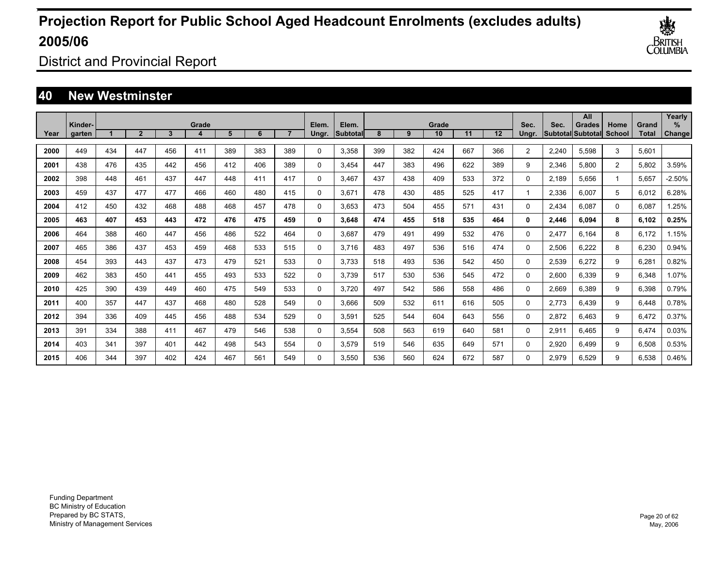# Projection Report for Public School Aged Headcount Enrolments (excludes adults) 2005/06

District and Provincial Report

## 40 New Westminster

| Year | Kinder-garten | Grade 1 | 2 | 3 | 4 | 5 | 6 | 7 | Elem. Ungr. | Elem. Subtotal | Grade 8 | 9 | 10 | 11 | 12 | Sec. Ungr. | Sec. Subtotal | All Grades Subtotal | Home School | Grand Total | Yearly % Change |
|---|---|---|---|---|---|---|---|---|---|---|---|---|---|---|---|---|---|---|---|---|---|
| 2000 | 449 | 434 | 447 | 456 | 411 | 389 | 383 | 389 | 0 | 3,358 | 399 | 382 | 424 | 667 | 366 | 2 | 2,240 | 5,598 | 3 | 5,601 | |
| 2001 | 438 | 476 | 435 | 442 | 456 | 412 | 406 | 389 | 0 | 3,454 | 447 | 383 | 496 | 622 | 389 | 9 | 2,346 | 5,800 | 2 | 5,802 | 3.59% |
| 2002 | 398 | 448 | 461 | 437 | 447 | 448 | 411 | 417 | 0 | 3,467 | 437 | 438 | 409 | 533 | 372 | 0 | 2,189 | 5,656 | 1 | 5,657 | -2.50% |
| 2003 | 459 | 437 | 477 | 477 | 466 | 460 | 480 | 415 | 0 | 3,671 | 478 | 430 | 485 | 525 | 417 | 1 | 2,336 | 6,007 | 5 | 6,012 | 6.28% |
| 2004 | 412 | 450 | 432 | 468 | 488 | 468 | 457 | 478 | 0 | 3,653 | 473 | 504 | 455 | 571 | 431 | 0 | 2,434 | 6,087 | 0 | 6,087 | 1.25% |
| **2005** | **463** | **407** | **453** | **443** | **472** | **476** | **475** | **459** | **0** | **3,648** | **474** | **455** | **518** | **535** | **464** | **0** | **2,446** | **6,094** | **8** | **6,102** | **0.25%** |
| 2006 | 464 | 388 | 460 | 447 | 456 | 486 | 522 | 464 | 0 | 3,687 | 479 | 491 | 499 | 532 | 476 | 0 | 2,477 | 6,164 | 8 | 6,172 | 1.15% |
| 2007 | 465 | 386 | 437 | 453 | 459 | 468 | 533 | 515 | 0 | 3,716 | 483 | 497 | 536 | 516 | 474 | 0 | 2,506 | 6,222 | 8 | 6,230 | 0.94% |
| 2008 | 454 | 393 | 443 | 437 | 473 | 479 | 521 | 533 | 0 | 3,733 | 518 | 493 | 536 | 542 | 450 | 0 | 2,539 | 6,272 | 9 | 6,281 | 0.82% |
| 2009 | 462 | 383 | 450 | 441 | 455 | 493 | 533 | 522 | 0 | 3,739 | 517 | 530 | 536 | 545 | 472 | 0 | 2,600 | 6,339 | 9 | 6,348 | 1.07% |
| 2010 | 425 | 390 | 439 | 449 | 460 | 475 | 549 | 533 | 0 | 3,720 | 497 | 542 | 586 | 558 | 486 | 0 | 2,669 | 6,389 | 9 | 6,398 | 0.79% |
| 2011 | 400 | 357 | 447 | 437 | 468 | 480 | 528 | 549 | 0 | 3,666 | 509 | 532 | 611 | 616 | 505 | 0 | 2,773 | 6,439 | 9 | 6,448 | 0.78% |
| 2012 | 394 | 336 | 409 | 445 | 456 | 488 | 534 | 529 | 0 | 3,591 | 525 | 544 | 604 | 643 | 556 | 0 | 2,872 | 6,463 | 9 | 6,472 | 0.37% |
| 2013 | 391 | 334 | 388 | 411 | 467 | 479 | 546 | 538 | 0 | 3,554 | 508 | 563 | 619 | 640 | 581 | 0 | 2,911 | 6,465 | 9 | 6,474 | 0.03% |
| 2014 | 403 | 341 | 397 | 401 | 442 | 498 | 543 | 554 | 0 | 3,579 | 519 | 546 | 635 | 649 | 571 | 0 | 2,920 | 6,499 | 9 | 6,508 | 0.53% |
| 2015 | 406 | 344 | 397 | 402 | 424 | 467 | 561 | 549 | 0 | 3,550 | 536 | 560 | 624 | 672 | 587 | 0 | 2,979 | 6,529 | 9 | 6,538 | 0.46% |

Funding Department
BC Ministry of Education
Prepared by BC STATS,
Ministry of Management Services

May, 2006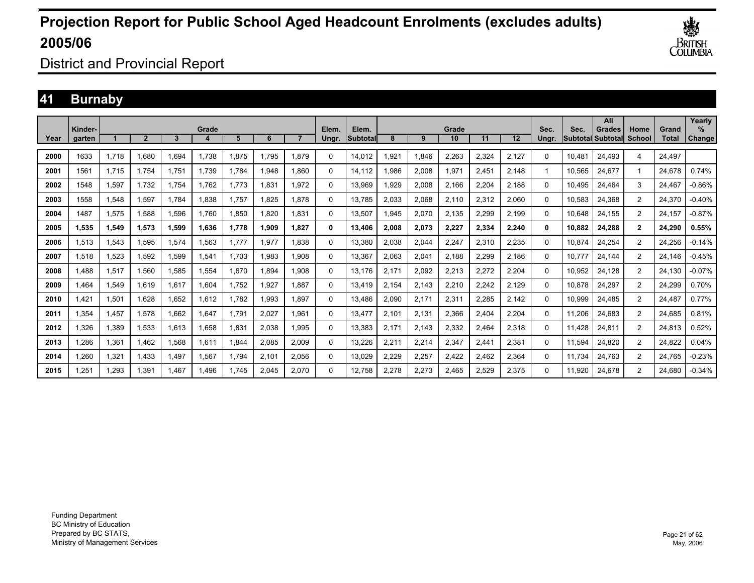# Projection Report for Public School Aged Headcount Enrolments (excludes adults) 2005/06

## District and Provincial Report

## 41 Burnaby

| Year | Kinder-garten | Grade 1 | 2 | 3 | 4 | 5 | 6 | 7 | Elem. Ungr. | Elem. Subtotal | Grade 8 | 9 | 10 | 11 | 12 | Sec. Ungr. | Sec. Subtotal | All Grades Subtotal | Home School | Grand Total | Yearly % Change |
|---|---|---|---|---|---|---|---|---|---|---|---|---|---|---|---|---|---|---|---|---|---|
| 2000 | 1633 | 1,718 | 1,680 | 1,694 | 1,738 | 1,875 | 1,795 | 1,879 | 0 | 14,012 | 1,921 | 1,846 | 2,263 | 2,324 | 2,127 | 0 | 10,481 | 24,493 | 4 | 24,497 | |
| 2001 | 1561 | 1,715 | 1,754 | 1,751 | 1,739 | 1,784 | 1,948 | 1,860 | 0 | 14,112 | 1,986 | 2,008 | 1,971 | 2,451 | 2,148 | 1 | 10,565 | 24,677 | 1 | 24,678 | 0.74% |
| 2002 | 1548 | 1,597 | 1,732 | 1,754 | 1,762 | 1,773 | 1,831 | 1,972 | 0 | 13,969 | 1,929 | 2,008 | 2,166 | 2,204 | 2,188 | 0 | 10,495 | 24,464 | 3 | 24,467 | -0.86% |
| 2003 | 1558 | 1,548 | 1,597 | 1,784 | 1,838 | 1,757 | 1,825 | 1,878 | 0 | 13,785 | 2,033 | 2,068 | 2,110 | 2,312 | 2,060 | 0 | 10,583 | 24,368 | 2 | 24,370 | -0.40% |
| 2004 | 1487 | 1,575 | 1,588 | 1,596 | 1,760 | 1,850 | 1,820 | 1,831 | 0 | 13,507 | 1,945 | 2,070 | 2,135 | 2,299 | 2,199 | 0 | 10,648 | 24,155 | 2 | 24,157 | -0.87% |
| **2005** | **1,535** | **1,549** | **1,573** | **1,599** | **1,636** | **1,778** | **1,909** | **1,827** | **0** | **13,406** | **2,008** | **2,073** | **2,227** | **2,334** | **2,240** | **0** | **10,882** | **24,288** | **2** | **24,290** | **0.55%** |
| 2006 | 1,513 | 1,543 | 1,595 | 1,574 | 1,563 | 1,777 | 1,977 | 1,838 | 0 | 13,380 | 2,038 | 2,044 | 2,247 | 2,310 | 2,235 | 0 | 10,874 | 24,254 | 2 | 24,256 | -0.14% |
| 2007 | 1,518 | 1,523 | 1,592 | 1,599 | 1,541 | 1,703 | 1,983 | 1,908 | 0 | 13,367 | 2,063 | 2,041 | 2,188 | 2,299 | 2,186 | 0 | 10,777 | 24,144 | 2 | 24,146 | -0.45% |
| 2008 | 1,488 | 1,517 | 1,560 | 1,585 | 1,554 | 1,670 | 1,894 | 1,908 | 0 | 13,176 | 2,171 | 2,092 | 2,213 | 2,272 | 2,204 | 0 | 10,952 | 24,128 | 2 | 24,130 | -0.07% |
| 2009 | 1,464 | 1,549 | 1,619 | 1,617 | 1,604 | 1,752 | 1,927 | 1,887 | 0 | 13,419 | 2,154 | 2,143 | 2,210 | 2,242 | 2,129 | 0 | 10,878 | 24,297 | 2 | 24,299 | 0.70% |
| 2010 | 1,421 | 1,501 | 1,628 | 1,652 | 1,612 | 1,782 | 1,993 | 1,897 | 0 | 13,486 | 2,090 | 2,171 | 2,311 | 2,285 | 2,142 | 0 | 10,999 | 24,485 | 2 | 24,487 | 0.77% |
| 2011 | 1,354 | 1,457 | 1,578 | 1,662 | 1,647 | 1,791 | 2,027 | 1,961 | 0 | 13,477 | 2,101 | 2,131 | 2,366 | 2,404 | 2,204 | 0 | 11,206 | 24,683 | 2 | 24,685 | 0.81% |
| 2012 | 1,326 | 1,389 | 1,533 | 1,613 | 1,658 | 1,831 | 2,038 | 1,995 | 0 | 13,383 | 2,171 | 2,143 | 2,332 | 2,464 | 2,318 | 0 | 11,428 | 24,811 | 2 | 24,813 | 0.52% |
| 2013 | 1,286 | 1,361 | 1,462 | 1,568 | 1,611 | 1,844 | 2,085 | 2,009 | 0 | 13,226 | 2,211 | 2,214 | 2,347 | 2,441 | 2,381 | 0 | 11,594 | 24,820 | 2 | 24,822 | 0.04% |
| 2014 | 1,260 | 1,321 | 1,433 | 1,497 | 1,567 | 1,794 | 2,101 | 2,056 | 0 | 13,029 | 2,229 | 2,257 | 2,422 | 2,462 | 2,364 | 0 | 11,734 | 24,763 | 2 | 24,765 | -0.23% |
| 2015 | 1,251 | 1,293 | 1,391 | 1,467 | 1,496 | 1,745 | 2,045 | 2,070 | 0 | 12,758 | 2,278 | 2,273 | 2,465 | 2,529 | 2,375 | 0 | 11,920 | 24,678 | 2 | 24,680 | -0.34% |

Funding Department
BC Ministry of Education
Prepared by BC STATS,
Ministry of Management Services

May, 2006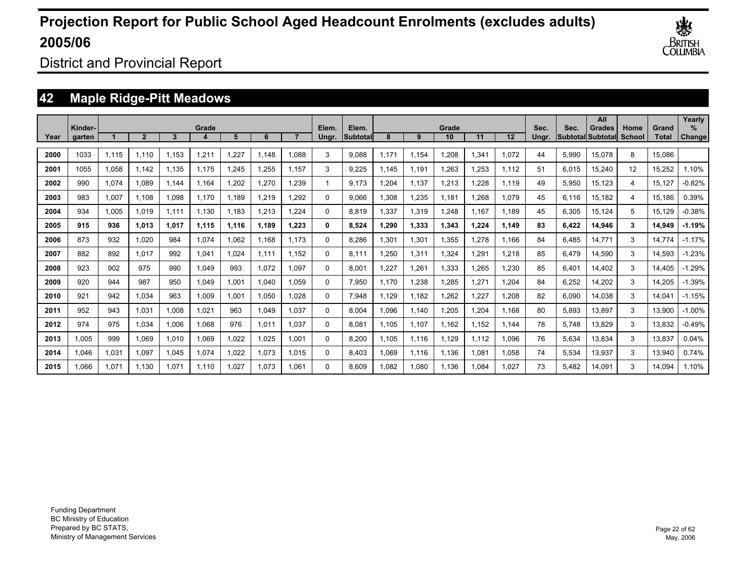# Projection Report for Public School Aged Headcount Enrolments (excludes adults) 2005/06

District and Provincial Report

## 42 Maple Ridge-Pitt Meadows

| Year | Kinder-garten | Grade 1 | 2 | 3 | 4 | 5 | 6 | 7 | Elem. Ungr. | Elem. Subtotal | Grade 8 | 9 | 10 | 11 | 12 | Sec. Ungr. | Sec. Subtotal | All Grades Subtotal | Home School | Grand Total | Yearly % Change |
|---|---|---|---|---|---|---|---|---|---|---|---|---|---|---|---|---|---|---|---|---|---|
| 2000 | 1033 | 1,115 | 1,110 | 1,153 | 1,211 | 1,227 | 1,148 | 1,088 | 3 | 9,088 | 1,171 | 1,154 | 1,208 | 1,341 | 1,072 | 44 | 5,990 | 15,078 | 8 | 15,086 | |
| 2001 | 1055 | 1,058 | 1,142 | 1,135 | 1,175 | 1,245 | 1,255 | 1,157 | 3 | 9,225 | 1,145 | 1,191 | 1,263 | 1,253 | 1,112 | 51 | 6,015 | 15,240 | 12 | 15,252 | 1.10% |
| 2002 | 990 | 1,074 | 1,089 | 1,144 | 1,164 | 1,202 | 1,270 | 1,239 | 1 | 9,173 | 1,204 | 1,137 | 1,213 | 1,228 | 1,119 | 49 | 5,950 | 15,123 | 4 | 15,127 | -0.82% |
| 2003 | 983 | 1,007 | 1,108 | 1,098 | 1,170 | 1,189 | 1,219 | 1,292 | 0 | 9,066 | 1,308 | 1,235 | 1,181 | 1,268 | 1,079 | 45 | 6,116 | 15,182 | 4 | 15,186 | 0.39% |
| 2004 | 934 | 1,005 | 1,019 | 1,111 | 1,130 | 1,183 | 1,213 | 1,224 | 0 | 8,819 | 1,337 | 1,319 | 1,248 | 1,167 | 1,189 | 45 | 6,305 | 15,124 | 5 | 15,129 | -0.38% |
| **2005** | **915** | **936** | **1,013** | **1,017** | **1,115** | **1,116** | **1,189** | **1,223** | **0** | **8,524** | **1,290** | **1,333** | **1,343** | **1,224** | **1,149** | **83** | **6,422** | **14,946** | **3** | **14,949** | **-1.19%** |
| 2006 | 873 | 932 | 1,020 | 984 | 1,074 | 1,062 | 1,168 | 1,173 | 0 | 8,286 | 1,301 | 1,301 | 1,355 | 1,278 | 1,166 | 84 | 6,485 | 14,771 | 3 | 14,774 | -1.17% |
| 2007 | 882 | 892 | 1,017 | 992 | 1,041 | 1,024 | 1,111 | 1,152 | 0 | 8,111 | 1,250 | 1,311 | 1,324 | 1,291 | 1,218 | 85 | 6,479 | 14,590 | 3 | 14,593 | -1.23% |
| 2008 | 923 | 902 | 975 | 990 | 1,049 | 993 | 1,072 | 1,097 | 0 | 8,001 | 1,227 | 1,261 | 1,333 | 1,265 | 1,230 | 85 | 6,401 | 14,402 | 3 | 14,405 | -1.29% |
| 2009 | 920 | 944 | 987 | 950 | 1,049 | 1,001 | 1,040 | 1,059 | 0 | 7,950 | 1,170 | 1,238 | 1,285 | 1,271 | 1,204 | 84 | 6,252 | 14,202 | 3 | 14,205 | -1.39% |
| 2010 | 921 | 942 | 1,034 | 963 | 1,009 | 1,001 | 1,050 | 1,028 | 0 | 7,948 | 1,129 | 1,182 | 1,262 | 1,227 | 1,208 | 82 | 6,090 | 14,038 | 3 | 14,041 | -1.15% |
| 2011 | 952 | 943 | 1,031 | 1,008 | 1,021 | 963 | 1,049 | 1,037 | 0 | 8,004 | 1,096 | 1,140 | 1,205 | 1,204 | 1,168 | 80 | 5,893 | 13,897 | 3 | 13,900 | -1.00% |
| 2012 | 974 | 975 | 1,034 | 1,006 | 1,068 | 976 | 1,011 | 1,037 | 0 | 8,081 | 1,105 | 1,107 | 1,162 | 1,152 | 1,144 | 78 | 5,748 | 13,829 | 3 | 13,832 | -0.49% |
| 2013 | 1,005 | 999 | 1,069 | 1,010 | 1,069 | 1,022 | 1,025 | 1,001 | 0 | 8,200 | 1,105 | 1,116 | 1,129 | 1,112 | 1,096 | 76 | 5,634 | 13,834 | 3 | 13,837 | 0.04% |
| 2014 | 1,046 | 1,031 | 1,097 | 1,045 | 1,074 | 1,022 | 1,073 | 1,015 | 0 | 8,403 | 1,069 | 1,116 | 1,136 | 1,081 | 1,058 | 74 | 5,534 | 13,937 | 3 | 13,940 | 0.74% |
| 2015 | 1,066 | 1,071 | 1,130 | 1,071 | 1,110 | 1,027 | 1,073 | 1,061 | 0 | 8,609 | 1,082 | 1,080 | 1,136 | 1,084 | 1,027 | 73 | 5,482 | 14,091 | 3 | 14,094 | 1.10% |

Funding Department
BC Ministry of Education
Prepared by BC STATS,
Ministry of Management Services

May, 2006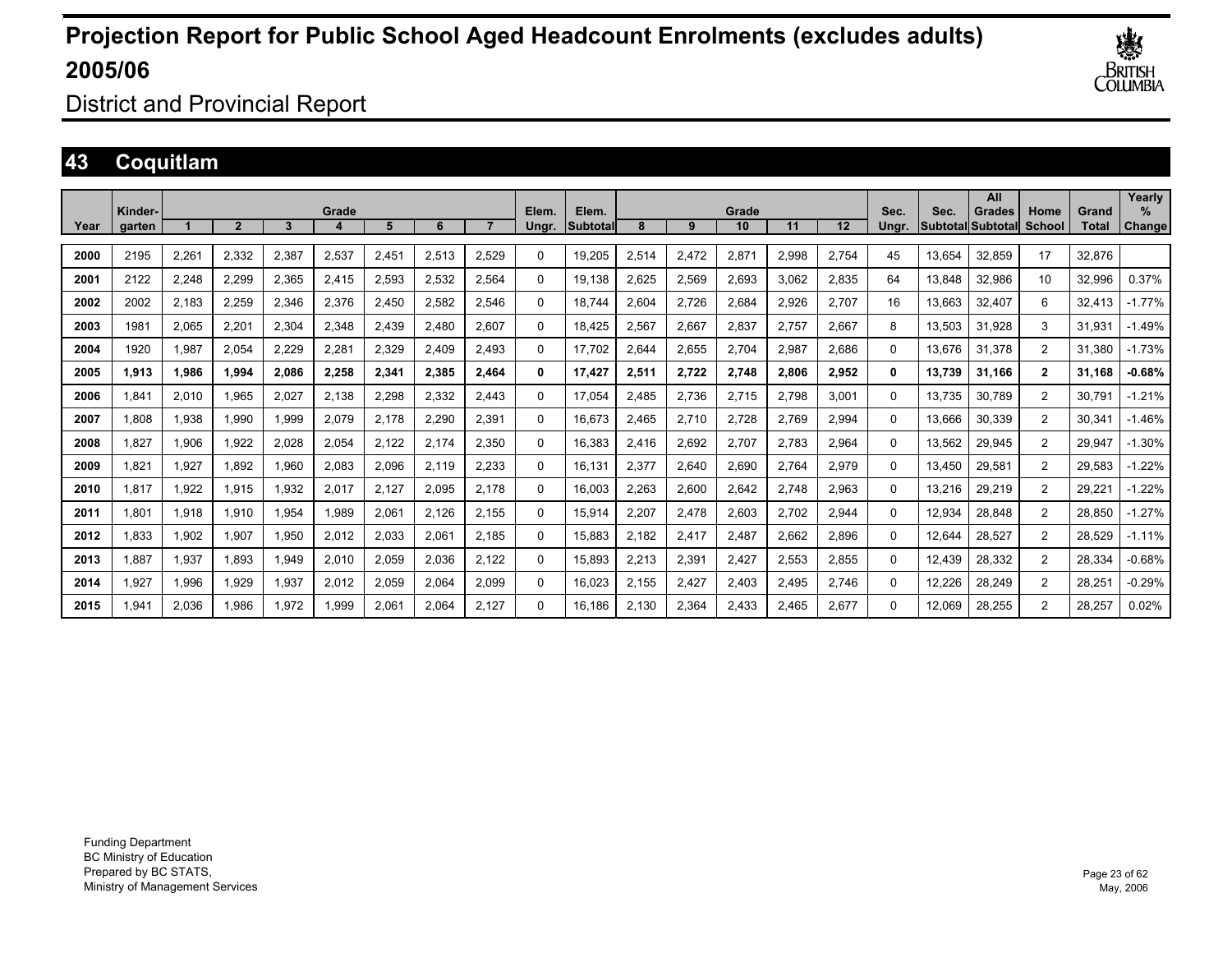# Projection Report for Public School Aged Headcount Enrolments (excludes adults) 2005/06

District and Provincial Report

## 43 Coquitlam

| Year | Kinder-garten | Grade 1 | 2 | 3 | 4 | 5 | 6 | 7 | Elem. Ungr. | Elem. Subtotal | Grade 8 | 9 | 10 | 11 | 12 | Sec. Ungr. | Sec. Subtotal | All Grades Subtotal | Home School | Grand Total | Yearly % Change |
|---|---|---|---|---|---|---|---|---|---|---|---|---|---|---|---|---|---|---|---|---|---|
| 2000 | 2195 | 2,261 | 2,332 | 2,387 | 2,537 | 2,451 | 2,513 | 2,529 | 0 | 19,205 | 2,514 | 2,472 | 2,871 | 2,998 | 2,754 | 45 | 13,654 | 32,859 | 17 | 32,876 | |
| 2001 | 2122 | 2,248 | 2,299 | 2,365 | 2,415 | 2,593 | 2,532 | 2,564 | 0 | 19,138 | 2,625 | 2,569 | 2,693 | 3,062 | 2,835 | 64 | 13,848 | 32,986 | 10 | 32,996 | 0.37% |
| 2002 | 2002 | 2,183 | 2,259 | 2,346 | 2,376 | 2,450 | 2,582 | 2,546 | 0 | 18,744 | 2,604 | 2,726 | 2,684 | 2,926 | 2,707 | 16 | 13,663 | 32,407 | 6 | 32,413 | -1.77% |
| 2003 | 1981 | 2,065 | 2,201 | 2,304 | 2,348 | 2,439 | 2,480 | 2,607 | 0 | 18,425 | 2,567 | 2,667 | 2,837 | 2,757 | 2,667 | 8 | 13,503 | 31,928 | 3 | 31,931 | -1.49% |
| 2004 | 1920 | 1,987 | 2,054 | 2,229 | 2,281 | 2,329 | 2,409 | 2,493 | 0 | 17,702 | 2,644 | 2,655 | 2,704 | 2,987 | 2,686 | 0 | 13,676 | 31,378 | 2 | 31,380 | -1.73% |
| **2005** | **1,913** | **1,986** | **1,994** | **2,086** | **2,258** | **2,341** | **2,385** | **2,464** | **0** | **17,427** | **2,511** | **2,722** | **2,748** | **2,806** | **2,952** | **0** | **13,739** | **31,166** | **2** | **31,168** | **-0.68%** |
| 2006 | 1,841 | 2,010 | 1,965 | 2,027 | 2,138 | 2,298 | 2,332 | 2,443 | 0 | 17,054 | 2,485 | 2,736 | 2,715 | 2,798 | 3,001 | 0 | 13,735 | 30,789 | 2 | 30,791 | -1.21% |
| 2007 | 1,808 | 1,938 | 1,990 | 1,999 | 2,079 | 2,178 | 2,290 | 2,391 | 0 | 16,673 | 2,465 | 2,710 | 2,728 | 2,769 | 2,994 | 0 | 13,666 | 30,339 | 2 | 30,341 | -1.46% |
| 2008 | 1,827 | 1,906 | 1,922 | 2,028 | 2,054 | 2,122 | 2,174 | 2,350 | 0 | 16,383 | 2,416 | 2,692 | 2,707 | 2,783 | 2,964 | 0 | 13,562 | 29,945 | 2 | 29,947 | -1.30% |
| 2009 | 1,821 | 1,927 | 1,892 | 1,960 | 2,083 | 2,096 | 2,119 | 2,233 | 0 | 16,131 | 2,377 | 2,640 | 2,690 | 2,764 | 2,979 | 0 | 13,450 | 29,581 | 2 | 29,583 | -1.22% |
| 2010 | 1,817 | 1,922 | 1,915 | 1,932 | 2,017 | 2,127 | 2,095 | 2,178 | 0 | 16,003 | 2,263 | 2,600 | 2,642 | 2,748 | 2,963 | 0 | 13,216 | 29,219 | 2 | 29,221 | -1.22% |
| 2011 | 1,801 | 1,918 | 1,910 | 1,954 | 1,989 | 2,061 | 2,126 | 2,155 | 0 | 15,914 | 2,207 | 2,478 | 2,603 | 2,702 | 2,944 | 0 | 12,934 | 28,848 | 2 | 28,850 | -1.27% |
| 2012 | 1,833 | 1,902 | 1,907 | 1,950 | 2,012 | 2,033 | 2,061 | 2,185 | 0 | 15,883 | 2,182 | 2,417 | 2,487 | 2,662 | 2,896 | 0 | 12,644 | 28,527 | 2 | 28,529 | -1.11% |
| 2013 | 1,887 | 1,937 | 1,893 | 1,949 | 2,010 | 2,059 | 2,036 | 2,122 | 0 | 15,893 | 2,213 | 2,391 | 2,427 | 2,553 | 2,855 | 0 | 12,439 | 28,332 | 2 | 28,334 | -0.68% |
| 2014 | 1,927 | 1,996 | 1,929 | 1,937 | 2,012 | 2,059 | 2,064 | 2,099 | 0 | 16,023 | 2,155 | 2,427 | 2,403 | 2,495 | 2,746 | 0 | 12,226 | 28,249 | 2 | 28,251 | -0.29% |
| 2015 | 1,941 | 2,036 | 1,986 | 1,972 | 1,999 | 2,061 | 2,064 | 2,127 | 0 | 16,186 | 2,130 | 2,364 | 2,433 | 2,465 | 2,677 | 0 | 12,069 | 28,255 | 2 | 28,257 | 0.02% |

Funding Department
BC Ministry of Education
Prepared by BC STATS,
Ministry of Management Services

May, 2006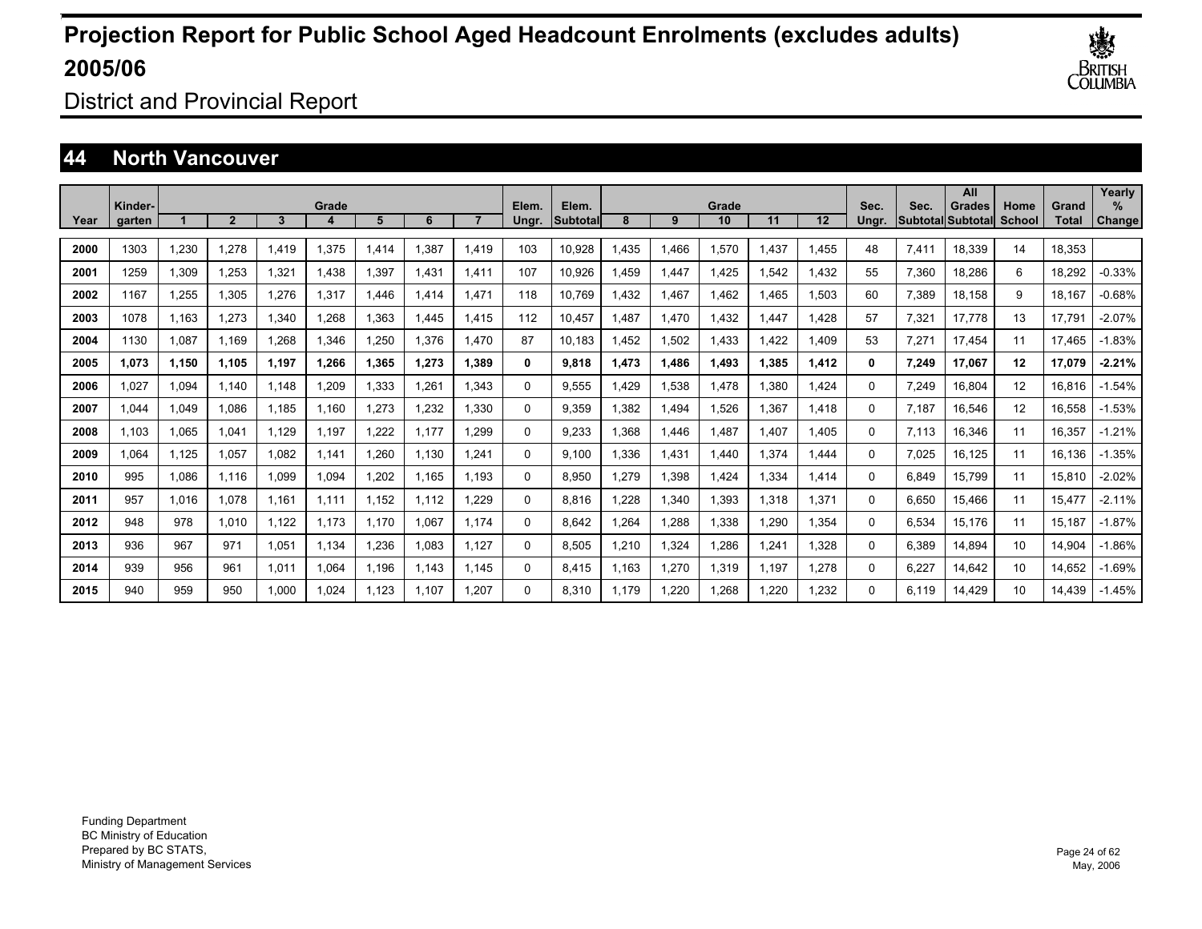# Projection Report for Public School Aged Headcount Enrolments (excludes adults) 2005/06

District and Provincial Report

## 44 North Vancouver

| Year | Kinder-garten | Grade 1 | 2 | 3 | 4 | 5 | 6 | 7 | Elem. Ungr. | Elem. Subtotal | Grade 8 | 9 | 10 | 11 | 12 | Sec. Ungr. | Sec. Subtotal | All Grades Subtotal | Home School | Grand Total | Yearly % Change |
|---|---|---|---|---|---|---|---|---|---|---|---|---|---|---|---|---|---|---|---|---|---|
| 2000 | 1303 | 1,230 | 1,278 | 1,419 | 1,375 | 1,414 | 1,387 | 1,419 | 103 | 10,928 | 1,435 | 1,466 | 1,570 | 1,437 | 1,455 | 48 | 7,411 | 18,339 | 14 | 18,353 | |
| 2001 | 1259 | 1,309 | 1,253 | 1,321 | 1,438 | 1,397 | 1,431 | 1,411 | 107 | 10,926 | 1,459 | 1,447 | 1,425 | 1,542 | 1,432 | 55 | 7,360 | 18,286 | 6 | 18,292 | -0.33% |
| 2002 | 1167 | 1,255 | 1,305 | 1,276 | 1,317 | 1,446 | 1,414 | 1,471 | 118 | 10,769 | 1,432 | 1,467 | 1,462 | 1,465 | 1,503 | 60 | 7,389 | 18,158 | 9 | 18,167 | -0.68% |
| 2003 | 1078 | 1,163 | 1,273 | 1,340 | 1,268 | 1,363 | 1,445 | 1,415 | 112 | 10,457 | 1,487 | 1,470 | 1,432 | 1,447 | 1,428 | 57 | 7,321 | 17,778 | 13 | 17,791 | -2.07% |
| 2004 | 1130 | 1,087 | 1,169 | 1,268 | 1,346 | 1,250 | 1,376 | 1,470 | 87 | 10,183 | 1,452 | 1,502 | 1,433 | 1,422 | 1,409 | 53 | 7,271 | 17,454 | 11 | 17,465 | -1.83% |
| **2005** | **1,073** | **1,150** | **1,105** | **1,197** | **1,266** | **1,365** | **1,273** | **1,389** | **0** | **9,818** | **1,473** | **1,486** | **1,493** | **1,385** | **1,412** | **0** | **7,249** | **17,067** | **12** | **17,079** | **-2.21%** |
| 2006 | 1,027 | 1,094 | 1,140 | 1,148 | 1,209 | 1,333 | 1,261 | 1,343 | 0 | 9,555 | 1,429 | 1,538 | 1,478 | 1,380 | 1,424 | 0 | 7,249 | 16,804 | 12 | 16,816 | -1.54% |
| 2007 | 1,044 | 1,049 | 1,086 | 1,185 | 1,160 | 1,273 | 1,232 | 1,330 | 0 | 9,359 | 1,382 | 1,494 | 1,526 | 1,367 | 1,418 | 0 | 7,187 | 16,546 | 12 | 16,558 | -1.53% |
| 2008 | 1,103 | 1,065 | 1,041 | 1,129 | 1,197 | 1,222 | 1,177 | 1,299 | 0 | 9,233 | 1,368 | 1,446 | 1,487 | 1,407 | 1,405 | 0 | 7,113 | 16,346 | 11 | 16,357 | -1.21% |
| 2009 | 1,064 | 1,125 | 1,057 | 1,082 | 1,141 | 1,260 | 1,130 | 1,241 | 0 | 9,100 | 1,336 | 1,431 | 1,440 | 1,374 | 1,444 | 0 | 7,025 | 16,125 | 11 | 16,136 | -1.35% |
| 2010 | 995 | 1,086 | 1,116 | 1,099 | 1,094 | 1,202 | 1,165 | 1,193 | 0 | 8,950 | 1,279 | 1,398 | 1,424 | 1,334 | 1,414 | 0 | 6,849 | 15,799 | 11 | 15,810 | -2.02% |
| 2011 | 957 | 1,016 | 1,078 | 1,161 | 1,111 | 1,152 | 1,112 | 1,229 | 0 | 8,816 | 1,228 | 1,340 | 1,393 | 1,318 | 1,371 | 0 | 6,650 | 15,466 | 11 | 15,477 | -2.11% |
| 2012 | 948 | 978 | 1,010 | 1,122 | 1,173 | 1,170 | 1,067 | 1,174 | 0 | 8,642 | 1,264 | 1,288 | 1,338 | 1,290 | 1,354 | 0 | 6,534 | 15,176 | 11 | 15,187 | -1.87% |
| 2013 | 936 | 967 | 971 | 1,051 | 1,134 | 1,236 | 1,083 | 1,127 | 0 | 8,505 | 1,210 | 1,324 | 1,286 | 1,241 | 1,328 | 0 | 6,389 | 14,894 | 10 | 14,904 | -1.86% |
| 2014 | 939 | 956 | 961 | 1,011 | 1,064 | 1,196 | 1,143 | 1,145 | 0 | 8,415 | 1,163 | 1,270 | 1,319 | 1,197 | 1,278 | 0 | 6,227 | 14,642 | 10 | 14,652 | -1.69% |
| 2015 | 940 | 959 | 950 | 1,000 | 1,024 | 1,123 | 1,107 | 1,207 | 0 | 8,310 | 1,179 | 1,220 | 1,268 | 1,220 | 1,232 | 0 | 6,119 | 14,429 | 10 | 14,439 | -1.45% |

Funding Department
BC Ministry of Education
Prepared by BC STATS,
Ministry of Management Services

May, 2006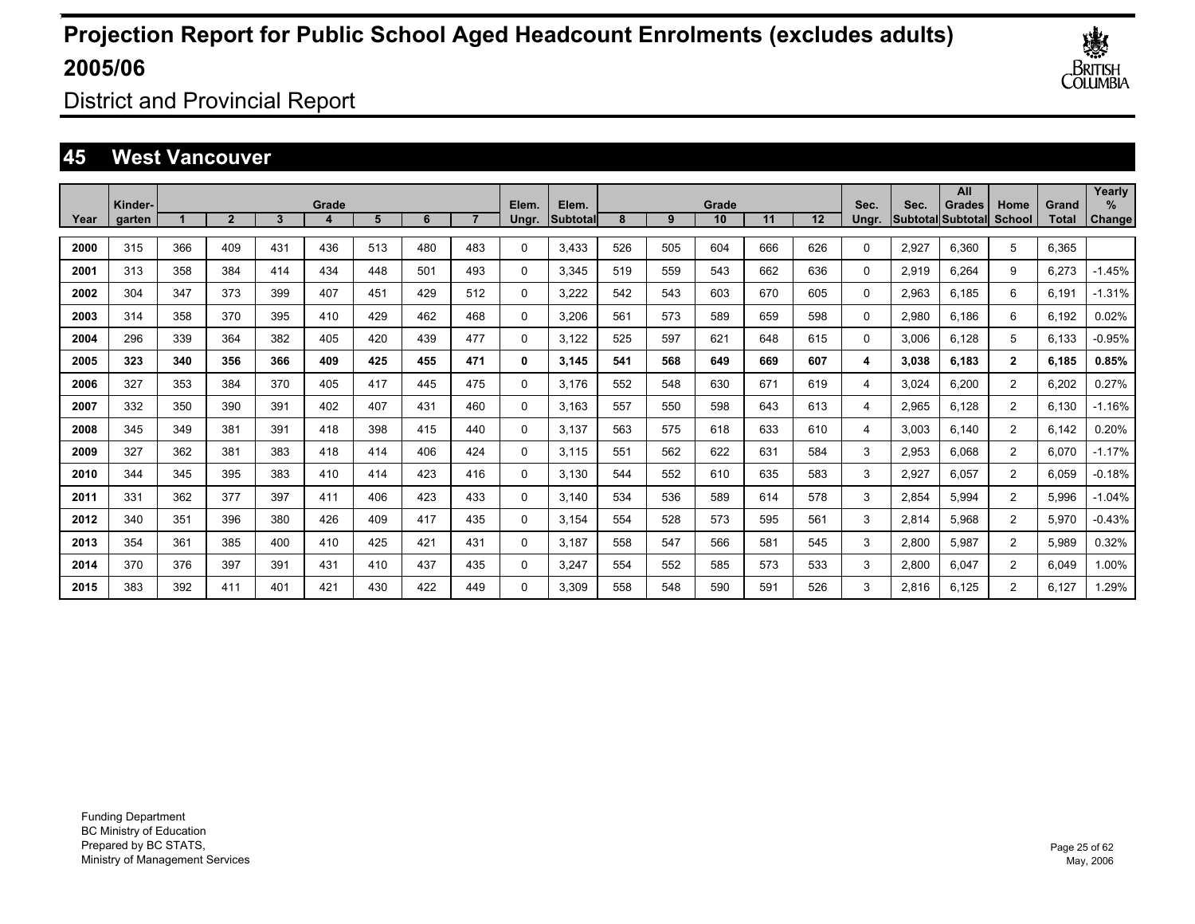# Projection Report for Public School Aged Headcount Enrolments (excludes adults) 2005/06

District and Provincial Report

## 45 West Vancouver

| Year | Kinder-garten | Grade 1 | 2 | 3 | 4 | 5 | 6 | 7 | Elem. Ungr. | Elem. Subtotal | Grade 8 | 9 | 10 | 11 | 12 | Sec. Ungr. | Sec. Subtotal | All Grades Subtotal | Home School | Grand Total | Yearly % Change |
|---|---|---|---|---|---|---|---|---|---|---|---|---|---|---|---|---|---|---|---|---|---|
| **2000** | 315 | 366 | 409 | 431 | 436 | 513 | 480 | 483 | 0 | 3,433 | 526 | 505 | 604 | 666 | 626 | 0 | 2,927 | 6,360 | 5 | 6,365 | |
| **2001** | 313 | 358 | 384 | 414 | 434 | 448 | 501 | 493 | 0 | 3,345 | 519 | 559 | 543 | 662 | 636 | 0 | 2,919 | 6,264 | 9 | 6,273 | -1.45% |
| **2002** | 304 | 347 | 373 | 399 | 407 | 451 | 429 | 512 | 0 | 3,222 | 542 | 543 | 603 | 670 | 605 | 0 | 2,963 | 6,185 | 6 | 6,191 | -1.31% |
| **2003** | 314 | 358 | 370 | 395 | 410 | 429 | 462 | 468 | 0 | 3,206 | 561 | 573 | 589 | 659 | 598 | 0 | 2,980 | 6,186 | 6 | 6,192 | 0.02% |
| **2004** | 296 | 339 | 364 | 382 | 405 | 420 | 439 | 477 | 0 | 3,122 | 525 | 597 | 621 | 648 | 615 | 0 | 3,006 | 6,128 | 5 | 6,133 | -0.95% |
| **2005** | **323** | **340** | **356** | **366** | **409** | **425** | **455** | **471** | **0** | **3,145** | **541** | **568** | **649** | **669** | **607** | **4** | **3,038** | **6,183** | **2** | **6,185** | **0.85%** |
| **2006** | 327 | 353 | 384 | 370 | 405 | 417 | 445 | 475 | 0 | 3,176 | 552 | 548 | 630 | 671 | 619 | 4 | 3,024 | 6,200 | 2 | 6,202 | 0.27% |
| **2007** | 332 | 350 | 390 | 391 | 402 | 407 | 431 | 460 | 0 | 3,163 | 557 | 550 | 598 | 643 | 613 | 4 | 2,965 | 6,128 | 2 | 6,130 | -1.16% |
| **2008** | 345 | 349 | 381 | 391 | 418 | 398 | 415 | 440 | 0 | 3,137 | 563 | 575 | 618 | 633 | 610 | 4 | 3,003 | 6,140 | 2 | 6,142 | 0.20% |
| **2009** | 327 | 362 | 381 | 383 | 418 | 414 | 406 | 424 | 0 | 3,115 | 551 | 562 | 622 | 631 | 584 | 3 | 2,953 | 6,068 | 2 | 6,070 | -1.17% |
| **2010** | 344 | 345 | 395 | 383 | 410 | 414 | 423 | 416 | 0 | 3,130 | 544 | 552 | 610 | 635 | 583 | 3 | 2,927 | 6,057 | 2 | 6,059 | -0.18% |
| **2011** | 331 | 362 | 377 | 397 | 411 | 406 | 423 | 433 | 0 | 3,140 | 534 | 536 | 589 | 614 | 578 | 3 | 2,854 | 5,994 | 2 | 5,996 | -1.04% |
| **2012** | 340 | 351 | 396 | 380 | 426 | 409 | 417 | 435 | 0 | 3,154 | 554 | 528 | 573 | 595 | 561 | 3 | 2,814 | 5,968 | 2 | 5,970 | -0.43% |
| **2013** | 354 | 361 | 385 | 400 | 410 | 425 | 421 | 431 | 0 | 3,187 | 558 | 547 | 566 | 581 | 545 | 3 | 2,800 | 5,987 | 2 | 5,989 | 0.32% |
| **2014** | 370 | 376 | 397 | 391 | 431 | 410 | 437 | 435 | 0 | 3,247 | 554 | 552 | 585 | 573 | 533 | 3 | 2,800 | 6,047 | 2 | 6,049 | 1.00% |
| **2015** | 383 | 392 | 411 | 401 | 421 | 430 | 422 | 449 | 0 | 3,309 | 558 | 548 | 590 | 591 | 526 | 3 | 2,816 | 6,125 | 2 | 6,127 | 1.29% |

Funding Department
BC Ministry of Education
Prepared by BC STATS,
Ministry of Management Services

May, 2006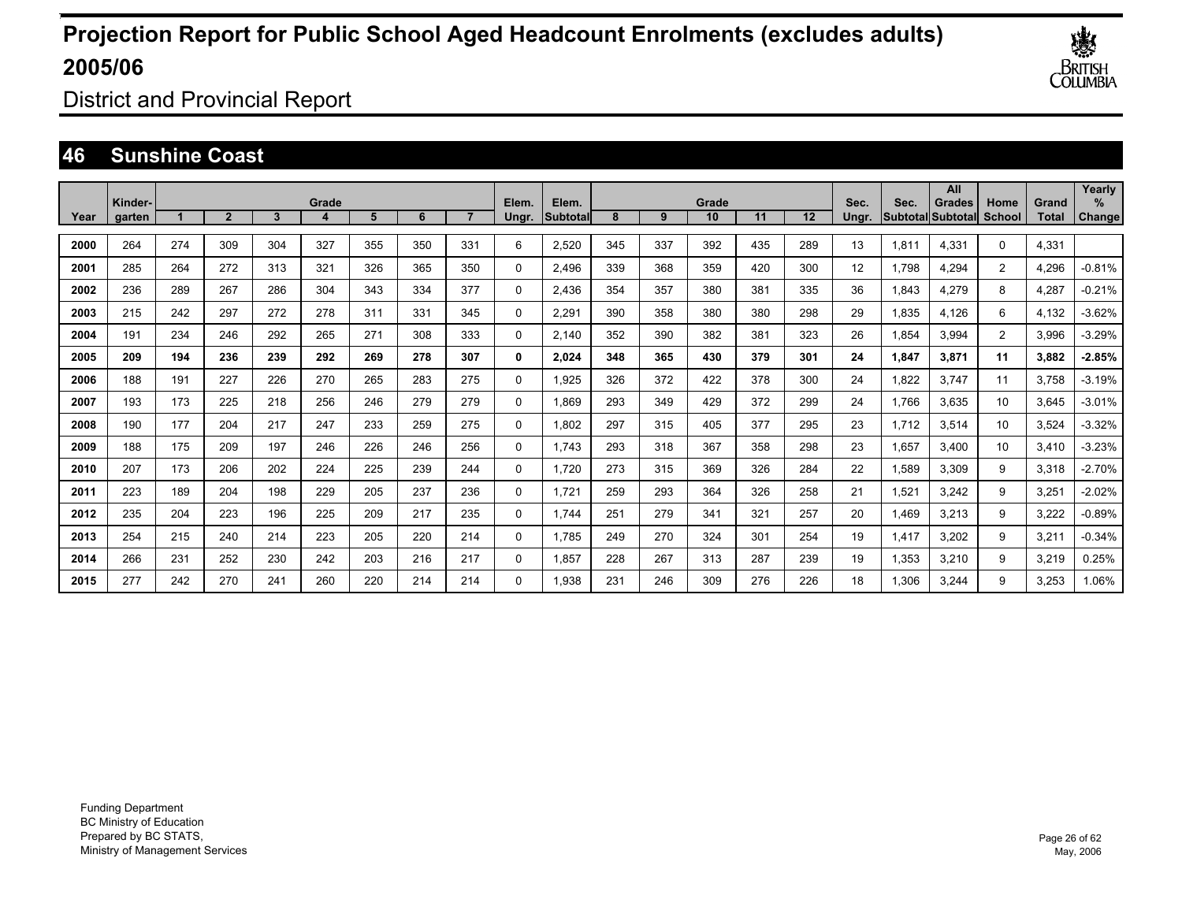# Projection Report for Public School Aged Headcount Enrolments (excludes adults) 2005/06

District and Provincial Report

## 46 Sunshine Coast

| Year | Kinder-garten | Grade 1 | 2 | 3 | 4 | 5 | 6 | 7 | Elem. Ungr. | Elem. Subtotal | Grade 8 | 9 | 10 | 11 | 12 | Sec. Ungr. | Sec. Subtotal | All Grades Subtotal | Home School | Grand Total | Yearly % Change |
|---|---|---|---|---|---|---|---|---|---|---|---|---|---|---|---|---|---|---|---|---|---|
| 2000 | 264 | 274 | 309 | 304 | 327 | 355 | 350 | 331 | 6 | 2,520 | 345 | 337 | 392 | 435 | 289 | 13 | 1,811 | 4,331 | 0 | 4,331 | |
| 2001 | 285 | 264 | 272 | 313 | 321 | 326 | 365 | 350 | 0 | 2,496 | 339 | 368 | 359 | 420 | 300 | 12 | 1,798 | 4,294 | 2 | 4,296 | -0.81% |
| 2002 | 236 | 289 | 267 | 286 | 304 | 343 | 334 | 377 | 0 | 2,436 | 354 | 357 | 380 | 381 | 335 | 36 | 1,843 | 4,279 | 8 | 4,287 | -0.21% |
| 2003 | 215 | 242 | 297 | 272 | 278 | 311 | 331 | 345 | 0 | 2,291 | 390 | 358 | 380 | 380 | 298 | 29 | 1,835 | 4,126 | 6 | 4,132 | -3.62% |
| 2004 | 191 | 234 | 246 | 292 | 265 | 271 | 308 | 333 | 0 | 2,140 | 352 | 390 | 382 | 381 | 323 | 26 | 1,854 | 3,994 | 2 | 3,996 | -3.29% |
| **2005** | **209** | **194** | **236** | **239** | **292** | **269** | **278** | **307** | **0** | **2,024** | **348** | **365** | **430** | **379** | **301** | **24** | **1,847** | **3,871** | **11** | **3,882** | **-2.85%** |
| 2006 | 188 | 191 | 227 | 226 | 270 | 265 | 283 | 275 | 0 | 1,925 | 326 | 372 | 422 | 378 | 300 | 24 | 1,822 | 3,747 | 11 | 3,758 | -3.19% |
| 2007 | 193 | 173 | 225 | 218 | 256 | 246 | 279 | 279 | 0 | 1,869 | 293 | 349 | 429 | 372 | 299 | 24 | 1,766 | 3,635 | 10 | 3,645 | -3.01% |
| 2008 | 190 | 177 | 204 | 217 | 247 | 233 | 259 | 275 | 0 | 1,802 | 297 | 315 | 405 | 377 | 295 | 23 | 1,712 | 3,514 | 10 | 3,524 | -3.32% |
| 2009 | 188 | 175 | 209 | 197 | 246 | 226 | 246 | 256 | 0 | 1,743 | 293 | 318 | 367 | 358 | 298 | 23 | 1,657 | 3,400 | 10 | 3,410 | -3.23% |
| 2010 | 207 | 173 | 206 | 202 | 224 | 225 | 239 | 244 | 0 | 1,720 | 273 | 315 | 369 | 326 | 284 | 22 | 1,589 | 3,309 | 9 | 3,318 | -2.70% |
| 2011 | 223 | 189 | 204 | 198 | 229 | 205 | 237 | 236 | 0 | 1,721 | 259 | 293 | 364 | 326 | 258 | 21 | 1,521 | 3,242 | 9 | 3,251 | -2.02% |
| 2012 | 235 | 204 | 223 | 196 | 225 | 209 | 217 | 235 | 0 | 1,744 | 251 | 279 | 341 | 321 | 257 | 20 | 1,469 | 3,213 | 9 | 3,222 | -0.89% |
| 2013 | 254 | 215 | 240 | 214 | 223 | 205 | 220 | 214 | 0 | 1,785 | 249 | 270 | 324 | 301 | 254 | 19 | 1,417 | 3,202 | 9 | 3,211 | -0.34% |
| 2014 | 266 | 231 | 252 | 230 | 242 | 203 | 216 | 217 | 0 | 1,857 | 228 | 267 | 313 | 287 | 239 | 19 | 1,353 | 3,210 | 9 | 3,219 | 0.25% |
| 2015 | 277 | 242 | 270 | 241 | 260 | 220 | 214 | 214 | 0 | 1,938 | 231 | 246 | 309 | 276 | 226 | 18 | 1,306 | 3,244 | 9 | 3,253 | 1.06% |

Funding Department
BC Ministry of Education
Prepared by BC STATS,
Ministry of Management Services

May, 2006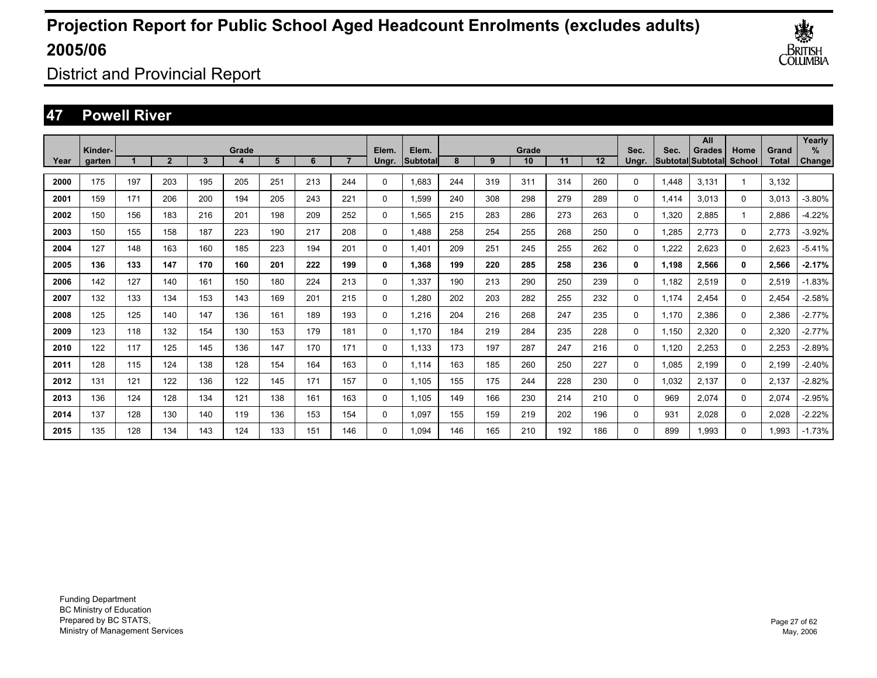# Projection Report for Public School Aged Headcount Enrolments (excludes adults) 2005/06

District and Provincial Report

## 47 Powell River

| Year | Kinder-garten | Grade 1 | 2 | 3 | 4 | 5 | 6 | 7 | Elem. Ungr. | Elem. Subtotal | Grade 8 | 9 | 10 | 11 | 12 | Sec. Ungr. | Sec. Subtotal | All Grades Subtotal | Home School | Grand Total | Yearly % Change |
|---|---|---|---|---|---|---|---|---|---|---|---|---|---|---|---|---|---|---|---|---|---|
| 2000 | 175 | 197 | 203 | 195 | 205 | 251 | 213 | 244 | 0 | 1,683 | 244 | 319 | 311 | 314 | 260 | 0 | 1,448 | 3,131 | 1 | 3,132 | |
| 2001 | 159 | 171 | 206 | 200 | 194 | 205 | 243 | 221 | 0 | 1,599 | 240 | 308 | 298 | 279 | 289 | 0 | 1,414 | 3,013 | 0 | 3,013 | -3.80% |
| 2002 | 150 | 156 | 183 | 216 | 201 | 198 | 209 | 252 | 0 | 1,565 | 215 | 283 | 286 | 273 | 263 | 0 | 1,320 | 2,885 | 1 | 2,886 | -4.22% |
| 2003 | 150 | 155 | 158 | 187 | 223 | 190 | 217 | 208 | 0 | 1,488 | 258 | 254 | 255 | 268 | 250 | 0 | 1,285 | 2,773 | 0 | 2,773 | -3.92% |
| 2004 | 127 | 148 | 163 | 160 | 185 | 223 | 194 | 201 | 0 | 1,401 | 209 | 251 | 245 | 255 | 262 | 0 | 1,222 | 2,623 | 0 | 2,623 | -5.41% |
| **2005** | **136** | **133** | **147** | **170** | **160** | **201** | **222** | **199** | **0** | **1,368** | **199** | **220** | **285** | **258** | **236** | **0** | **1,198** | **2,566** | **0** | **2,566** | **-2.17%** |
| 2006 | 142 | 127 | 140 | 161 | 150 | 180 | 224 | 213 | 0 | 1,337 | 190 | 213 | 290 | 250 | 239 | 0 | 1,182 | 2,519 | 0 | 2,519 | -1.83% |
| 2007 | 132 | 133 | 134 | 153 | 143 | 169 | 201 | 215 | 0 | 1,280 | 202 | 203 | 282 | 255 | 232 | 0 | 1,174 | 2,454 | 0 | 2,454 | -2.58% |
| 2008 | 125 | 125 | 140 | 147 | 136 | 161 | 189 | 193 | 0 | 1,216 | 204 | 216 | 268 | 247 | 235 | 0 | 1,170 | 2,386 | 0 | 2,386 | -2.77% |
| 2009 | 123 | 118 | 132 | 154 | 130 | 153 | 179 | 181 | 0 | 1,170 | 184 | 219 | 284 | 235 | 228 | 0 | 1,150 | 2,320 | 0 | 2,320 | -2.77% |
| 2010 | 122 | 117 | 125 | 145 | 136 | 147 | 170 | 171 | 0 | 1,133 | 173 | 197 | 287 | 247 | 216 | 0 | 1,120 | 2,253 | 0 | 2,253 | -2.89% |
| 2011 | 128 | 115 | 124 | 138 | 128 | 154 | 164 | 163 | 0 | 1,114 | 163 | 185 | 260 | 250 | 227 | 0 | 1,085 | 2,199 | 0 | 2,199 | -2.40% |
| 2012 | 131 | 121 | 122 | 136 | 122 | 145 | 171 | 157 | 0 | 1,105 | 155 | 175 | 244 | 228 | 230 | 0 | 1,032 | 2,137 | 0 | 2,137 | -2.82% |
| 2013 | 136 | 124 | 128 | 134 | 121 | 138 | 161 | 163 | 0 | 1,105 | 149 | 166 | 230 | 214 | 210 | 0 | 969 | 2,074 | 0 | 2,074 | -2.95% |
| 2014 | 137 | 128 | 130 | 140 | 119 | 136 | 153 | 154 | 0 | 1,097 | 155 | 159 | 219 | 202 | 196 | 0 | 931 | 2,028 | 0 | 2,028 | -2.22% |
| 2015 | 135 | 128 | 134 | 143 | 124 | 133 | 151 | 146 | 0 | 1,094 | 146 | 165 | 210 | 192 | 186 | 0 | 899 | 1,993 | 0 | 1,993 | -1.73% |

Funding Department
BC Ministry of Education
Prepared by BC STATS,
Ministry of Management Services

May, 2006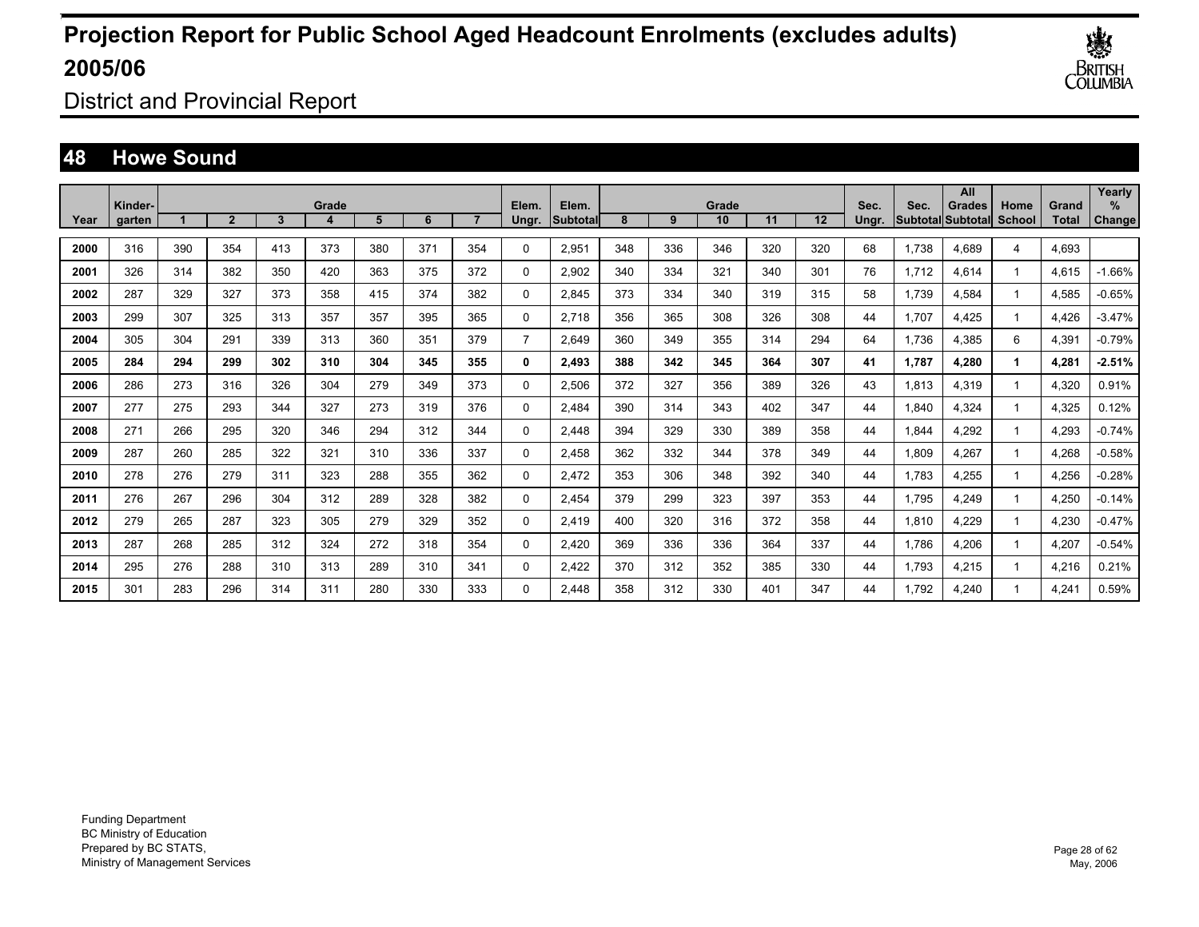# Projection Report for Public School Aged Headcount Enrolments (excludes adults) 2005/06

District and Provincial Report

## 48 Howe Sound

| Year | Kinder-garten | Grade 1 | 2 | 3 | 4 | 5 | 6 | 7 | Elem. Ungr. | Elem. Subtotal | Grade 8 | 9 | 10 | 11 | 12 | Sec. Ungr. | Sec. Subtotal | All Grades Subtotal | Home School | Grand Total | Yearly % Change |
|---|---|---|---|---|---|---|---|---|---|---|---|---|---|---|---|---|---|---|---|---|---|
| 2000 | 316 | 390 | 354 | 413 | 373 | 380 | 371 | 354 | 0 | 2,951 | 348 | 336 | 346 | 320 | 320 | 68 | 1,738 | 4,689 | 4 | 4,693 | |
| 2001 | 326 | 314 | 382 | 350 | 420 | 363 | 375 | 372 | 0 | 2,902 | 340 | 334 | 321 | 340 | 301 | 76 | 1,712 | 4,614 | 1 | 4,615 | -1.66% |
| 2002 | 287 | 329 | 327 | 373 | 358 | 415 | 374 | 382 | 0 | 2,845 | 373 | 334 | 340 | 319 | 315 | 58 | 1,739 | 4,584 | 1 | 4,585 | -0.65% |
| 2003 | 299 | 307 | 325 | 313 | 357 | 357 | 395 | 365 | 0 | 2,718 | 356 | 365 | 308 | 326 | 308 | 44 | 1,707 | 4,425 | 1 | 4,426 | -3.47% |
| 2004 | 305 | 304 | 291 | 339 | 313 | 360 | 351 | 379 | 7 | 2,649 | 360 | 349 | 355 | 314 | 294 | 64 | 1,736 | 4,385 | 6 | 4,391 | -0.79% |
| **2005** | **284** | **294** | **299** | **302** | **310** | **304** | **345** | **355** | **0** | **2,493** | **388** | **342** | **345** | **364** | **307** | **41** | **1,787** | **4,280** | **1** | **4,281** | **-2.51%** |
| 2006 | 286 | 273 | 316 | 326 | 304 | 279 | 349 | 373 | 0 | 2,506 | 372 | 327 | 356 | 389 | 326 | 43 | 1,813 | 4,319 | 1 | 4,320 | 0.91% |
| 2007 | 277 | 275 | 293 | 344 | 327 | 273 | 319 | 376 | 0 | 2,484 | 390 | 314 | 343 | 402 | 347 | 44 | 1,840 | 4,324 | 1 | 4,325 | 0.12% |
| 2008 | 271 | 266 | 295 | 320 | 346 | 294 | 312 | 344 | 0 | 2,448 | 394 | 329 | 330 | 389 | 358 | 44 | 1,844 | 4,292 | 1 | 4,293 | -0.74% |
| 2009 | 287 | 260 | 285 | 322 | 321 | 310 | 336 | 337 | 0 | 2,458 | 362 | 332 | 344 | 378 | 349 | 44 | 1,809 | 4,267 | 1 | 4,268 | -0.58% |
| 2010 | 278 | 276 | 279 | 311 | 323 | 288 | 355 | 362 | 0 | 2,472 | 353 | 306 | 348 | 392 | 340 | 44 | 1,783 | 4,255 | 1 | 4,256 | -0.28% |
| 2011 | 276 | 267 | 296 | 304 | 312 | 289 | 328 | 382 | 0 | 2,454 | 379 | 299 | 323 | 397 | 353 | 44 | 1,795 | 4,249 | 1 | 4,250 | -0.14% |
| 2012 | 279 | 265 | 287 | 323 | 305 | 279 | 329 | 352 | 0 | 2,419 | 400 | 320 | 316 | 372 | 358 | 44 | 1,810 | 4,229 | 1 | 4,230 | -0.47% |
| 2013 | 287 | 268 | 285 | 312 | 324 | 272 | 318 | 354 | 0 | 2,420 | 369 | 336 | 336 | 364 | 337 | 44 | 1,786 | 4,206 | 1 | 4,207 | -0.54% |
| 2014 | 295 | 276 | 288 | 310 | 313 | 289 | 310 | 341 | 0 | 2,422 | 370 | 312 | 352 | 385 | 330 | 44 | 1,793 | 4,215 | 1 | 4,216 | 0.21% |
| 2015 | 301 | 283 | 296 | 314 | 311 | 280 | 330 | 333 | 0 | 2,448 | 358 | 312 | 330 | 401 | 347 | 44 | 1,792 | 4,240 | 1 | 4,241 | 0.59% |

Funding Department
BC Ministry of Education
Prepared by BC STATS,
Ministry of Management Services

May, 2006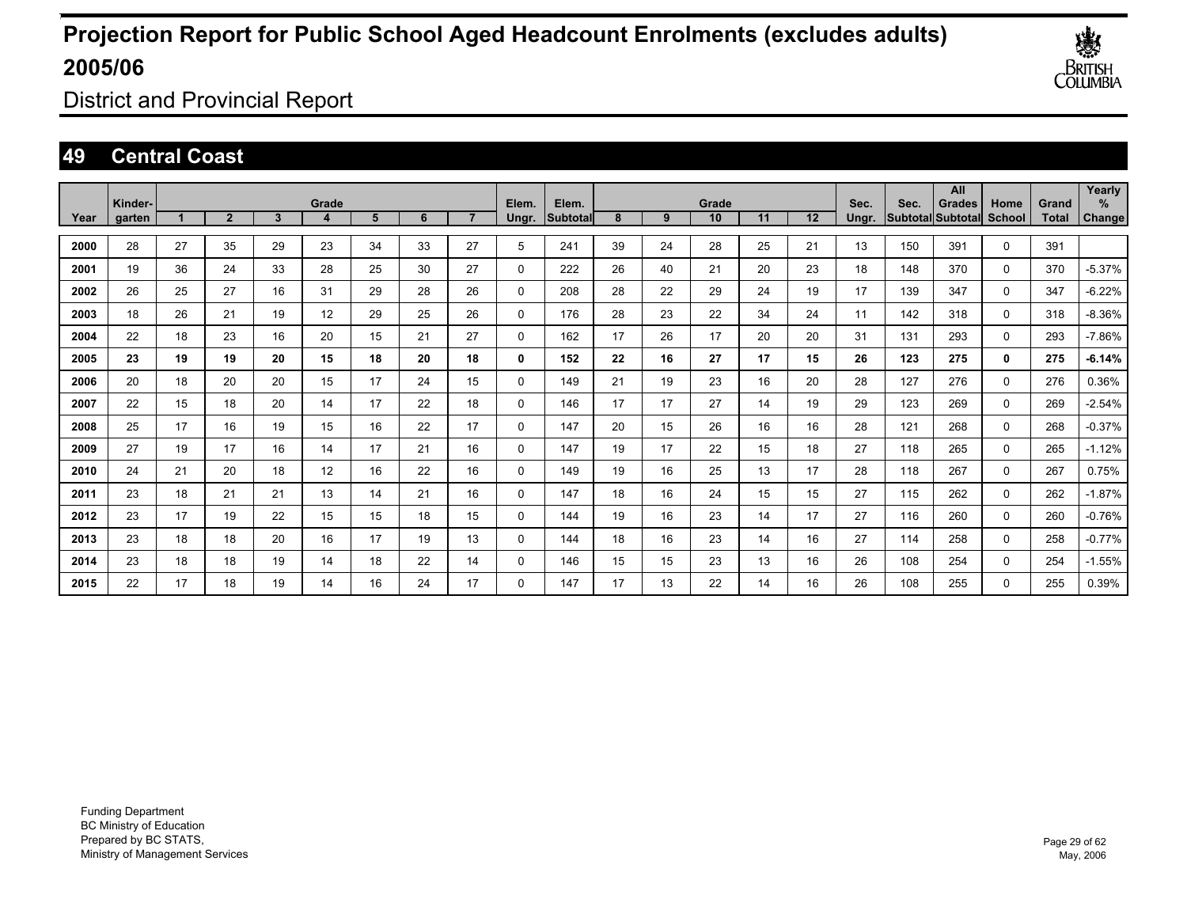# Projection Report for Public School Aged Headcount Enrolments (excludes adults) 2005/06

District and Provincial Report

## 49 Central Coast

| Year | Kinder-garten | Grade 1 | 2 | 3 | 4 | 5 | 6 | 7 | Elem. Ungr. | Elem. Subtotal | Grade 8 | 9 | 10 | 11 | 12 | Sec. Ungr. | Sec. Subtotal | All Grades Subtotal | Home School | Grand Total | Yearly % Change |
|---|---|---|---|---|---|---|---|---|---|---|---|---|---|---|---|---|---|---|---|---|---|
| 2000 | 28 | 27 | 35 | 29 | 23 | 34 | 33 | 27 | 5 | 241 | 39 | 24 | 28 | 25 | 21 | 13 | 150 | 391 | 0 | 391 | |
| 2001 | 19 | 36 | 24 | 33 | 28 | 25 | 30 | 27 | 0 | 222 | 26 | 40 | 21 | 20 | 23 | 18 | 148 | 370 | 0 | 370 | -5.37% |
| 2002 | 26 | 25 | 27 | 16 | 31 | 29 | 28 | 26 | 0 | 208 | 28 | 22 | 29 | 24 | 19 | 17 | 139 | 347 | 0 | 347 | -6.22% |
| 2003 | 18 | 26 | 21 | 19 | 12 | 29 | 25 | 26 | 0 | 176 | 28 | 23 | 22 | 34 | 24 | 11 | 142 | 318 | 0 | 318 | -8.36% |
| 2004 | 22 | 18 | 23 | 16 | 20 | 15 | 21 | 27 | 0 | 162 | 17 | 26 | 17 | 20 | 20 | 31 | 131 | 293 | 0 | 293 | -7.86% |
| **2005** | **23** | **19** | **19** | **20** | **15** | **18** | **20** | **18** | **0** | **152** | **22** | **16** | **27** | **17** | **15** | **26** | **123** | **275** | **0** | **275** | **-6.14%** |
| 2006 | 20 | 18 | 20 | 20 | 15 | 17 | 24 | 15 | 0 | 149 | 21 | 19 | 23 | 16 | 20 | 28 | 127 | 276 | 0 | 276 | 0.36% |
| 2007 | 22 | 15 | 18 | 20 | 14 | 17 | 22 | 18 | 0 | 146 | 17 | 17 | 27 | 14 | 19 | 29 | 123 | 269 | 0 | 269 | -2.54% |
| 2008 | 25 | 17 | 16 | 19 | 15 | 16 | 22 | 17 | 0 | 147 | 20 | 15 | 26 | 16 | 16 | 28 | 121 | 268 | 0 | 268 | -0.37% |
| 2009 | 27 | 19 | 17 | 16 | 14 | 17 | 21 | 16 | 0 | 147 | 19 | 17 | 22 | 15 | 18 | 27 | 118 | 265 | 0 | 265 | -1.12% |
| 2010 | 24 | 21 | 20 | 18 | 12 | 16 | 22 | 16 | 0 | 149 | 19 | 16 | 25 | 13 | 17 | 28 | 118 | 267 | 0 | 267 | 0.75% |
| 2011 | 23 | 18 | 21 | 21 | 13 | 14 | 21 | 16 | 0 | 147 | 18 | 16 | 24 | 15 | 15 | 27 | 115 | 262 | 0 | 262 | -1.87% |
| 2012 | 23 | 17 | 19 | 22 | 15 | 15 | 18 | 15 | 0 | 144 | 19 | 16 | 23 | 14 | 17 | 27 | 116 | 260 | 0 | 260 | -0.76% |
| 2013 | 23 | 18 | 18 | 20 | 16 | 17 | 19 | 13 | 0 | 144 | 18 | 16 | 23 | 14 | 16 | 27 | 114 | 258 | 0 | 258 | -0.77% |
| 2014 | 23 | 18 | 18 | 19 | 14 | 18 | 22 | 14 | 0 | 146 | 15 | 15 | 23 | 13 | 16 | 26 | 108 | 254 | 0 | 254 | -1.55% |
| 2015 | 22 | 17 | 18 | 19 | 14 | 16 | 24 | 17 | 0 | 147 | 17 | 13 | 22 | 14 | 16 | 26 | 108 | 255 | 0 | 255 | 0.39% |

Funding Department
BC Ministry of Education
Prepared by BC STATS,
Ministry of Management Services

May, 2006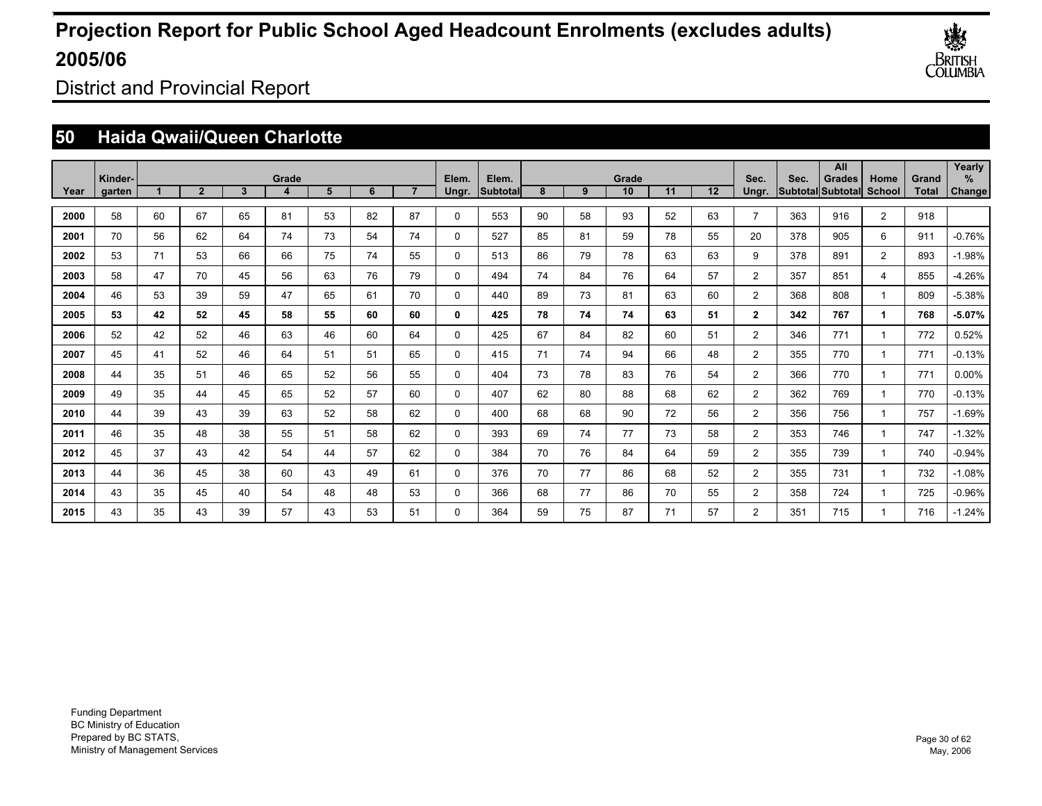# Projection Report for Public School Aged Headcount Enrolments (excludes adults) 2005/06

District and Provincial Report

## 50 Haida Qwaii/Queen Charlotte

| Year | Kinder-garten | Grade 1 | 2 | 3 | 4 | 5 | 6 | 7 | Elem. Ungr. | Elem. Subtotal | Grade 8 | 9 | 10 | 11 | 12 | Sec. Ungr. | Sec. Subtotal | All Grades Subtotal | Home School | Grand Total | Yearly % Change |
|---|---|---|---|---|---|---|---|---|---|---|---|---|---|---|---|---|---|---|---|---|---|
| **2000** | 58 | 60 | 67 | 65 | 81 | 53 | 82 | 87 | 0 | 553 | 90 | 58 | 93 | 52 | 63 | 7 | 363 | 916 | 2 | 918 | |
| **2001** | 70 | 56 | 62 | 64 | 74 | 73 | 54 | 74 | 0 | 527 | 85 | 81 | 59 | 78 | 55 | 20 | 378 | 905 | 6 | 911 | -0.76% |
| **2002** | 53 | 71 | 53 | 66 | 66 | 75 | 74 | 55 | 0 | 513 | 86 | 79 | 78 | 63 | 63 | 9 | 378 | 891 | 2 | 893 | -1.98% |
| **2003** | 58 | 47 | 70 | 45 | 56 | 63 | 76 | 79 | 0 | 494 | 74 | 84 | 76 | 64 | 57 | 2 | 357 | 851 | 4 | 855 | -4.26% |
| **2004** | 46 | 53 | 39 | 59 | 47 | 65 | 61 | 70 | 0 | 440 | 89 | 73 | 81 | 63 | 60 | 2 | 368 | 808 | 1 | 809 | -5.38% |
| **2005** | **53** | **42** | **52** | **45** | **58** | **55** | **60** | **60** | **0** | **425** | **78** | **74** | **74** | **63** | **51** | **2** | **342** | **767** | **1** | **768** | **-5.07%** |
| **2006** | 52 | 42 | 52 | 46 | 63 | 46 | 60 | 64 | 0 | 425 | 67 | 84 | 82 | 60 | 51 | 2 | 346 | 771 | 1 | 772 | 0.52% |
| **2007** | 45 | 41 | 52 | 46 | 64 | 51 | 51 | 65 | 0 | 415 | 71 | 74 | 94 | 66 | 48 | 2 | 355 | 770 | 1 | 771 | -0.13% |
| **2008** | 44 | 35 | 51 | 46 | 65 | 52 | 56 | 55 | 0 | 404 | 73 | 78 | 83 | 76 | 54 | 2 | 366 | 770 | 1 | 771 | 0.00% |
| **2009** | 49 | 35 | 44 | 45 | 65 | 52 | 57 | 60 | 0 | 407 | 62 | 80 | 88 | 68 | 62 | 2 | 362 | 769 | 1 | 770 | -0.13% |
| **2010** | 44 | 39 | 43 | 39 | 63 | 52 | 58 | 62 | 0 | 400 | 68 | 68 | 90 | 72 | 56 | 2 | 356 | 756 | 1 | 757 | -1.69% |
| **2011** | 46 | 35 | 48 | 38 | 55 | 51 | 58 | 62 | 0 | 393 | 69 | 74 | 77 | 73 | 58 | 2 | 353 | 746 | 1 | 747 | -1.32% |
| **2012** | 45 | 37 | 43 | 42 | 54 | 44 | 57 | 62 | 0 | 384 | 70 | 76 | 84 | 64 | 59 | 2 | 355 | 739 | 1 | 740 | -0.94% |
| **2013** | 44 | 36 | 45 | 38 | 60 | 43 | 49 | 61 | 0 | 376 | 70 | 77 | 86 | 68 | 52 | 2 | 355 | 731 | 1 | 732 | -1.08% |
| **2014** | 43 | 35 | 45 | 40 | 54 | 48 | 48 | 53 | 0 | 366 | 68 | 77 | 86 | 70 | 55 | 2 | 358 | 724 | 1 | 725 | -0.96% |
| **2015** | 43 | 35 | 43 | 39 | 57 | 43 | 53 | 51 | 0 | 364 | 59 | 75 | 87 | 71 | 57 | 2 | 351 | 715 | 1 | 716 | -1.24% |

Funding Department
BC Ministry of Education
Prepared by BC STATS,
Ministry of Management Services

May, 2006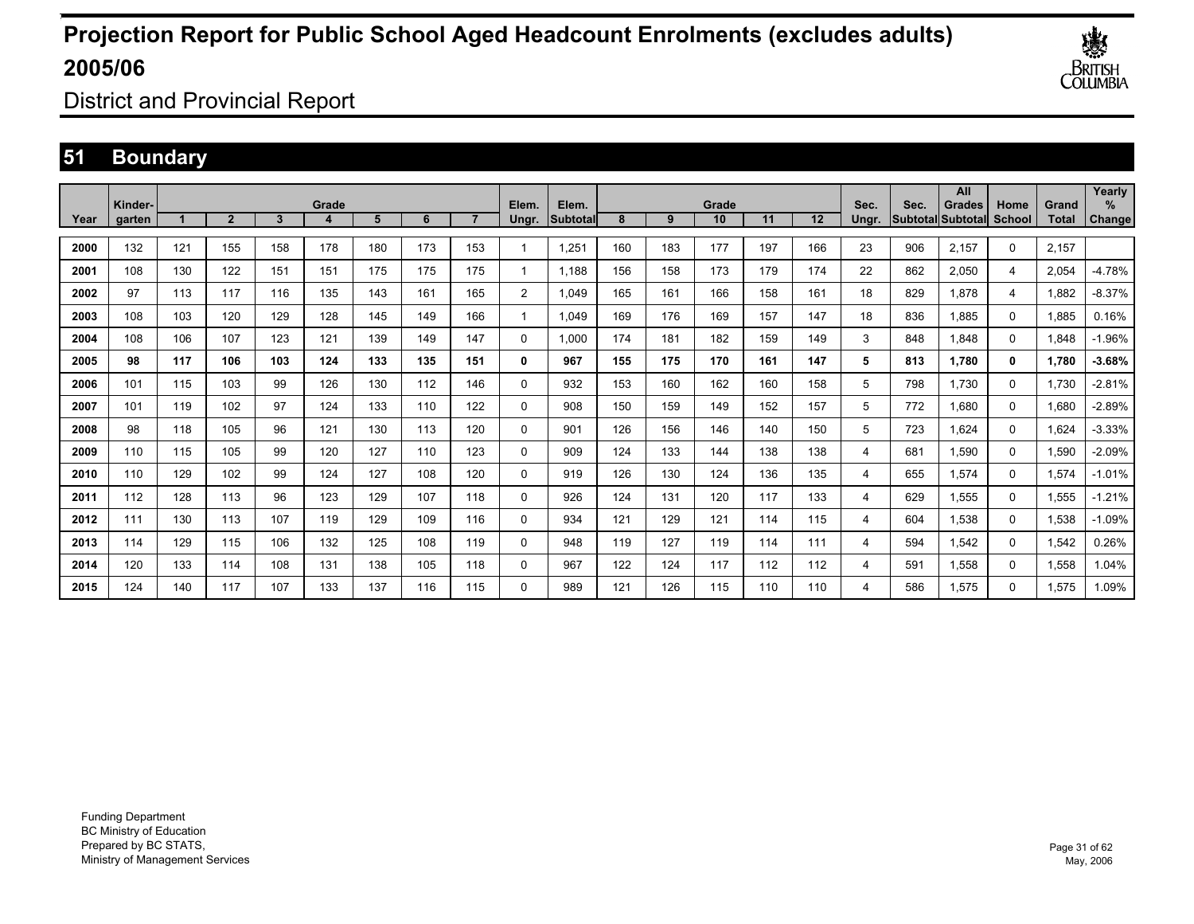# Projection Report for Public School Aged Headcount Enrolments (excludes adults) 2005/06

District and Provincial Report

## 51 Boundary

| Year | Kinder-garten | Grade 1 | 2 | 3 | 4 | 5 | 6 | 7 | Elem. Ungr. | Elem. Subtotal | Grade 8 | 9 | 10 | 11 | 12 | Sec. Ungr. | Sec. Subtotal | All Grades Subtotal | Home School | Grand Total | Yearly % Change |
|---|---|---|---|---|---|---|---|---|---|---|---|---|---|---|---|---|---|---|---|---|---|
| 2000 | 132 | 121 | 155 | 158 | 178 | 180 | 173 | 153 | 1 | 1,251 | 160 | 183 | 177 | 197 | 166 | 23 | 906 | 2,157 | 0 | 2,157 | |
| 2001 | 108 | 130 | 122 | 151 | 151 | 175 | 175 | 175 | 1 | 1,188 | 156 | 158 | 173 | 179 | 174 | 22 | 862 | 2,050 | 4 | 2,054 | -4.78% |
| 2002 | 97 | 113 | 117 | 116 | 135 | 143 | 161 | 165 | 2 | 1,049 | 165 | 161 | 166 | 158 | 161 | 18 | 829 | 1,878 | 4 | 1,882 | -8.37% |
| 2003 | 108 | 103 | 120 | 129 | 128 | 145 | 149 | 166 | 1 | 1,049 | 169 | 176 | 169 | 157 | 147 | 18 | 836 | 1,885 | 0 | 1,885 | 0.16% |
| 2004 | 108 | 106 | 107 | 123 | 121 | 139 | 149 | 147 | 0 | 1,000 | 174 | 181 | 182 | 159 | 149 | 3 | 848 | 1,848 | 0 | 1,848 | -1.96% |
| **2005** | **98** | **117** | **106** | **103** | **124** | **133** | **135** | **151** | **0** | **967** | **155** | **175** | **170** | **161** | **147** | **5** | **813** | **1,780** | **0** | **1,780** | **-3.68%** |
| 2006 | 101 | 115 | 103 | 99 | 126 | 130 | 112 | 146 | 0 | 932 | 153 | 160 | 162 | 160 | 158 | 5 | 798 | 1,730 | 0 | 1,730 | -2.81% |
| 2007 | 101 | 119 | 102 | 97 | 124 | 133 | 110 | 122 | 0 | 908 | 150 | 159 | 149 | 152 | 157 | 5 | 772 | 1,680 | 0 | 1,680 | -2.89% |
| 2008 | 98 | 118 | 105 | 96 | 121 | 130 | 113 | 120 | 0 | 901 | 126 | 156 | 146 | 140 | 150 | 5 | 723 | 1,624 | 0 | 1,624 | -3.33% |
| 2009 | 110 | 115 | 105 | 99 | 120 | 127 | 110 | 123 | 0 | 909 | 124 | 133 | 144 | 138 | 138 | 4 | 681 | 1,590 | 0 | 1,590 | -2.09% |
| 2010 | 110 | 129 | 102 | 99 | 124 | 127 | 108 | 120 | 0 | 919 | 126 | 130 | 124 | 136 | 135 | 4 | 655 | 1,574 | 0 | 1,574 | -1.01% |
| 2011 | 112 | 128 | 113 | 96 | 123 | 129 | 107 | 118 | 0 | 926 | 124 | 131 | 120 | 117 | 133 | 4 | 629 | 1,555 | 0 | 1,555 | -1.21% |
| 2012 | 111 | 130 | 113 | 107 | 119 | 129 | 109 | 116 | 0 | 934 | 121 | 129 | 121 | 114 | 115 | 4 | 604 | 1,538 | 0 | 1,538 | -1.09% |
| 2013 | 114 | 129 | 115 | 106 | 132 | 125 | 108 | 119 | 0 | 948 | 119 | 127 | 119 | 114 | 111 | 4 | 594 | 1,542 | 0 | 1,542 | 0.26% |
| 2014 | 120 | 133 | 114 | 108 | 131 | 138 | 105 | 118 | 0 | 967 | 122 | 124 | 117 | 112 | 112 | 4 | 591 | 1,558 | 0 | 1,558 | 1.04% |
| 2015 | 124 | 140 | 117 | 107 | 133 | 137 | 116 | 115 | 0 | 989 | 121 | 126 | 115 | 110 | 110 | 4 | 586 | 1,575 | 0 | 1,575 | 1.09% |

Funding Department
BC Ministry of Education
Prepared by BC STATS,
Ministry of Management Services

May, 2006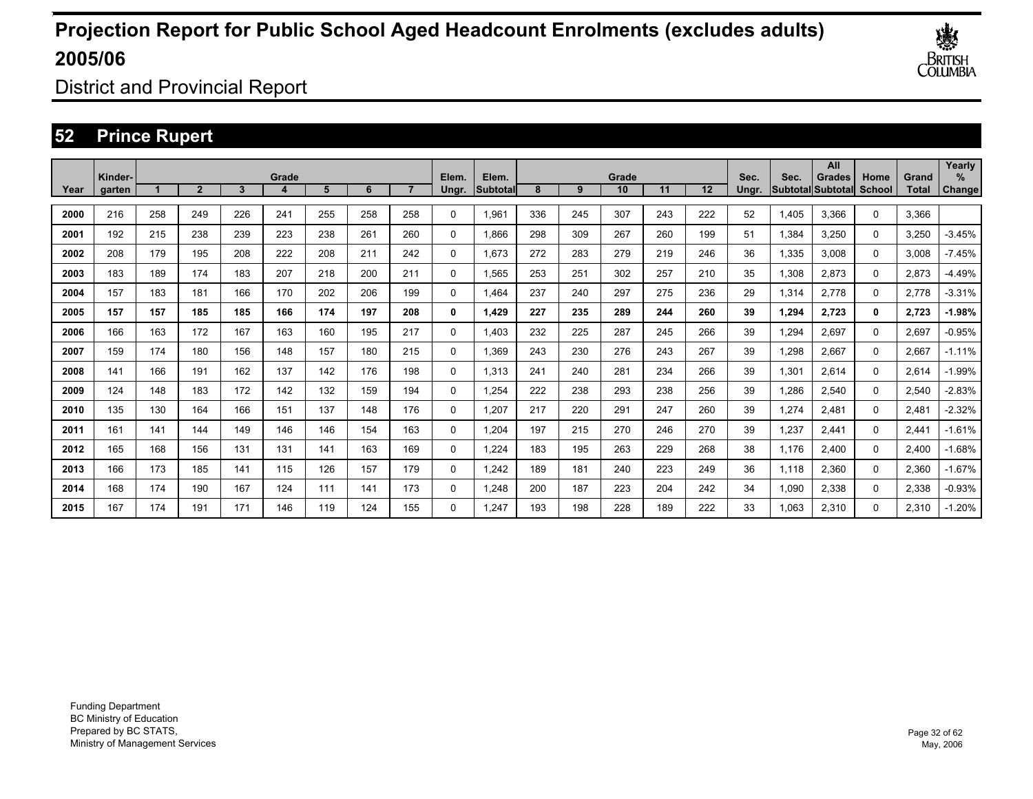# Projection Report for Public School Aged Headcount Enrolments (excludes adults) 2005/06

District and Provincial Report

## 52 Prince Rupert

| Year | Kinder-garten | Grade 1 | 2 | 3 | 4 | 5 | 6 | 7 | Elem. Ungr. | Elem. Subtotal | Grade 8 | 9 | 10 | 11 | 12 | Sec. Ungr. | Sec. Subtotal | All Grades Subtotal | Home School | Grand Total | Yearly % Change |
|---|---|---|---|---|---|---|---|---|---|---|---|---|---|---|---|---|---|---|---|---|---|
| 2000 | 216 | 258 | 249 | 226 | 241 | 255 | 258 | 258 | 0 | 1,961 | 336 | 245 | 307 | 243 | 222 | 52 | 1,405 | 3,366 | 0 | 3,366 | |
| 2001 | 192 | 215 | 238 | 239 | 223 | 238 | 261 | 260 | 0 | 1,866 | 298 | 309 | 267 | 260 | 199 | 51 | 1,384 | 3,250 | 0 | 3,250 | -3.45% |
| 2002 | 208 | 179 | 195 | 208 | 222 | 208 | 211 | 242 | 0 | 1,673 | 272 | 283 | 279 | 219 | 246 | 36 | 1,335 | 3,008 | 0 | 3,008 | -7.45% |
| 2003 | 183 | 189 | 174 | 183 | 207 | 218 | 200 | 211 | 0 | 1,565 | 253 | 251 | 302 | 257 | 210 | 35 | 1,308 | 2,873 | 0 | 2,873 | -4.49% |
| 2004 | 157 | 183 | 181 | 166 | 170 | 202 | 206 | 199 | 0 | 1,464 | 237 | 240 | 297 | 275 | 236 | 29 | 1,314 | 2,778 | 0 | 2,778 | -3.31% |
| **2005** | **157** | **157** | **185** | **185** | **166** | **174** | **197** | **208** | **0** | **1,429** | **227** | **235** | **289** | **244** | **260** | **39** | **1,294** | **2,723** | **0** | **2,723** | **-1.98%** |
| 2006 | 166 | 163 | 172 | 167 | 163 | 160 | 195 | 217 | 0 | 1,403 | 232 | 225 | 287 | 245 | 266 | 39 | 1,294 | 2,697 | 0 | 2,697 | -0.95% |
| 2007 | 159 | 174 | 180 | 156 | 148 | 157 | 180 | 215 | 0 | 1,369 | 243 | 230 | 276 | 243 | 267 | 39 | 1,298 | 2,667 | 0 | 2,667 | -1.11% |
| 2008 | 141 | 166 | 191 | 162 | 137 | 142 | 176 | 198 | 0 | 1,313 | 241 | 240 | 281 | 234 | 266 | 39 | 1,301 | 2,614 | 0 | 2,614 | -1.99% |
| 2009 | 124 | 148 | 183 | 172 | 142 | 132 | 159 | 194 | 0 | 1,254 | 222 | 238 | 293 | 238 | 256 | 39 | 1,286 | 2,540 | 0 | 2,540 | -2.83% |
| 2010 | 135 | 130 | 164 | 166 | 151 | 137 | 148 | 176 | 0 | 1,207 | 217 | 220 | 291 | 247 | 260 | 39 | 1,274 | 2,481 | 0 | 2,481 | -2.32% |
| 2011 | 161 | 141 | 144 | 149 | 146 | 146 | 154 | 163 | 0 | 1,204 | 197 | 215 | 270 | 246 | 270 | 39 | 1,237 | 2,441 | 0 | 2,441 | -1.61% |
| 2012 | 165 | 168 | 156 | 131 | 131 | 141 | 163 | 169 | 0 | 1,224 | 183 | 195 | 263 | 229 | 268 | 38 | 1,176 | 2,400 | 0 | 2,400 | -1.68% |
| 2013 | 166 | 173 | 185 | 141 | 115 | 126 | 157 | 179 | 0 | 1,242 | 189 | 181 | 240 | 223 | 249 | 36 | 1,118 | 2,360 | 0 | 2,360 | -1.67% |
| 2014 | 168 | 174 | 190 | 167 | 124 | 111 | 141 | 173 | 0 | 1,248 | 200 | 187 | 223 | 204 | 242 | 34 | 1,090 | 2,338 | 0 | 2,338 | -0.93% |
| 2015 | 167 | 174 | 191 | 171 | 146 | 119 | 124 | 155 | 0 | 1,247 | 193 | 198 | 228 | 189 | 222 | 33 | 1,063 | 2,310 | 0 | 2,310 | -1.20% |

Funding Department
BC Ministry of Education
Prepared by BC STATS,
Ministry of Management Services

May, 2006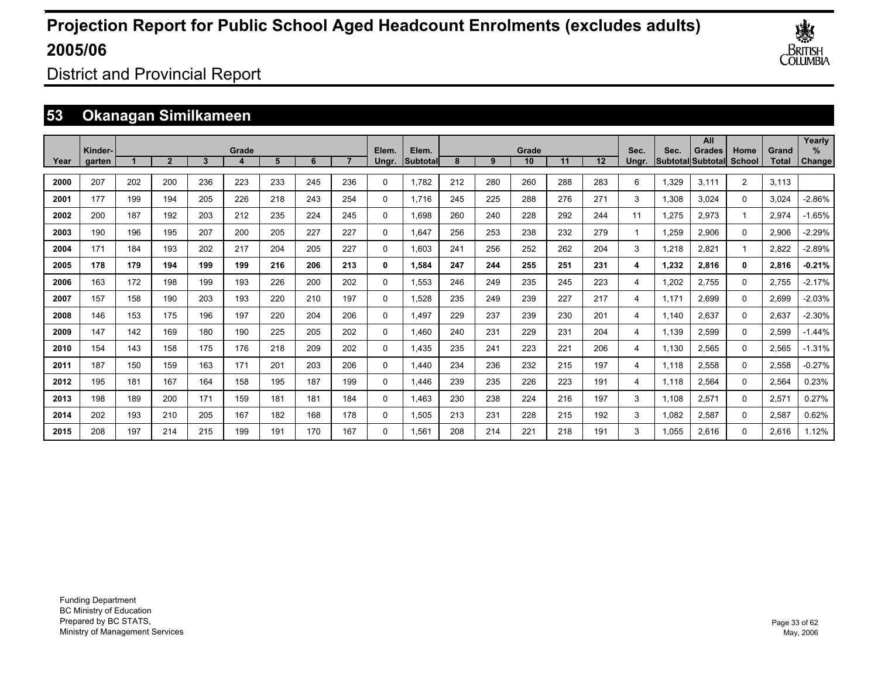# Projection Report for Public School Aged Headcount Enrolments (excludes adults) 2005/06

District and Provincial Report

## 53 Okanagan Similkameen

| Year | Kinder-garten | Grade 1 | 2 | 3 | 4 | 5 | 6 | 7 | Elem. Ungr. | Elem. Subtotal | Grade 8 | 9 | 10 | 11 | 12 | Sec. Ungr. | Sec. Subtotal | All Grades Subtotal | Home School | Grand Total | Yearly % Change |
|---|---|---|---|---|---|---|---|---|---|---|---|---|---|---|---|---|---|---|---|---|---|
| 2000 | 207 | 202 | 200 | 236 | 223 | 233 | 245 | 236 | 0 | 1,782 | 212 | 280 | 260 | 288 | 283 | 6 | 1,329 | 3,111 | 2 | 3,113 | |
| 2001 | 177 | 199 | 194 | 205 | 226 | 218 | 243 | 254 | 0 | 1,716 | 245 | 225 | 288 | 276 | 271 | 3 | 1,308 | 3,024 | 0 | 3,024 | -2.86% |
| 2002 | 200 | 187 | 192 | 203 | 212 | 235 | 224 | 245 | 0 | 1,698 | 260 | 240 | 228 | 292 | 244 | 11 | 1,275 | 2,973 | 1 | 2,974 | -1.65% |
| 2003 | 190 | 196 | 195 | 207 | 200 | 205 | 227 | 227 | 0 | 1,647 | 256 | 253 | 238 | 232 | 279 | 1 | 1,259 | 2,906 | 0 | 2,906 | -2.29% |
| 2004 | 171 | 184 | 193 | 202 | 217 | 204 | 205 | 227 | 0 | 1,603 | 241 | 256 | 252 | 262 | 204 | 3 | 1,218 | 2,821 | 1 | 2,822 | -2.89% |
| **2005** | **178** | **179** | **194** | **199** | **199** | **216** | **206** | **213** | **0** | **1,584** | **247** | **244** | **255** | **251** | **231** | **4** | **1,232** | **2,816** | **0** | **2,816** | **-0.21%** |
| 2006 | 163 | 172 | 198 | 199 | 193 | 226 | 200 | 202 | 0 | 1,553 | 246 | 249 | 235 | 245 | 223 | 4 | 1,202 | 2,755 | 0 | 2,755 | -2.17% |
| 2007 | 157 | 158 | 190 | 203 | 193 | 220 | 210 | 197 | 0 | 1,528 | 235 | 249 | 239 | 227 | 217 | 4 | 1,171 | 2,699 | 0 | 2,699 | -2.03% |
| 2008 | 146 | 153 | 175 | 196 | 197 | 220 | 204 | 206 | 0 | 1,497 | 229 | 237 | 239 | 230 | 201 | 4 | 1,140 | 2,637 | 0 | 2,637 | -2.30% |
| 2009 | 147 | 142 | 169 | 180 | 190 | 225 | 205 | 202 | 0 | 1,460 | 240 | 231 | 229 | 231 | 204 | 4 | 1,139 | 2,599 | 0 | 2,599 | -1.44% |
| 2010 | 154 | 143 | 158 | 175 | 176 | 218 | 209 | 202 | 0 | 1,435 | 235 | 241 | 223 | 221 | 206 | 4 | 1,130 | 2,565 | 0 | 2,565 | -1.31% |
| 2011 | 187 | 150 | 159 | 163 | 171 | 201 | 203 | 206 | 0 | 1,440 | 234 | 236 | 232 | 215 | 197 | 4 | 1,118 | 2,558 | 0 | 2,558 | -0.27% |
| 2012 | 195 | 181 | 167 | 164 | 158 | 195 | 187 | 199 | 0 | 1,446 | 239 | 235 | 226 | 223 | 191 | 4 | 1,118 | 2,564 | 0 | 2,564 | 0.23% |
| 2013 | 198 | 189 | 200 | 171 | 159 | 181 | 181 | 184 | 0 | 1,463 | 230 | 238 | 224 | 216 | 197 | 3 | 1,108 | 2,571 | 0 | 2,571 | 0.27% |
| 2014 | 202 | 193 | 210 | 205 | 167 | 182 | 168 | 178 | 0 | 1,505 | 213 | 231 | 228 | 215 | 192 | 3 | 1,082 | 2,587 | 0 | 2,587 | 0.62% |
| 2015 | 208 | 197 | 214 | 215 | 199 | 191 | 170 | 167 | 0 | 1,561 | 208 | 214 | 221 | 218 | 191 | 3 | 1,055 | 2,616 | 0 | 2,616 | 1.12% |

Funding Department
BC Ministry of Education
Prepared by BC STATS,
Ministry of Management Services

May, 2006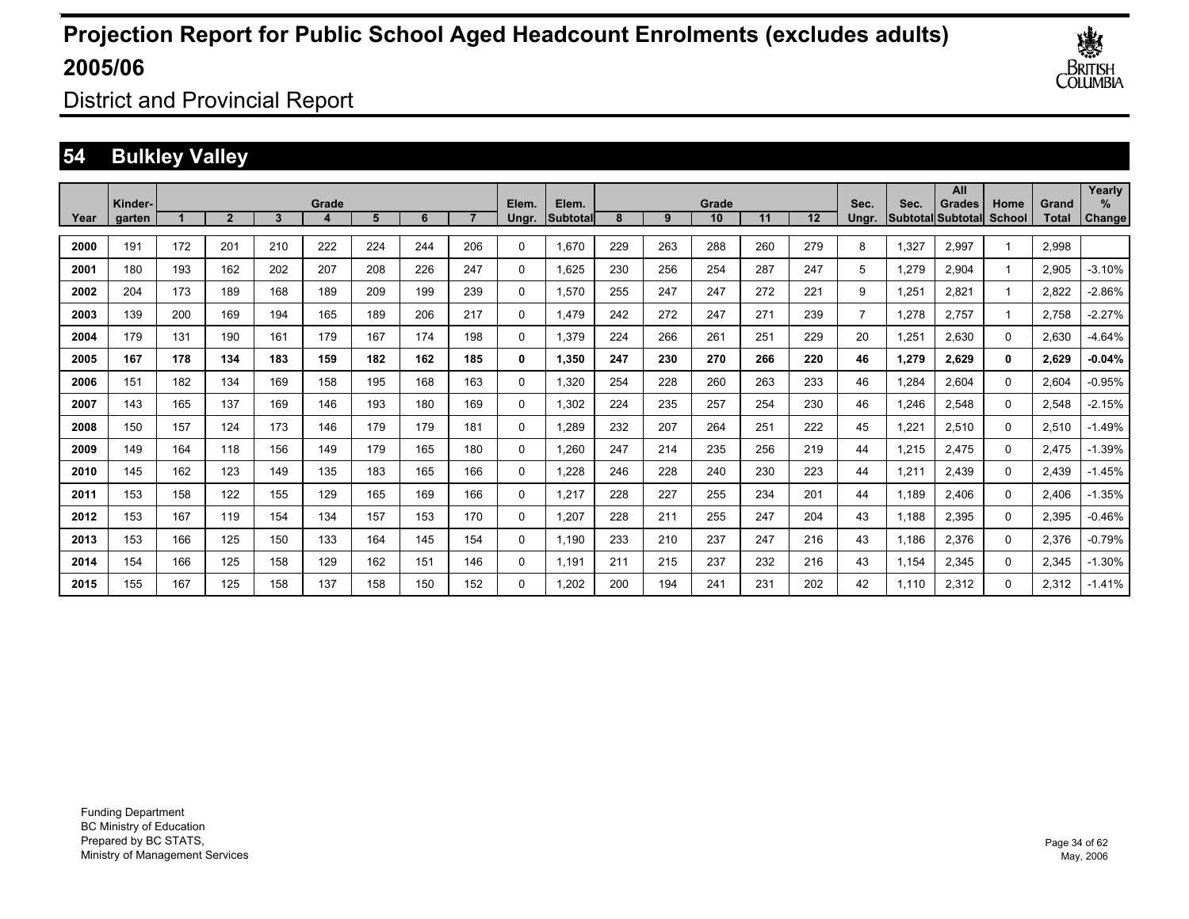# Projection Report for Public School Aged Headcount Enrolments (excludes adults) 2005/06

District and Provincial Report

## 54 Bulkley Valley

| Year | Kinder-garten | Grade 1 | 2 | 3 | 4 | 5 | 6 | 7 | Elem. Ungr. | Elem. Subtotal | Grade 8 | 9 | 10 | 11 | 12 | Sec. Ungr. | Sec. Subtotal | All Grades Subtotal | Home School | Grand Total | Yearly % Change |
|---|---|---|---|---|---|---|---|---|---|---|---|---|---|---|---|---|---|---|---|---|---|
| **2000** | 191 | 172 | 201 | 210 | 222 | 224 | 244 | 206 | 0 | 1,670 | 229 | 263 | 288 | 260 | 279 | 8 | 1,327 | 2,997 | 1 | 2,998 | |
| **2001** | 180 | 193 | 162 | 202 | 207 | 208 | 226 | 247 | 0 | 1,625 | 230 | 256 | 254 | 287 | 247 | 5 | 1,279 | 2,904 | 1 | 2,905 | -3.10% |
| **2002** | 204 | 173 | 189 | 168 | 189 | 209 | 199 | 239 | 0 | 1,570 | 255 | 247 | 247 | 272 | 221 | 9 | 1,251 | 2,821 | 1 | 2,822 | -2.86% |
| **2003** | 139 | 200 | 169 | 194 | 165 | 189 | 206 | 217 | 0 | 1,479 | 242 | 272 | 247 | 271 | 239 | 7 | 1,278 | 2,757 | 1 | 2,758 | -2.27% |
| **2004** | 179 | 131 | 190 | 161 | 179 | 167 | 174 | 198 | 0 | 1,379 | 224 | 266 | 261 | 251 | 229 | 20 | 1,251 | 2,630 | 0 | 2,630 | -4.64% |
| **2005** | **167** | **178** | **134** | **183** | **159** | **182** | **162** | **185** | **0** | **1,350** | **247** | **230** | **270** | **266** | **220** | **46** | **1,279** | **2,629** | **0** | **2,629** | **-0.04%** |
| **2006** | 151 | 182 | 134 | 169 | 158 | 195 | 168 | 163 | 0 | 1,320 | 254 | 228 | 260 | 263 | 233 | 46 | 1,284 | 2,604 | 0 | 2,604 | -0.95% |
| **2007** | 143 | 165 | 137 | 169 | 146 | 193 | 180 | 169 | 0 | 1,302 | 224 | 235 | 257 | 254 | 230 | 46 | 1,246 | 2,548 | 0 | 2,548 | -2.15% |
| **2008** | 150 | 157 | 124 | 173 | 146 | 179 | 179 | 181 | 0 | 1,289 | 232 | 207 | 264 | 251 | 222 | 45 | 1,221 | 2,510 | 0 | 2,510 | -1.49% |
| **2009** | 149 | 164 | 118 | 156 | 149 | 179 | 165 | 180 | 0 | 1,260 | 247 | 214 | 235 | 256 | 219 | 44 | 1,215 | 2,475 | 0 | 2,475 | -1.39% |
| **2010** | 145 | 162 | 123 | 149 | 135 | 183 | 165 | 166 | 0 | 1,228 | 246 | 228 | 240 | 230 | 223 | 44 | 1,211 | 2,439 | 0 | 2,439 | -1.45% |
| **2011** | 153 | 158 | 122 | 155 | 129 | 165 | 169 | 166 | 0 | 1,217 | 228 | 227 | 255 | 234 | 201 | 44 | 1,189 | 2,406 | 0 | 2,406 | -1.35% |
| **2012** | 153 | 167 | 119 | 154 | 134 | 157 | 153 | 170 | 0 | 1,207 | 228 | 211 | 255 | 247 | 204 | 43 | 1,188 | 2,395 | 0 | 2,395 | -0.46% |
| **2013** | 153 | 166 | 125 | 150 | 133 | 164 | 145 | 154 | 0 | 1,190 | 233 | 210 | 237 | 247 | 216 | 43 | 1,186 | 2,376 | 0 | 2,376 | -0.79% |
| **2014** | 154 | 166 | 125 | 158 | 129 | 162 | 151 | 146 | 0 | 1,191 | 211 | 215 | 237 | 232 | 216 | 43 | 1,154 | 2,345 | 0 | 2,345 | -1.30% |
| **2015** | 155 | 167 | 125 | 158 | 137 | 158 | 150 | 152 | 0 | 1,202 | 200 | 194 | 241 | 231 | 202 | 42 | 1,110 | 2,312 | 0 | 2,312 | -1.41% |

Funding Department
BC Ministry of Education
Prepared by BC STATS,
Ministry of Management Services

May, 2006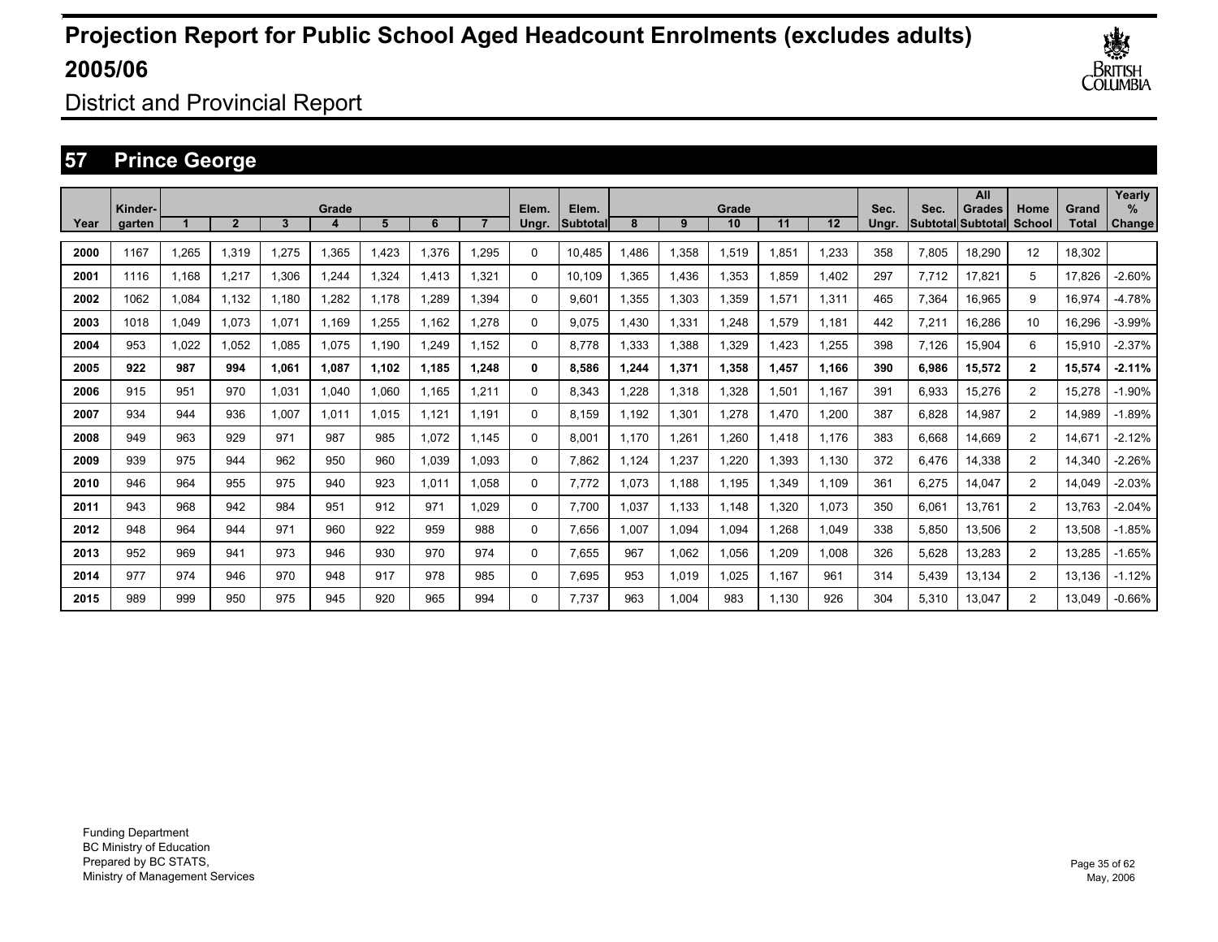# Projection Report for Public School Aged Headcount Enrolments (excludes adults) 2005/06

District and Provincial Report

## 57 Prince George

| Year | Kinder-garten | Grade 1 | 2 | 3 | 4 | 5 | 6 | 7 | Elem. Ungr. | Elem. Subtotal | Grade 8 | 9 | 10 | 11 | 12 | Sec. Ungr. | Sec. Subtotal | All Grades Subtotal | Home School | Grand Total | Yearly % Change |
|---|---|---|---|---|---|---|---|---|---|---|---|---|---|---|---|---|---|---|---|---|---|
| 2000 | 1167 | 1,265 | 1,319 | 1,275 | 1,365 | 1,423 | 1,376 | 1,295 | 0 | 10,485 | 1,486 | 1,358 | 1,519 | 1,851 | 1,233 | 358 | 7,805 | 18,290 | 12 | 18,302 | |
| 2001 | 1116 | 1,168 | 1,217 | 1,306 | 1,244 | 1,324 | 1,413 | 1,321 | 0 | 10,109 | 1,365 | 1,436 | 1,353 | 1,859 | 1,402 | 297 | 7,712 | 17,821 | 5 | 17,826 | -2.60% |
| 2002 | 1062 | 1,084 | 1,132 | 1,180 | 1,282 | 1,178 | 1,289 | 1,394 | 0 | 9,601 | 1,355 | 1,303 | 1,359 | 1,571 | 1,311 | 465 | 7,364 | 16,965 | 9 | 16,974 | -4.78% |
| 2003 | 1018 | 1,049 | 1,073 | 1,071 | 1,169 | 1,255 | 1,162 | 1,278 | 0 | 9,075 | 1,430 | 1,331 | 1,248 | 1,579 | 1,181 | 442 | 7,211 | 16,286 | 10 | 16,296 | -3.99% |
| 2004 | 953 | 1,022 | 1,052 | 1,085 | 1,075 | 1,190 | 1,249 | 1,152 | 0 | 8,778 | 1,333 | 1,388 | 1,329 | 1,423 | 1,255 | 398 | 7,126 | 15,904 | 6 | 15,910 | -2.37% |
| **2005** | **922** | **987** | **994** | **1,061** | **1,087** | **1,102** | **1,185** | **1,248** | **0** | **8,586** | **1,244** | **1,371** | **1,358** | **1,457** | **1,166** | **390** | **6,986** | **15,572** | **2** | **15,574** | **-2.11%** |
| 2006 | 915 | 951 | 970 | 1,031 | 1,040 | 1,060 | 1,165 | 1,211 | 0 | 8,343 | 1,228 | 1,318 | 1,328 | 1,501 | 1,167 | 391 | 6,933 | 15,276 | 2 | 15,278 | -1.90% |
| 2007 | 934 | 944 | 936 | 1,007 | 1,011 | 1,015 | 1,121 | 1,191 | 0 | 8,159 | 1,192 | 1,301 | 1,278 | 1,470 | 1,200 | 387 | 6,828 | 14,987 | 2 | 14,989 | -1.89% |
| 2008 | 949 | 963 | 929 | 971 | 987 | 985 | 1,072 | 1,145 | 0 | 8,001 | 1,170 | 1,261 | 1,260 | 1,418 | 1,176 | 383 | 6,668 | 14,669 | 2 | 14,671 | -2.12% |
| 2009 | 939 | 975 | 944 | 962 | 950 | 960 | 1,039 | 1,093 | 0 | 7,862 | 1,124 | 1,237 | 1,220 | 1,393 | 1,130 | 372 | 6,476 | 14,338 | 2 | 14,340 | -2.26% |
| 2010 | 946 | 964 | 955 | 975 | 940 | 923 | 1,011 | 1,058 | 0 | 7,772 | 1,073 | 1,188 | 1,195 | 1,349 | 1,109 | 361 | 6,275 | 14,047 | 2 | 14,049 | -2.03% |
| 2011 | 943 | 968 | 942 | 984 | 951 | 912 | 971 | 1,029 | 0 | 7,700 | 1,037 | 1,133 | 1,148 | 1,320 | 1,073 | 350 | 6,061 | 13,761 | 2 | 13,763 | -2.04% |
| 2012 | 948 | 964 | 944 | 971 | 960 | 922 | 959 | 988 | 0 | 7,656 | 1,007 | 1,094 | 1,094 | 1,268 | 1,049 | 338 | 5,850 | 13,506 | 2 | 13,508 | -1.85% |
| 2013 | 952 | 969 | 941 | 973 | 946 | 930 | 970 | 974 | 0 | 7,655 | 967 | 1,062 | 1,056 | 1,209 | 1,008 | 326 | 5,628 | 13,283 | 2 | 13,285 | -1.65% |
| 2014 | 977 | 974 | 946 | 970 | 948 | 917 | 978 | 985 | 0 | 7,695 | 953 | 1,019 | 1,025 | 1,167 | 961 | 314 | 5,439 | 13,134 | 2 | 13,136 | -1.12% |
| 2015 | 989 | 999 | 950 | 975 | 945 | 920 | 965 | 994 | 0 | 7,737 | 963 | 1,004 | 983 | 1,130 | 926 | 304 | 5,310 | 13,047 | 2 | 13,049 | -0.66% |

Funding Department
BC Ministry of Education
Prepared by BC STATS,
Ministry of Management Services

May, 2006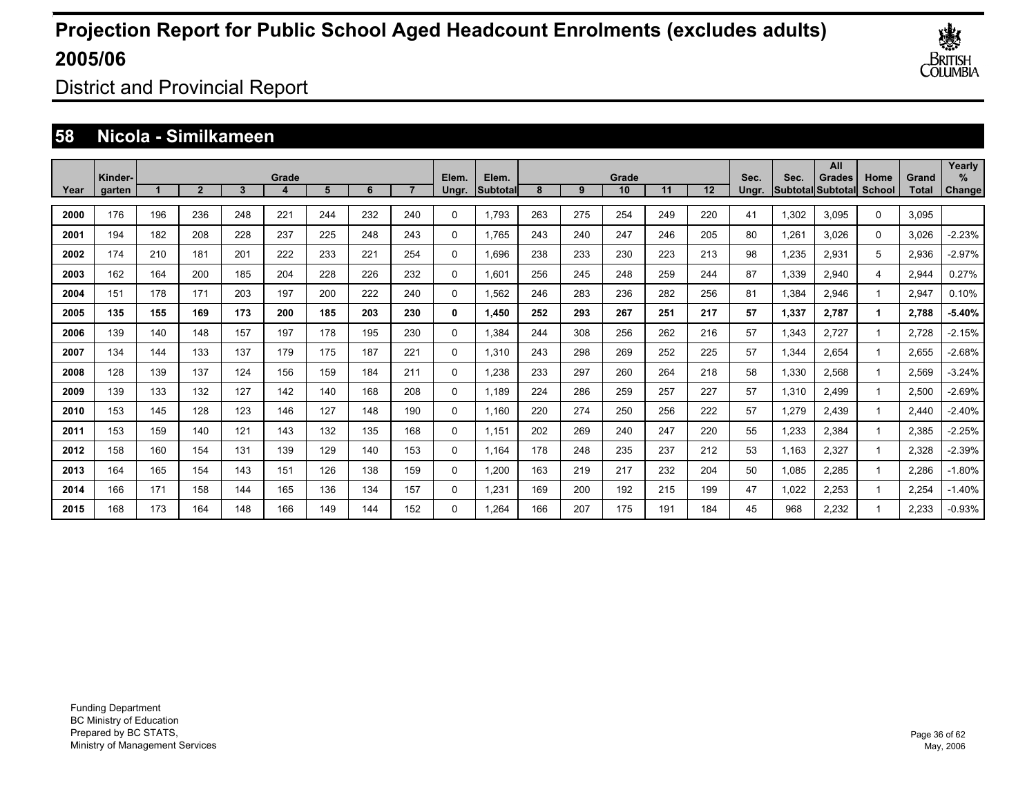# Projection Report for Public School Aged Headcount Enrolments (excludes adults) 2005/06

District and Provincial Report

## 58 Nicola - Similkameen

| Year | Kinder-garten | Grade 1 | 2 | 3 | 4 | 5 | 6 | 7 | Elem. Ungr. | Elem. Subtotal | Grade 8 | 9 | 10 | 11 | 12 | Sec. Ungr. | Sec. Subtotal | All Grades Subtotal | Home School | Grand Total | Yearly % Change |
|---|---|---|---|---|---|---|---|---|---|---|---|---|---|---|---|---|---|---|---|---|---|
| **2000** | 176 | 196 | 236 | 248 | 221 | 244 | 232 | 240 | 0 | 1,793 | 263 | 275 | 254 | 249 | 220 | 41 | 1,302 | 3,095 | 0 | 3,095 | |
| **2001** | 194 | 182 | 208 | 228 | 237 | 225 | 248 | 243 | 0 | 1,765 | 243 | 240 | 247 | 246 | 205 | 80 | 1,261 | 3,026 | 0 | 3,026 | -2.23% |
| **2002** | 174 | 210 | 181 | 201 | 222 | 233 | 221 | 254 | 0 | 1,696 | 238 | 233 | 230 | 223 | 213 | 98 | 1,235 | 2,931 | 5 | 2,936 | -2.97% |
| **2003** | 162 | 164 | 200 | 185 | 204 | 228 | 226 | 232 | 0 | 1,601 | 256 | 245 | 248 | 259 | 244 | 87 | 1,339 | 2,940 | 4 | 2,944 | 0.27% |
| **2004** | 151 | 178 | 171 | 203 | 197 | 200 | 222 | 240 | 0 | 1,562 | 246 | 283 | 236 | 282 | 256 | 81 | 1,384 | 2,946 | 1 | 2,947 | 0.10% |
| **2005** | **135** | **155** | **169** | **173** | **200** | **185** | **203** | **230** | **0** | **1,450** | **252** | **293** | **267** | **251** | **217** | **57** | **1,337** | **2,787** | **1** | **2,788** | **-5.40%** |
| **2006** | 139 | 140 | 148 | 157 | 197 | 178 | 195 | 230 | 0 | 1,384 | 244 | 308 | 256 | 262 | 216 | 57 | 1,343 | 2,727 | 1 | 2,728 | -2.15% |
| **2007** | 134 | 144 | 133 | 137 | 179 | 175 | 187 | 221 | 0 | 1,310 | 243 | 298 | 269 | 252 | 225 | 57 | 1,344 | 2,654 | 1 | 2,655 | -2.68% |
| **2008** | 128 | 139 | 137 | 124 | 156 | 159 | 184 | 211 | 0 | 1,238 | 233 | 297 | 260 | 264 | 218 | 58 | 1,330 | 2,568 | 1 | 2,569 | -3.24% |
| **2009** | 139 | 133 | 132 | 127 | 142 | 140 | 168 | 208 | 0 | 1,189 | 224 | 286 | 259 | 257 | 227 | 57 | 1,310 | 2,499 | 1 | 2,500 | -2.69% |
| **2010** | 153 | 145 | 128 | 123 | 146 | 127 | 148 | 190 | 0 | 1,160 | 220 | 274 | 250 | 256 | 222 | 57 | 1,279 | 2,439 | 1 | 2,440 | -2.40% |
| **2011** | 153 | 159 | 140 | 121 | 143 | 132 | 135 | 168 | 0 | 1,151 | 202 | 269 | 240 | 247 | 220 | 55 | 1,233 | 2,384 | 1 | 2,385 | -2.25% |
| **2012** | 158 | 160 | 154 | 131 | 139 | 129 | 140 | 153 | 0 | 1,164 | 178 | 248 | 235 | 237 | 212 | 53 | 1,163 | 2,327 | 1 | 2,328 | -2.39% |
| **2013** | 164 | 165 | 154 | 143 | 151 | 126 | 138 | 159 | 0 | 1,200 | 163 | 219 | 217 | 232 | 204 | 50 | 1,085 | 2,285 | 1 | 2,286 | -1.80% |
| **2014** | 166 | 171 | 158 | 144 | 165 | 136 | 134 | 157 | 0 | 1,231 | 169 | 200 | 192 | 215 | 199 | 47 | 1,022 | 2,253 | 1 | 2,254 | -1.40% |
| **2015** | 168 | 173 | 164 | 148 | 166 | 149 | 144 | 152 | 0 | 1,264 | 166 | 207 | 175 | 191 | 184 | 45 | 968 | 2,232 | 1 | 2,233 | -0.93% |

Funding Department
BC Ministry of Education
Prepared by BC STATS,
Ministry of Management Services

May, 2006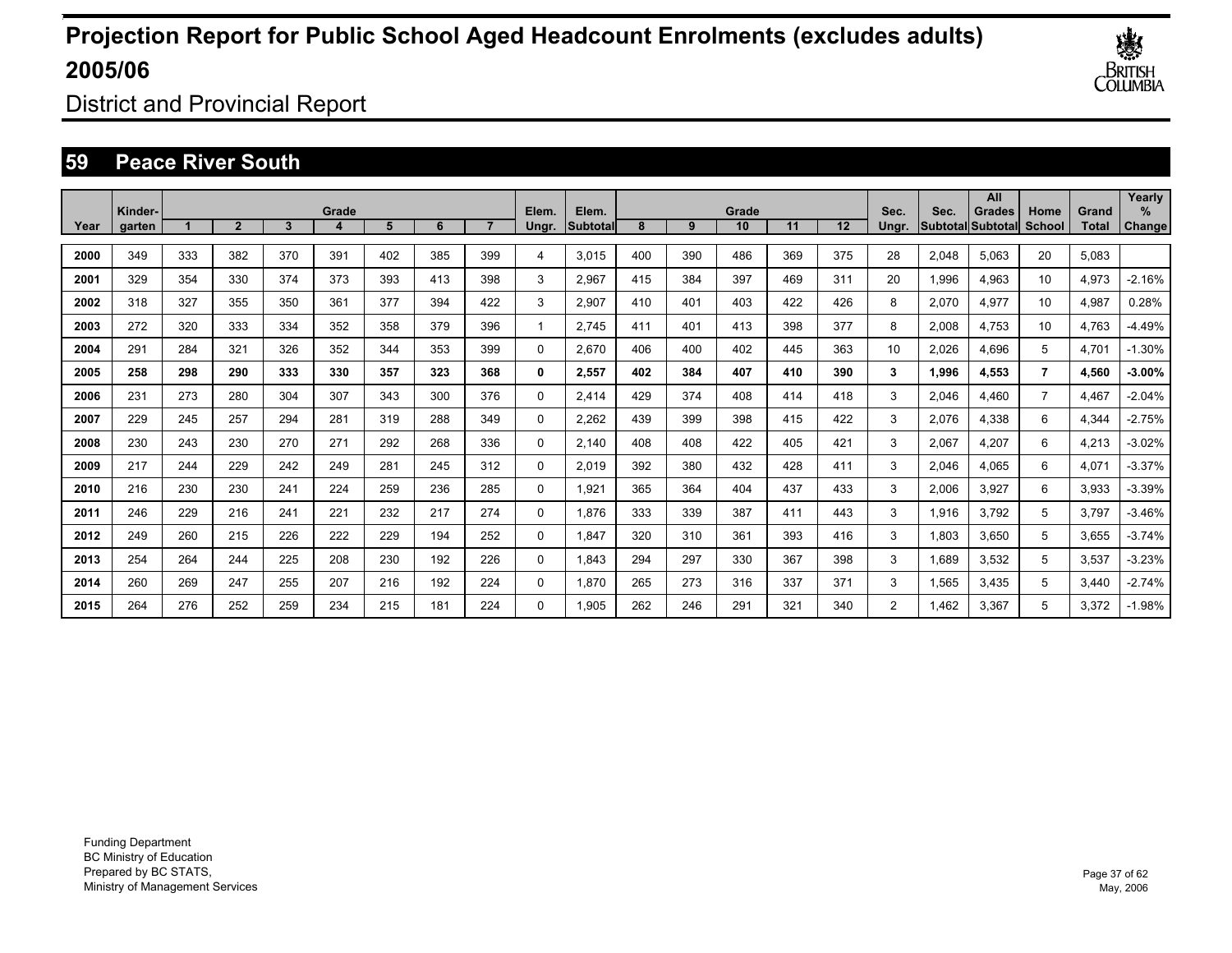# Projection Report for Public School Aged Headcount Enrolments (excludes adults) 2005/06

District and Provincial Report

## 59 Peace River South

| Year | Kinder-garten | Grade 1 | 2 | 3 | 4 | 5 | 6 | 7 | Elem. Ungr. | Elem. Subtotal | Grade 8 | 9 | 10 | 11 | 12 | Sec. Ungr. | Sec. Subtotal | All Grades Subtotal | Home School | Grand Total | Yearly % Change |
|---|---|---|---|---|---|---|---|---|---|---|---|---|---|---|---|---|---|---|---|---|---|
| **2000** | 349 | 333 | 382 | 370 | 391 | 402 | 385 | 399 | 4 | 3,015 | 400 | 390 | 486 | 369 | 375 | 28 | 2,048 | 5,063 | 20 | 5,083 | |
| **2001** | 329 | 354 | 330 | 374 | 373 | 393 | 413 | 398 | 3 | 2,967 | 415 | 384 | 397 | 469 | 311 | 20 | 1,996 | 4,963 | 10 | 4,973 | -2.16% |
| **2002** | 318 | 327 | 355 | 350 | 361 | 377 | 394 | 422 | 3 | 2,907 | 410 | 401 | 403 | 422 | 426 | 8 | 2,070 | 4,977 | 10 | 4,987 | 0.28% |
| **2003** | 272 | 320 | 333 | 334 | 352 | 358 | 379 | 396 | 1 | 2,745 | 411 | 401 | 413 | 398 | 377 | 8 | 2,008 | 4,753 | 10 | 4,763 | -4.49% |
| **2004** | 291 | 284 | 321 | 326 | 352 | 344 | 353 | 399 | 0 | 2,670 | 406 | 400 | 402 | 445 | 363 | 10 | 2,026 | 4,696 | 5 | 4,701 | -1.30% |
| **2005** | **258** | **298** | **290** | **333** | **330** | **357** | **323** | **368** | **0** | **2,557** | **402** | **384** | **407** | **410** | **390** | **3** | **1,996** | **4,553** | **7** | **4,560** | **-3.00%** |
| **2006** | 231 | 273 | 280 | 304 | 307 | 343 | 300 | 376 | 0 | 2,414 | 429 | 374 | 408 | 414 | 418 | 3 | 2,046 | 4,460 | 7 | 4,467 | -2.04% |
| **2007** | 229 | 245 | 257 | 294 | 281 | 319 | 288 | 349 | 0 | 2,262 | 439 | 399 | 398 | 415 | 422 | 3 | 2,076 | 4,338 | 6 | 4,344 | -2.75% |
| **2008** | 230 | 243 | 230 | 270 | 271 | 292 | 268 | 336 | 0 | 2,140 | 408 | 408 | 422 | 405 | 421 | 3 | 2,067 | 4,207 | 6 | 4,213 | -3.02% |
| **2009** | 217 | 244 | 229 | 242 | 249 | 281 | 245 | 312 | 0 | 2,019 | 392 | 380 | 432 | 428 | 411 | 3 | 2,046 | 4,065 | 6 | 4,071 | -3.37% |
| **2010** | 216 | 230 | 230 | 241 | 224 | 259 | 236 | 285 | 0 | 1,921 | 365 | 364 | 404 | 437 | 433 | 3 | 2,006 | 3,927 | 6 | 3,933 | -3.39% |
| **2011** | 246 | 229 | 216 | 241 | 221 | 232 | 217 | 274 | 0 | 1,876 | 333 | 339 | 387 | 411 | 443 | 3 | 1,916 | 3,792 | 5 | 3,797 | -3.46% |
| **2012** | 249 | 260 | 215 | 226 | 222 | 229 | 194 | 252 | 0 | 1,847 | 320 | 310 | 361 | 393 | 416 | 3 | 1,803 | 3,650 | 5 | 3,655 | -3.74% |
| **2013** | 254 | 264 | 244 | 225 | 208 | 230 | 192 | 226 | 0 | 1,843 | 294 | 297 | 330 | 367 | 398 | 3 | 1,689 | 3,532 | 5 | 3,537 | -3.23% |
| **2014** | 260 | 269 | 247 | 255 | 207 | 216 | 192 | 224 | 0 | 1,870 | 265 | 273 | 316 | 337 | 371 | 3 | 1,565 | 3,435 | 5 | 3,440 | -2.74% |
| **2015** | 264 | 276 | 252 | 259 | 234 | 215 | 181 | 224 | 0 | 1,905 | 262 | 246 | 291 | 321 | 340 | 2 | 1,462 | 3,367 | 5 | 3,372 | -1.98% |

Funding Department
BC Ministry of Education
Prepared by BC STATS,
Ministry of Management Services

May, 2006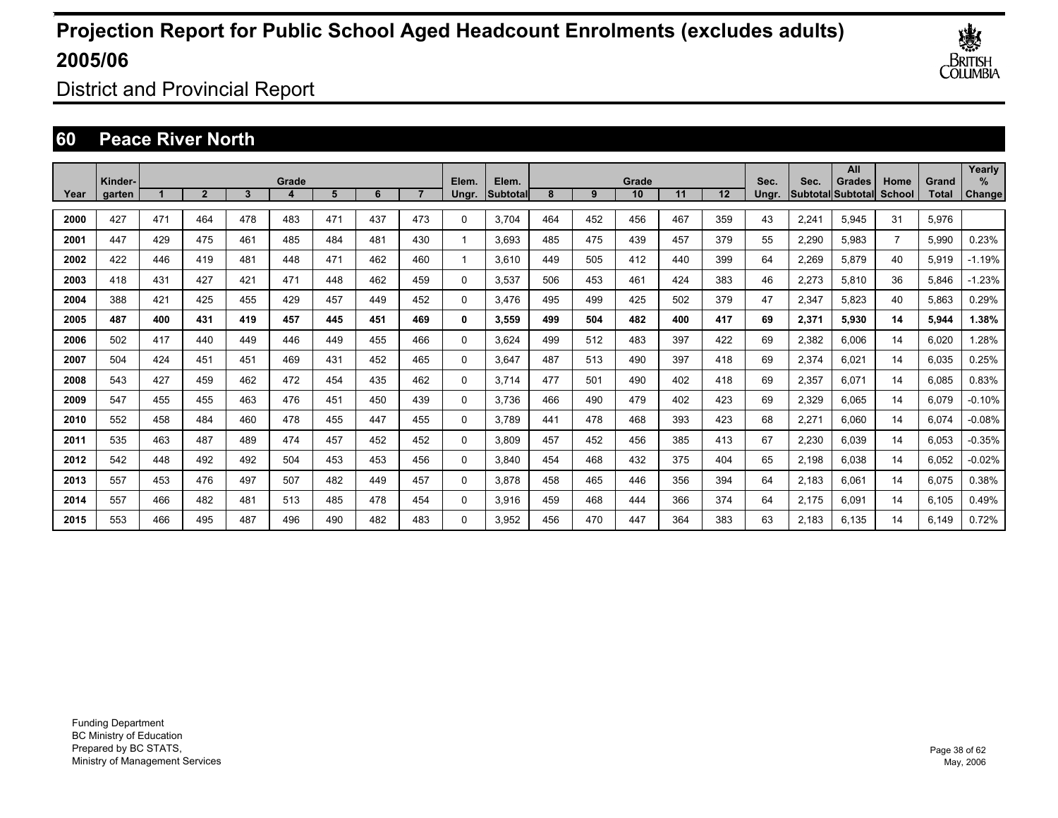# Projection Report for Public School Aged Headcount Enrolments (excludes adults) 2005/06

District and Provincial Report

## 60 Peace River North

| Year | Kinder-garten | Grade 1 | 2 | 3 | 4 | 5 | 6 | 7 | Elem. Ungr. | Elem. Subtotal | Grade 8 | 9 | 10 | 11 | 12 | Sec. Ungr. | Sec. Subtotal | All Grades Subtotal | Home School | Grand Total | Yearly % Change |
|---|---|---|---|---|---|---|---|---|---|---|---|---|---|---|---|---|---|---|---|---|---|
| 2000 | 427 | 471 | 464 | 478 | 483 | 471 | 437 | 473 | 0 | 3,704 | 464 | 452 | 456 | 467 | 359 | 43 | 2,241 | 5,945 | 31 | 5,976 | |
| 2001 | 447 | 429 | 475 | 461 | 485 | 484 | 481 | 430 | 1 | 3,693 | 485 | 475 | 439 | 457 | 379 | 55 | 2,290 | 5,983 | 7 | 5,990 | 0.23% |
| 2002 | 422 | 446 | 419 | 481 | 448 | 471 | 462 | 460 | 1 | 3,610 | 449 | 505 | 412 | 440 | 399 | 64 | 2,269 | 5,879 | 40 | 5,919 | -1.19% |
| 2003 | 418 | 431 | 427 | 421 | 471 | 448 | 462 | 459 | 0 | 3,537 | 506 | 453 | 461 | 424 | 383 | 46 | 2,273 | 5,810 | 36 | 5,846 | -1.23% |
| 2004 | 388 | 421 | 425 | 455 | 429 | 457 | 449 | 452 | 0 | 3,476 | 495 | 499 | 425 | 502 | 379 | 47 | 2,347 | 5,823 | 40 | 5,863 | 0.29% |
| **2005** | **487** | **400** | **431** | **419** | **457** | **445** | **451** | **469** | **0** | **3,559** | **499** | **504** | **482** | **400** | **417** | **69** | **2,371** | **5,930** | **14** | **5,944** | **1.38%** |
| 2006 | 502 | 417 | 440 | 449 | 446 | 449 | 455 | 466 | 0 | 3,624 | 499 | 512 | 483 | 397 | 422 | 69 | 2,382 | 6,006 | 14 | 6,020 | 1.28% |
| 2007 | 504 | 424 | 451 | 451 | 469 | 431 | 452 | 465 | 0 | 3,647 | 487 | 513 | 490 | 397 | 418 | 69 | 2,374 | 6,021 | 14 | 6,035 | 0.25% |
| 2008 | 543 | 427 | 459 | 462 | 472 | 454 | 435 | 462 | 0 | 3,714 | 477 | 501 | 490 | 402 | 418 | 69 | 2,357 | 6,071 | 14 | 6,085 | 0.83% |
| 2009 | 547 | 455 | 455 | 463 | 476 | 451 | 450 | 439 | 0 | 3,736 | 466 | 490 | 479 | 402 | 423 | 69 | 2,329 | 6,065 | 14 | 6,079 | -0.10% |
| 2010 | 552 | 458 | 484 | 460 | 478 | 455 | 447 | 455 | 0 | 3,789 | 441 | 478 | 468 | 393 | 423 | 68 | 2,271 | 6,060 | 14 | 6,074 | -0.08% |
| 2011 | 535 | 463 | 487 | 489 | 474 | 457 | 452 | 452 | 0 | 3,809 | 457 | 452 | 456 | 385 | 413 | 67 | 2,230 | 6,039 | 14 | 6,053 | -0.35% |
| 2012 | 542 | 448 | 492 | 492 | 504 | 453 | 453 | 456 | 0 | 3,840 | 454 | 468 | 432 | 375 | 404 | 65 | 2,198 | 6,038 | 14 | 6,052 | -0.02% |
| 2013 | 557 | 453 | 476 | 497 | 507 | 482 | 449 | 457 | 0 | 3,878 | 458 | 465 | 446 | 356 | 394 | 64 | 2,183 | 6,061 | 14 | 6,075 | 0.38% |
| 2014 | 557 | 466 | 482 | 481 | 513 | 485 | 478 | 454 | 0 | 3,916 | 459 | 468 | 444 | 366 | 374 | 64 | 2,175 | 6,091 | 14 | 6,105 | 0.49% |
| 2015 | 553 | 466 | 495 | 487 | 496 | 490 | 482 | 483 | 0 | 3,952 | 456 | 470 | 447 | 364 | 383 | 63 | 2,183 | 6,135 | 14 | 6,149 | 0.72% |

Funding Department
BC Ministry of Education
Prepared by BC STATS,
Ministry of Management Services

May, 2006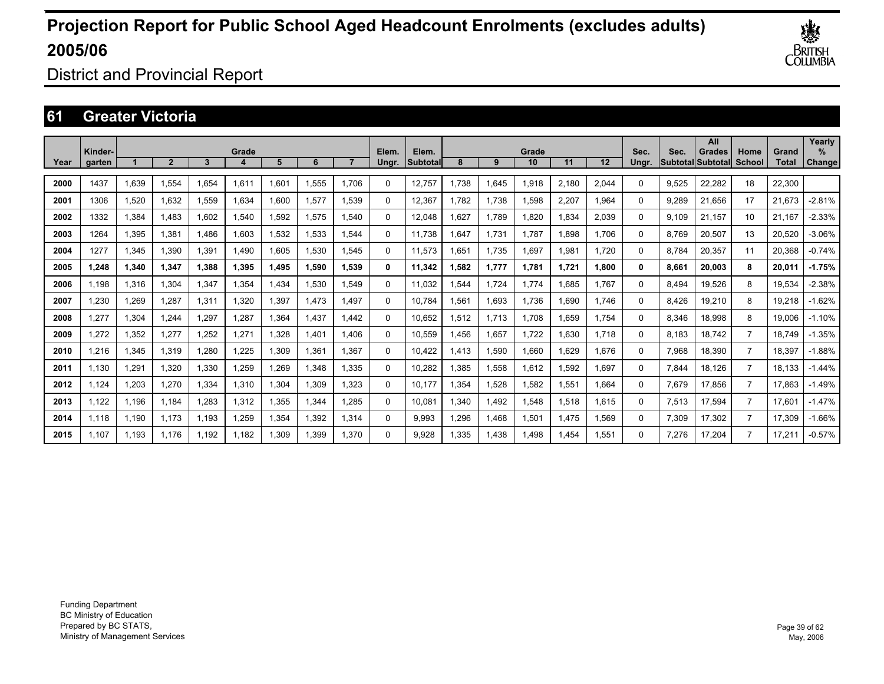# Projection Report for Public School Aged Headcount Enrolments (excludes adults) 2005/06

District and Provincial Report

## 61 Greater Victoria

| Year | Kinder-garten | Grade 1 | 2 | 3 | 4 | 5 | 6 | 7 | Elem. Ungr. | Elem. Subtotal | Grade 8 | 9 | 10 | 11 | 12 | Sec. Ungr. | Sec. Subtotal | All Grades Subtotal | Home School | Grand Total | Yearly % Change |
|---|---|---|---|---|---|---|---|---|---|---|---|---|---|---|---|---|---|---|---|---|---|
| 2000 | 1437 | 1,639 | 1,554 | 1,654 | 1,611 | 1,601 | 1,555 | 1,706 | 0 | 12,757 | 1,738 | 1,645 | 1,918 | 2,180 | 2,044 | 0 | 9,525 | 22,282 | 18 | 22,300 | |
| 2001 | 1306 | 1,520 | 1,632 | 1,559 | 1,634 | 1,600 | 1,577 | 1,539 | 0 | 12,367 | 1,782 | 1,738 | 1,598 | 2,207 | 1,964 | 0 | 9,289 | 21,656 | 17 | 21,673 | -2.81% |
| 2002 | 1332 | 1,384 | 1,483 | 1,602 | 1,540 | 1,592 | 1,575 | 1,540 | 0 | 12,048 | 1,627 | 1,789 | 1,820 | 1,834 | 2,039 | 0 | 9,109 | 21,157 | 10 | 21,167 | -2.33% |
| 2003 | 1264 | 1,395 | 1,381 | 1,486 | 1,603 | 1,532 | 1,533 | 1,544 | 0 | 11,738 | 1,647 | 1,731 | 1,787 | 1,898 | 1,706 | 0 | 8,769 | 20,507 | 13 | 20,520 | -3.06% |
| 2004 | 1277 | 1,345 | 1,390 | 1,391 | 1,490 | 1,605 | 1,530 | 1,545 | 0 | 11,573 | 1,651 | 1,735 | 1,697 | 1,981 | 1,720 | 0 | 8,784 | 20,357 | 11 | 20,368 | -0.74% |
| **2005** | **1,248** | **1,340** | **1,347** | **1,388** | **1,395** | **1,495** | **1,590** | **1,539** | **0** | **11,342** | **1,582** | **1,777** | **1,781** | **1,721** | **1,800** | **0** | **8,661** | **20,003** | **8** | **20,011** | **-1.75%** |
| 2006 | 1,198 | 1,316 | 1,304 | 1,347 | 1,354 | 1,434 | 1,530 | 1,549 | 0 | 11,032 | 1,544 | 1,724 | 1,774 | 1,685 | 1,767 | 0 | 8,494 | 19,526 | 8 | 19,534 | -2.38% |
| 2007 | 1,230 | 1,269 | 1,287 | 1,311 | 1,320 | 1,397 | 1,473 | 1,497 | 0 | 10,784 | 1,561 | 1,693 | 1,736 | 1,690 | 1,746 | 0 | 8,426 | 19,210 | 8 | 19,218 | -1.62% |
| 2008 | 1,277 | 1,304 | 1,244 | 1,297 | 1,287 | 1,364 | 1,437 | 1,442 | 0 | 10,652 | 1,512 | 1,713 | 1,708 | 1,659 | 1,754 | 0 | 8,346 | 18,998 | 8 | 19,006 | -1.10% |
| 2009 | 1,272 | 1,352 | 1,277 | 1,252 | 1,271 | 1,328 | 1,401 | 1,406 | 0 | 10,559 | 1,456 | 1,657 | 1,722 | 1,630 | 1,718 | 0 | 8,183 | 18,742 | 7 | 18,749 | -1.35% |
| 2010 | 1,216 | 1,345 | 1,319 | 1,280 | 1,225 | 1,309 | 1,361 | 1,367 | 0 | 10,422 | 1,413 | 1,590 | 1,660 | 1,629 | 1,676 | 0 | 7,968 | 18,390 | 7 | 18,397 | -1.88% |
| 2011 | 1,130 | 1,291 | 1,320 | 1,330 | 1,259 | 1,269 | 1,348 | 1,335 | 0 | 10,282 | 1,385 | 1,558 | 1,612 | 1,592 | 1,697 | 0 | 7,844 | 18,126 | 7 | 18,133 | -1.44% |
| 2012 | 1,124 | 1,203 | 1,270 | 1,334 | 1,310 | 1,304 | 1,309 | 1,323 | 0 | 10,177 | 1,354 | 1,528 | 1,582 | 1,551 | 1,664 | 0 | 7,679 | 17,856 | 7 | 17,863 | -1.49% |
| 2013 | 1,122 | 1,196 | 1,184 | 1,283 | 1,312 | 1,355 | 1,344 | 1,285 | 0 | 10,081 | 1,340 | 1,492 | 1,548 | 1,518 | 1,615 | 0 | 7,513 | 17,594 | 7 | 17,601 | -1.47% |
| 2014 | 1,118 | 1,190 | 1,173 | 1,193 | 1,259 | 1,354 | 1,392 | 1,314 | 0 | 9,993 | 1,296 | 1,468 | 1,501 | 1,475 | 1,569 | 0 | 7,309 | 17,302 | 7 | 17,309 | -1.66% |
| 2015 | 1,107 | 1,193 | 1,176 | 1,192 | 1,182 | 1,309 | 1,399 | 1,370 | 0 | 9,928 | 1,335 | 1,438 | 1,498 | 1,454 | 1,551 | 0 | 7,276 | 17,204 | 7 | 17,211 | -0.57% |

Funding Department
BC Ministry of Education
Prepared by BC STATS,
Ministry of Management Services

May, 2006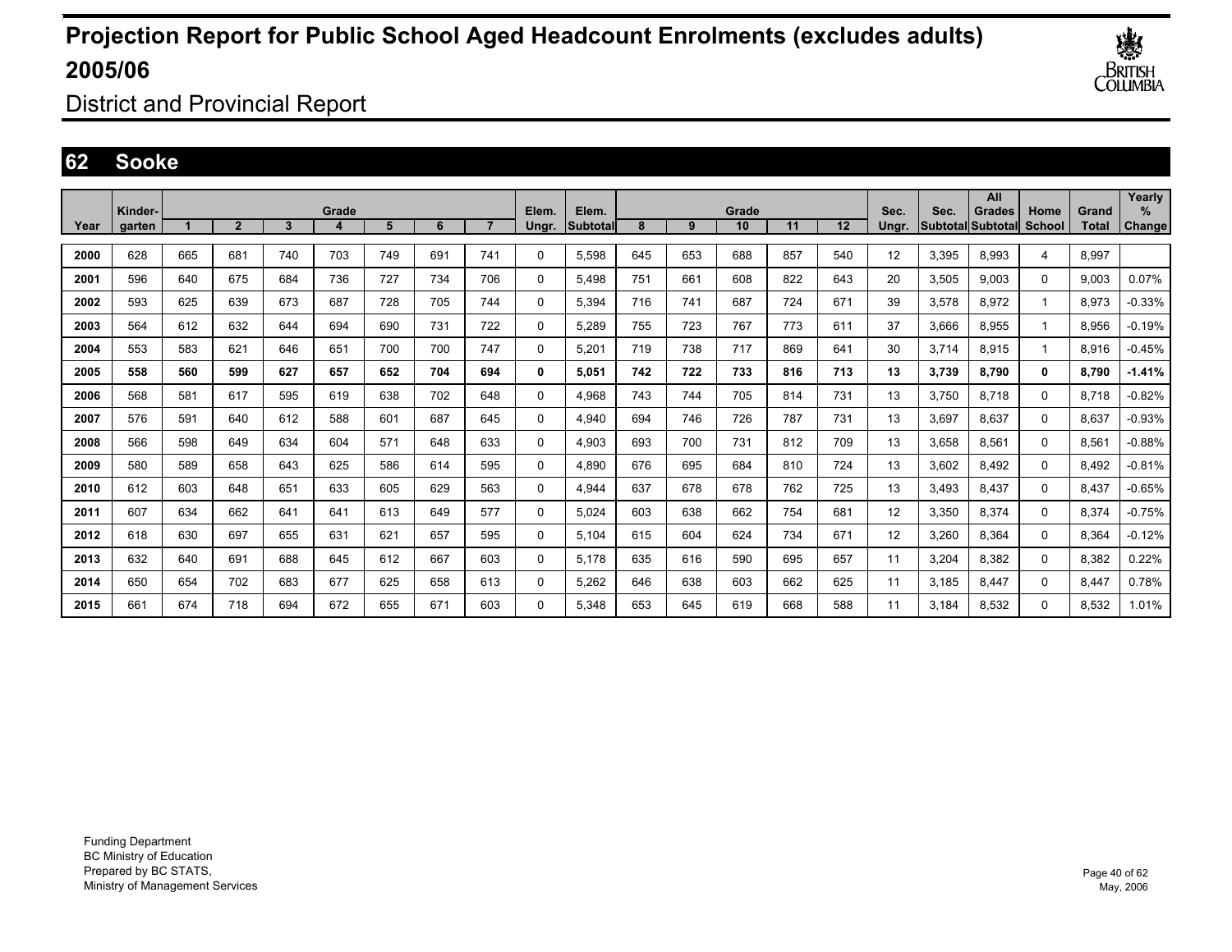# Projection Report for Public School Aged Headcount Enrolments (excludes adults) 2005/06

District and Provincial Report

## 62 Sooke

| Year | Kinder-garten | Grade 1 | 2 | 3 | 4 | 5 | 6 | 7 | Elem. Ungr. | Elem. Subtotal | Grade 8 | 9 | 10 | 11 | 12 | Sec. Ungr. | Sec. Subtotal | All Grades Subtotal | Home School | Grand Total | Yearly % Change |
|---|---|---|---|---|---|---|---|---|---|---|---|---|---|---|---|---|---|---|---|---|---|
| 2000 | 628 | 665 | 681 | 740 | 703 | 749 | 691 | 741 | 0 | 5,598 | 645 | 653 | 688 | 857 | 540 | 12 | 3,395 | 8,993 | 4 | 8,997 | |
| 2001 | 596 | 640 | 675 | 684 | 736 | 727 | 734 | 706 | 0 | 5,498 | 751 | 661 | 608 | 822 | 643 | 20 | 3,505 | 9,003 | 0 | 9,003 | 0.07% |
| 2002 | 593 | 625 | 639 | 673 | 687 | 728 | 705 | 744 | 0 | 5,394 | 716 | 741 | 687 | 724 | 671 | 39 | 3,578 | 8,972 | 1 | 8,973 | -0.33% |
| 2003 | 564 | 612 | 632 | 644 | 694 | 690 | 731 | 722 | 0 | 5,289 | 755 | 723 | 767 | 773 | 611 | 37 | 3,666 | 8,955 | 1 | 8,956 | -0.19% |
| 2004 | 553 | 583 | 621 | 646 | 651 | 700 | 700 | 747 | 0 | 5,201 | 719 | 738 | 717 | 869 | 641 | 30 | 3,714 | 8,915 | 1 | 8,916 | -0.45% |
| **2005** | **558** | **560** | **599** | **627** | **657** | **652** | **704** | **694** | **0** | **5,051** | **742** | **722** | **733** | **816** | **713** | **13** | **3,739** | **8,790** | **0** | **8,790** | **-1.41%** |
| 2006 | 568 | 581 | 617 | 595 | 619 | 638 | 702 | 648 | 0 | 4,968 | 743 | 744 | 705 | 814 | 731 | 13 | 3,750 | 8,718 | 0 | 8,718 | -0.82% |
| 2007 | 576 | 591 | 640 | 612 | 588 | 601 | 687 | 645 | 0 | 4,940 | 694 | 746 | 726 | 787 | 731 | 13 | 3,697 | 8,637 | 0 | 8,637 | -0.93% |
| 2008 | 566 | 598 | 649 | 634 | 604 | 571 | 648 | 633 | 0 | 4,903 | 693 | 700 | 731 | 812 | 709 | 13 | 3,658 | 8,561 | 0 | 8,561 | -0.88% |
| 2009 | 580 | 589 | 658 | 643 | 625 | 586 | 614 | 595 | 0 | 4,890 | 676 | 695 | 684 | 810 | 724 | 13 | 3,602 | 8,492 | 0 | 8,492 | -0.81% |
| 2010 | 612 | 603 | 648 | 651 | 633 | 605 | 629 | 563 | 0 | 4,944 | 637 | 678 | 678 | 762 | 725 | 13 | 3,493 | 8,437 | 0 | 8,437 | -0.65% |
| 2011 | 607 | 634 | 662 | 641 | 641 | 613 | 649 | 577 | 0 | 5,024 | 603 | 638 | 662 | 754 | 681 | 12 | 3,350 | 8,374 | 0 | 8,374 | -0.75% |
| 2012 | 618 | 630 | 697 | 655 | 631 | 621 | 657 | 595 | 0 | 5,104 | 615 | 604 | 624 | 734 | 671 | 12 | 3,260 | 8,364 | 0 | 8,364 | -0.12% |
| 2013 | 632 | 640 | 691 | 688 | 645 | 612 | 667 | 603 | 0 | 5,178 | 635 | 616 | 590 | 695 | 657 | 11 | 3,204 | 8,382 | 0 | 8,382 | 0.22% |
| 2014 | 650 | 654 | 702 | 683 | 677 | 625 | 658 | 613 | 0 | 5,262 | 646 | 638 | 603 | 662 | 625 | 11 | 3,185 | 8,447 | 0 | 8,447 | 0.78% |
| 2015 | 661 | 674 | 718 | 694 | 672 | 655 | 671 | 603 | 0 | 5,348 | 653 | 645 | 619 | 668 | 588 | 11 | 3,184 | 8,532 | 0 | 8,532 | 1.01% |

Funding Department
BC Ministry of Education
Prepared by BC STATS,
Ministry of Management Services

May, 2006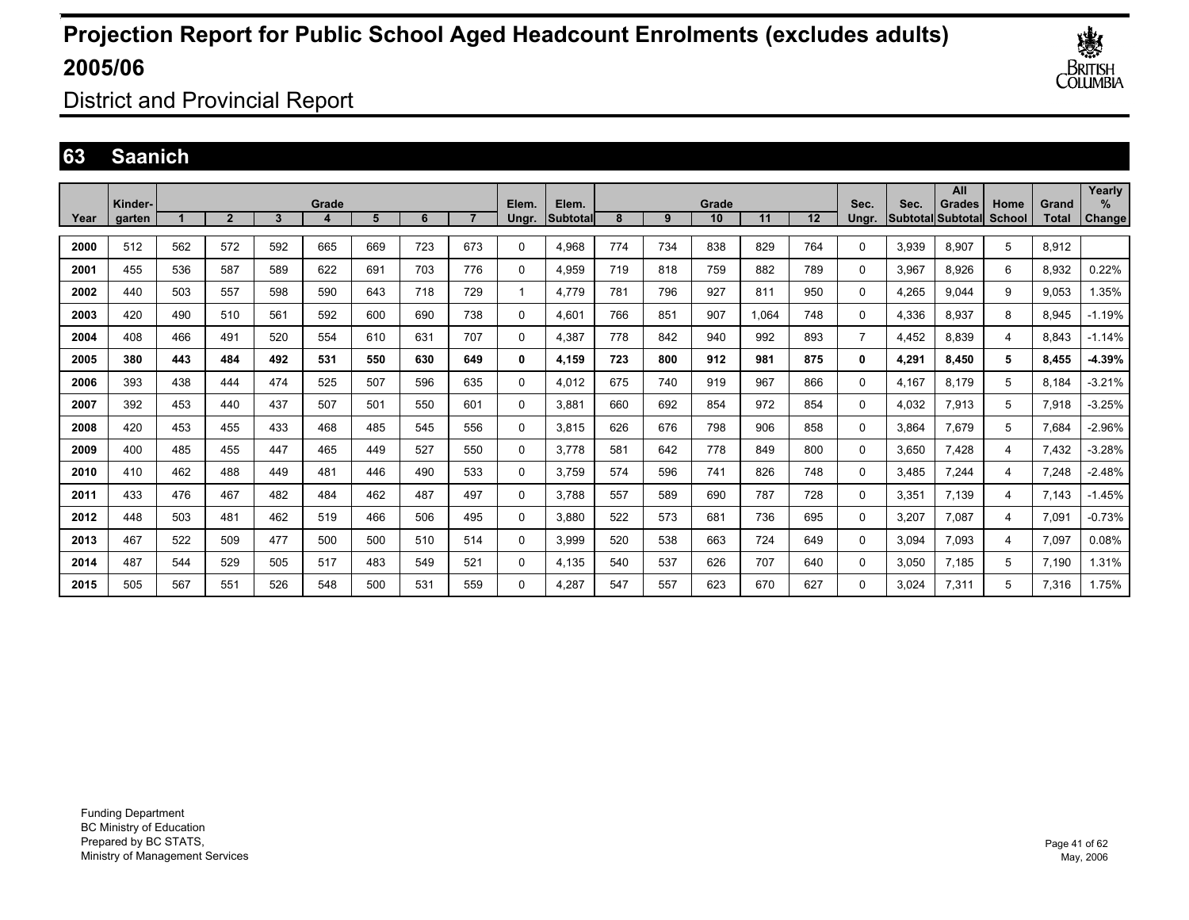# Projection Report for Public School Aged Headcount Enrolments (excludes adults) 2005/06

District and Provincial Report

## 63 Saanich

| Year | Kinder-garten | Grade 1 | 2 | 3 | 4 | 5 | 6 | 7 | Elem. Ungr. | Elem. Subtotal | Grade 8 | 9 | 10 | 11 | 12 | Sec. Ungr. | Sec. Subtotal | All Grades Subtotal | Home School | Grand Total | Yearly % Change |
|---|---|---|---|---|---|---|---|---|---|---|---|---|---|---|---|---|---|---|---|---|---|
| 2000 | 512 | 562 | 572 | 592 | 665 | 669 | 723 | 673 | 0 | 4,968 | 774 | 734 | 838 | 829 | 764 | 0 | 3,939 | 8,907 | 5 | 8,912 | |
| 2001 | 455 | 536 | 587 | 589 | 622 | 691 | 703 | 776 | 0 | 4,959 | 719 | 818 | 759 | 882 | 789 | 0 | 3,967 | 8,926 | 6 | 8,932 | 0.22% |
| 2002 | 440 | 503 | 557 | 598 | 590 | 643 | 718 | 729 | 1 | 4,779 | 781 | 796 | 927 | 811 | 950 | 0 | 4,265 | 9,044 | 9 | 9,053 | 1.35% |
| 2003 | 420 | 490 | 510 | 561 | 592 | 600 | 690 | 738 | 0 | 4,601 | 766 | 851 | 907 | 1,064 | 748 | 0 | 4,336 | 8,937 | 8 | 8,945 | -1.19% |
| 2004 | 408 | 466 | 491 | 520 | 554 | 610 | 631 | 707 | 0 | 4,387 | 778 | 842 | 940 | 992 | 893 | 7 | 4,452 | 8,839 | 4 | 8,843 | -1.14% |
| **2005** | **380** | **443** | **484** | **492** | **531** | **550** | **630** | **649** | **0** | **4,159** | **723** | **800** | **912** | **981** | **875** | **0** | **4,291** | **8,450** | **5** | **8,455** | **-4.39%** |
| 2006 | 393 | 438 | 444 | 474 | 525 | 507 | 596 | 635 | 0 | 4,012 | 675 | 740 | 919 | 967 | 866 | 0 | 4,167 | 8,179 | 5 | 8,184 | -3.21% |
| 2007 | 392 | 453 | 440 | 437 | 507 | 501 | 550 | 601 | 0 | 3,881 | 660 | 692 | 854 | 972 | 854 | 0 | 4,032 | 7,913 | 5 | 7,918 | -3.25% |
| 2008 | 420 | 453 | 455 | 433 | 468 | 485 | 545 | 556 | 0 | 3,815 | 626 | 676 | 798 | 906 | 858 | 0 | 3,864 | 7,679 | 5 | 7,684 | -2.96% |
| 2009 | 400 | 485 | 455 | 447 | 465 | 449 | 527 | 550 | 0 | 3,778 | 581 | 642 | 778 | 849 | 800 | 0 | 3,650 | 7,428 | 4 | 7,432 | -3.28% |
| 2010 | 410 | 462 | 488 | 449 | 481 | 446 | 490 | 533 | 0 | 3,759 | 574 | 596 | 741 | 826 | 748 | 0 | 3,485 | 7,244 | 4 | 7,248 | -2.48% |
| 2011 | 433 | 476 | 467 | 482 | 484 | 462 | 487 | 497 | 0 | 3,788 | 557 | 589 | 690 | 787 | 728 | 0 | 3,351 | 7,139 | 4 | 7,143 | -1.45% |
| 2012 | 448 | 503 | 481 | 462 | 519 | 466 | 506 | 495 | 0 | 3,880 | 522 | 573 | 681 | 736 | 695 | 0 | 3,207 | 7,087 | 4 | 7,091 | -0.73% |
| 2013 | 467 | 522 | 509 | 477 | 500 | 500 | 510 | 514 | 0 | 3,999 | 520 | 538 | 663 | 724 | 649 | 0 | 3,094 | 7,093 | 4 | 7,097 | 0.08% |
| 2014 | 487 | 544 | 529 | 505 | 517 | 483 | 549 | 521 | 0 | 4,135 | 540 | 537 | 626 | 707 | 640 | 0 | 3,050 | 7,185 | 5 | 7,190 | 1.31% |
| 2015 | 505 | 567 | 551 | 526 | 548 | 500 | 531 | 559 | 0 | 4,287 | 547 | 557 | 623 | 670 | 627 | 0 | 3,024 | 7,311 | 5 | 7,316 | 1.75% |

Funding Department
BC Ministry of Education
Prepared by BC STATS,
Ministry of Management Services

May, 2006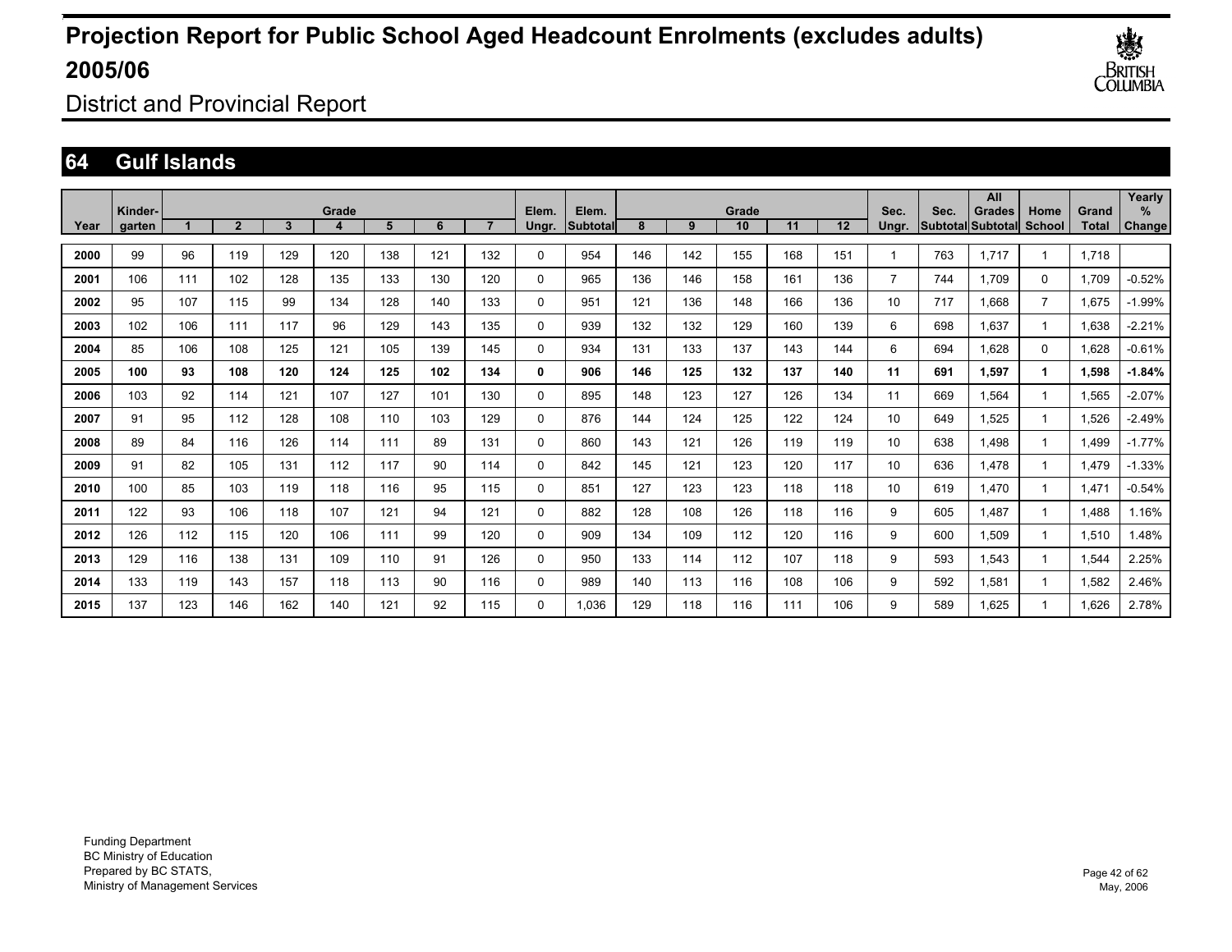# Projection Report for Public School Aged Headcount Enrolments (excludes adults) 2005/06

District and Provincial Report

## 64 Gulf Islands

| Year | Kinder-garten | Grade 1 | 2 | 3 | 4 | 5 | 6 | 7 | Elem. Ungr. | Elem. Subtotal | Grade 8 | 9 | 10 | 11 | 12 | Sec. Ungr. | Sec. Subtotal | All Grades Subtotal | Home School | Grand Total | Yearly % Change |
|---|---|---|---|---|---|---|---|---|---|---|---|---|---|---|---|---|---|---|---|---|---|
| 2000 | 99 | 96 | 119 | 129 | 120 | 138 | 121 | 132 | 0 | 954 | 146 | 142 | 155 | 168 | 151 | 1 | 763 | 1,717 | 1 | 1,718 | |
| 2001 | 106 | 111 | 102 | 128 | 135 | 133 | 130 | 120 | 0 | 965 | 136 | 146 | 158 | 161 | 136 | 7 | 744 | 1,709 | 0 | 1,709 | -0.52% |
| 2002 | 95 | 107 | 115 | 99 | 134 | 128 | 140 | 133 | 0 | 951 | 121 | 136 | 148 | 166 | 136 | 10 | 717 | 1,668 | 7 | 1,675 | -1.99% |
| 2003 | 102 | 106 | 111 | 117 | 96 | 129 | 143 | 135 | 0 | 939 | 132 | 132 | 129 | 160 | 139 | 6 | 698 | 1,637 | 1 | 1,638 | -2.21% |
| 2004 | 85 | 106 | 108 | 125 | 121 | 105 | 139 | 145 | 0 | 934 | 131 | 133 | 137 | 143 | 144 | 6 | 694 | 1,628 | 0 | 1,628 | -0.61% |
| **2005** | **100** | **93** | **108** | **120** | **124** | **125** | **102** | **134** | **0** | **906** | **146** | **125** | **132** | **137** | **140** | **11** | **691** | **1,597** | **1** | **1,598** | **-1.84%** |
| 2006 | 103 | 92 | 114 | 121 | 107 | 127 | 101 | 130 | 0 | 895 | 148 | 123 | 127 | 126 | 134 | 11 | 669 | 1,564 | 1 | 1,565 | -2.07% |
| 2007 | 91 | 95 | 112 | 128 | 108 | 110 | 103 | 129 | 0 | 876 | 144 | 124 | 125 | 122 | 124 | 10 | 649 | 1,525 | 1 | 1,526 | -2.49% |
| 2008 | 89 | 84 | 116 | 126 | 114 | 111 | 89 | 131 | 0 | 860 | 143 | 121 | 126 | 119 | 119 | 10 | 638 | 1,498 | 1 | 1,499 | -1.77% |
| 2009 | 91 | 82 | 105 | 131 | 112 | 117 | 90 | 114 | 0 | 842 | 145 | 121 | 123 | 120 | 117 | 10 | 636 | 1,478 | 1 | 1,479 | -1.33% |
| 2010 | 100 | 85 | 103 | 119 | 118 | 116 | 95 | 115 | 0 | 851 | 127 | 123 | 123 | 118 | 118 | 10 | 619 | 1,470 | 1 | 1,471 | -0.54% |
| 2011 | 122 | 93 | 106 | 118 | 107 | 121 | 94 | 121 | 0 | 882 | 128 | 108 | 126 | 118 | 116 | 9 | 605 | 1,487 | 1 | 1,488 | 1.16% |
| 2012 | 126 | 112 | 115 | 120 | 106 | 111 | 99 | 120 | 0 | 909 | 134 | 109 | 112 | 120 | 116 | 9 | 600 | 1,509 | 1 | 1,510 | 1.48% |
| 2013 | 129 | 116 | 138 | 131 | 109 | 110 | 91 | 126 | 0 | 950 | 133 | 114 | 112 | 107 | 118 | 9 | 593 | 1,543 | 1 | 1,544 | 2.25% |
| 2014 | 133 | 119 | 143 | 157 | 118 | 113 | 90 | 116 | 0 | 989 | 140 | 113 | 116 | 108 | 106 | 9 | 592 | 1,581 | 1 | 1,582 | 2.46% |
| 2015 | 137 | 123 | 146 | 162 | 140 | 121 | 92 | 115 | 0 | 1,036 | 129 | 118 | 116 | 111 | 106 | 9 | 589 | 1,625 | 1 | 1,626 | 2.78% |

Funding Department
BC Ministry of Education
Prepared by BC STATS,
Ministry of Management Services

May, 2006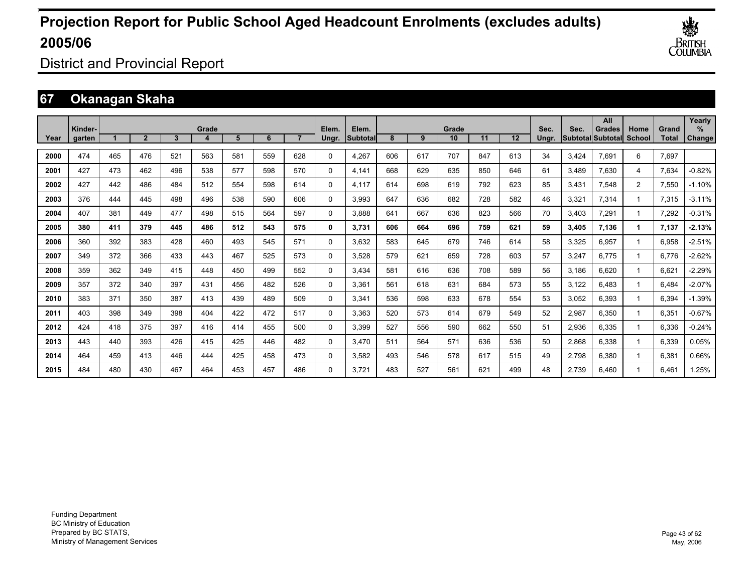# Projection Report for Public School Aged Headcount Enrolments (excludes adults) 2005/06

District and Provincial Report

## 67 Okanagan Skaha

| Year | Kinder-garten | Grade 1 | 2 | 3 | 4 | 5 | 6 | 7 | Elem. Ungr. | Elem. Subtotal | Grade 8 | 9 | 10 | 11 | 12 | Sec. Ungr. | Sec. Subtotal | All Grades Subtotal | Home School | Grand Total | Yearly % Change |
|---|---|---|---|---|---|---|---|---|---|---|---|---|---|---|---|---|---|---|---|---|---|
| 2000 | 474 | 465 | 476 | 521 | 563 | 581 | 559 | 628 | 0 | 4,267 | 606 | 617 | 707 | 847 | 613 | 34 | 3,424 | 7,691 | 6 | 7,697 | |
| 2001 | 427 | 473 | 462 | 496 | 538 | 577 | 598 | 570 | 0 | 4,141 | 668 | 629 | 635 | 850 | 646 | 61 | 3,489 | 7,630 | 4 | 7,634 | -0.82% |
| 2002 | 427 | 442 | 486 | 484 | 512 | 554 | 598 | 614 | 0 | 4,117 | 614 | 698 | 619 | 792 | 623 | 85 | 3,431 | 7,548 | 2 | 7,550 | -1.10% |
| 2003 | 376 | 444 | 445 | 498 | 496 | 538 | 590 | 606 | 0 | 3,993 | 647 | 636 | 682 | 728 | 582 | 46 | 3,321 | 7,314 | 1 | 7,315 | -3.11% |
| 2004 | 407 | 381 | 449 | 477 | 498 | 515 | 564 | 597 | 0 | 3,888 | 641 | 667 | 636 | 823 | 566 | 70 | 3,403 | 7,291 | 1 | 7,292 | -0.31% |
| **2005** | **380** | **411** | **379** | **445** | **486** | **512** | **543** | **575** | **0** | **3,731** | **606** | **664** | **696** | **759** | **621** | **59** | **3,405** | **7,136** | **1** | **7,137** | **-2.13%** |
| 2006 | 360 | 392 | 383 | 428 | 460 | 493 | 545 | 571 | 0 | 3,632 | 583 | 645 | 679 | 746 | 614 | 58 | 3,325 | 6,957 | 1 | 6,958 | -2.51% |
| 2007 | 349 | 372 | 366 | 433 | 443 | 467 | 525 | 573 | 0 | 3,528 | 579 | 621 | 659 | 728 | 603 | 57 | 3,247 | 6,775 | 1 | 6,776 | -2.62% |
| 2008 | 359 | 362 | 349 | 415 | 448 | 450 | 499 | 552 | 0 | 3,434 | 581 | 616 | 636 | 708 | 589 | 56 | 3,186 | 6,620 | 1 | 6,621 | -2.29% |
| 2009 | 357 | 372 | 340 | 397 | 431 | 456 | 482 | 526 | 0 | 3,361 | 561 | 618 | 631 | 684 | 573 | 55 | 3,122 | 6,483 | 1 | 6,484 | -2.07% |
| 2010 | 383 | 371 | 350 | 387 | 413 | 439 | 489 | 509 | 0 | 3,341 | 536 | 598 | 633 | 678 | 554 | 53 | 3,052 | 6,393 | 1 | 6,394 | -1.39% |
| 2011 | 403 | 398 | 349 | 398 | 404 | 422 | 472 | 517 | 0 | 3,363 | 520 | 573 | 614 | 679 | 549 | 52 | 2,987 | 6,350 | 1 | 6,351 | -0.67% |
| 2012 | 424 | 418 | 375 | 397 | 416 | 414 | 455 | 500 | 0 | 3,399 | 527 | 556 | 590 | 662 | 550 | 51 | 2,936 | 6,335 | 1 | 6,336 | -0.24% |
| 2013 | 443 | 440 | 393 | 426 | 415 | 425 | 446 | 482 | 0 | 3,470 | 511 | 564 | 571 | 636 | 536 | 50 | 2,868 | 6,338 | 1 | 6,339 | 0.05% |
| 2014 | 464 | 459 | 413 | 446 | 444 | 425 | 458 | 473 | 0 | 3,582 | 493 | 546 | 578 | 617 | 515 | 49 | 2,798 | 6,380 | 1 | 6,381 | 0.66% |
| 2015 | 484 | 480 | 430 | 467 | 464 | 453 | 457 | 486 | 0 | 3,721 | 483 | 527 | 561 | 621 | 499 | 48 | 2,739 | 6,460 | 1 | 6,461 | 1.25% |

Funding Department
BC Ministry of Education
Prepared by BC STATS,
Ministry of Management Services

May, 2006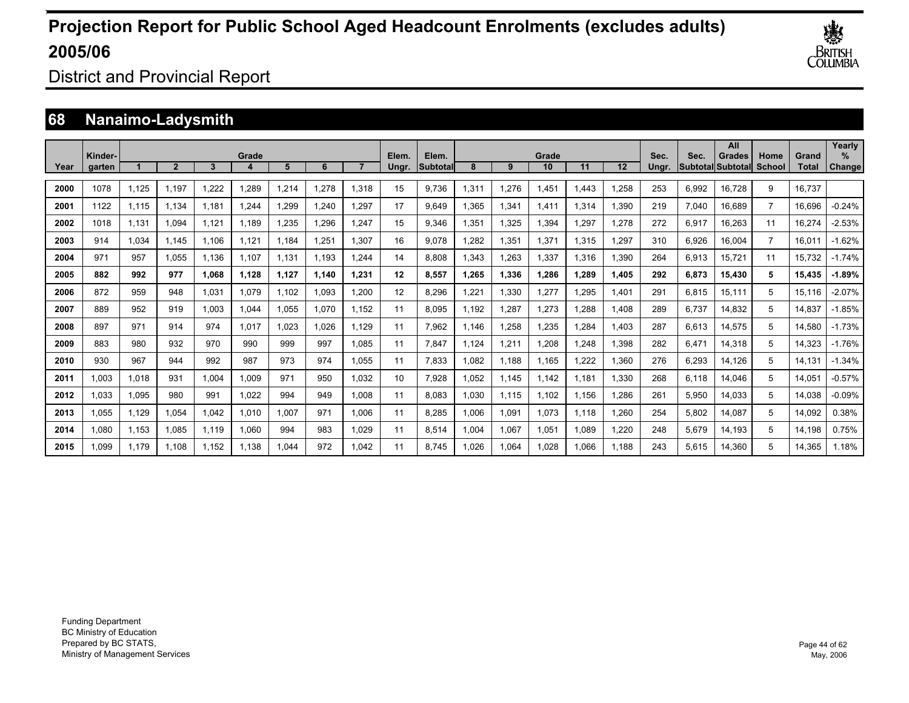# Projection Report for Public School Aged Headcount Enrolments (excludes adults) 2005/06

District and Provincial Report

## 68 Nanaimo-Ladysmith

| Year | Kinder-garten | Grade 1 | 2 | 3 | 4 | 5 | 6 | 7 | Elem. Ungr. | Elem. Subtotal | Grade 8 | 9 | 10 | 11 | 12 | Sec. Ungr. | Sec. Subtotal | All Grades Subtotal | Home School | Grand Total | Yearly % Change |
|---|---|---|---|---|---|---|---|---|---|---|---|---|---|---|---|---|---|---|---|---|---|
| 2000 | 1078 | 1,125 | 1,197 | 1,222 | 1,289 | 1,214 | 1,278 | 1,318 | 15 | 9,736 | 1,311 | 1,276 | 1,451 | 1,443 | 1,258 | 253 | 6,992 | 16,728 | 9 | 16,737 | |
| 2001 | 1122 | 1,115 | 1,134 | 1,181 | 1,244 | 1,299 | 1,240 | 1,297 | 17 | 9,649 | 1,365 | 1,341 | 1,411 | 1,314 | 1,390 | 219 | 7,040 | 16,689 | 7 | 16,696 | -0.24% |
| 2002 | 1018 | 1,131 | 1,094 | 1,121 | 1,189 | 1,235 | 1,296 | 1,247 | 15 | 9,346 | 1,351 | 1,325 | 1,394 | 1,297 | 1,278 | 272 | 6,917 | 16,263 | 11 | 16,274 | -2.53% |
| 2003 | 914 | 1,034 | 1,145 | 1,106 | 1,121 | 1,184 | 1,251 | 1,307 | 16 | 9,078 | 1,282 | 1,351 | 1,371 | 1,315 | 1,297 | 310 | 6,926 | 16,004 | 7 | 16,011 | -1.62% |
| 2004 | 971 | 957 | 1,055 | 1,136 | 1,107 | 1,131 | 1,193 | 1,244 | 14 | 8,808 | 1,343 | 1,263 | 1,337 | 1,316 | 1,390 | 264 | 6,913 | 15,721 | 11 | 15,732 | -1.74% |
| **2005** | **882** | **992** | **977** | **1,068** | **1,128** | **1,127** | **1,140** | **1,231** | **12** | **8,557** | **1,265** | **1,336** | **1,286** | **1,289** | **1,405** | **292** | **6,873** | **15,430** | **5** | **15,435** | **-1.89%** |
| 2006 | 872 | 959 | 948 | 1,031 | 1,079 | 1,102 | 1,093 | 1,200 | 12 | 8,296 | 1,221 | 1,330 | 1,277 | 1,295 | 1,401 | 291 | 6,815 | 15,111 | 5 | 15,116 | -2.07% |
| 2007 | 889 | 952 | 919 | 1,003 | 1,044 | 1,055 | 1,070 | 1,152 | 11 | 8,095 | 1,192 | 1,287 | 1,273 | 1,288 | 1,408 | 289 | 6,737 | 14,832 | 5 | 14,837 | -1.85% |
| 2008 | 897 | 971 | 914 | 974 | 1,017 | 1,023 | 1,026 | 1,129 | 11 | 7,962 | 1,146 | 1,258 | 1,235 | 1,284 | 1,403 | 287 | 6,613 | 14,575 | 5 | 14,580 | -1.73% |
| 2009 | 883 | 980 | 932 | 970 | 990 | 999 | 997 | 1,085 | 11 | 7,847 | 1,124 | 1,211 | 1,208 | 1,248 | 1,398 | 282 | 6,471 | 14,318 | 5 | 14,323 | -1.76% |
| 2010 | 930 | 967 | 944 | 992 | 987 | 973 | 974 | 1,055 | 11 | 7,833 | 1,082 | 1,188 | 1,165 | 1,222 | 1,360 | 276 | 6,293 | 14,126 | 5 | 14,131 | -1.34% |
| 2011 | 1,003 | 1,018 | 931 | 1,004 | 1,009 | 971 | 950 | 1,032 | 10 | 7,928 | 1,052 | 1,145 | 1,142 | 1,181 | 1,330 | 268 | 6,118 | 14,046 | 5 | 14,051 | -0.57% |
| 2012 | 1,033 | 1,095 | 980 | 991 | 1,022 | 994 | 949 | 1,008 | 11 | 8,083 | 1,030 | 1,115 | 1,102 | 1,156 | 1,286 | 261 | 5,950 | 14,033 | 5 | 14,038 | -0.09% |
| 2013 | 1,055 | 1,129 | 1,054 | 1,042 | 1,010 | 1,007 | 971 | 1,006 | 11 | 8,285 | 1,006 | 1,091 | 1,073 | 1,118 | 1,260 | 254 | 5,802 | 14,087 | 5 | 14,092 | 0.38% |
| 2014 | 1,080 | 1,153 | 1,085 | 1,119 | 1,060 | 994 | 983 | 1,029 | 11 | 8,514 | 1,004 | 1,067 | 1,051 | 1,089 | 1,220 | 248 | 5,679 | 14,193 | 5 | 14,198 | 0.75% |
| 2015 | 1,099 | 1,179 | 1,108 | 1,152 | 1,138 | 1,044 | 972 | 1,042 | 11 | 8,745 | 1,026 | 1,064 | 1,028 | 1,066 | 1,188 | 243 | 5,615 | 14,360 | 5 | 14,365 | 1.18% |

Funding Department
BC Ministry of Education
Prepared by BC STATS,
Ministry of Management Services

May, 2006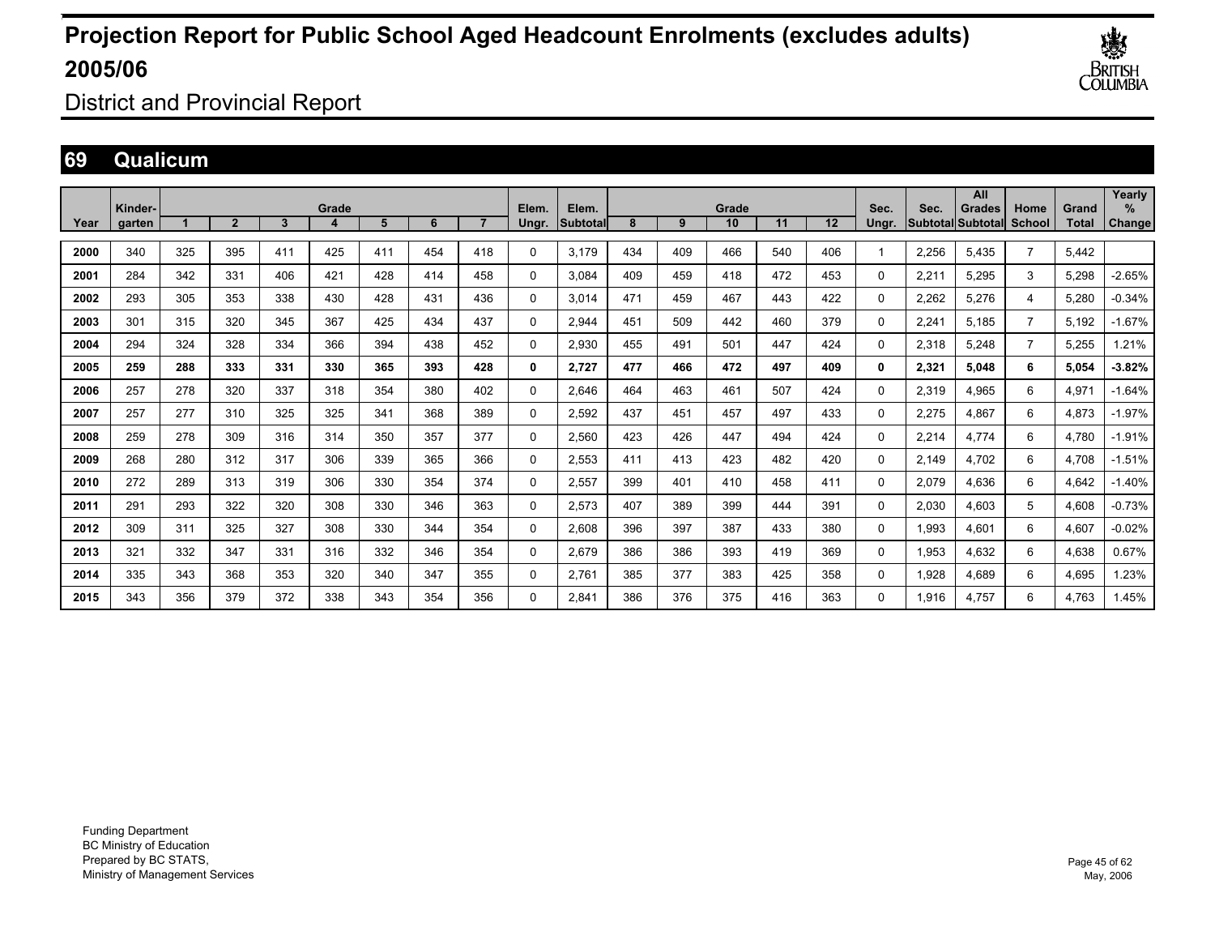# Projection Report for Public School Aged Headcount Enrolments (excludes adults) 2005/06

District and Provincial Report

## 69 Qualicum

| Year | Kinder-garten | Grade 1 | 2 | 3 | 4 | 5 | 6 | 7 | Elem. Ungr. | Elem. Subtotal | 8 | 9 | 10 | 11 | 12 | Sec. Ungr. | Sec. Subtotal | All Grades Subtotal | Home School | Grand Total | Yearly % Change |
|---|---|---|---|---|---|---|---|---|---|---|---|---|---|---|---|---|---|---|---|---|---|
| **2000** | 340 | 325 | 395 | 411 | 425 | 411 | 454 | 418 | 0 | 3,179 | 434 | 409 | 466 | 540 | 406 | 1 | 2,256 | 5,435 | 7 | 5,442 | |
| **2001** | 284 | 342 | 331 | 406 | 421 | 428 | 414 | 458 | 0 | 3,084 | 409 | 459 | 418 | 472 | 453 | 0 | 2,211 | 5,295 | 3 | 5,298 | -2.65% |
| **2002** | 293 | 305 | 353 | 338 | 430 | 428 | 431 | 436 | 0 | 3,014 | 471 | 459 | 467 | 443 | 422 | 0 | 2,262 | 5,276 | 4 | 5,280 | -0.34% |
| **2003** | 301 | 315 | 320 | 345 | 367 | 425 | 434 | 437 | 0 | 2,944 | 451 | 509 | 442 | 460 | 379 | 0 | 2,241 | 5,185 | 7 | 5,192 | -1.67% |
| **2004** | 294 | 324 | 328 | 334 | 366 | 394 | 438 | 452 | 0 | 2,930 | 455 | 491 | 501 | 447 | 424 | 0 | 2,318 | 5,248 | 7 | 5,255 | 1.21% |
| **2005** | **259** | **288** | **333** | **331** | **330** | **365** | **393** | **428** | **0** | **2,727** | **477** | **466** | **472** | **497** | **409** | **0** | **2,321** | **5,048** | **6** | **5,054** | **-3.82%** |
| **2006** | 257 | 278 | 320 | 337 | 318 | 354 | 380 | 402 | 0 | 2,646 | 464 | 463 | 461 | 507 | 424 | 0 | 2,319 | 4,965 | 6 | 4,971 | -1.64% |
| **2007** | 257 | 277 | 310 | 325 | 325 | 341 | 368 | 389 | 0 | 2,592 | 437 | 451 | 457 | 497 | 433 | 0 | 2,275 | 4,867 | 6 | 4,873 | -1.97% |
| **2008** | 259 | 278 | 309 | 316 | 314 | 350 | 357 | 377 | 0 | 2,560 | 423 | 426 | 447 | 494 | 424 | 0 | 2,214 | 4,774 | 6 | 4,780 | -1.91% |
| **2009** | 268 | 280 | 312 | 317 | 306 | 339 | 365 | 366 | 0 | 2,553 | 411 | 413 | 423 | 482 | 420 | 0 | 2,149 | 4,702 | 6 | 4,708 | -1.51% |
| **2010** | 272 | 289 | 313 | 319 | 306 | 330 | 354 | 374 | 0 | 2,557 | 399 | 401 | 410 | 458 | 411 | 0 | 2,079 | 4,636 | 6 | 4,642 | -1.40% |
| **2011** | 291 | 293 | 322 | 320 | 308 | 330 | 346 | 363 | 0 | 2,573 | 407 | 389 | 399 | 444 | 391 | 0 | 2,030 | 4,603 | 5 | 4,608 | -0.73% |
| **2012** | 309 | 311 | 325 | 327 | 308 | 330 | 344 | 354 | 0 | 2,608 | 396 | 397 | 387 | 433 | 380 | 0 | 1,993 | 4,601 | 6 | 4,607 | -0.02% |
| **2013** | 321 | 332 | 347 | 331 | 316 | 332 | 346 | 354 | 0 | 2,679 | 386 | 386 | 393 | 419 | 369 | 0 | 1,953 | 4,632 | 6 | 4,638 | 0.67% |
| **2014** | 335 | 343 | 368 | 353 | 320 | 340 | 347 | 355 | 0 | 2,761 | 385 | 377 | 383 | 425 | 358 | 0 | 1,928 | 4,689 | 6 | 4,695 | 1.23% |
| **2015** | 343 | 356 | 379 | 372 | 338 | 343 | 354 | 356 | 0 | 2,841 | 386 | 376 | 375 | 416 | 363 | 0 | 1,916 | 4,757 | 6 | 4,763 | 1.45% |

Funding Department
BC Ministry of Education
Prepared by BC STATS,
Ministry of Management Services

May, 2006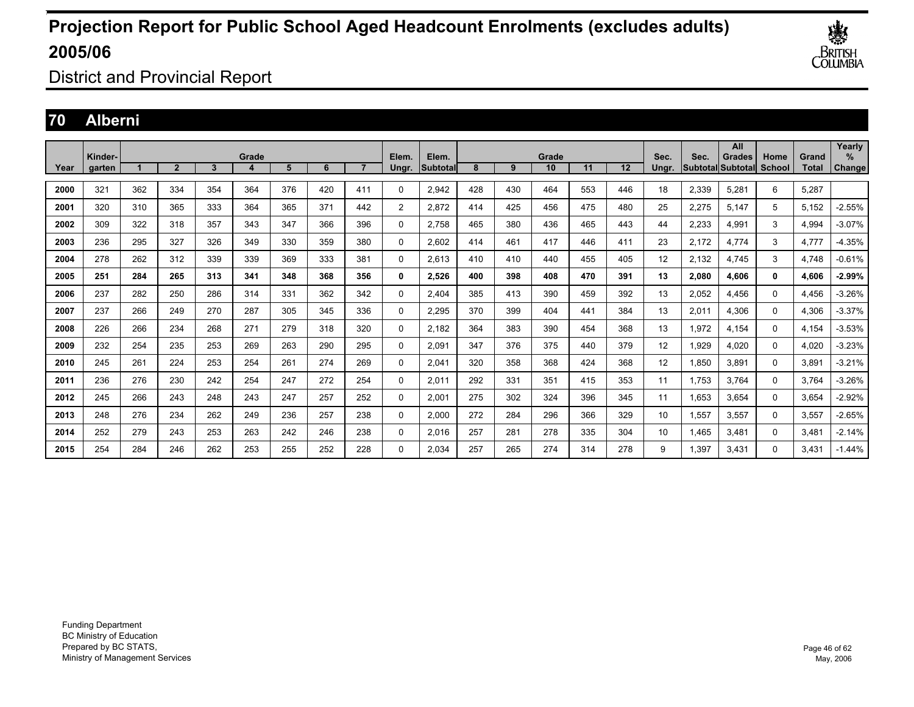# Projection Report for Public School Aged Headcount Enrolments (excludes adults) 2005/06

## District and Provincial Report

### 70 Alberni

| Year | Kinder-garten | Grade 1 | 2 | 3 | 4 | 5 | 6 | 7 | Elem. Ungr. | Elem. Subtotal | Grade 8 | 9 | 10 | 11 | 12 | Sec. Ungr. | Sec. Subtotal | All Grades Subtotal | Home School | Grand Total | Yearly % Change |
|---|---|---|---|---|---|---|---|---|---|---|---|---|---|---|---|---|---|---|---|---|---|
| 2000 | 321 | 362 | 334 | 354 | 364 | 376 | 420 | 411 | 0 | 2,942 | 428 | 430 | 464 | 553 | 446 | 18 | 2,339 | 5,281 | 6 | 5,287 | |
| 2001 | 320 | 310 | 365 | 333 | 364 | 365 | 371 | 442 | 2 | 2,872 | 414 | 425 | 456 | 475 | 480 | 25 | 2,275 | 5,147 | 5 | 5,152 | -2.55% |
| 2002 | 309 | 322 | 318 | 357 | 343 | 347 | 366 | 396 | 0 | 2,758 | 465 | 380 | 436 | 465 | 443 | 44 | 2,233 | 4,991 | 3 | 4,994 | -3.07% |
| 2003 | 236 | 295 | 327 | 326 | 349 | 330 | 359 | 380 | 0 | 2,602 | 414 | 461 | 417 | 446 | 411 | 23 | 2,172 | 4,774 | 3 | 4,777 | -4.35% |
| 2004 | 278 | 262 | 312 | 339 | 339 | 369 | 333 | 381 | 0 | 2,613 | 410 | 410 | 440 | 455 | 405 | 12 | 2,132 | 4,745 | 3 | 4,748 | -0.61% |
| **2005** | **251** | **284** | **265** | **313** | **341** | **348** | **368** | **356** | **0** | **2,526** | **400** | **398** | **408** | **470** | **391** | **13** | **2,080** | **4,606** | **0** | **4,606** | **-2.99%** |
| 2006 | 237 | 282 | 250 | 286 | 314 | 331 | 362 | 342 | 0 | 2,404 | 385 | 413 | 390 | 459 | 392 | 13 | 2,052 | 4,456 | 0 | 4,456 | -3.26% |
| 2007 | 237 | 266 | 249 | 270 | 287 | 305 | 345 | 336 | 0 | 2,295 | 370 | 399 | 404 | 441 | 384 | 13 | 2,011 | 4,306 | 0 | 4,306 | -3.37% |
| 2008 | 226 | 266 | 234 | 268 | 271 | 279 | 318 | 320 | 0 | 2,182 | 364 | 383 | 390 | 454 | 368 | 13 | 1,972 | 4,154 | 0 | 4,154 | -3.53% |
| 2009 | 232 | 254 | 235 | 253 | 269 | 263 | 290 | 295 | 0 | 2,091 | 347 | 376 | 375 | 440 | 379 | 12 | 1,929 | 4,020 | 0 | 4,020 | -3.23% |
| 2010 | 245 | 261 | 224 | 253 | 254 | 261 | 274 | 269 | 0 | 2,041 | 320 | 358 | 368 | 424 | 368 | 12 | 1,850 | 3,891 | 0 | 3,891 | -3.21% |
| 2011 | 236 | 276 | 230 | 242 | 254 | 247 | 272 | 254 | 0 | 2,011 | 292 | 331 | 351 | 415 | 353 | 11 | 1,753 | 3,764 | 0 | 3,764 | -3.26% |
| 2012 | 245 | 266 | 243 | 248 | 243 | 247 | 257 | 252 | 0 | 2,001 | 275 | 302 | 324 | 396 | 345 | 11 | 1,653 | 3,654 | 0 | 3,654 | -2.92% |
| 2013 | 248 | 276 | 234 | 262 | 249 | 236 | 257 | 238 | 0 | 2,000 | 272 | 284 | 296 | 366 | 329 | 10 | 1,557 | 3,557 | 0 | 3,557 | -2.65% |
| 2014 | 252 | 279 | 243 | 253 | 263 | 242 | 246 | 238 | 0 | 2,016 | 257 | 281 | 278 | 335 | 304 | 10 | 1,465 | 3,481 | 0 | 3,481 | -2.14% |
| 2015 | 254 | 284 | 246 | 262 | 253 | 255 | 252 | 228 | 0 | 2,034 | 257 | 265 | 274 | 314 | 278 | 9 | 1,397 | 3,431 | 0 | 3,431 | -1.44% |

Funding Department
BC Ministry of Education
Prepared by BC STATS,
Ministry of Management Services

May, 2006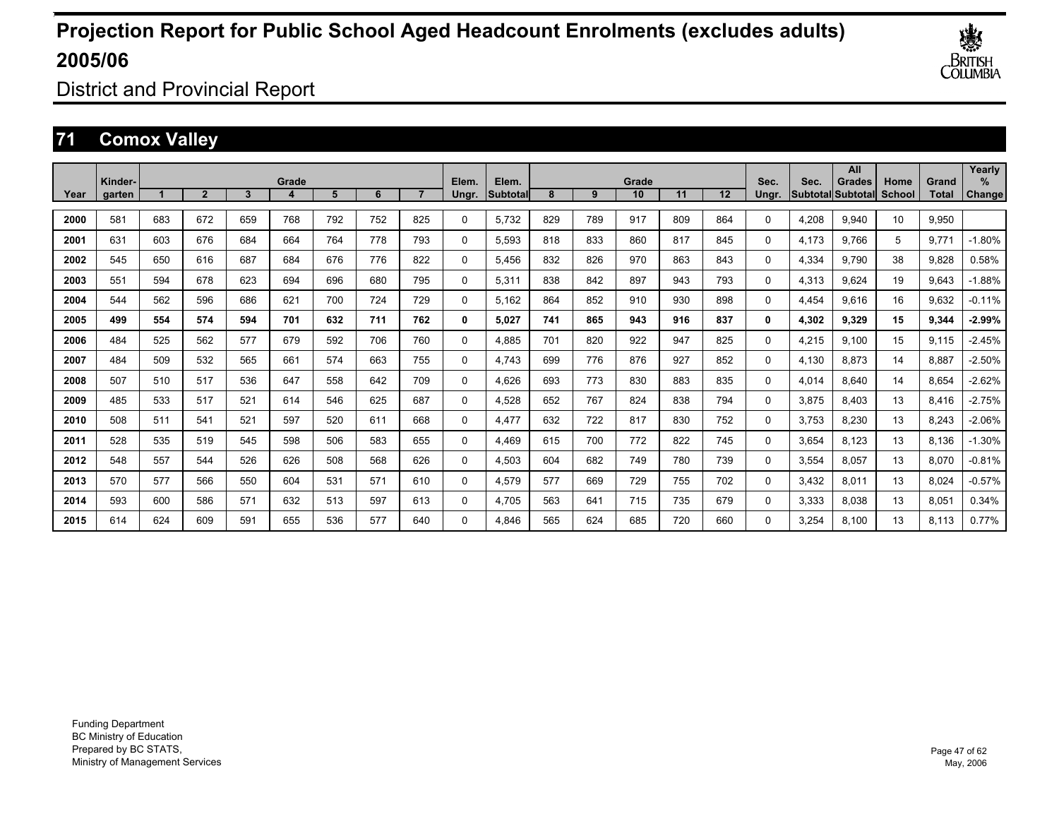# Projection Report for Public School Aged Headcount Enrolments (excludes adults) 2005/06

District and Provincial Report

## 71 Comox Valley

| Year | Kinder-garten | Grade 1 | 2 | 3 | 4 | 5 | 6 | 7 | Elem. Ungr. | Elem. Subtotal | Grade 8 | 9 | 10 | 11 | 12 | Sec. Ungr. | Sec. Subtotal | All Grades Subtotal | Home School | Grand Total | Yearly % Change |
|---|---|---|---|---|---|---|---|---|---|---|---|---|---|---|---|---|---|---|---|---|---|
| 2000 | 581 | 683 | 672 | 659 | 768 | 792 | 752 | 825 | 0 | 5,732 | 829 | 789 | 917 | 809 | 864 | 0 | 4,208 | 9,940 | 10 | 9,950 | |
| 2001 | 631 | 603 | 676 | 684 | 664 | 764 | 778 | 793 | 0 | 5,593 | 818 | 833 | 860 | 817 | 845 | 0 | 4,173 | 9,766 | 5 | 9,771 | -1.80% |
| 2002 | 545 | 650 | 616 | 687 | 684 | 676 | 776 | 822 | 0 | 5,456 | 832 | 826 | 970 | 863 | 843 | 0 | 4,334 | 9,790 | 38 | 9,828 | 0.58% |
| 2003 | 551 | 594 | 678 | 623 | 694 | 696 | 680 | 795 | 0 | 5,311 | 838 | 842 | 897 | 943 | 793 | 0 | 4,313 | 9,624 | 19 | 9,643 | -1.88% |
| 2004 | 544 | 562 | 596 | 686 | 621 | 700 | 724 | 729 | 0 | 5,162 | 864 | 852 | 910 | 930 | 898 | 0 | 4,454 | 9,616 | 16 | 9,632 | -0.11% |
| **2005** | **499** | **554** | **574** | **594** | **701** | **632** | **711** | **762** | **0** | **5,027** | **741** | **865** | **943** | **916** | **837** | **0** | **4,302** | **9,329** | **15** | **9,344** | **-2.99%** |
| 2006 | 484 | 525 | 562 | 577 | 679 | 592 | 706 | 760 | 0 | 4,885 | 701 | 820 | 922 | 947 | 825 | 0 | 4,215 | 9,100 | 15 | 9,115 | -2.45% |
| 2007 | 484 | 509 | 532 | 565 | 661 | 574 | 663 | 755 | 0 | 4,743 | 699 | 776 | 876 | 927 | 852 | 0 | 4,130 | 8,873 | 14 | 8,887 | -2.50% |
| 2008 | 507 | 510 | 517 | 536 | 647 | 558 | 642 | 709 | 0 | 4,626 | 693 | 773 | 830 | 883 | 835 | 0 | 4,014 | 8,640 | 14 | 8,654 | -2.62% |
| 2009 | 485 | 533 | 517 | 521 | 614 | 546 | 625 | 687 | 0 | 4,528 | 652 | 767 | 824 | 838 | 794 | 0 | 3,875 | 8,403 | 13 | 8,416 | -2.75% |
| 2010 | 508 | 511 | 541 | 521 | 597 | 520 | 611 | 668 | 0 | 4,477 | 632 | 722 | 817 | 830 | 752 | 0 | 3,753 | 8,230 | 13 | 8,243 | -2.06% |
| 2011 | 528 | 535 | 519 | 545 | 598 | 506 | 583 | 655 | 0 | 4,469 | 615 | 700 | 772 | 822 | 745 | 0 | 3,654 | 8,123 | 13 | 8,136 | -1.30% |
| 2012 | 548 | 557 | 544 | 526 | 626 | 508 | 568 | 626 | 0 | 4,503 | 604 | 682 | 749 | 780 | 739 | 0 | 3,554 | 8,057 | 13 | 8,070 | -0.81% |
| 2013 | 570 | 577 | 566 | 550 | 604 | 531 | 571 | 610 | 0 | 4,579 | 577 | 669 | 729 | 755 | 702 | 0 | 3,432 | 8,011 | 13 | 8,024 | -0.57% |
| 2014 | 593 | 600 | 586 | 571 | 632 | 513 | 597 | 613 | 0 | 4,705 | 563 | 641 | 715 | 735 | 679 | 0 | 3,333 | 8,038 | 13 | 8,051 | 0.34% |
| 2015 | 614 | 624 | 609 | 591 | 655 | 536 | 577 | 640 | 0 | 4,846 | 565 | 624 | 685 | 720 | 660 | 0 | 3,254 | 8,100 | 13 | 8,113 | 0.77% |

Funding Department
BC Ministry of Education
Prepared by BC STATS,
Ministry of Management Services

May, 2006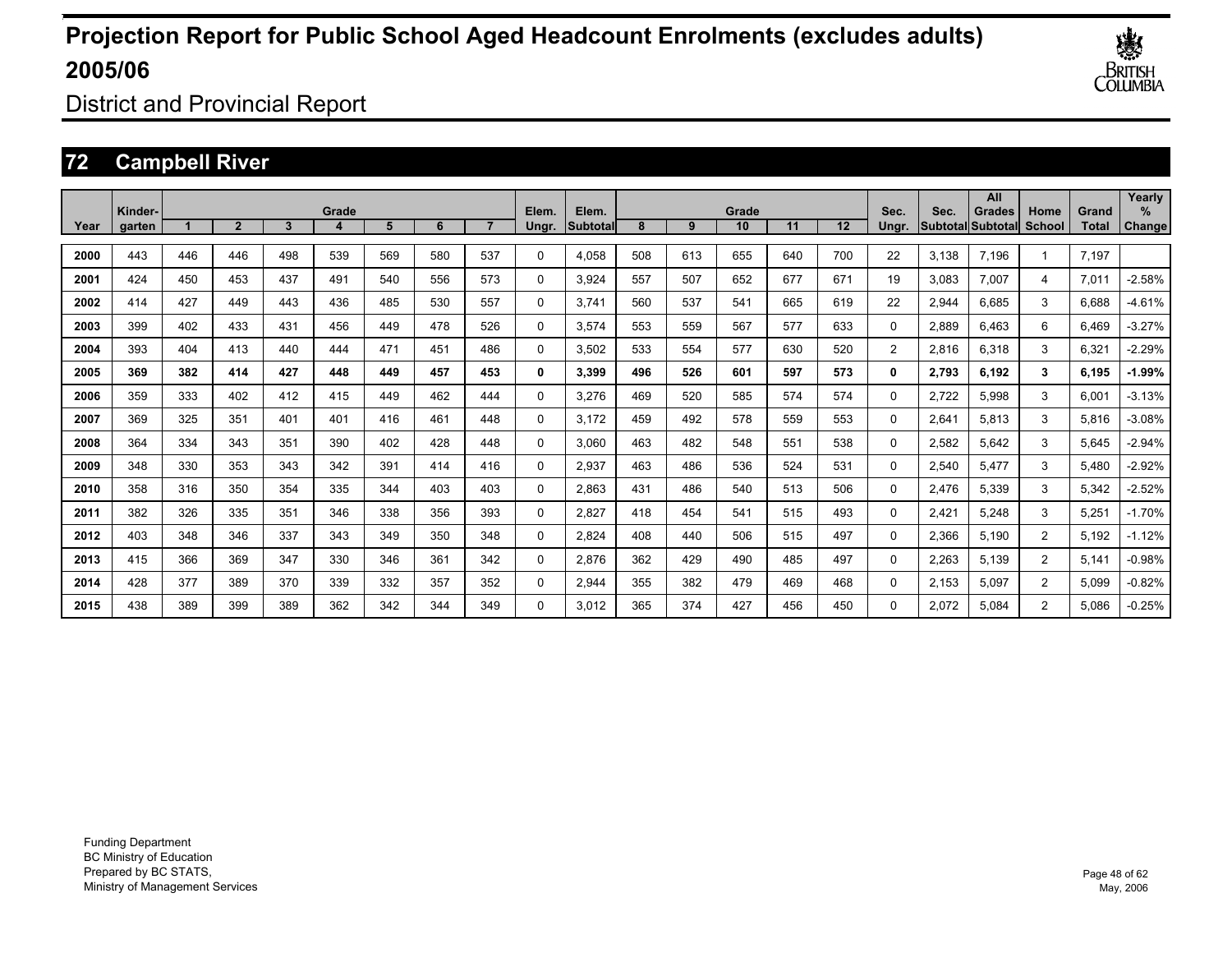# Projection Report for Public School Aged Headcount Enrolments (excludes adults) 2005/06

District and Provincial Report

## 72 Campbell River

| Year | Kinder-garten | Grade 1 | 2 | 3 | 4 | 5 | 6 | 7 | Elem. Ungr. | Elem. Subtotal | Grade 8 | 9 | 10 | 11 | 12 | Sec. Ungr. | Sec. Subtotal | All Grades Subtotal | Home School | Grand Total | Yearly % Change |
|---|---|---|---|---|---|---|---|---|---|---|---|---|---|---|---|---|---|---|---|---|---|
| 2000 | 443 | 446 | 446 | 498 | 539 | 569 | 580 | 537 | 0 | 4,058 | 508 | 613 | 655 | 640 | 700 | 22 | 3,138 | 7,196 | 1 | 7,197 | |
| 2001 | 424 | 450 | 453 | 437 | 491 | 540 | 556 | 573 | 0 | 3,924 | 557 | 507 | 652 | 677 | 671 | 19 | 3,083 | 7,007 | 4 | 7,011 | -2.58% |
| 2002 | 414 | 427 | 449 | 443 | 436 | 485 | 530 | 557 | 0 | 3,741 | 560 | 537 | 541 | 665 | 619 | 22 | 2,944 | 6,685 | 3 | 6,688 | -4.61% |
| 2003 | 399 | 402 | 433 | 431 | 456 | 449 | 478 | 526 | 0 | 3,574 | 553 | 559 | 567 | 577 | 633 | 0 | 2,889 | 6,463 | 6 | 6,469 | -3.27% |
| 2004 | 393 | 404 | 413 | 440 | 444 | 471 | 451 | 486 | 0 | 3,502 | 533 | 554 | 577 | 630 | 520 | 2 | 2,816 | 6,318 | 3 | 6,321 | -2.29% |
| **2005** | **369** | **382** | **414** | **427** | **448** | **449** | **457** | **453** | **0** | **3,399** | **496** | **526** | **601** | **597** | **573** | **0** | **2,793** | **6,192** | **3** | **6,195** | **-1.99%** |
| 2006 | 359 | 333 | 402 | 412 | 415 | 449 | 462 | 444 | 0 | 3,276 | 469 | 520 | 585 | 574 | 574 | 0 | 2,722 | 5,998 | 3 | 6,001 | -3.13% |
| 2007 | 369 | 325 | 351 | 401 | 401 | 416 | 461 | 448 | 0 | 3,172 | 459 | 492 | 578 | 559 | 553 | 0 | 2,641 | 5,813 | 3 | 5,816 | -3.08% |
| 2008 | 364 | 334 | 343 | 351 | 390 | 402 | 428 | 448 | 0 | 3,060 | 463 | 482 | 548 | 551 | 538 | 0 | 2,582 | 5,642 | 3 | 5,645 | -2.94% |
| 2009 | 348 | 330 | 353 | 343 | 342 | 391 | 414 | 416 | 0 | 2,937 | 463 | 486 | 536 | 524 | 531 | 0 | 2,540 | 5,477 | 3 | 5,480 | -2.92% |
| 2010 | 358 | 316 | 350 | 354 | 335 | 344 | 403 | 403 | 0 | 2,863 | 431 | 486 | 540 | 513 | 506 | 0 | 2,476 | 5,339 | 3 | 5,342 | -2.52% |
| 2011 | 382 | 326 | 335 | 351 | 346 | 338 | 356 | 393 | 0 | 2,827 | 418 | 454 | 541 | 515 | 493 | 0 | 2,421 | 5,248 | 3 | 5,251 | -1.70% |
| 2012 | 403 | 348 | 346 | 337 | 343 | 349 | 350 | 348 | 0 | 2,824 | 408 | 440 | 506 | 515 | 497 | 0 | 2,366 | 5,190 | 2 | 5,192 | -1.12% |
| 2013 | 415 | 366 | 369 | 347 | 330 | 346 | 361 | 342 | 0 | 2,876 | 362 | 429 | 490 | 485 | 497 | 0 | 2,263 | 5,139 | 2 | 5,141 | -0.98% |
| 2014 | 428 | 377 | 389 | 370 | 339 | 332 | 357 | 352 | 0 | 2,944 | 355 | 382 | 479 | 469 | 468 | 0 | 2,153 | 5,097 | 2 | 5,099 | -0.82% |
| 2015 | 438 | 389 | 399 | 389 | 362 | 342 | 344 | 349 | 0 | 3,012 | 365 | 374 | 427 | 456 | 450 | 0 | 2,072 | 5,084 | 2 | 5,086 | -0.25% |

Funding Department
BC Ministry of Education
Prepared by BC STATS,
Ministry of Management Services

May, 2006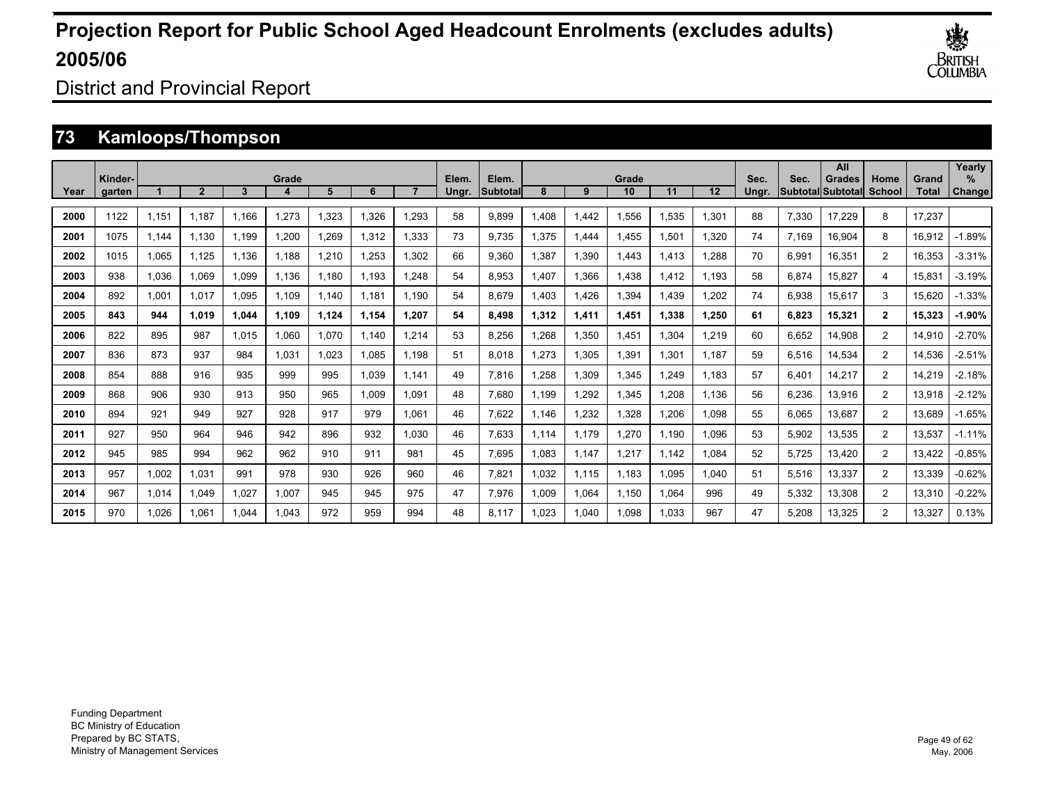# Projection Report for Public School Aged Headcount Enrolments (excludes adults) 2005/06

District and Provincial Report

## 73 Kamloops/Thompson

| Year | Kinder-garten | Grade 1 | 2 | 3 | 4 | 5 | 6 | 7 | Elem. Ungr. | Elem. Subtotal | Grade 8 | 9 | 10 | 11 | 12 | Sec. Ungr. | Sec. Subtotal | All Grades Subtotal | Home School | Grand Total | Yearly % Change |
|---|---|---|---|---|---|---|---|---|---|---|---|---|---|---|---|---|---|---|---|---|---|
| 2000 | 1122 | 1,151 | 1,187 | 1,166 | 1,273 | 1,323 | 1,326 | 1,293 | 58 | 9,899 | 1,408 | 1,442 | 1,556 | 1,535 | 1,301 | 88 | 7,330 | 17,229 | 8 | 17,237 | |
| 2001 | 1075 | 1,144 | 1,130 | 1,199 | 1,200 | 1,269 | 1,312 | 1,333 | 73 | 9,735 | 1,375 | 1,444 | 1,455 | 1,501 | 1,320 | 74 | 7,169 | 16,904 | 8 | 16,912 | -1.89% |
| 2002 | 1015 | 1,065 | 1,125 | 1,136 | 1,188 | 1,210 | 1,253 | 1,302 | 66 | 9,360 | 1,387 | 1,390 | 1,443 | 1,413 | 1,288 | 70 | 6,991 | 16,351 | 2 | 16,353 | -3.31% |
| 2003 | 938 | 1,036 | 1,069 | 1,099 | 1,136 | 1,180 | 1,193 | 1,248 | 54 | 8,953 | 1,407 | 1,366 | 1,438 | 1,412 | 1,193 | 58 | 6,874 | 15,827 | 4 | 15,831 | -3.19% |
| 2004 | 892 | 1,001 | 1,017 | 1,095 | 1,109 | 1,140 | 1,181 | 1,190 | 54 | 8,679 | 1,403 | 1,426 | 1,394 | 1,439 | 1,202 | 74 | 6,938 | 15,617 | 3 | 15,620 | -1.33% |
| **2005** | **843** | **944** | **1,019** | **1,044** | **1,109** | **1,124** | **1,154** | **1,207** | **54** | **8,498** | **1,312** | **1,411** | **1,451** | **1,338** | **1,250** | **61** | **6,823** | **15,321** | **2** | **15,323** | **-1.90%** |
| 2006 | 822 | 895 | 987 | 1,015 | 1,060 | 1,070 | 1,140 | 1,214 | 53 | 8,256 | 1,268 | 1,350 | 1,451 | 1,304 | 1,219 | 60 | 6,652 | 14,908 | 2 | 14,910 | -2.70% |
| 2007 | 836 | 873 | 937 | 984 | 1,031 | 1,023 | 1,085 | 1,198 | 51 | 8,018 | 1,273 | 1,305 | 1,391 | 1,301 | 1,187 | 59 | 6,516 | 14,534 | 2 | 14,536 | -2.51% |
| 2008 | 854 | 888 | 916 | 935 | 999 | 995 | 1,039 | 1,141 | 49 | 7,816 | 1,258 | 1,309 | 1,345 | 1,249 | 1,183 | 57 | 6,401 | 14,217 | 2 | 14,219 | -2.18% |
| 2009 | 868 | 906 | 930 | 913 | 950 | 965 | 1,009 | 1,091 | 48 | 7,680 | 1,199 | 1,292 | 1,345 | 1,208 | 1,136 | 56 | 6,236 | 13,916 | 2 | 13,918 | -2.12% |
| 2010 | 894 | 921 | 949 | 927 | 928 | 917 | 979 | 1,061 | 46 | 7,622 | 1,146 | 1,232 | 1,328 | 1,206 | 1,098 | 55 | 6,065 | 13,687 | 2 | 13,689 | -1.65% |
| 2011 | 927 | 950 | 964 | 946 | 942 | 896 | 932 | 1,030 | 46 | 7,633 | 1,114 | 1,179 | 1,270 | 1,190 | 1,096 | 53 | 5,902 | 13,535 | 2 | 13,537 | -1.11% |
| 2012 | 945 | 985 | 994 | 962 | 962 | 910 | 911 | 981 | 45 | 7,695 | 1,083 | 1,147 | 1,217 | 1,142 | 1,084 | 52 | 5,725 | 13,420 | 2 | 13,422 | -0.85% |
| 2013 | 957 | 1,002 | 1,031 | 991 | 978 | 930 | 926 | 960 | 46 | 7,821 | 1,032 | 1,115 | 1,183 | 1,095 | 1,040 | 51 | 5,516 | 13,337 | 2 | 13,339 | -0.62% |
| 2014 | 967 | 1,014 | 1,049 | 1,027 | 1,007 | 945 | 945 | 975 | 47 | 7,976 | 1,009 | 1,064 | 1,150 | 1,064 | 996 | 49 | 5,332 | 13,308 | 2 | 13,310 | -0.22% |
| 2015 | 970 | 1,026 | 1,061 | 1,044 | 1,043 | 972 | 959 | 994 | 48 | 8,117 | 1,023 | 1,040 | 1,098 | 1,033 | 967 | 47 | 5,208 | 13,325 | 2 | 13,327 | 0.13% |

Funding Department
BC Ministry of Education
Prepared by BC STATS,
Ministry of Management Services

May, 2006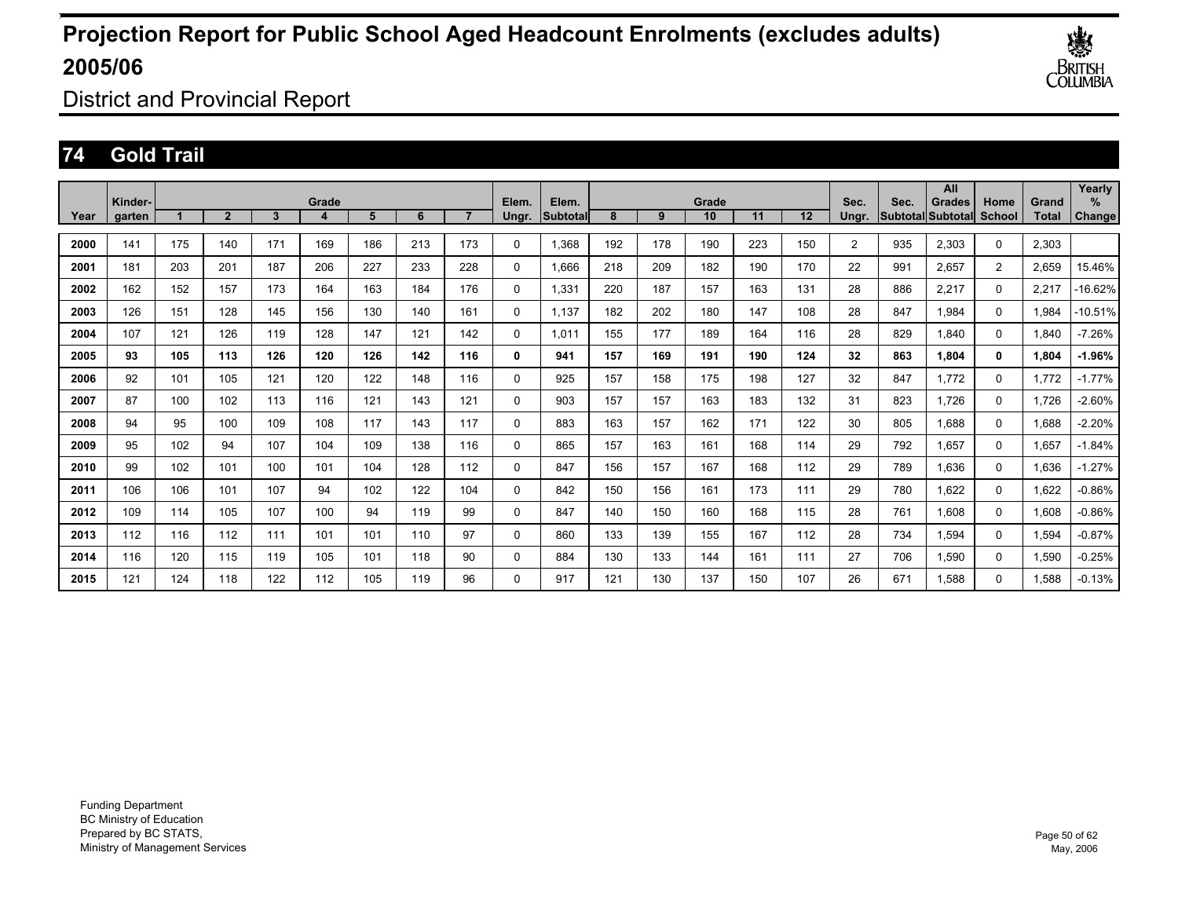# Projection Report for Public School Aged Headcount Enrolments (excludes adults) 2005/06

District and Provincial Report

## 74 Gold Trail

| Year | Kinder-garten | Grade 1 | 2 | 3 | 4 | 5 | 6 | 7 | Elem. Ungr. | Elem. Subtotal | Grade 8 | 9 | 10 | 11 | 12 | Sec. Ungr. | Sec. Subtotal | All Grades Subtotal | Home School | Grand Total | Yearly % Change |
|---|---|---|---|---|---|---|---|---|---|---|---|---|---|---|---|---|---|---|---|---|---|
| 2000 | 141 | 175 | 140 | 171 | 169 | 186 | 213 | 173 | 0 | 1,368 | 192 | 178 | 190 | 223 | 150 | 2 | 935 | 2,303 | 0 | 2,303 | |
| 2001 | 181 | 203 | 201 | 187 | 206 | 227 | 233 | 228 | 0 | 1,666 | 218 | 209 | 182 | 190 | 170 | 22 | 991 | 2,657 | 2 | 2,659 | 15.46% |
| 2002 | 162 | 152 | 157 | 173 | 164 | 163 | 184 | 176 | 0 | 1,331 | 220 | 187 | 157 | 163 | 131 | 28 | 886 | 2,217 | 0 | 2,217 | -16.62% |
| 2003 | 126 | 151 | 128 | 145 | 156 | 130 | 140 | 161 | 0 | 1,137 | 182 | 202 | 180 | 147 | 108 | 28 | 847 | 1,984 | 0 | 1,984 | -10.51% |
| 2004 | 107 | 121 | 126 | 119 | 128 | 147 | 121 | 142 | 0 | 1,011 | 155 | 177 | 189 | 164 | 116 | 28 | 829 | 1,840 | 0 | 1,840 | -7.26% |
| **2005** | **93** | **105** | **113** | **126** | **120** | **126** | **142** | **116** | **0** | **941** | **157** | **169** | **191** | **190** | **124** | **32** | **863** | **1,804** | **0** | **1,804** | **-1.96%** |
| 2006 | 92 | 101 | 105 | 121 | 120 | 122 | 148 | 116 | 0 | 925 | 157 | 158 | 175 | 198 | 127 | 32 | 847 | 1,772 | 0 | 1,772 | -1.77% |
| 2007 | 87 | 100 | 102 | 113 | 116 | 121 | 143 | 121 | 0 | 903 | 157 | 157 | 163 | 183 | 132 | 31 | 823 | 1,726 | 0 | 1,726 | -2.60% |
| 2008 | 94 | 95 | 100 | 109 | 108 | 117 | 143 | 117 | 0 | 883 | 163 | 157 | 162 | 171 | 122 | 30 | 805 | 1,688 | 0 | 1,688 | -2.20% |
| 2009 | 95 | 102 | 94 | 107 | 104 | 109 | 138 | 116 | 0 | 865 | 157 | 163 | 161 | 168 | 114 | 29 | 792 | 1,657 | 0 | 1,657 | -1.84% |
| 2010 | 99 | 102 | 101 | 100 | 101 | 104 | 128 | 112 | 0 | 847 | 156 | 157 | 167 | 168 | 112 | 29 | 789 | 1,636 | 0 | 1,636 | -1.27% |
| 2011 | 106 | 106 | 101 | 107 | 94 | 102 | 122 | 104 | 0 | 842 | 150 | 156 | 161 | 173 | 111 | 29 | 780 | 1,622 | 0 | 1,622 | -0.86% |
| 2012 | 109 | 114 | 105 | 107 | 100 | 94 | 119 | 99 | 0 | 847 | 140 | 150 | 160 | 168 | 115 | 28 | 761 | 1,608 | 0 | 1,608 | -0.86% |
| 2013 | 112 | 116 | 112 | 111 | 101 | 101 | 110 | 97 | 0 | 860 | 133 | 139 | 155 | 167 | 112 | 28 | 734 | 1,594 | 0 | 1,594 | -0.87% |
| 2014 | 116 | 120 | 115 | 119 | 105 | 101 | 118 | 90 | 0 | 884 | 130 | 133 | 144 | 161 | 111 | 27 | 706 | 1,590 | 0 | 1,590 | -0.25% |
| 2015 | 121 | 124 | 118 | 122 | 112 | 105 | 119 | 96 | 0 | 917 | 121 | 130 | 137 | 150 | 107 | 26 | 671 | 1,588 | 0 | 1,588 | -0.13% |

Funding Department
BC Ministry of Education
Prepared by BC STATS,
Ministry of Management Services

May, 2006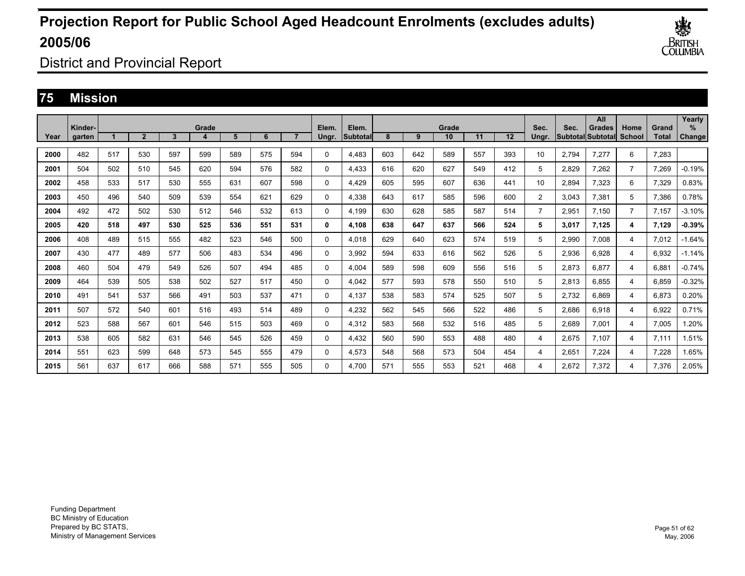# Projection Report for Public School Aged Headcount Enrolments (excludes adults) 2005/06

District and Provincial Report

## 75 Mission

| Year | Kinder-garten | Grade 1 | 2 | 3 | 4 | 5 | 6 | 7 | Elem. Ungr. | Elem. Subtotal | Grade 8 | 9 | 10 | 11 | 12 | Sec. Ungr. | Sec. Subtotal | All Grades Subtotal | Home School | Grand Total | Yearly % Change |
|---|---|---|---|---|---|---|---|---|---|---|---|---|---|---|---|---|---|---|---|---|---|
| **2000** | 482 | 517 | 530 | 597 | 599 | 589 | 575 | 594 | 0 | 4,483 | 603 | 642 | 589 | 557 | 393 | 10 | 2,794 | 7,277 | 6 | 7,283 | |
| **2001** | 504 | 502 | 510 | 545 | 620 | 594 | 576 | 582 | 0 | 4,433 | 616 | 620 | 627 | 549 | 412 | 5 | 2,829 | 7,262 | 7 | 7,269 | -0.19% |
| **2002** | 458 | 533 | 517 | 530 | 555 | 631 | 607 | 598 | 0 | 4,429 | 605 | 595 | 607 | 636 | 441 | 10 | 2,894 | 7,323 | 6 | 7,329 | 0.83% |
| **2003** | 450 | 496 | 540 | 509 | 539 | 554 | 621 | 629 | 0 | 4,338 | 643 | 617 | 585 | 596 | 600 | 2 | 3,043 | 7,381 | 5 | 7,386 | 0.78% |
| **2004** | 492 | 472 | 502 | 530 | 512 | 546 | 532 | 613 | 0 | 4,199 | 630 | 628 | 585 | 587 | 514 | 7 | 2,951 | 7,150 | 7 | 7,157 | -3.10% |
| **2005** | **420** | **518** | **497** | **530** | **525** | **536** | **551** | **531** | **0** | **4,108** | **638** | **647** | **637** | **566** | **524** | **5** | **3,017** | **7,125** | **4** | **7,129** | **-0.39%** |
| **2006** | 408 | 489 | 515 | 555 | 482 | 523 | 546 | 500 | 0 | 4,018 | 629 | 640 | 623 | 574 | 519 | 5 | 2,990 | 7,008 | 4 | 7,012 | -1.64% |
| **2007** | 430 | 477 | 489 | 577 | 506 | 483 | 534 | 496 | 0 | 3,992 | 594 | 633 | 616 | 562 | 526 | 5 | 2,936 | 6,928 | 4 | 6,932 | -1.14% |
| **2008** | 460 | 504 | 479 | 549 | 526 | 507 | 494 | 485 | 0 | 4,004 | 589 | 598 | 609 | 556 | 516 | 5 | 2,873 | 6,877 | 4 | 6,881 | -0.74% |
| **2009** | 464 | 539 | 505 | 538 | 502 | 527 | 517 | 450 | 0 | 4,042 | 577 | 593 | 578 | 550 | 510 | 5 | 2,813 | 6,855 | 4 | 6,859 | -0.32% |
| **2010** | 491 | 541 | 537 | 566 | 491 | 503 | 537 | 471 | 0 | 4,137 | 538 | 583 | 574 | 525 | 507 | 5 | 2,732 | 6,869 | 4 | 6,873 | 0.20% |
| **2011** | 507 | 572 | 540 | 601 | 516 | 493 | 514 | 489 | 0 | 4,232 | 562 | 545 | 566 | 522 | 486 | 5 | 2,686 | 6,918 | 4 | 6,922 | 0.71% |
| **2012** | 523 | 588 | 567 | 601 | 546 | 515 | 503 | 469 | 0 | 4,312 | 583 | 568 | 532 | 516 | 485 | 5 | 2,689 | 7,001 | 4 | 7,005 | 1.20% |
| **2013** | 538 | 605 | 582 | 631 | 546 | 545 | 526 | 459 | 0 | 4,432 | 560 | 590 | 553 | 488 | 480 | 4 | 2,675 | 7,107 | 4 | 7,111 | 1.51% |
| **2014** | 551 | 623 | 599 | 648 | 573 | 545 | 555 | 479 | 0 | 4,573 | 548 | 568 | 573 | 504 | 454 | 4 | 2,651 | 7,224 | 4 | 7,228 | 1.65% |
| **2015** | 561 | 637 | 617 | 666 | 588 | 571 | 555 | 505 | 0 | 4,700 | 571 | 555 | 553 | 521 | 468 | 4 | 2,672 | 7,372 | 4 | 7,376 | 2.05% |

Funding Department
BC Ministry of Education
Prepared by BC STATS,
Ministry of Management Services

May, 2006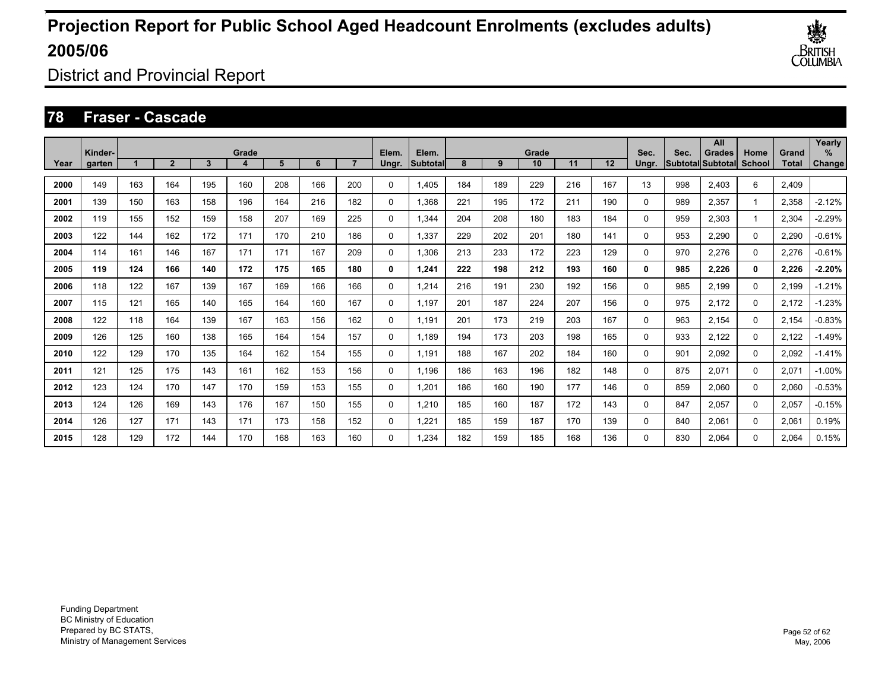# Projection Report for Public School Aged Headcount Enrolments (excludes adults) 2005/06

District and Provincial Report

## 78 Fraser - Cascade

| Year | Kinder-garten | Grade 1 | 2 | 3 | 4 | 5 | 6 | 7 | Elem. Ungr. | Elem. Subtotal | Grade 8 | 9 | 10 | 11 | 12 | Sec. Ungr. | Sec. Subtotal | All Grades Subtotal | Home School | Grand Total | Yearly % Change |
|---|---|---|---|---|---|---|---|---|---|---|---|---|---|---|---|---|---|---|---|---|---|
| 2000 | 149 | 163 | 164 | 195 | 160 | 208 | 166 | 200 | 0 | 1,405 | 184 | 189 | 229 | 216 | 167 | 13 | 998 | 2,403 | 6 | 2,409 | |
| 2001 | 139 | 150 | 163 | 158 | 196 | 164 | 216 | 182 | 0 | 1,368 | 221 | 195 | 172 | 211 | 190 | 0 | 989 | 2,357 | 1 | 2,358 | -2.12% |
| 2002 | 119 | 155 | 152 | 159 | 158 | 207 | 169 | 225 | 0 | 1,344 | 204 | 208 | 180 | 183 | 184 | 0 | 959 | 2,303 | 1 | 2,304 | -2.29% |
| 2003 | 122 | 144 | 162 | 172 | 171 | 170 | 210 | 186 | 0 | 1,337 | 229 | 202 | 201 | 180 | 141 | 0 | 953 | 2,290 | 0 | 2,290 | -0.61% |
| 2004 | 114 | 161 | 146 | 167 | 171 | 171 | 167 | 209 | 0 | 1,306 | 213 | 233 | 172 | 223 | 129 | 0 | 970 | 2,276 | 0 | 2,276 | -0.61% |
| **2005** | **119** | **124** | **166** | **140** | **172** | **175** | **165** | **180** | **0** | **1,241** | **222** | **198** | **212** | **193** | **160** | **0** | **985** | **2,226** | **0** | **2,226** | **-2.20%** |
| 2006 | 118 | 122 | 167 | 139 | 167 | 169 | 166 | 166 | 0 | 1,214 | 216 | 191 | 230 | 192 | 156 | 0 | 985 | 2,199 | 0 | 2,199 | -1.21% |
| 2007 | 115 | 121 | 165 | 140 | 165 | 164 | 160 | 167 | 0 | 1,197 | 201 | 187 | 224 | 207 | 156 | 0 | 975 | 2,172 | 0 | 2,172 | -1.23% |
| 2008 | 122 | 118 | 164 | 139 | 167 | 163 | 156 | 162 | 0 | 1,191 | 201 | 173 | 219 | 203 | 167 | 0 | 963 | 2,154 | 0 | 2,154 | -0.83% |
| 2009 | 126 | 125 | 160 | 138 | 165 | 164 | 154 | 157 | 0 | 1,189 | 194 | 173 | 203 | 198 | 165 | 0 | 933 | 2,122 | 0 | 2,122 | -1.49% |
| 2010 | 122 | 129 | 170 | 135 | 164 | 162 | 154 | 155 | 0 | 1,191 | 188 | 167 | 202 | 184 | 160 | 0 | 901 | 2,092 | 0 | 2,092 | -1.41% |
| 2011 | 121 | 125 | 175 | 143 | 161 | 162 | 153 | 156 | 0 | 1,196 | 186 | 163 | 196 | 182 | 148 | 0 | 875 | 2,071 | 0 | 2,071 | -1.00% |
| 2012 | 123 | 124 | 170 | 147 | 170 | 159 | 153 | 155 | 0 | 1,201 | 186 | 160 | 190 | 177 | 146 | 0 | 859 | 2,060 | 0 | 2,060 | -0.53% |
| 2013 | 124 | 126 | 169 | 143 | 176 | 167 | 150 | 155 | 0 | 1,210 | 185 | 160 | 187 | 172 | 143 | 0 | 847 | 2,057 | 0 | 2,057 | -0.15% |
| 2014 | 126 | 127 | 171 | 143 | 171 | 173 | 158 | 152 | 0 | 1,221 | 185 | 159 | 187 | 170 | 139 | 0 | 840 | 2,061 | 0 | 2,061 | 0.19% |
| 2015 | 128 | 129 | 172 | 144 | 170 | 168 | 163 | 160 | 0 | 1,234 | 182 | 159 | 185 | 168 | 136 | 0 | 830 | 2,064 | 0 | 2,064 | 0.15% |

Funding Department
BC Ministry of Education
Prepared by BC STATS,
Ministry of Management Services

May, 2006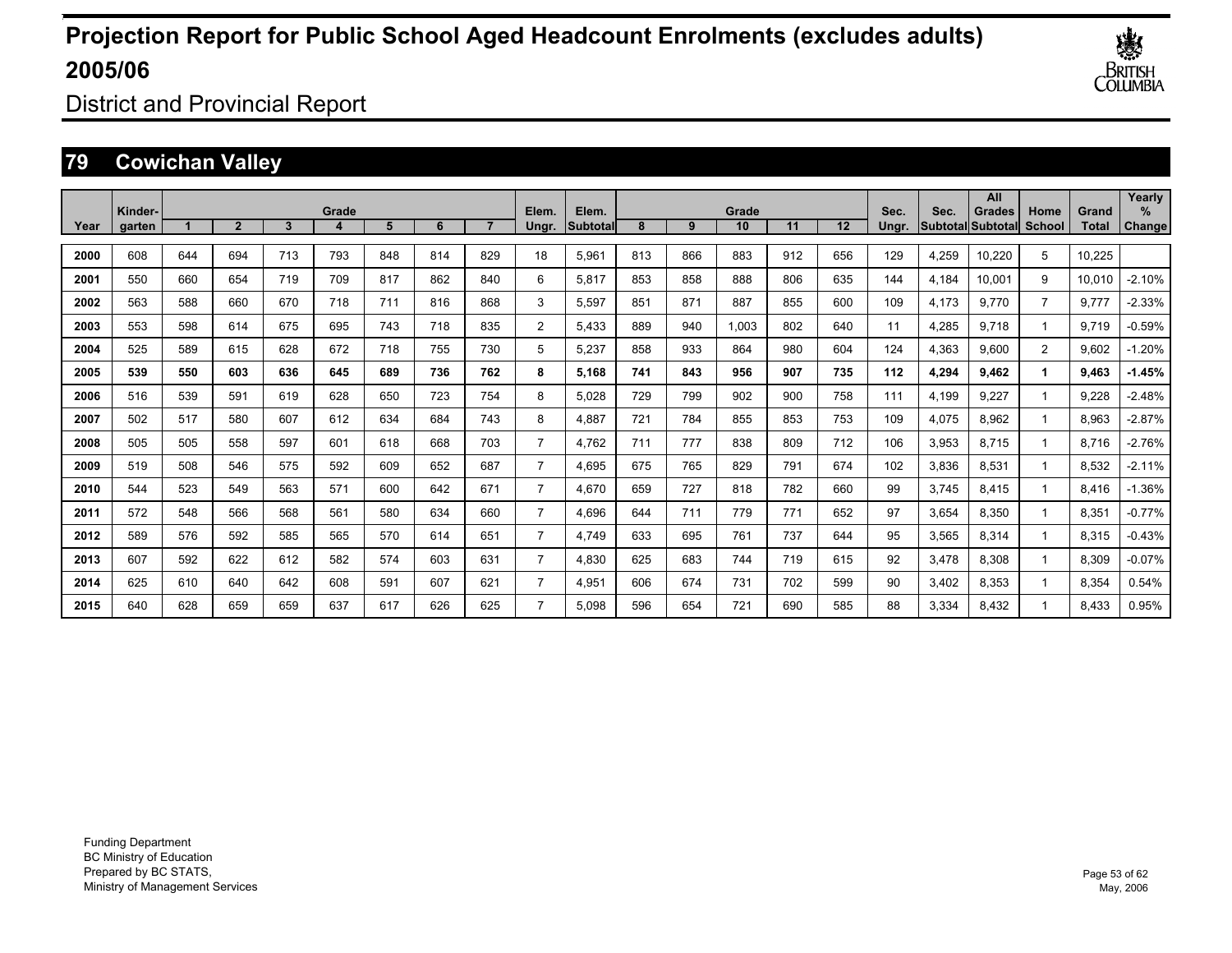# Projection Report for Public School Aged Headcount Enrolments (excludes adults) 2005/06

District and Provincial Report

## 79 Cowichan Valley

| Year | Kinder-garten | Grade 1 | 2 | 3 | 4 | 5 | 6 | 7 | Elem. Ungr. | Elem. Subtotal | Grade 8 | 9 | 10 | 11 | 12 | Sec. Ungr. | Sec. Subtotal | All Grades Subtotal | Home School | Grand Total | Yearly % Change |
|---|---|---|---|---|---|---|---|---|---|---|---|---|---|---|---|---|---|---|---|---|---|
| **2000** | 608 | 644 | 694 | 713 | 793 | 848 | 814 | 829 | 18 | 5,961 | 813 | 866 | 883 | 912 | 656 | 129 | 4,259 | 10,220 | 5 | 10,225 | |
| **2001** | 550 | 660 | 654 | 719 | 709 | 817 | 862 | 840 | 6 | 5,817 | 853 | 858 | 888 | 806 | 635 | 144 | 4,184 | 10,001 | 9 | 10,010 | -2.10% |
| **2002** | 563 | 588 | 660 | 670 | 718 | 711 | 816 | 868 | 3 | 5,597 | 851 | 871 | 887 | 855 | 600 | 109 | 4,173 | 9,770 | 7 | 9,777 | -2.33% |
| **2003** | 553 | 598 | 614 | 675 | 695 | 743 | 718 | 835 | 2 | 5,433 | 889 | 940 | 1,003 | 802 | 640 | 11 | 4,285 | 9,718 | 1 | 9,719 | -0.59% |
| **2004** | 525 | 589 | 615 | 628 | 672 | 718 | 755 | 730 | 5 | 5,237 | 858 | 933 | 864 | 980 | 604 | 124 | 4,363 | 9,600 | 2 | 9,602 | -1.20% |
| **2005** | **539** | **550** | **603** | **636** | **645** | **689** | **736** | **762** | **8** | **5,168** | **741** | **843** | **956** | **907** | **735** | **112** | **4,294** | **9,462** | **1** | **9,463** | **-1.45%** |
| **2006** | 516 | 539 | 591 | 619 | 628 | 650 | 723 | 754 | 8 | 5,028 | 729 | 799 | 902 | 900 | 758 | 111 | 4,199 | 9,227 | 1 | 9,228 | -2.48% |
| **2007** | 502 | 517 | 580 | 607 | 612 | 634 | 684 | 743 | 8 | 4,887 | 721 | 784 | 855 | 853 | 753 | 109 | 4,075 | 8,962 | 1 | 8,963 | -2.87% |
| **2008** | 505 | 505 | 558 | 597 | 601 | 618 | 668 | 703 | 7 | 4,762 | 711 | 777 | 838 | 809 | 712 | 106 | 3,953 | 8,715 | 1 | 8,716 | -2.76% |
| **2009** | 519 | 508 | 546 | 575 | 592 | 609 | 652 | 687 | 7 | 4,695 | 675 | 765 | 829 | 791 | 674 | 102 | 3,836 | 8,531 | 1 | 8,532 | -2.11% |
| **2010** | 544 | 523 | 549 | 563 | 571 | 600 | 642 | 671 | 7 | 4,670 | 659 | 727 | 818 | 782 | 660 | 99 | 3,745 | 8,415 | 1 | 8,416 | -1.36% |
| **2011** | 572 | 548 | 566 | 568 | 561 | 580 | 634 | 660 | 7 | 4,696 | 644 | 711 | 779 | 771 | 652 | 97 | 3,654 | 8,350 | 1 | 8,351 | -0.77% |
| **2012** | 589 | 576 | 592 | 585 | 565 | 570 | 614 | 651 | 7 | 4,749 | 633 | 695 | 761 | 737 | 644 | 95 | 3,565 | 8,314 | 1 | 8,315 | -0.43% |
| **2013** | 607 | 592 | 622 | 612 | 582 | 574 | 603 | 631 | 7 | 4,830 | 625 | 683 | 744 | 719 | 615 | 92 | 3,478 | 8,308 | 1 | 8,309 | -0.07% |
| **2014** | 625 | 610 | 640 | 642 | 608 | 591 | 607 | 621 | 7 | 4,951 | 606 | 674 | 731 | 702 | 599 | 90 | 3,402 | 8,353 | 1 | 8,354 | 0.54% |
| **2015** | 640 | 628 | 659 | 659 | 637 | 617 | 626 | 625 | 7 | 5,098 | 596 | 654 | 721 | 690 | 585 | 88 | 3,334 | 8,432 | 1 | 8,433 | 0.95% |

Funding Department
BC Ministry of Education
Prepared by BC STATS,
Ministry of Management Services

May, 2006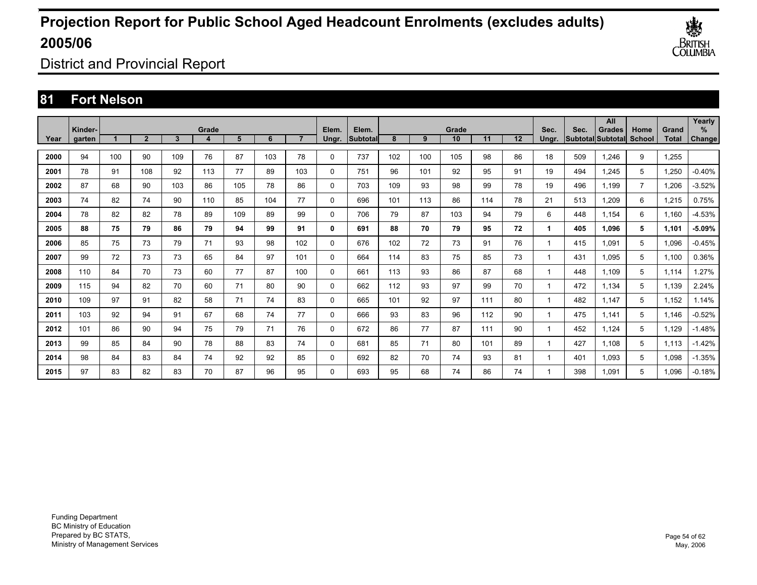# Projection Report for Public School Aged Headcount Enrolments (excludes adults) 2005/06

District and Provincial Report

## 81 Fort Nelson

| Year | Kinder-garten | Grade 1 | 2 | 3 | 4 | 5 | 6 | 7 | Elem. Ungr. | Elem. Subtotal | Grade 8 | 9 | 10 | 11 | 12 | Sec. Ungr. | Sec. Subtotal | All Grades Subtotal | Home School | Grand Total | Yearly % Change |
|---|---|---|---|---|---|---|---|---|---|---|---|---|---|---|---|---|---|---|---|---|---|
| 2000 | 94 | 100 | 90 | 109 | 76 | 87 | 103 | 78 | 0 | 737 | 102 | 100 | 105 | 98 | 86 | 18 | 509 | 1,246 | 9 | 1,255 | |
| 2001 | 78 | 91 | 108 | 92 | 113 | 77 | 89 | 103 | 0 | 751 | 96 | 101 | 92 | 95 | 91 | 19 | 494 | 1,245 | 5 | 1,250 | -0.40% |
| 2002 | 87 | 68 | 90 | 103 | 86 | 105 | 78 | 86 | 0 | 703 | 109 | 93 | 98 | 99 | 78 | 19 | 496 | 1,199 | 7 | 1,206 | -3.52% |
| 2003 | 74 | 82 | 74 | 90 | 110 | 85 | 104 | 77 | 0 | 696 | 101 | 113 | 86 | 114 | 78 | 21 | 513 | 1,209 | 6 | 1,215 | 0.75% |
| 2004 | 78 | 82 | 82 | 78 | 89 | 109 | 89 | 99 | 0 | 706 | 79 | 87 | 103 | 94 | 79 | 6 | 448 | 1,154 | 6 | 1,160 | -4.53% |
| **2005** | **88** | **75** | **79** | **86** | **79** | **94** | **99** | **91** | **0** | **691** | **88** | **70** | **79** | **95** | **72** | **1** | **405** | **1,096** | **5** | **1,101** | **-5.09%** |
| 2006 | 85 | 75 | 73 | 79 | 71 | 93 | 98 | 102 | 0 | 676 | 102 | 72 | 73 | 91 | 76 | 1 | 415 | 1,091 | 5 | 1,096 | -0.45% |
| 2007 | 99 | 72 | 73 | 73 | 65 | 84 | 97 | 101 | 0 | 664 | 114 | 83 | 75 | 85 | 73 | 1 | 431 | 1,095 | 5 | 1,100 | 0.36% |
| 2008 | 110 | 84 | 70 | 73 | 60 | 77 | 87 | 100 | 0 | 661 | 113 | 93 | 86 | 87 | 68 | 1 | 448 | 1,109 | 5 | 1,114 | 1.27% |
| 2009 | 115 | 94 | 82 | 70 | 60 | 71 | 80 | 90 | 0 | 662 | 112 | 93 | 97 | 99 | 70 | 1 | 472 | 1,134 | 5 | 1,139 | 2.24% |
| 2010 | 109 | 97 | 91 | 82 | 58 | 71 | 74 | 83 | 0 | 665 | 101 | 92 | 97 | 111 | 80 | 1 | 482 | 1,147 | 5 | 1,152 | 1.14% |
| 2011 | 103 | 92 | 94 | 91 | 67 | 68 | 74 | 77 | 0 | 666 | 93 | 83 | 96 | 112 | 90 | 1 | 475 | 1,141 | 5 | 1,146 | -0.52% |
| 2012 | 101 | 86 | 90 | 94 | 75 | 79 | 71 | 76 | 0 | 672 | 86 | 77 | 87 | 111 | 90 | 1 | 452 | 1,124 | 5 | 1,129 | -1.48% |
| 2013 | 99 | 85 | 84 | 90 | 78 | 88 | 83 | 74 | 0 | 681 | 85 | 71 | 80 | 101 | 89 | 1 | 427 | 1,108 | 5 | 1,113 | -1.42% |
| 2014 | 98 | 84 | 83 | 84 | 74 | 92 | 92 | 85 | 0 | 692 | 82 | 70 | 74 | 93 | 81 | 1 | 401 | 1,093 | 5 | 1,098 | -1.35% |
| 2015 | 97 | 83 | 82 | 83 | 70 | 87 | 96 | 95 | 0 | 693 | 95 | 68 | 74 | 86 | 74 | 1 | 398 | 1,091 | 5 | 1,096 | -0.18% |

Funding Department
BC Ministry of Education
Prepared by BC STATS,
Ministry of Management Services

May, 2006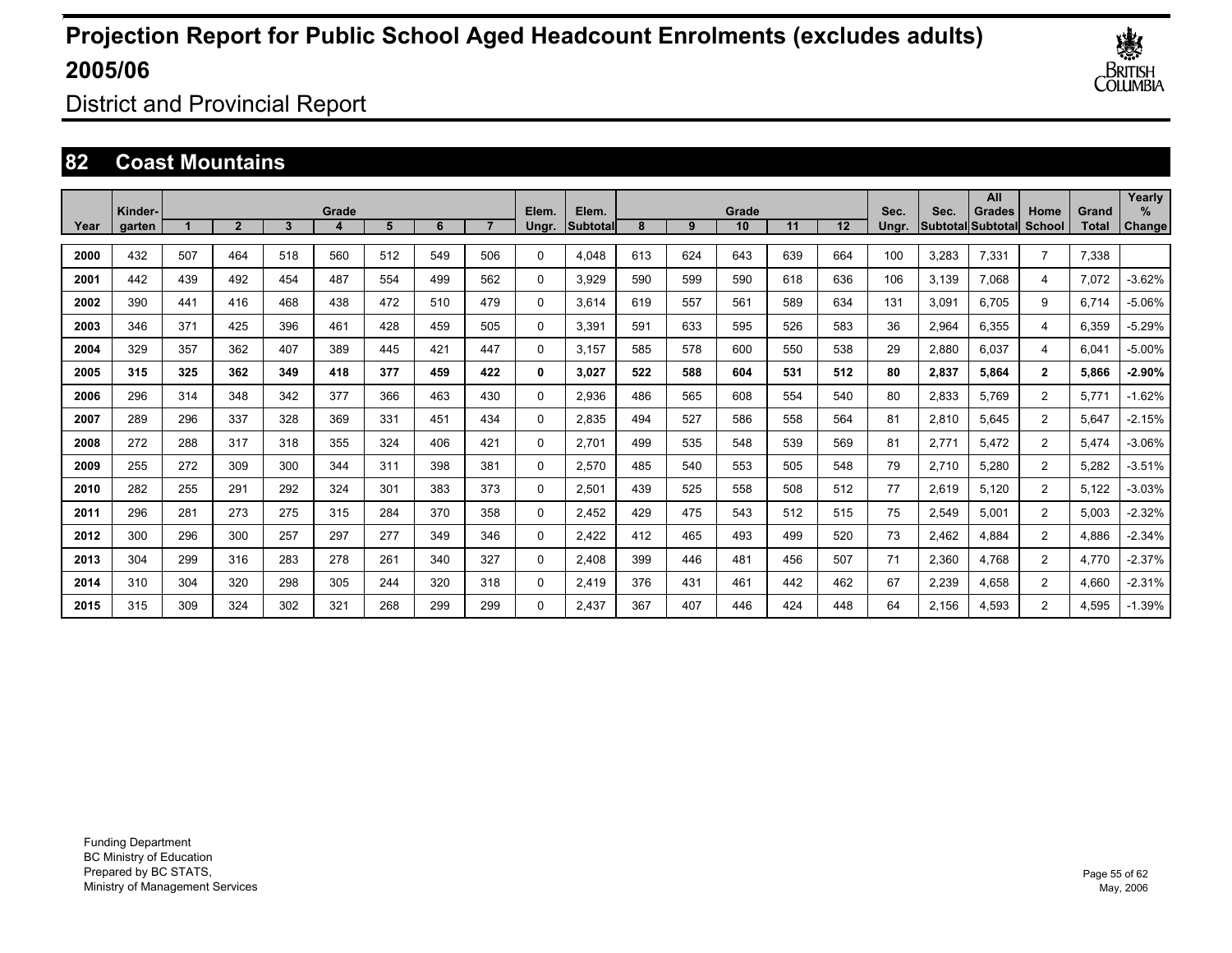# Projection Report for Public School Aged Headcount Enrolments (excludes adults) 2005/06

District and Provincial Report

## 82 Coast Mountains

| Year | Kinder-garten | Grade 1 | 2 | 3 | 4 | 5 | 6 | 7 | Elem. Ungr. | Elem. Subtotal | Grade 8 | 9 | 10 | 11 | 12 | Sec. Ungr. | Sec. Subtotal | All Grades Subtotal | Home School | Grand Total | Yearly % Change |
|---|---|---|---|---|---|---|---|---|---|---|---|---|---|---|---|---|---|---|---|---|---|
| 2000 | 432 | 507 | 464 | 518 | 560 | 512 | 549 | 506 | 0 | 4,048 | 613 | 624 | 643 | 639 | 664 | 100 | 3,283 | 7,331 | 7 | 7,338 | |
| 2001 | 442 | 439 | 492 | 454 | 487 | 554 | 499 | 562 | 0 | 3,929 | 590 | 599 | 590 | 618 | 636 | 106 | 3,139 | 7,068 | 4 | 7,072 | -3.62% |
| 2002 | 390 | 441 | 416 | 468 | 438 | 472 | 510 | 479 | 0 | 3,614 | 619 | 557 | 561 | 589 | 634 | 131 | 3,091 | 6,705 | 9 | 6,714 | -5.06% |
| 2003 | 346 | 371 | 425 | 396 | 461 | 428 | 459 | 505 | 0 | 3,391 | 591 | 633 | 595 | 526 | 583 | 36 | 2,964 | 6,355 | 4 | 6,359 | -5.29% |
| 2004 | 329 | 357 | 362 | 407 | 389 | 445 | 421 | 447 | 0 | 3,157 | 585 | 578 | 600 | 550 | 538 | 29 | 2,880 | 6,037 | 4 | 6,041 | -5.00% |
| **2005** | **315** | **325** | **362** | **349** | **418** | **377** | **459** | **422** | **0** | **3,027** | **522** | **588** | **604** | **531** | **512** | **80** | **2,837** | **5,864** | **2** | **5,866** | **-2.90%** |
| 2006 | 296 | 314 | 348 | 342 | 377 | 366 | 463 | 430 | 0 | 2,936 | 486 | 565 | 608 | 554 | 540 | 80 | 2,833 | 5,769 | 2 | 5,771 | -1.62% |
| 2007 | 289 | 296 | 337 | 328 | 369 | 331 | 451 | 434 | 0 | 2,835 | 494 | 527 | 586 | 558 | 564 | 81 | 2,810 | 5,645 | 2 | 5,647 | -2.15% |
| 2008 | 272 | 288 | 317 | 318 | 355 | 324 | 406 | 421 | 0 | 2,701 | 499 | 535 | 548 | 539 | 569 | 81 | 2,771 | 5,472 | 2 | 5,474 | -3.06% |
| 2009 | 255 | 272 | 309 | 300 | 344 | 311 | 398 | 381 | 0 | 2,570 | 485 | 540 | 553 | 505 | 548 | 79 | 2,710 | 5,280 | 2 | 5,282 | -3.51% |
| 2010 | 282 | 255 | 291 | 292 | 324 | 301 | 383 | 373 | 0 | 2,501 | 439 | 525 | 558 | 508 | 512 | 77 | 2,619 | 5,120 | 2 | 5,122 | -3.03% |
| 2011 | 296 | 281 | 273 | 275 | 315 | 284 | 370 | 358 | 0 | 2,452 | 429 | 475 | 543 | 512 | 515 | 75 | 2,549 | 5,001 | 2 | 5,003 | -2.32% |
| 2012 | 300 | 296 | 300 | 257 | 297 | 277 | 349 | 346 | 0 | 2,422 | 412 | 465 | 493 | 499 | 520 | 73 | 2,462 | 4,884 | 2 | 4,886 | -2.34% |
| 2013 | 304 | 299 | 316 | 283 | 278 | 261 | 340 | 327 | 0 | 2,408 | 399 | 446 | 481 | 456 | 507 | 71 | 2,360 | 4,768 | 2 | 4,770 | -2.37% |
| 2014 | 310 | 304 | 320 | 298 | 305 | 244 | 320 | 318 | 0 | 2,419 | 376 | 431 | 461 | 442 | 462 | 67 | 2,239 | 4,658 | 2 | 4,660 | -2.31% |
| 2015 | 315 | 309 | 324 | 302 | 321 | 268 | 299 | 299 | 0 | 2,437 | 367 | 407 | 446 | 424 | 448 | 64 | 2,156 | 4,593 | 2 | 4,595 | -1.39% |

Funding Department
BC Ministry of Education
Prepared by BC STATS,
Ministry of Management Services

May, 2006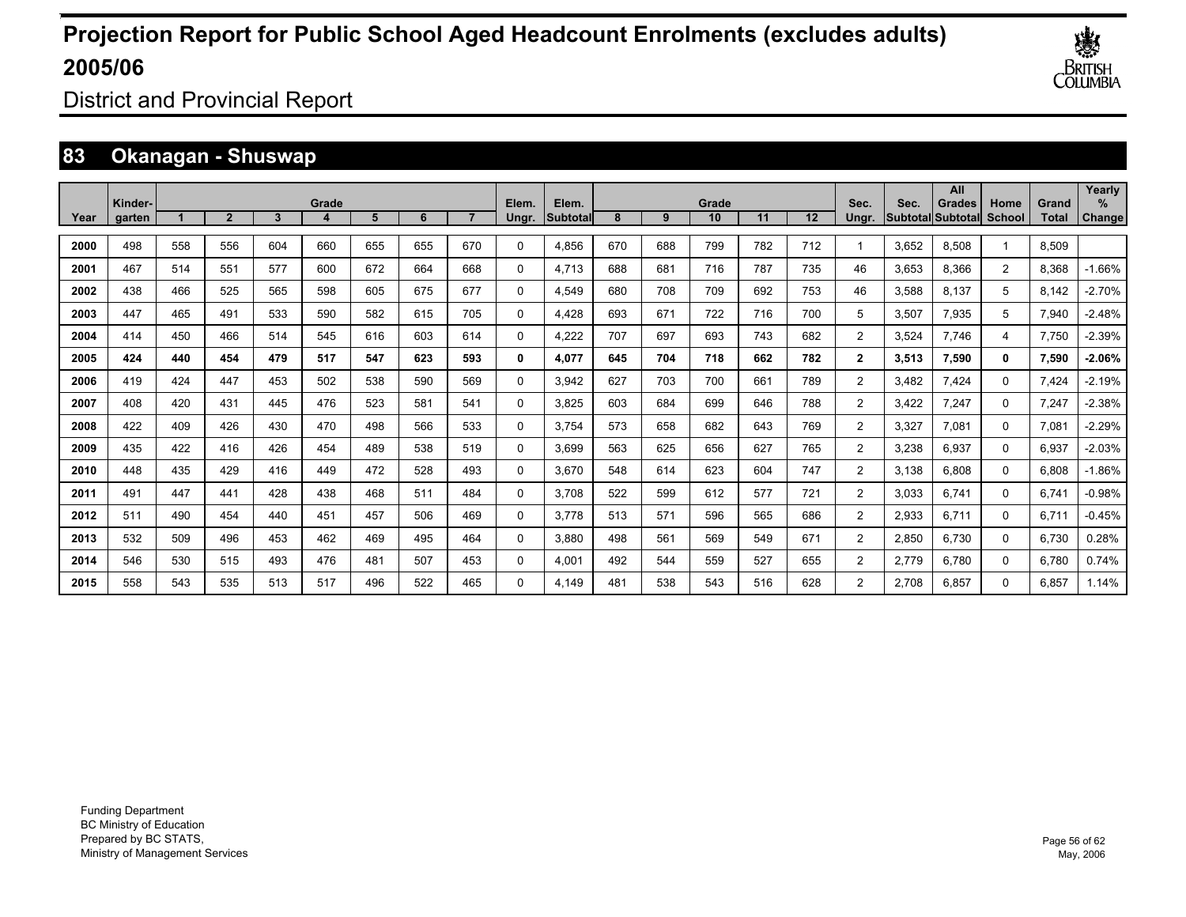# Projection Report for Public School Aged Headcount Enrolments (excludes adults) 2005/06

District and Provincial Report

## 83 Okanagan - Shuswap

| Year | Kinder-garten | Grade 1 | 2 | 3 | 4 | 5 | 6 | 7 | Elem. Ungr. | Elem. Subtotal | Grade 8 | 9 | 10 | 11 | 12 | Sec. Ungr. | Sec. Subtotal | All Grades Subtotal | Home School | Grand Total | Yearly % Change |
|---|---|---|---|---|---|---|---|---|---|---|---|---|---|---|---|---|---|---|---|---|---|
| 2000 | 498 | 558 | 556 | 604 | 660 | 655 | 655 | 670 | 0 | 4,856 | 670 | 688 | 799 | 782 | 712 | 1 | 3,652 | 8,508 | 1 | 8,509 | |
| 2001 | 467 | 514 | 551 | 577 | 600 | 672 | 664 | 668 | 0 | 4,713 | 688 | 681 | 716 | 787 | 735 | 46 | 3,653 | 8,366 | 2 | 8,368 | -1.66% |
| 2002 | 438 | 466 | 525 | 565 | 598 | 605 | 675 | 677 | 0 | 4,549 | 680 | 708 | 709 | 692 | 753 | 46 | 3,588 | 8,137 | 5 | 8,142 | -2.70% |
| 2003 | 447 | 465 | 491 | 533 | 590 | 582 | 615 | 705 | 0 | 4,428 | 693 | 671 | 722 | 716 | 700 | 5 | 3,507 | 7,935 | 5 | 7,940 | -2.48% |
| 2004 | 414 | 450 | 466 | 514 | 545 | 616 | 603 | 614 | 0 | 4,222 | 707 | 697 | 693 | 743 | 682 | 2 | 3,524 | 7,746 | 4 | 7,750 | -2.39% |
| **2005** | **424** | **440** | **454** | **479** | **517** | **547** | **623** | **593** | **0** | **4,077** | **645** | **704** | **718** | **662** | **782** | **2** | **3,513** | **7,590** | **0** | **7,590** | **-2.06%** |
| 2006 | 419 | 424 | 447 | 453 | 502 | 538 | 590 | 569 | 0 | 3,942 | 627 | 703 | 700 | 661 | 789 | 2 | 3,482 | 7,424 | 0 | 7,424 | -2.19% |
| 2007 | 408 | 420 | 431 | 445 | 476 | 523 | 581 | 541 | 0 | 3,825 | 603 | 684 | 699 | 646 | 788 | 2 | 3,422 | 7,247 | 0 | 7,247 | -2.38% |
| 2008 | 422 | 409 | 426 | 430 | 470 | 498 | 566 | 533 | 0 | 3,754 | 573 | 658 | 682 | 643 | 769 | 2 | 3,327 | 7,081 | 0 | 7,081 | -2.29% |
| 2009 | 435 | 422 | 416 | 426 | 454 | 489 | 538 | 519 | 0 | 3,699 | 563 | 625 | 656 | 627 | 765 | 2 | 3,238 | 6,937 | 0 | 6,937 | -2.03% |
| 2010 | 448 | 435 | 429 | 416 | 449 | 472 | 528 | 493 | 0 | 3,670 | 548 | 614 | 623 | 604 | 747 | 2 | 3,138 | 6,808 | 0 | 6,808 | -1.86% |
| 2011 | 491 | 447 | 441 | 428 | 438 | 468 | 511 | 484 | 0 | 3,708 | 522 | 599 | 612 | 577 | 721 | 2 | 3,033 | 6,741 | 0 | 6,741 | -0.98% |
| 2012 | 511 | 490 | 454 | 440 | 451 | 457 | 506 | 469 | 0 | 3,778 | 513 | 571 | 596 | 565 | 686 | 2 | 2,933 | 6,711 | 0 | 6,711 | -0.45% |
| 2013 | 532 | 509 | 496 | 453 | 462 | 469 | 495 | 464 | 0 | 3,880 | 498 | 561 | 569 | 549 | 671 | 2 | 2,850 | 6,730 | 0 | 6,730 | 0.28% |
| 2014 | 546 | 530 | 515 | 493 | 476 | 481 | 507 | 453 | 0 | 4,001 | 492 | 544 | 559 | 527 | 655 | 2 | 2,779 | 6,780 | 0 | 6,780 | 0.74% |
| 2015 | 558 | 543 | 535 | 513 | 517 | 496 | 522 | 465 | 0 | 4,149 | 481 | 538 | 543 | 516 | 628 | 2 | 2,708 | 6,857 | 0 | 6,857 | 1.14% |

Funding Department
BC Ministry of Education
Prepared by BC STATS,
Ministry of Management Services

May, 2006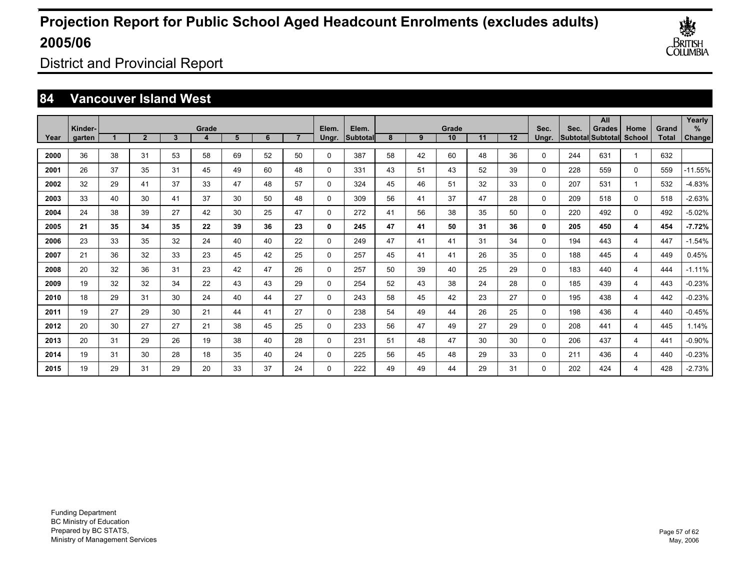# Projection Report for Public School Aged Headcount Enrolments (excludes adults) 2005/06

District and Provincial Report

## 84 Vancouver Island West

| Year | Kinder-garten | Grade 1 | 2 | 3 | 4 | 5 | 6 | 7 | Elem. Ungr. | Elem. Subtotal | Grade 8 | 9 | 10 | 11 | 12 | Sec. Ungr. | Sec. Subtotal | All Grades Subtotal | Home School | Grand Total | Yearly % Change |
|---|---|---|---|---|---|---|---|---|---|---|---|---|---|---|---|---|---|---|---|---|---|
| 2000 | 36 | 38 | 31 | 53 | 58 | 69 | 52 | 50 | 0 | 387 | 58 | 42 | 60 | 48 | 36 | 0 | 244 | 631 | 1 | 632 | |
| 2001 | 26 | 37 | 35 | 31 | 45 | 49 | 60 | 48 | 0 | 331 | 43 | 51 | 43 | 52 | 39 | 0 | 228 | 559 | 0 | 559 | -11.55% |
| 2002 | 32 | 29 | 41 | 37 | 33 | 47 | 48 | 57 | 0 | 324 | 45 | 46 | 51 | 32 | 33 | 0 | 207 | 531 | 1 | 532 | -4.83% |
| 2003 | 33 | 40 | 30 | 41 | 37 | 30 | 50 | 48 | 0 | 309 | 56 | 41 | 37 | 47 | 28 | 0 | 209 | 518 | 0 | 518 | -2.63% |
| 2004 | 24 | 38 | 39 | 27 | 42 | 30 | 25 | 47 | 0 | 272 | 41 | 56 | 38 | 35 | 50 | 0 | 220 | 492 | 0 | 492 | -5.02% |
| **2005** | **21** | **35** | **34** | **35** | **22** | **39** | **36** | **23** | **0** | **245** | **47** | **41** | **50** | **31** | **36** | **0** | **205** | **450** | **4** | **454** | **-7.72%** |
| 2006 | 23 | 33 | 35 | 32 | 24 | 40 | 40 | 22 | 0 | 249 | 47 | 41 | 41 | 31 | 34 | 0 | 194 | 443 | 4 | 447 | -1.54% |
| 2007 | 21 | 36 | 32 | 33 | 23 | 45 | 42 | 25 | 0 | 257 | 45 | 41 | 41 | 26 | 35 | 0 | 188 | 445 | 4 | 449 | 0.45% |
| 2008 | 20 | 32 | 36 | 31 | 23 | 42 | 47 | 26 | 0 | 257 | 50 | 39 | 40 | 25 | 29 | 0 | 183 | 440 | 4 | 444 | -1.11% |
| 2009 | 19 | 32 | 32 | 34 | 22 | 43 | 43 | 29 | 0 | 254 | 52 | 43 | 38 | 24 | 28 | 0 | 185 | 439 | 4 | 443 | -0.23% |
| 2010 | 18 | 29 | 31 | 30 | 24 | 40 | 44 | 27 | 0 | 243 | 58 | 45 | 42 | 23 | 27 | 0 | 195 | 438 | 4 | 442 | -0.23% |
| 2011 | 19 | 27 | 29 | 30 | 21 | 44 | 41 | 27 | 0 | 238 | 54 | 49 | 44 | 26 | 25 | 0 | 198 | 436 | 4 | 440 | -0.45% |
| 2012 | 20 | 30 | 27 | 27 | 21 | 38 | 45 | 25 | 0 | 233 | 56 | 47 | 49 | 27 | 29 | 0 | 208 | 441 | 4 | 445 | 1.14% |
| 2013 | 20 | 31 | 29 | 26 | 19 | 38 | 40 | 28 | 0 | 231 | 51 | 48 | 47 | 30 | 30 | 0 | 206 | 437 | 4 | 441 | -0.90% |
| 2014 | 19 | 31 | 30 | 28 | 18 | 35 | 40 | 24 | 0 | 225 | 56 | 45 | 48 | 29 | 33 | 0 | 211 | 436 | 4 | 440 | -0.23% |
| 2015 | 19 | 29 | 31 | 29 | 20 | 33 | 37 | 24 | 0 | 222 | 49 | 49 | 44 | 29 | 31 | 0 | 202 | 424 | 4 | 428 | -2.73% |

Funding Department
BC Ministry of Education
Prepared by BC STATS,
Ministry of Management Services

May, 2006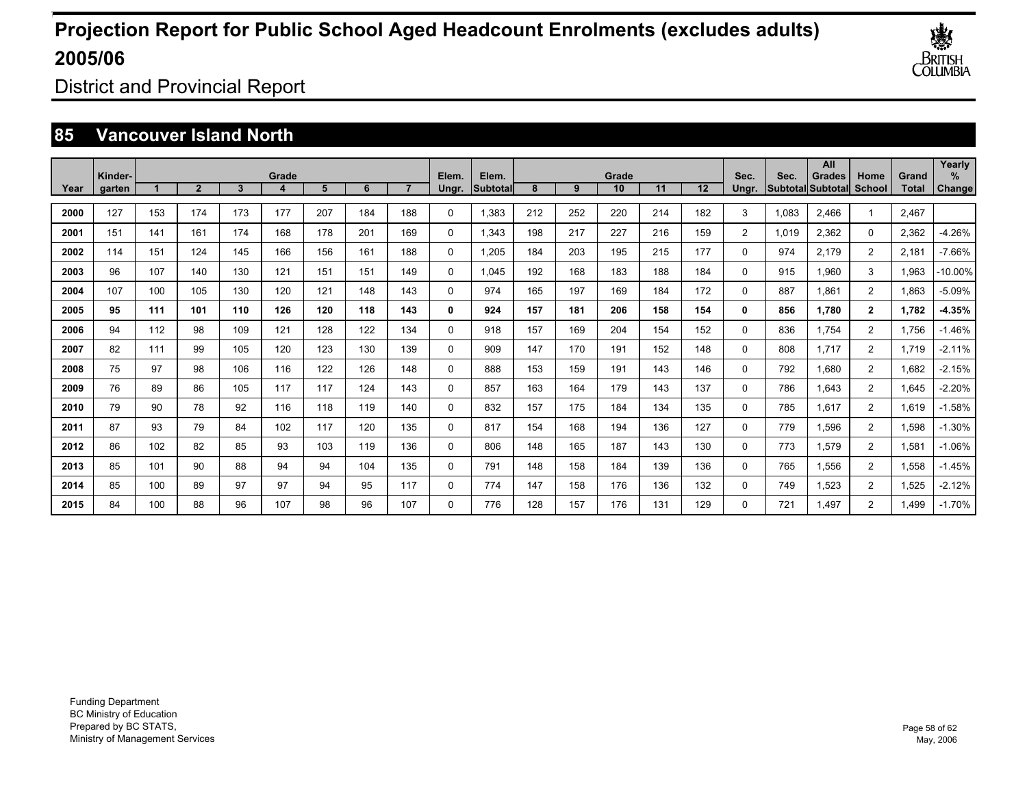# Projection Report for Public School Aged Headcount Enrolments (excludes adults) 2005/06

District and Provincial Report

## 85 Vancouver Island North

| Year | Kinder-garten | Grade 1 | 2 | 3 | 4 | 5 | 6 | 7 | Elem. Ungr. | Elem. Subtotal | Grade 8 | 9 | 10 | 11 | 12 | Sec. Ungr. | Sec. Subtotal | All Grades Subtotal | Home School | Grand Total | Yearly % Change |
|---|---|---|---|---|---|---|---|---|---|---|---|---|---|---|---|---|---|---|---|---|---|
| 2000 | 127 | 153 | 174 | 173 | 177 | 207 | 184 | 188 | 0 | 1,383 | 212 | 252 | 220 | 214 | 182 | 3 | 1,083 | 2,466 | 1 | 2,467 | |
| 2001 | 151 | 141 | 161 | 174 | 168 | 178 | 201 | 169 | 0 | 1,343 | 198 | 217 | 227 | 216 | 159 | 2 | 1,019 | 2,362 | 0 | 2,362 | -4.26% |
| 2002 | 114 | 151 | 124 | 145 | 166 | 156 | 161 | 188 | 0 | 1,205 | 184 | 203 | 195 | 215 | 177 | 0 | 974 | 2,179 | 2 | 2,181 | -7.66% |
| 2003 | 96 | 107 | 140 | 130 | 121 | 151 | 151 | 149 | 0 | 1,045 | 192 | 168 | 183 | 188 | 184 | 0 | 915 | 1,960 | 3 | 1,963 | -10.00% |
| 2004 | 107 | 100 | 105 | 130 | 120 | 121 | 148 | 143 | 0 | 974 | 165 | 197 | 169 | 184 | 172 | 0 | 887 | 1,861 | 2 | 1,863 | -5.09% |
| **2005** | **95** | **111** | **101** | **110** | **126** | **120** | **118** | **143** | **0** | **924** | **157** | **181** | **206** | **158** | **154** | **0** | **856** | **1,780** | **2** | **1,782** | **-4.35%** |
| 2006 | 94 | 112 | 98 | 109 | 121 | 128 | 122 | 134 | 0 | 918 | 157 | 169 | 204 | 154 | 152 | 0 | 836 | 1,754 | 2 | 1,756 | -1.46% |
| 2007 | 82 | 111 | 99 | 105 | 120 | 123 | 130 | 139 | 0 | 909 | 147 | 170 | 191 | 152 | 148 | 0 | 808 | 1,717 | 2 | 1,719 | -2.11% |
| 2008 | 75 | 97 | 98 | 106 | 116 | 122 | 126 | 148 | 0 | 888 | 153 | 159 | 191 | 143 | 146 | 0 | 792 | 1,680 | 2 | 1,682 | -2.15% |
| 2009 | 76 | 89 | 86 | 105 | 117 | 117 | 124 | 143 | 0 | 857 | 163 | 164 | 179 | 143 | 137 | 0 | 786 | 1,643 | 2 | 1,645 | -2.20% |
| 2010 | 79 | 90 | 78 | 92 | 116 | 118 | 119 | 140 | 0 | 832 | 157 | 175 | 184 | 134 | 135 | 0 | 785 | 1,617 | 2 | 1,619 | -1.58% |
| 2011 | 87 | 93 | 79 | 84 | 102 | 117 | 120 | 135 | 0 | 817 | 154 | 168 | 194 | 136 | 127 | 0 | 779 | 1,596 | 2 | 1,598 | -1.30% |
| 2012 | 86 | 102 | 82 | 85 | 93 | 103 | 119 | 136 | 0 | 806 | 148 | 165 | 187 | 143 | 130 | 0 | 773 | 1,579 | 2 | 1,581 | -1.06% |
| 2013 | 85 | 101 | 90 | 88 | 94 | 94 | 104 | 135 | 0 | 791 | 148 | 158 | 184 | 139 | 136 | 0 | 765 | 1,556 | 2 | 1,558 | -1.45% |
| 2014 | 85 | 100 | 89 | 97 | 97 | 94 | 95 | 117 | 0 | 774 | 147 | 158 | 176 | 136 | 132 | 0 | 749 | 1,523 | 2 | 1,525 | -2.12% |
| 2015 | 84 | 100 | 88 | 96 | 107 | 98 | 96 | 107 | 0 | 776 | 128 | 157 | 176 | 131 | 129 | 0 | 721 | 1,497 | 2 | 1,499 | -1.70% |

Funding Department
BC Ministry of Education
Prepared by BC STATS,
Ministry of Management Services

May, 2006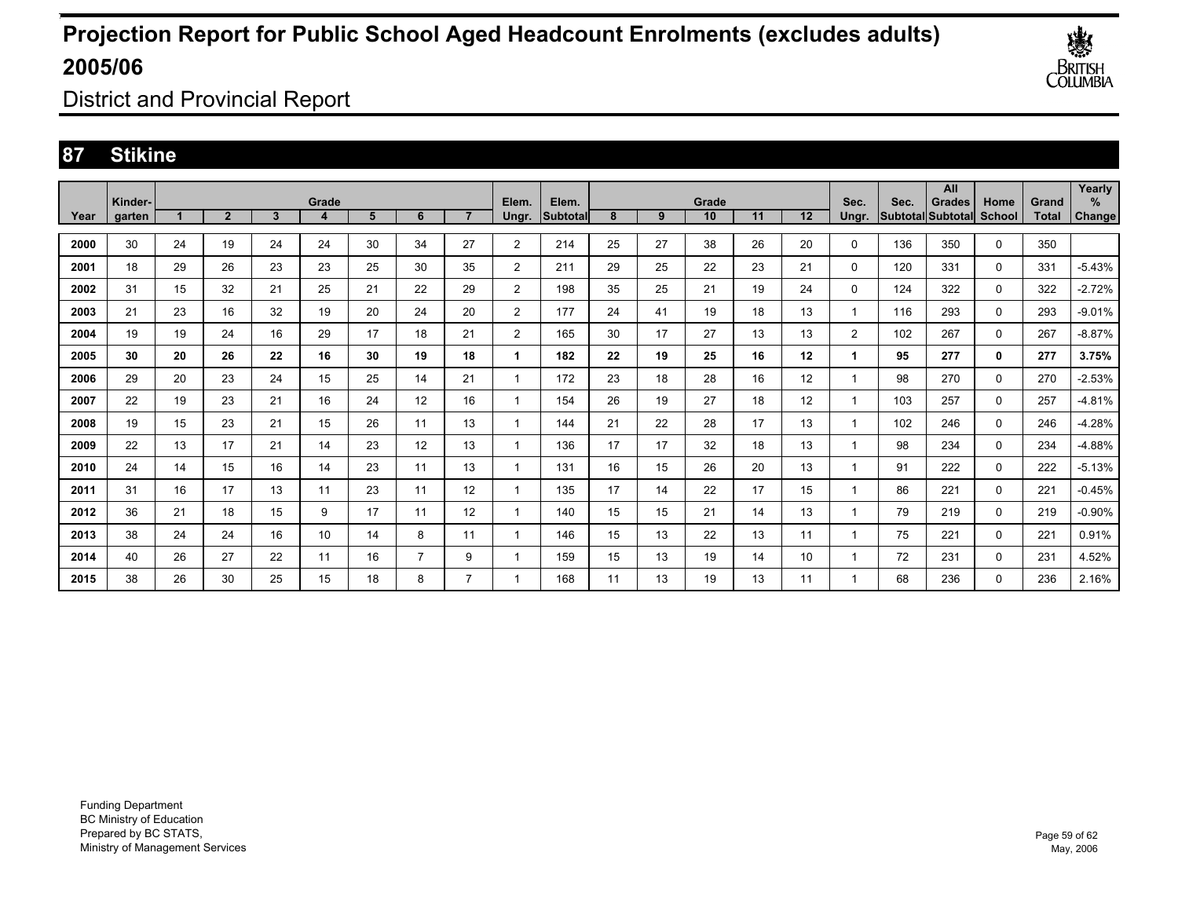# Projection Report for Public School Aged Headcount Enrolments (excludes adults) 2005/06

District and Provincial Report

## 87 Stikine

| Year | Kinder-garten | Grade 1 | 2 | 3 | 4 | 5 | 6 | 7 | Elem. Ungr. | Elem. Subtotal | Grade 8 | 9 | 10 | 11 | 12 | Sec. Ungr. | Sec. Subtotal | All Grades Subtotal | Home School | Grand Total | Yearly % Change |
|---|---|---|---|---|---|---|---|---|---|---|---|---|---|---|---|---|---|---|---|---|---|
| **2000** | 30 | 24 | 19 | 24 | 24 | 30 | 34 | 27 | 2 | 214 | 25 | 27 | 38 | 26 | 20 | 0 | 136 | 350 | 0 | 350 | |
| **2001** | 18 | 29 | 26 | 23 | 23 | 25 | 30 | 35 | 2 | 211 | 29 | 25 | 22 | 23 | 21 | 0 | 120 | 331 | 0 | 331 | -5.43% |
| **2002** | 31 | 15 | 32 | 21 | 25 | 21 | 22 | 29 | 2 | 198 | 35 | 25 | 21 | 19 | 24 | 0 | 124 | 322 | 0 | 322 | -2.72% |
| **2003** | 21 | 23 | 16 | 32 | 19 | 20 | 24 | 20 | 2 | 177 | 24 | 41 | 19 | 18 | 13 | 1 | 116 | 293 | 0 | 293 | -9.01% |
| **2004** | 19 | 19 | 24 | 16 | 29 | 17 | 18 | 21 | 2 | 165 | 30 | 17 | 27 | 13 | 13 | 2 | 102 | 267 | 0 | 267 | -8.87% |
| **2005** | **30** | **20** | **26** | **22** | **16** | **30** | **19** | **18** | **1** | **182** | **22** | **19** | **25** | **16** | **12** | **1** | **95** | **277** | **0** | **277** | **3.75%** |
| **2006** | 29 | 20 | 23 | 24 | 15 | 25 | 14 | 21 | 1 | 172 | 23 | 18 | 28 | 16 | 12 | 1 | 98 | 270 | 0 | 270 | -2.53% |
| **2007** | 22 | 19 | 23 | 21 | 16 | 24 | 12 | 16 | 1 | 154 | 26 | 19 | 27 | 18 | 12 | 1 | 103 | 257 | 0 | 257 | -4.81% |
| **2008** | 19 | 15 | 23 | 21 | 15 | 26 | 11 | 13 | 1 | 144 | 21 | 22 | 28 | 17 | 13 | 1 | 102 | 246 | 0 | 246 | -4.28% |
| **2009** | 22 | 13 | 17 | 21 | 14 | 23 | 12 | 13 | 1 | 136 | 17 | 17 | 32 | 18 | 13 | 1 | 98 | 234 | 0 | 234 | -4.88% |
| **2010** | 24 | 14 | 15 | 16 | 14 | 23 | 11 | 13 | 1 | 131 | 16 | 15 | 26 | 20 | 13 | 1 | 91 | 222 | 0 | 222 | -5.13% |
| **2011** | 31 | 16 | 17 | 13 | 11 | 23 | 11 | 12 | 1 | 135 | 17 | 14 | 22 | 17 | 15 | 1 | 86 | 221 | 0 | 221 | -0.45% |
| **2012** | 36 | 21 | 18 | 15 | 9 | 17 | 11 | 12 | 1 | 140 | 15 | 15 | 21 | 14 | 13 | 1 | 79 | 219 | 0 | 219 | -0.90% |
| **2013** | 38 | 24 | 24 | 16 | 10 | 14 | 8 | 11 | 1 | 146 | 15 | 13 | 22 | 13 | 11 | 1 | 75 | 221 | 0 | 221 | 0.91% |
| **2014** | 40 | 26 | 27 | 22 | 11 | 16 | 7 | 9 | 1 | 159 | 15 | 13 | 19 | 14 | 10 | 1 | 72 | 231 | 0 | 231 | 4.52% |
| **2015** | 38 | 26 | 30 | 25 | 15 | 18 | 8 | 7 | 1 | 168 | 11 | 13 | 19 | 13 | 11 | 1 | 68 | 236 | 0 | 236 | 2.16% |

Funding Department
BC Ministry of Education
Prepared by BC STATS,
Ministry of Management Services

May, 2006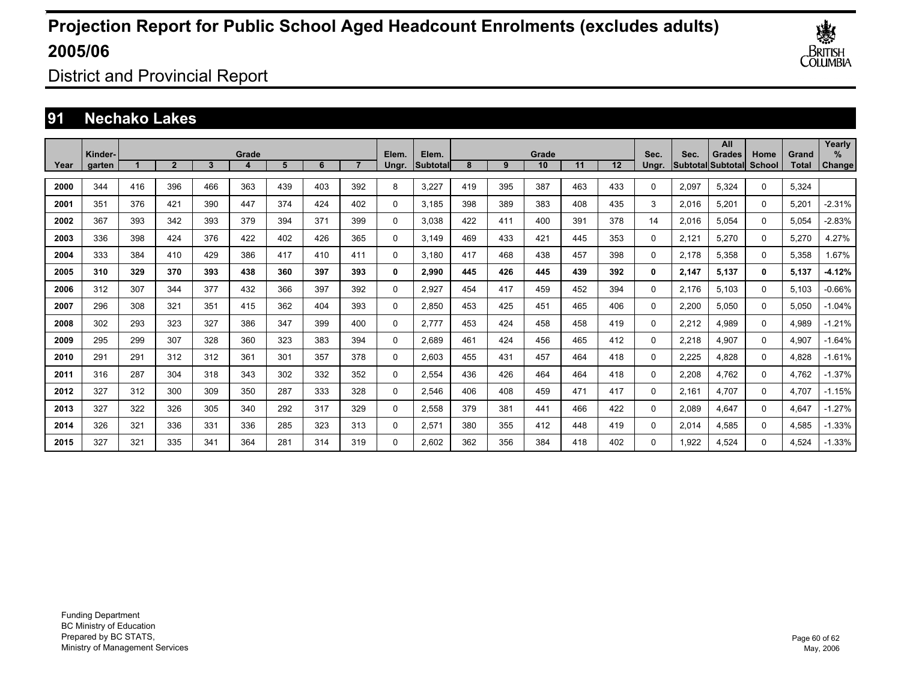# Projection Report for Public School Aged Headcount Enrolments (excludes adults) 2005/06

District and Provincial Report

## 91 Nechako Lakes

| Year | Kinder-garten | Grade 1 | 2 | 3 | 4 | 5 | 6 | 7 | Elem. Ungr. | Elem. Subtotal | Grade 8 | 9 | 10 | 11 | 12 | Sec. Ungr. | Sec. Subtotal | All Grades Subtotal | Home School | Grand Total | Yearly % Change |
|---|---|---|---|---|---|---|---|---|---|---|---|---|---|---|---|---|---|---|---|---|---|
| **2000** | 344 | 416 | 396 | 466 | 363 | 439 | 403 | 392 | 8 | 3,227 | 419 | 395 | 387 | 463 | 433 | 0 | 2,097 | 5,324 | 0 | 5,324 | |
| **2001** | 351 | 376 | 421 | 390 | 447 | 374 | 424 | 402 | 0 | 3,185 | 398 | 389 | 383 | 408 | 435 | 3 | 2,016 | 5,201 | 0 | 5,201 | -2.31% |
| **2002** | 367 | 393 | 342 | 393 | 379 | 394 | 371 | 399 | 0 | 3,038 | 422 | 411 | 400 | 391 | 378 | 14 | 2,016 | 5,054 | 0 | 5,054 | -2.83% |
| **2003** | 336 | 398 | 424 | 376 | 422 | 402 | 426 | 365 | 0 | 3,149 | 469 | 433 | 421 | 445 | 353 | 0 | 2,121 | 5,270 | 0 | 5,270 | 4.27% |
| **2004** | 333 | 384 | 410 | 429 | 386 | 417 | 410 | 411 | 0 | 3,180 | 417 | 468 | 438 | 457 | 398 | 0 | 2,178 | 5,358 | 0 | 5,358 | 1.67% |
| **2005** | **310** | **329** | **370** | **393** | **438** | **360** | **397** | **393** | **0** | **2,990** | **445** | **426** | **445** | **439** | **392** | **0** | **2,147** | **5,137** | **0** | **5,137** | **-4.12%** |
| **2006** | 312 | 307 | 344 | 377 | 432 | 366 | 397 | 392 | 0 | 2,927 | 454 | 417 | 459 | 452 | 394 | 0 | 2,176 | 5,103 | 0 | 5,103 | -0.66% |
| **2007** | 296 | 308 | 321 | 351 | 415 | 362 | 404 | 393 | 0 | 2,850 | 453 | 425 | 451 | 465 | 406 | 0 | 2,200 | 5,050 | 0 | 5,050 | -1.04% |
| **2008** | 302 | 293 | 323 | 327 | 386 | 347 | 399 | 400 | 0 | 2,777 | 453 | 424 | 458 | 458 | 419 | 0 | 2,212 | 4,989 | 0 | 4,989 | -1.21% |
| **2009** | 295 | 299 | 307 | 328 | 360 | 323 | 383 | 394 | 0 | 2,689 | 461 | 424 | 456 | 465 | 412 | 0 | 2,218 | 4,907 | 0 | 4,907 | -1.64% |
| **2010** | 291 | 291 | 312 | 312 | 361 | 301 | 357 | 378 | 0 | 2,603 | 455 | 431 | 457 | 464 | 418 | 0 | 2,225 | 4,828 | 0 | 4,828 | -1.61% |
| **2011** | 316 | 287 | 304 | 318 | 343 | 302 | 332 | 352 | 0 | 2,554 | 436 | 426 | 464 | 464 | 418 | 0 | 2,208 | 4,762 | 0 | 4,762 | -1.37% |
| **2012** | 327 | 312 | 300 | 309 | 350 | 287 | 333 | 328 | 0 | 2,546 | 406 | 408 | 459 | 471 | 417 | 0 | 2,161 | 4,707 | 0 | 4,707 | -1.15% |
| **2013** | 327 | 322 | 326 | 305 | 340 | 292 | 317 | 329 | 0 | 2,558 | 379 | 381 | 441 | 466 | 422 | 0 | 2,089 | 4,647 | 0 | 4,647 | -1.27% |
| **2014** | 326 | 321 | 336 | 331 | 336 | 285 | 323 | 313 | 0 | 2,571 | 380 | 355 | 412 | 448 | 419 | 0 | 2,014 | 4,585 | 0 | 4,585 | -1.33% |
| **2015** | 327 | 321 | 335 | 341 | 364 | 281 | 314 | 319 | 0 | 2,602 | 362 | 356 | 384 | 418 | 402 | 0 | 1,922 | 4,524 | 0 | 4,524 | -1.33% |

Funding Department
BC Ministry of Education
Prepared by BC STATS,
Ministry of Management Services

May, 2006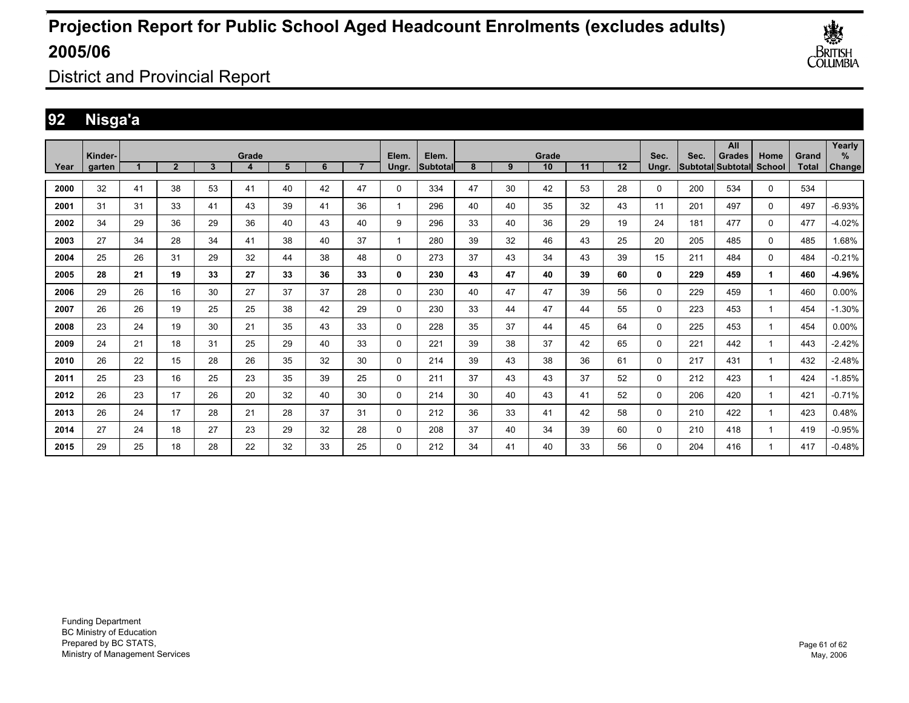# Projection Report for Public School Aged Headcount Enrolments (excludes adults) 2005/06

District and Provincial Report

## 92 Nisga'a

| Year | Kinder-garten | Grade 1 | 2 | 3 | 4 | 5 | 6 | 7 | Elem. Ungr. | Elem. Subtotal | Grade 8 | 9 | 10 | 11 | 12 | Sec. Ungr. | Sec. Subtotal | All Grades Subtotal | Home School | Grand Total | Yearly % Change |
|---|---|---|---|---|---|---|---|---|---|---|---|---|---|---|---|---|---|---|---|---|---|
| 2000 | 32 | 41 | 38 | 53 | 41 | 40 | 42 | 47 | 0 | 334 | 47 | 30 | 42 | 53 | 28 | 0 | 200 | 534 | 0 | 534 | |
| 2001 | 31 | 31 | 33 | 41 | 43 | 39 | 41 | 36 | 1 | 296 | 40 | 40 | 35 | 32 | 43 | 11 | 201 | 497 | 0 | 497 | -6.93% |
| 2002 | 34 | 29 | 36 | 29 | 36 | 40 | 43 | 40 | 9 | 296 | 33 | 40 | 36 | 29 | 19 | 24 | 181 | 477 | 0 | 477 | -4.02% |
| 2003 | 27 | 34 | 28 | 34 | 41 | 38 | 40 | 37 | 1 | 280 | 39 | 32 | 46 | 43 | 25 | 20 | 205 | 485 | 0 | 485 | 1.68% |
| 2004 | 25 | 26 | 31 | 29 | 32 | 44 | 38 | 48 | 0 | 273 | 37 | 43 | 34 | 43 | 39 | 15 | 211 | 484 | 0 | 484 | -0.21% |
| **2005** | **28** | **21** | **19** | **33** | **27** | **33** | **36** | **33** | **0** | **230** | **43** | **47** | **40** | **39** | **60** | **0** | **229** | **459** | **1** | **460** | **-4.96%** |
| 2006 | 29 | 26 | 16 | 30 | 27 | 37 | 37 | 28 | 0 | 230 | 40 | 47 | 47 | 39 | 56 | 0 | 229 | 459 | 1 | 460 | 0.00% |
| 2007 | 26 | 26 | 19 | 25 | 25 | 38 | 42 | 29 | 0 | 230 | 33 | 44 | 47 | 44 | 55 | 0 | 223 | 453 | 1 | 454 | -1.30% |
| 2008 | 23 | 24 | 19 | 30 | 21 | 35 | 43 | 33 | 0 | 228 | 35 | 37 | 44 | 45 | 64 | 0 | 225 | 453 | 1 | 454 | 0.00% |
| 2009 | 24 | 21 | 18 | 31 | 25 | 29 | 40 | 33 | 0 | 221 | 39 | 38 | 37 | 42 | 65 | 0 | 221 | 442 | 1 | 443 | -2.42% |
| 2010 | 26 | 22 | 15 | 28 | 26 | 35 | 32 | 30 | 0 | 214 | 39 | 43 | 38 | 36 | 61 | 0 | 217 | 431 | 1 | 432 | -2.48% |
| 2011 | 25 | 23 | 16 | 25 | 23 | 35 | 39 | 25 | 0 | 211 | 37 | 43 | 43 | 37 | 52 | 0 | 212 | 423 | 1 | 424 | -1.85% |
| 2012 | 26 | 23 | 17 | 26 | 20 | 32 | 40 | 30 | 0 | 214 | 30 | 40 | 43 | 41 | 52 | 0 | 206 | 420 | 1 | 421 | -0.71% |
| 2013 | 26 | 24 | 17 | 28 | 21 | 28 | 37 | 31 | 0 | 212 | 36 | 33 | 41 | 42 | 58 | 0 | 210 | 422 | 1 | 423 | 0.48% |
| 2014 | 27 | 24 | 18 | 27 | 23 | 29 | 32 | 28 | 0 | 208 | 37 | 40 | 34 | 39 | 60 | 0 | 210 | 418 | 1 | 419 | -0.95% |
| 2015 | 29 | 25 | 18 | 28 | 22 | 32 | 33 | 25 | 0 | 212 | 34 | 41 | 40 | 33 | 56 | 0 | 204 | 416 | 1 | 417 | -0.48% |

Funding Department
BC Ministry of Education
Prepared by BC STATS,
Ministry of Management Services

May, 2006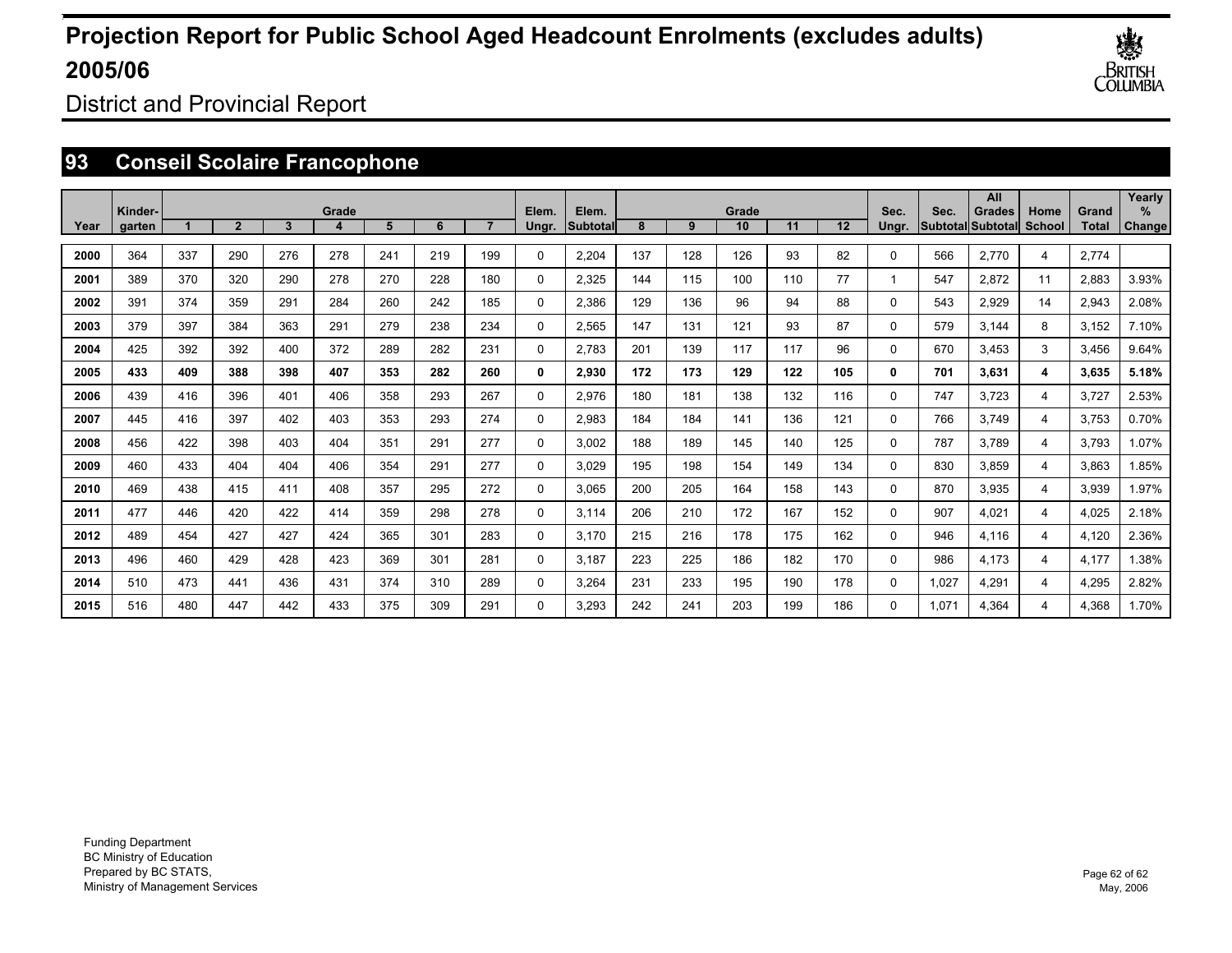# Projection Report for Public School Aged Headcount Enrolments (excludes adults) 2005/06

District and Provincial Report

## 93 Conseil Scolaire Francophone

| Year | Kinder-garten | Grade 1 | 2 | 3 | 4 | 5 | 6 | 7 | Elem. Ungr. | Elem. Subtotal | Grade 8 | 9 | 10 | 11 | 12 | Sec. Ungr. | Sec. Subtotal | All Grades Subtotal | Home School | Grand Total | Yearly % Change |
|---|---|---|---|---|---|---|---|---|---|---|---|---|---|---|---|---|---|---|---|---|---|
| 2000 | 364 | 337 | 290 | 276 | 278 | 241 | 219 | 199 | 0 | 2,204 | 137 | 128 | 126 | 93 | 82 | 0 | 566 | 2,770 | 4 | 2,774 | |
| 2001 | 389 | 370 | 320 | 290 | 278 | 270 | 228 | 180 | 0 | 2,325 | 144 | 115 | 100 | 110 | 77 | 1 | 547 | 2,872 | 11 | 2,883 | 3.93% |
| 2002 | 391 | 374 | 359 | 291 | 284 | 260 | 242 | 185 | 0 | 2,386 | 129 | 136 | 96 | 94 | 88 | 0 | 543 | 2,929 | 14 | 2,943 | 2.08% |
| 2003 | 379 | 397 | 384 | 363 | 291 | 279 | 238 | 234 | 0 | 2,565 | 147 | 131 | 121 | 93 | 87 | 0 | 579 | 3,144 | 8 | 3,152 | 7.10% |
| 2004 | 425 | 392 | 392 | 400 | 372 | 289 | 282 | 231 | 0 | 2,783 | 201 | 139 | 117 | 117 | 96 | 0 | 670 | 3,453 | 3 | 3,456 | 9.64% |
| **2005** | **433** | **409** | **388** | **398** | **407** | **353** | **282** | **260** | **0** | **2,930** | **172** | **173** | **129** | **122** | **105** | **0** | **701** | **3,631** | **4** | **3,635** | **5.18%** |
| 2006 | 439 | 416 | 396 | 401 | 406 | 358 | 293 | 267 | 0 | 2,976 | 180 | 181 | 138 | 132 | 116 | 0 | 747 | 3,723 | 4 | 3,727 | 2.53% |
| 2007 | 445 | 416 | 397 | 402 | 403 | 353 | 293 | 274 | 0 | 2,983 | 184 | 184 | 141 | 136 | 121 | 0 | 766 | 3,749 | 4 | 3,753 | 0.70% |
| 2008 | 456 | 422 | 398 | 403 | 404 | 351 | 291 | 277 | 0 | 3,002 | 188 | 189 | 145 | 140 | 125 | 0 | 787 | 3,789 | 4 | 3,793 | 1.07% |
| 2009 | 460 | 433 | 404 | 404 | 406 | 354 | 291 | 277 | 0 | 3,029 | 195 | 198 | 154 | 149 | 134 | 0 | 830 | 3,859 | 4 | 3,863 | 1.85% |
| 2010 | 469 | 438 | 415 | 411 | 408 | 357 | 295 | 272 | 0 | 3,065 | 200 | 205 | 164 | 158 | 143 | 0 | 870 | 3,935 | 4 | 3,939 | 1.97% |
| 2011 | 477 | 446 | 420 | 422 | 414 | 359 | 298 | 278 | 0 | 3,114 | 206 | 210 | 172 | 167 | 152 | 0 | 907 | 4,021 | 4 | 4,025 | 2.18% |
| 2012 | 489 | 454 | 427 | 427 | 424 | 365 | 301 | 283 | 0 | 3,170 | 215 | 216 | 178 | 175 | 162 | 0 | 946 | 4,116 | 4 | 4,120 | 2.36% |
| 2013 | 496 | 460 | 429 | 428 | 423 | 369 | 301 | 281 | 0 | 3,187 | 223 | 225 | 186 | 182 | 170 | 0 | 986 | 4,173 | 4 | 4,177 | 1.38% |
| 2014 | 510 | 473 | 441 | 436 | 431 | 374 | 310 | 289 | 0 | 3,264 | 231 | 233 | 195 | 190 | 178 | 0 | 1,027 | 4,291 | 4 | 4,295 | 2.82% |
| 2015 | 516 | 480 | 447 | 442 | 433 | 375 | 309 | 291 | 0 | 3,293 | 242 | 241 | 203 | 199 | 186 | 0 | 1,071 | 4,364 | 4 | 4,368 | 1.70% |

Funding Department
BC Ministry of Education
Prepared by BC STATS,
Ministry of Management Services

May, 2006